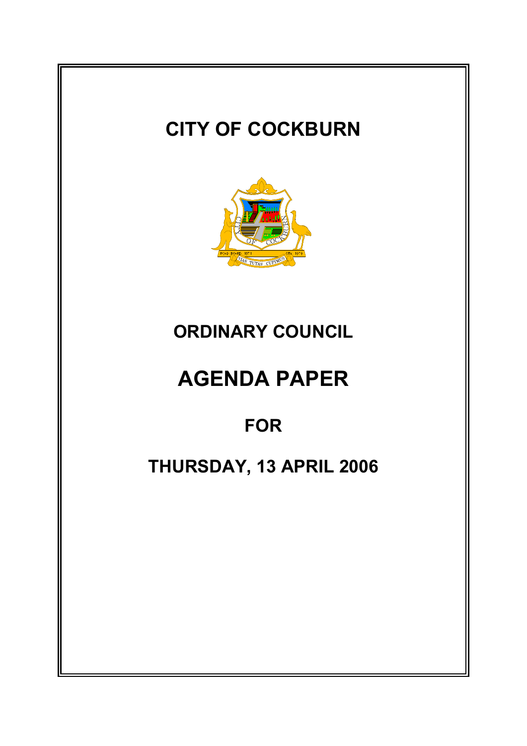# CITY OF COCKBURN

## ORDINARY COUNCIL

# AGENDA PAPER

## FOR

## THURSDAY, 13 APRIL 2006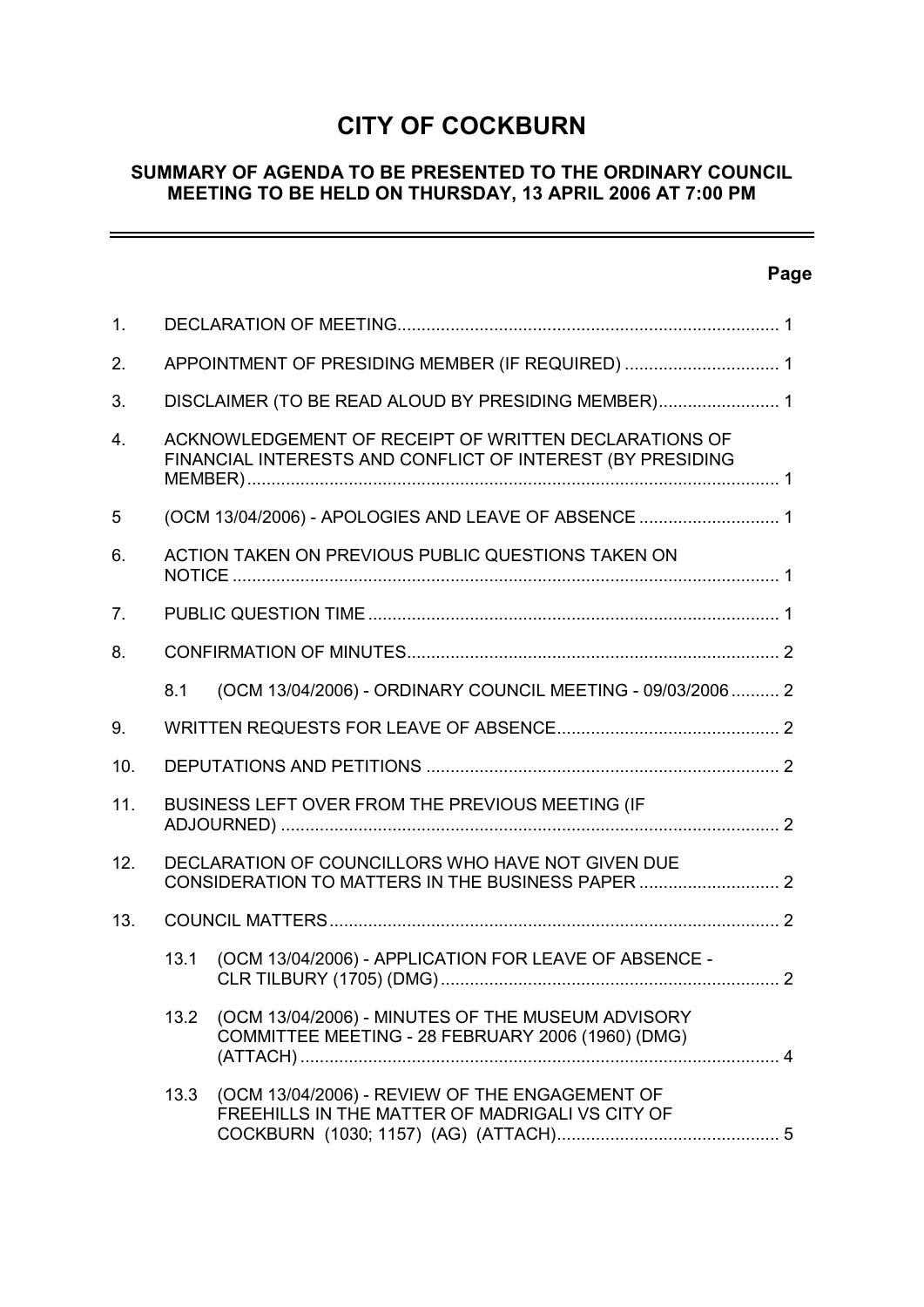# CITY OF COCKBURN

## SUMMARY OF AGENDA TO BE PRESENTED TO THE ORDINARY COUNCIL MEETING TO BE HELD ON THURSDAY, 13 APRIL 2006 AT 7:00 PM

| | | | Page |
|---|---|---|---|
| 1. | DECLARATION OF MEETING | | 1 |
| 2. | APPOINTMENT OF PRESIDING MEMBER (IF REQUIRED) | | 1 |
| 3. | DISCLAIMER (TO BE READ ALOUD BY PRESIDING MEMBER) | | 1 |
| 4. | ACKNOWLEDGEMENT OF RECEIPT OF WRITTEN DECLARATIONS OF FINANCIAL INTERESTS AND CONFLICT OF INTEREST (BY PRESIDING MEMBER) | | 1 |
| 5 | (OCM 13/04/2006) - APOLOGIES AND LEAVE OF ABSENCE | | 1 |
| 6. | ACTION TAKEN ON PREVIOUS PUBLIC QUESTIONS TAKEN ON NOTICE | | 1 |
| 7. | PUBLIC QUESTION TIME | | 1 |
| 8. | CONFIRMATION OF MINUTES | | 2 |
| | 8.1 | (OCM 13/04/2006) - ORDINARY COUNCIL MEETING - 09/03/2006 | 2 |
| 9. | WRITTEN REQUESTS FOR LEAVE OF ABSENCE | | 2 |
| 10. | DEPUTATIONS AND PETITIONS | | 2 |
| 11. | BUSINESS LEFT OVER FROM THE PREVIOUS MEETING (IF ADJOURNED) | | 2 |
| 12. | DECLARATION OF COUNCILLORS WHO HAVE NOT GIVEN DUE CONSIDERATION TO MATTERS IN THE BUSINESS PAPER | | 2 |
| 13. | COUNCIL MATTERS | | 2 |
| | 13.1 | (OCM 13/04/2006) - APPLICATION FOR LEAVE OF ABSENCE - CLR TILBURY (1705) (DMG) | 2 |
| | 13.2 | (OCM 13/04/2006) - MINUTES OF THE MUSEUM ADVISORY COMMITTEE MEETING - 28 FEBRUARY 2006 (1960) (DMG) (ATTACH) | 4 |
| | 13.3 | (OCM 13/04/2006) - REVIEW OF THE ENGAGEMENT OF FREEHILLS IN THE MATTER OF MADRIGALI VS CITY OF COCKBURN (1030; 1157) (AG) (ATTACH) | 5 |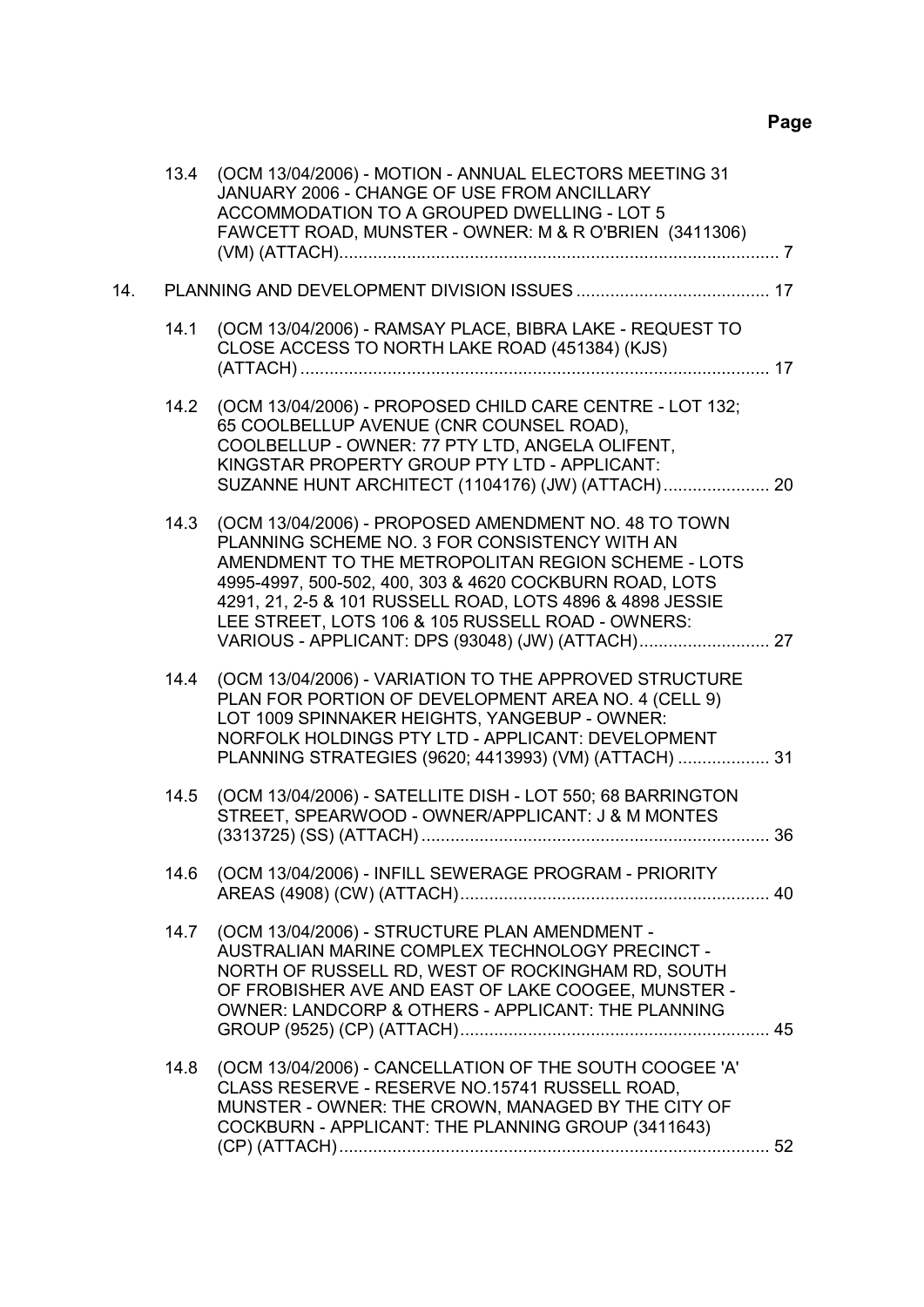**Page**

13.4 (OCM 13/04/2006) - MOTION - ANNUAL ELECTORS MEETING 31 JANUARY 2006 - CHANGE OF USE FROM ANCILLARY ACCOMMODATION TO A GROUPED DWELLING - LOT 5 FAWCETT ROAD, MUNSTER - OWNER: M & R O'BRIEN (3411306) (VM) (ATTACH)........................................................................................... 7

14. PLANNING AND DEVELOPMENT DIVISION ISSUES ........................................ 17

14.1 (OCM 13/04/2006) - RAMSAY PLACE, BIBRA LAKE - REQUEST TO CLOSE ACCESS TO NORTH LAKE ROAD (451384) (KJS) (ATTACH)................................................................................................ 17

14.2 (OCM 13/04/2006) - PROPOSED CHILD CARE CENTRE - LOT 132; 65 COOLBELLUP AVENUE (CNR COUNSEL ROAD), COOLBELLUP - OWNER: 77 PTY LTD, ANGELA OLIFENT, KINGSTAR PROPERTY GROUP PTY LTD - APPLICANT: SUZANNE HUNT ARCHITECT (1104176) (JW) (ATTACH)...................... 20

14.3 (OCM 13/04/2006) - PROPOSED AMENDMENT NO. 48 TO TOWN PLANNING SCHEME NO. 3 FOR CONSISTENCY WITH AN AMENDMENT TO THE METROPOLITAN REGION SCHEME - LOTS 4995-4997, 500-502, 400, 303 & 4620 COCKBURN ROAD, LOTS 4291, 21, 2-5 & 101 RUSSELL ROAD, LOTS 4896 & 4898 JESSIE LEE STREET, LOTS 106 & 105 RUSSELL ROAD - OWNERS: VARIOUS - APPLICANT: DPS (93048) (JW) (ATTACH)........................... 27

14.4 (OCM 13/04/2006) - VARIATION TO THE APPROVED STRUCTURE PLAN FOR PORTION OF DEVELOPMENT AREA NO. 4 (CELL 9) LOT 1009 SPINNAKER HEIGHTS, YANGEBUP - OWNER: NORFOLK HOLDINGS PTY LTD - APPLICANT: DEVELOPMENT PLANNING STRATEGIES (9620; 4413993) (VM) (ATTACH) ................... 31

14.5 (OCM 13/04/2006) - SATELLITE DISH - LOT 550; 68 BARRINGTON STREET, SPEARWOOD - OWNER/APPLICANT: J & M MONTES (3313725) (SS) (ATTACH)........................................................................ 36

14.6 (OCM 13/04/2006) - INFILL SEWERAGE PROGRAM - PRIORITY AREAS (4908) (CW) (ATTACH)................................................................ 40

14.7 (OCM 13/04/2006) - STRUCTURE PLAN AMENDMENT - AUSTRALIAN MARINE COMPLEX TECHNOLOGY PRECINCT - NORTH OF RUSSELL RD, WEST OF ROCKINGHAM RD, SOUTH OF FROBISHER AVE AND EAST OF LAKE COOGEE, MUNSTER - OWNER: LANDCORP & OTHERS - APPLICANT: THE PLANNING GROUP (9525) (CP) (ATTACH)................................................................ 45

14.8 (OCM 13/04/2006) - CANCELLATION OF THE SOUTH COOGEE 'A' CLASS RESERVE - RESERVE NO.15741 RUSSELL ROAD, MUNSTER - OWNER: THE CROWN, MANAGED BY THE CITY OF COCKBURN - APPLICANT: THE PLANNING GROUP (3411643) (CP) (ATTACH)......................................................................................... 52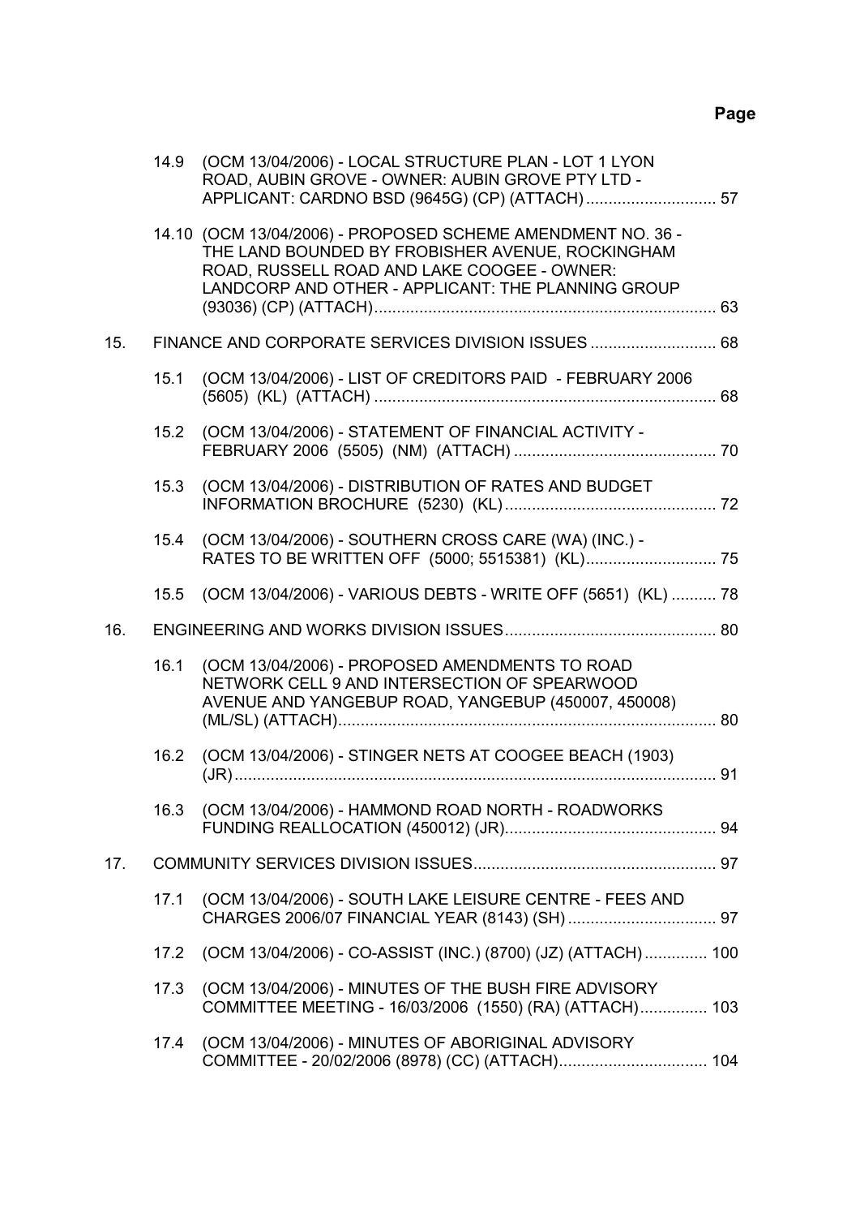**Page**

14.9 (OCM 13/04/2006) - LOCAL STRUCTURE PLAN - LOT 1 LYON ROAD, AUBIN GROVE - OWNER: AUBIN GROVE PTY LTD - APPLICANT: CARDNO BSD (9645G) (CP) (ATTACH) ............................. 57

14.10 (OCM 13/04/2006) - PROPOSED SCHEME AMENDMENT NO. 36 - THE LAND BOUNDED BY FROBISHER AVENUE, ROCKINGHAM ROAD, RUSSELL ROAD AND LAKE COOGEE - OWNER: LANDCORP AND OTHER - APPLICANT: THE PLANNING GROUP (93036) (CP) (ATTACH)............................................................................ 63

15. FINANCE AND CORPORATE SERVICES DIVISION ISSUES ............................ 68

15.1 (OCM 13/04/2006) - LIST OF CREDITORS PAID - FEBRUARY 2006 (5605) (KL) (ATTACH) ............................................................................ 68

15.2 (OCM 13/04/2006) - STATEMENT OF FINANCIAL ACTIVITY - FEBRUARY 2006 (5505) (NM) (ATTACH) ............................................. 70

15.3 (OCM 13/04/2006) - DISTRIBUTION OF RATES AND BUDGET INFORMATION BROCHURE (5230) (KL) ............................................... 72

15.4 (OCM 13/04/2006) - SOUTHERN CROSS CARE (WA) (INC.) - RATES TO BE WRITTEN OFF (5000; 5515381) (KL)............................. 75

15.5 (OCM 13/04/2006) - VARIOUS DEBTS - WRITE OFF (5651) (KL) .......... 78

16. ENGINEERING AND WORKS DIVISION ISSUES............................................... 80

16.1 (OCM 13/04/2006) - PROPOSED AMENDMENTS TO ROAD NETWORK CELL 9 AND INTERSECTION OF SPEARWOOD AVENUE AND YANGEBUP ROAD, YANGEBUP (450007, 450008) (ML/SL) (ATTACH).................................................................................... 80

16.2 (OCM 13/04/2006) - STINGER NETS AT COOGEE BEACH (1903) (JR)........................................................................................................... 91

16.3 (OCM 13/04/2006) - HAMMOND ROAD NORTH - ROADWORKS FUNDING REALLOCATION (450012) (JR)............................................... 94

17. COMMUNITY SERVICES DIVISION ISSUES...................................................... 97

17.1 (OCM 13/04/2006) - SOUTH LAKE LEISURE CENTRE - FEES AND CHARGES 2006/07 FINANCIAL YEAR (8143) (SH) ................................. 97

17.2 (OCM 13/04/2006) - CO-ASSIST (INC.) (8700) (JZ) (ATTACH) .............. 100

17.3 (OCM 13/04/2006) - MINUTES OF THE BUSH FIRE ADVISORY COMMITTEE MEETING - 16/03/2006 (1550) (RA) (ATTACH)............... 103

17.4 (OCM 13/04/2006) - MINUTES OF ABORIGINAL ADVISORY COMMITTEE - 20/02/2006 (8978) (CC) (ATTACH)................................. 104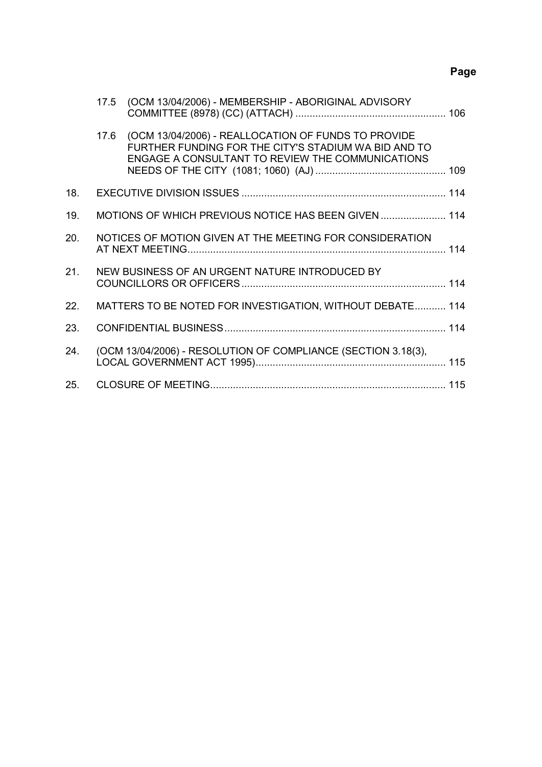**Page**

| | | | |
|---|---|---|---|
| | 17.5 | (OCM 13/04/2006) - MEMBERSHIP - ABORIGINAL ADVISORY COMMITTEE (8978) (CC) (ATTACH) | 106 |
| | 17.6 | (OCM 13/04/2006) - REALLOCATION OF FUNDS TO PROVIDE FURTHER FUNDING FOR THE CITY'S STADIUM WA BID AND TO ENGAGE A CONSULTANT TO REVIEW THE COMMUNICATIONS NEEDS OF THE CITY (1081; 1060) (AJ) | 109 |
| 18. | | EXECUTIVE DIVISION ISSUES | 114 |
| 19. | | MOTIONS OF WHICH PREVIOUS NOTICE HAS BEEN GIVEN | 114 |
| 20. | | NOTICES OF MOTION GIVEN AT THE MEETING FOR CONSIDERATION AT NEXT MEETING | 114 |
| 21. | | NEW BUSINESS OF AN URGENT NATURE INTRODUCED BY COUNCILLORS OR OFFICERS | 114 |
| 22. | | MATTERS TO BE NOTED FOR INVESTIGATION, WITHOUT DEBATE | 114 |
| 23. | | CONFIDENTIAL BUSINESS | 114 |
| 24. | | (OCM 13/04/2006) - RESOLUTION OF COMPLIANCE (SECTION 3.18(3), LOCAL GOVERNMENT ACT 1995) | 115 |
| 25. | | CLOSURE OF MEETING | 115 |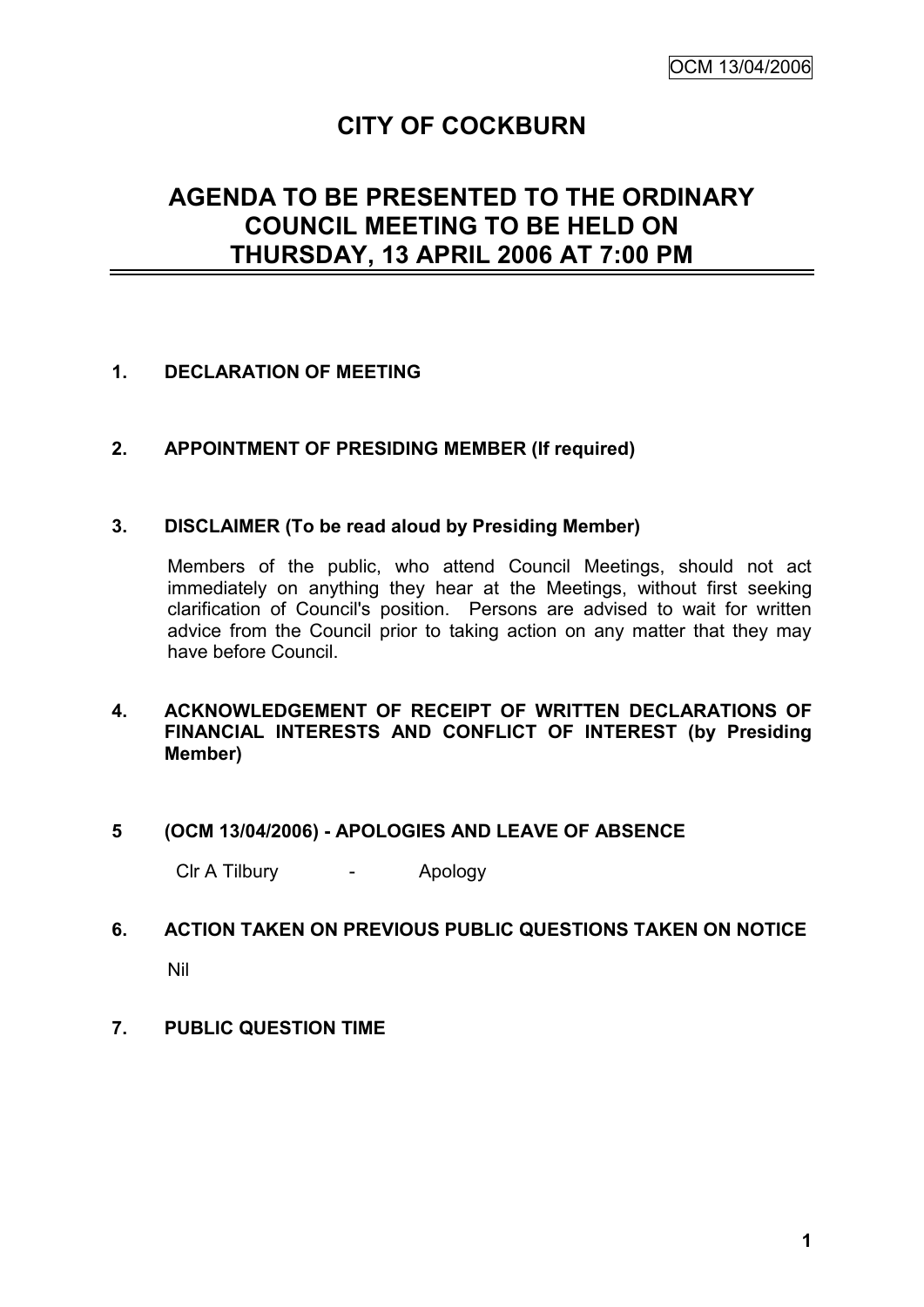# CITY OF COCKBURN

## AGENDA TO BE PRESENTED TO THE ORDINARY COUNCIL MEETING TO BE HELD ON THURSDAY, 13 APRIL 2006 AT 7:00 PM

**1. DECLARATION OF MEETING**

**2. APPOINTMENT OF PRESIDING MEMBER (If required)**

**3. DISCLAIMER (To be read aloud by Presiding Member)**

Members of the public, who attend Council Meetings, should not act immediately on anything they hear at the Meetings, without first seeking clarification of Council's position. Persons are advised to wait for written advice from the Council prior to taking action on any matter that they may have before Council.

**4. ACKNOWLEDGEMENT OF RECEIPT OF WRITTEN DECLARATIONS OF FINANCIAL INTERESTS AND CONFLICT OF INTEREST (by Presiding Member)**

**5 (OCM 13/04/2006) - APOLOGIES AND LEAVE OF ABSENCE**

Clr A Tilbury - Apology

**6. ACTION TAKEN ON PREVIOUS PUBLIC QUESTIONS TAKEN ON NOTICE**

Nil

**7. PUBLIC QUESTION TIME**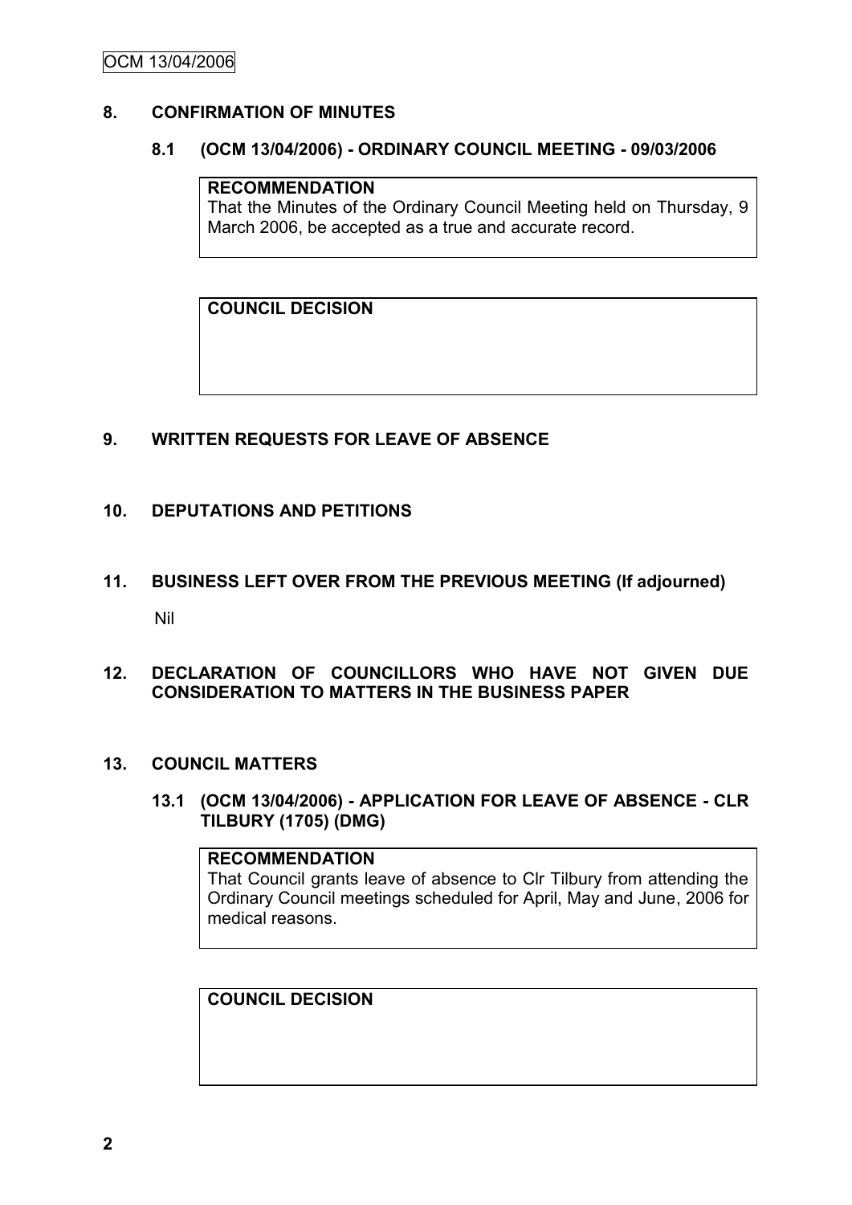## 8. CONFIRMATION OF MINUTES

### 8.1 (OCM 13/04/2006) - ORDINARY COUNCIL MEETING - 09/03/2006

**RECOMMENDATION**

That the Minutes of the Ordinary Council Meeting held on Thursday, 9 March 2006, be accepted as a true and accurate record.

**COUNCIL DECISION**

## 9. WRITTEN REQUESTS FOR LEAVE OF ABSENCE

## 10. DEPUTATIONS AND PETITIONS

## 11. BUSINESS LEFT OVER FROM THE PREVIOUS MEETING (If adjourned)

Nil

## 12. DECLARATION OF COUNCILLORS WHO HAVE NOT GIVEN DUE CONSIDERATION TO MATTERS IN THE BUSINESS PAPER

## 13. COUNCIL MATTERS

### 13.1 (OCM 13/04/2006) - APPLICATION FOR LEAVE OF ABSENCE - CLR TILBURY (1705) (DMG)

**RECOMMENDATION**

That Council grants leave of absence to Clr Tilbury from attending the Ordinary Council meetings scheduled for April, May and June, 2006 for medical reasons.

**COUNCIL DECISION**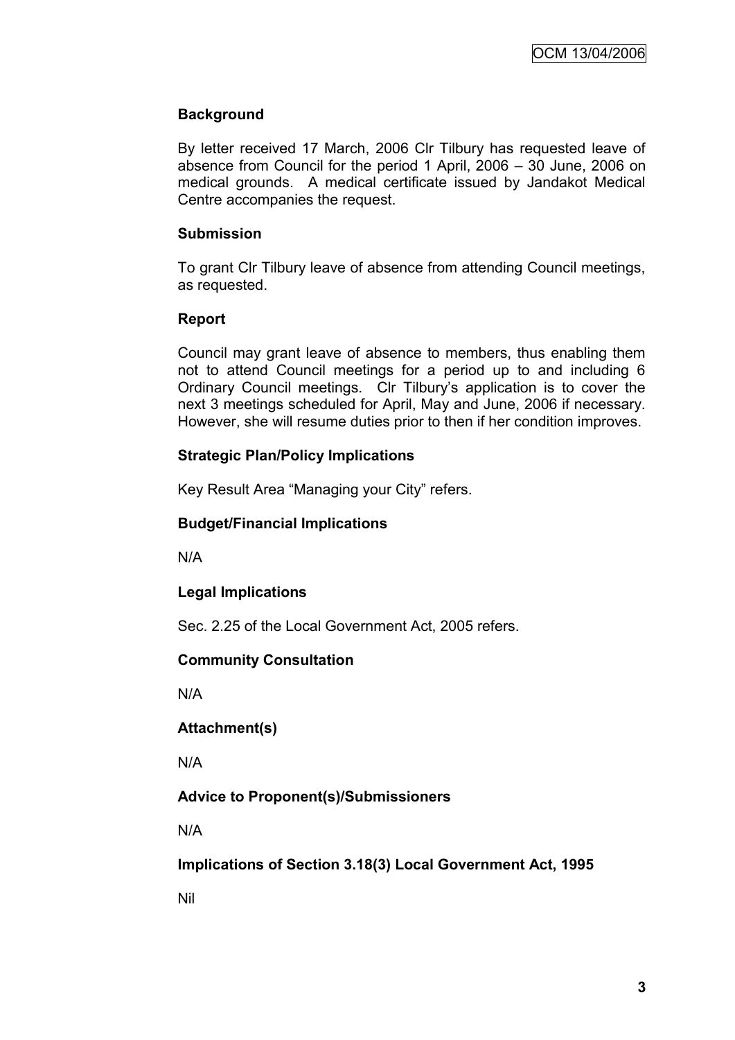**Background**

By letter received 17 March, 2006 Clr Tilbury has requested leave of absence from Council for the period 1 April, 2006 – 30 June, 2006 on medical grounds. A medical certificate issued by Jandakot Medical Centre accompanies the request.

**Submission**

To grant Clr Tilbury leave of absence from attending Council meetings, as requested.

**Report**

Council may grant leave of absence to members, thus enabling them not to attend Council meetings for a period up to and including 6 Ordinary Council meetings. Clr Tilbury's application is to cover the next 3 meetings scheduled for April, May and June, 2006 if necessary. However, she will resume duties prior to then if her condition improves.

**Strategic Plan/Policy Implications**

Key Result Area "Managing your City" refers.

**Budget/Financial Implications**

N/A

**Legal Implications**

Sec. 2.25 of the Local Government Act, 2005 refers.

**Community Consultation**

N/A

**Attachment(s)**

N/A

**Advice to Proponent(s)/Submissioners**

N/A

**Implications of Section 3.18(3) Local Government Act, 1995**

Nil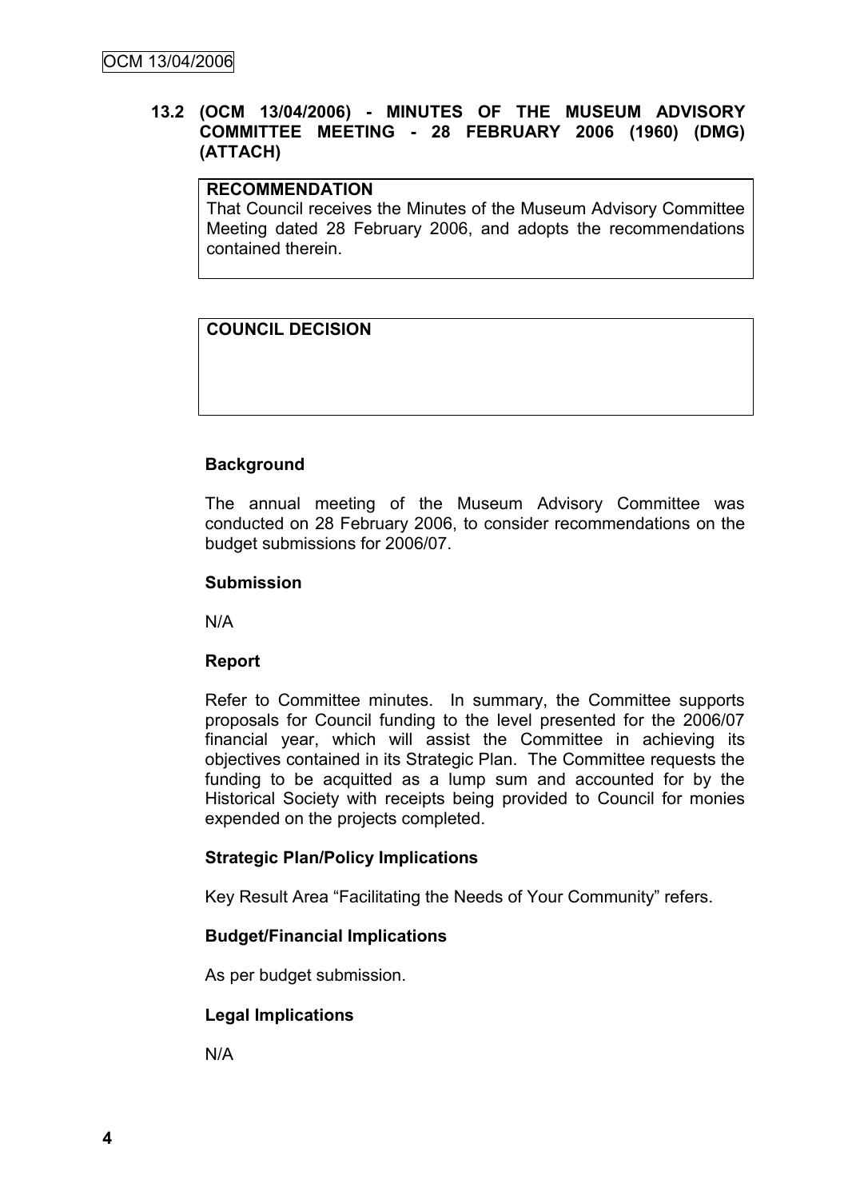**13.2 (OCM 13/04/2006) - MINUTES OF THE MUSEUM ADVISORY COMMITTEE MEETING - 28 FEBRUARY 2006 (1960) (DMG) (ATTACH)**

| **RECOMMENDATION** |
|---|
| That Council receives the Minutes of the Museum Advisory Committee Meeting dated 28 February 2006, and adopts the recommendations contained therein. |

| **COUNCIL DECISION** |
|---|
| |

**Background**

The annual meeting of the Museum Advisory Committee was conducted on 28 February 2006, to consider recommendations on the budget submissions for 2006/07.

**Submission**

N/A

**Report**

Refer to Committee minutes. In summary, the Committee supports proposals for Council funding to the level presented for the 2006/07 financial year, which will assist the Committee in achieving its objectives contained in its Strategic Plan. The Committee requests the funding to be acquitted as a lump sum and accounted for by the Historical Society with receipts being provided to Council for monies expended on the projects completed.

**Strategic Plan/Policy Implications**

Key Result Area "Facilitating the Needs of Your Community" refers.

**Budget/Financial Implications**

As per budget submission.

**Legal Implications**

N/A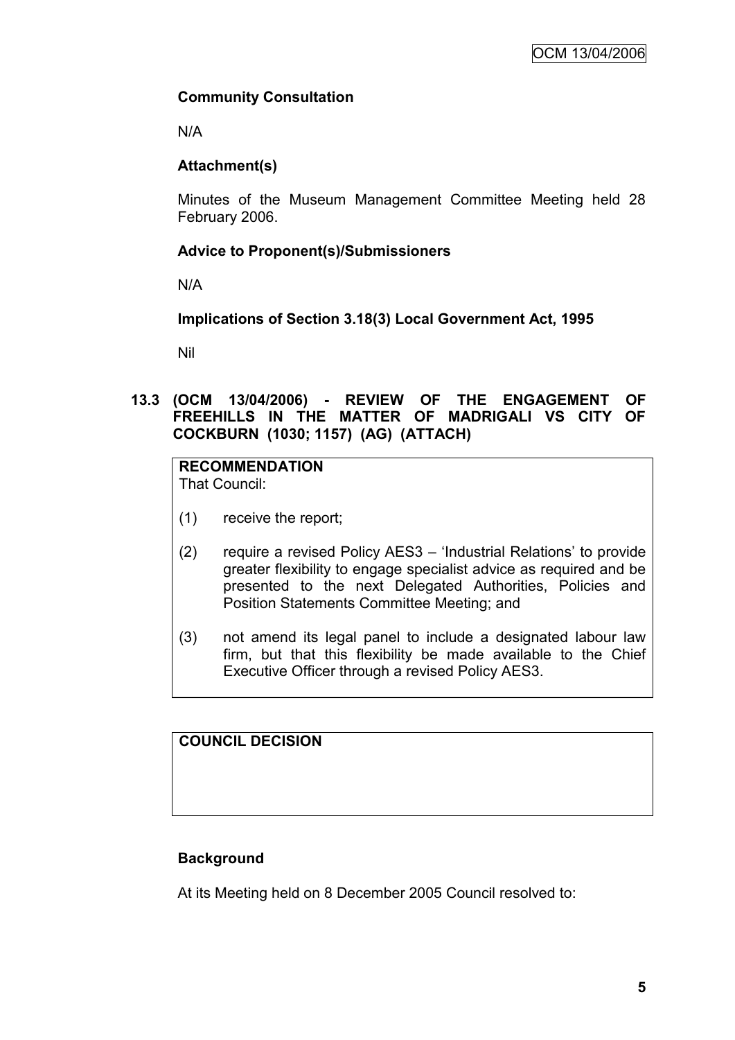**Community Consultation**

N/A

**Attachment(s)**

Minutes of the Museum Management Committee Meeting held 28 February 2006.

**Advice to Proponent(s)/Submissioners**

N/A

**Implications of Section 3.18(3) Local Government Act, 1995**

Nil

## 13.3 (OCM 13/04/2006) - REVIEW OF THE ENGAGEMENT OF FREEHILLS IN THE MATTER OF MADRIGALI VS CITY OF COCKBURN (1030; 1157) (AG) (ATTACH)

**RECOMMENDATION**

That Council:

(1) receive the report;

(2) require a revised Policy AES3 – 'Industrial Relations' to provide greater flexibility to engage specialist advice as required and be presented to the next Delegated Authorities, Policies and Position Statements Committee Meeting; and

(3) not amend its legal panel to include a designated labour law firm, but that this flexibility be made available to the Chief Executive Officer through a revised Policy AES3.

**COUNCIL DECISION**

**Background**

At its Meeting held on 8 December 2005 Council resolved to: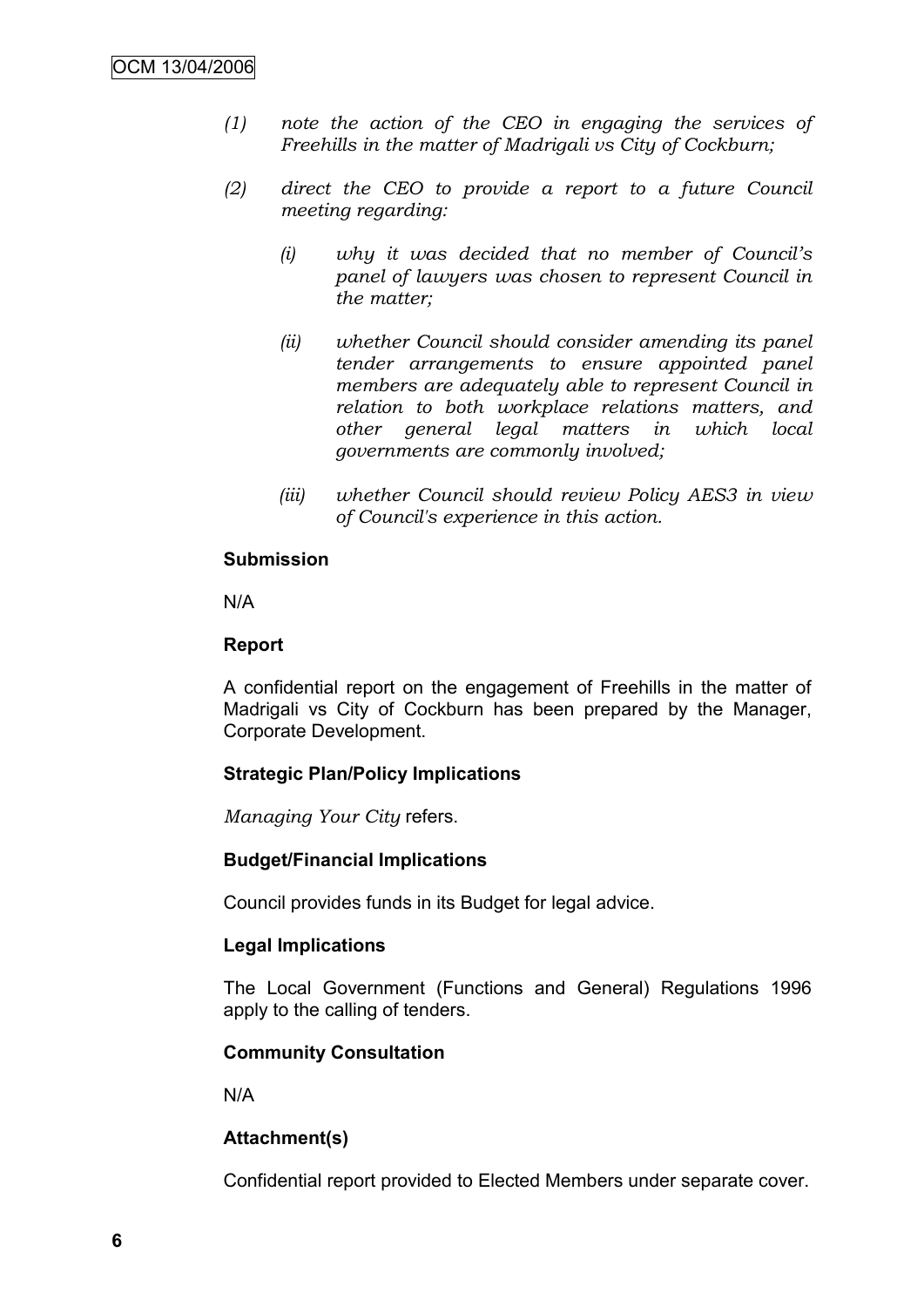*(1) note the action of the CEO in engaging the services of Freehills in the matter of Madrigali vs City of Cockburn;*

*(2) direct the CEO to provide a report to a future Council meeting regarding:*

*(i) why it was decided that no member of Council's panel of lawyers was chosen to represent Council in the matter;*

*(ii) whether Council should consider amending its panel tender arrangements to ensure appointed panel members are adequately able to represent Council in relation to both workplace relations matters, and other general legal matters in which local governments are commonly involved;*

*(iii) whether Council should review Policy AES3 in view of Council's experience in this action.*

**Submission**

N/A

**Report**

A confidential report on the engagement of Freehills in the matter of Madrigali vs City of Cockburn has been prepared by the Manager, Corporate Development.

**Strategic Plan/Policy Implications**

*Managing Your City* refers.

**Budget/Financial Implications**

Council provides funds in its Budget for legal advice.

**Legal Implications**

The Local Government (Functions and General) Regulations 1996 apply to the calling of tenders.

**Community Consultation**

N/A

**Attachment(s)**

Confidential report provided to Elected Members under separate cover.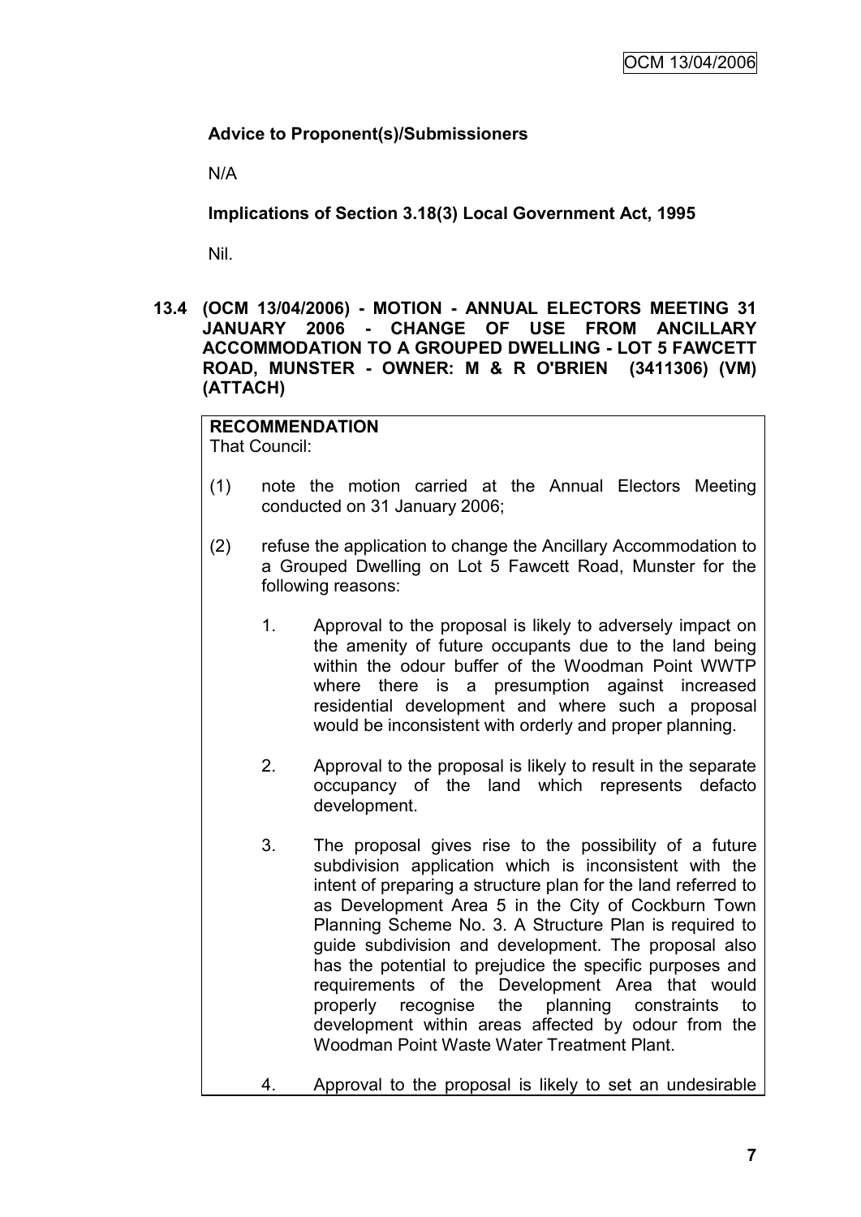**Advice to Proponent(s)/Submissioners**

N/A

**Implications of Section 3.18(3) Local Government Act, 1995**

Nil.

**13.4 (OCM 13/04/2006) - MOTION - ANNUAL ELECTORS MEETING 31 JANUARY 2006 - CHANGE OF USE FROM ANCILLARY ACCOMMODATION TO A GROUPED DWELLING - LOT 5 FAWCETT ROAD, MUNSTER - OWNER: M & R O'BRIEN (3411306) (VM) (ATTACH)**

**RECOMMENDATION**
That Council:

(1) note the motion carried at the Annual Electors Meeting conducted on 31 January 2006;

(2) refuse the application to change the Ancillary Accommodation to a Grouped Dwelling on Lot 5 Fawcett Road, Munster for the following reasons:

   1. Approval to the proposal is likely to adversely impact on the amenity of future occupants due to the land being within the odour buffer of the Woodman Point WWTP where there is a presumption against increased residential development and where such a proposal would be inconsistent with orderly and proper planning.

   2. Approval to the proposal is likely to result in the separate occupancy of the land which represents defacto development.

   3. The proposal gives rise to the possibility of a future subdivision application which is inconsistent with the intent of preparing a structure plan for the land referred to as Development Area 5 in the City of Cockburn Town Planning Scheme No. 3. A Structure Plan is required to guide subdivision and development. The proposal also has the potential to prejudice the specific purposes and requirements of the Development Area that would properly recognise the planning constraints to development within areas affected by odour from the Woodman Point Waste Water Treatment Plant.

   4. Approval to the proposal is likely to set an undesirable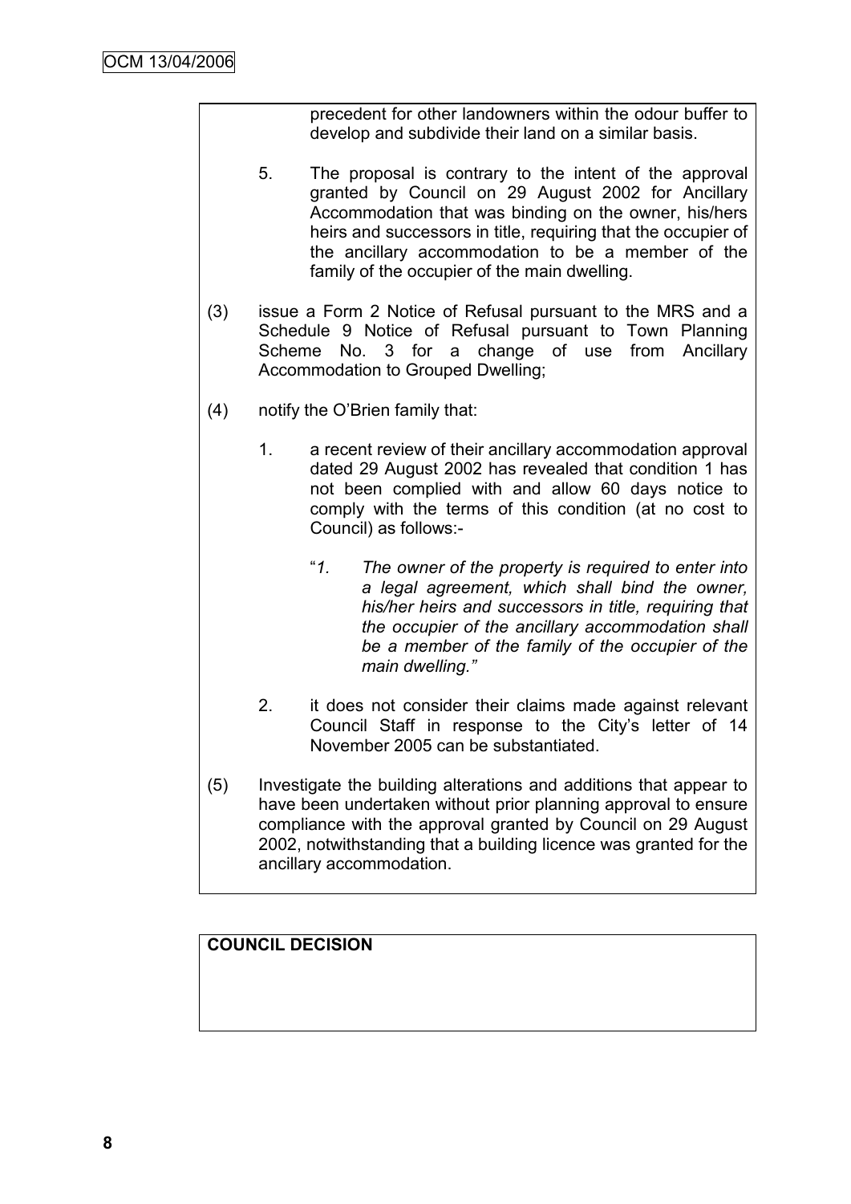precedent for other landowners within the odour buffer to develop and subdivide their land on a similar basis.

5. The proposal is contrary to the intent of the approval granted by Council on 29 August 2002 for Ancillary Accommodation that was binding on the owner, his/hers heirs and successors in title, requiring that the occupier of the ancillary accommodation to be a member of the family of the occupier of the main dwelling.

(3) issue a Form 2 Notice of Refusal pursuant to the MRS and a Schedule 9 Notice of Refusal pursuant to Town Planning Scheme No. 3 for a change of use from Ancillary Accommodation to Grouped Dwelling;

(4) notify the O'Brien family that:

1. a recent review of their ancillary accommodation approval dated 29 August 2002 has revealed that condition 1 has not been complied with and allow 60 days notice to comply with the terms of this condition (at no cost to Council) as follows:-

   "*1. The owner of the property is required to enter into a legal agreement, which shall bind the owner, his/her heirs and successors in title, requiring that the occupier of the ancillary accommodation shall be a member of the family of the occupier of the main dwelling.*"

2. it does not consider their claims made against relevant Council Staff in response to the City's letter of 14 November 2005 can be substantiated.

(5) Investigate the building alterations and additions that appear to have been undertaken without prior planning approval to ensure compliance with the approval granted by Council on 29 August 2002, notwithstanding that a building licence was granted for the ancillary accommodation.

**COUNCIL DECISION**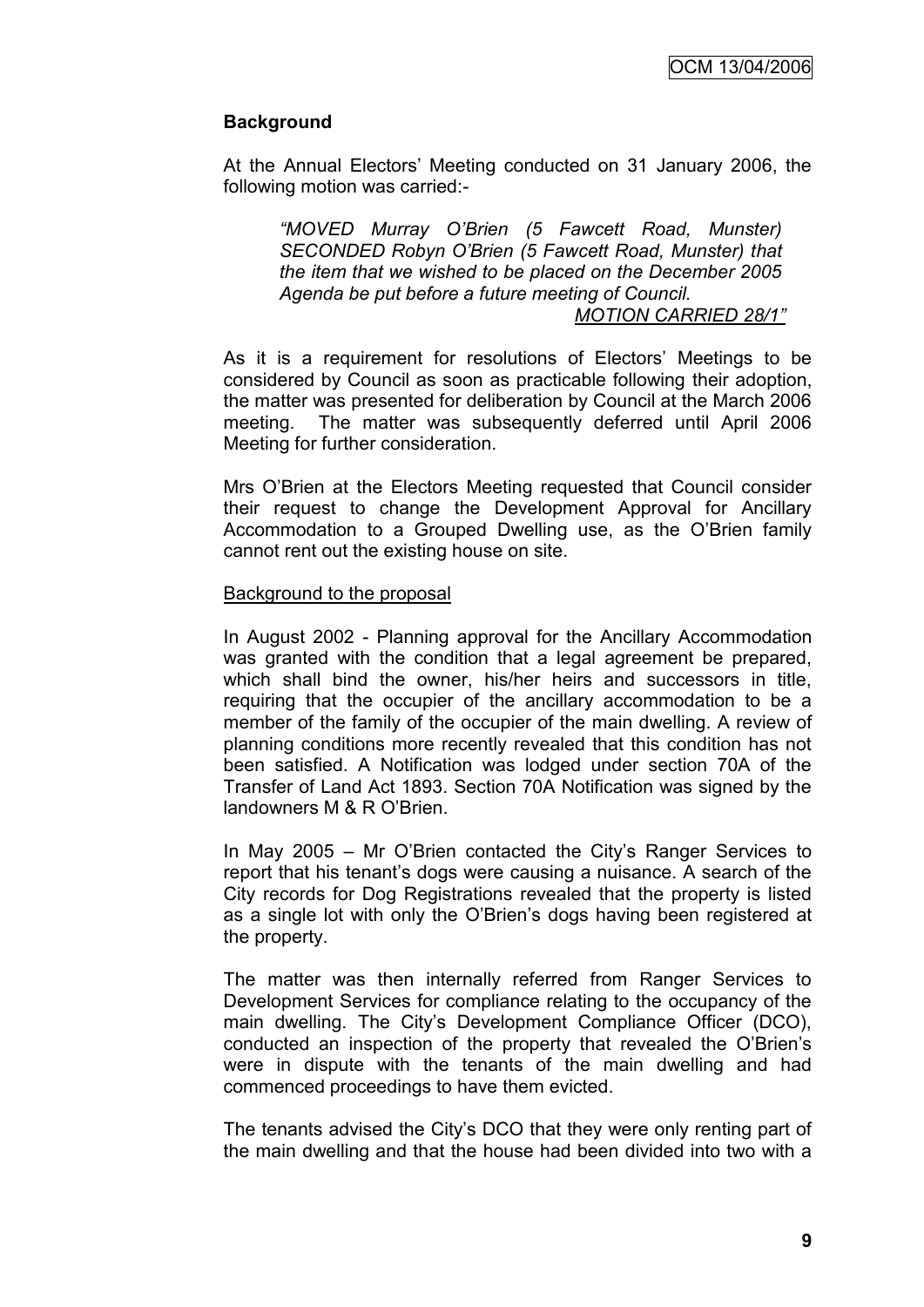## Background

At the Annual Electors' Meeting conducted on 31 January 2006, the following motion was carried:-

> *"MOVED Murray O'Brien (5 Fawcett Road, Munster) SECONDED Robyn O'Brien (5 Fawcett Road, Munster) that the item that we wished to be placed on the December 2005 Agenda be put before a future meeting of Council.*
>
> *MOTION CARRIED 28/1"*

As it is a requirement for resolutions of Electors' Meetings to be considered by Council as soon as practicable following their adoption, the matter was presented for deliberation by Council at the March 2006 meeting. The matter was subsequently deferred until April 2006 Meeting for further consideration.

Mrs O'Brien at the Electors Meeting requested that Council consider their request to change the Development Approval for Ancillary Accommodation to a Grouped Dwelling use, as the O'Brien family cannot rent out the existing house on site.

Background to the proposal

In August 2002 - Planning approval for the Ancillary Accommodation was granted with the condition that a legal agreement be prepared, which shall bind the owner, his/her heirs and successors in title, requiring that the occupier of the ancillary accommodation to be a member of the family of the occupier of the main dwelling. A review of planning conditions more recently revealed that this condition has not been satisfied. A Notification was lodged under section 70A of the Transfer of Land Act 1893. Section 70A Notification was signed by the landowners M & R O'Brien.

In May 2005 – Mr O'Brien contacted the City's Ranger Services to report that his tenant's dogs were causing a nuisance. A search of the City records for Dog Registrations revealed that the property is listed as a single lot with only the O'Brien's dogs having been registered at the property.

The matter was then internally referred from Ranger Services to Development Services for compliance relating to the occupancy of the main dwelling. The City's Development Compliance Officer (DCO), conducted an inspection of the property that revealed the O'Brien's were in dispute with the tenants of the main dwelling and had commenced proceedings to have them evicted.

The tenants advised the City's DCO that they were only renting part of the main dwelling and that the house had been divided into two with a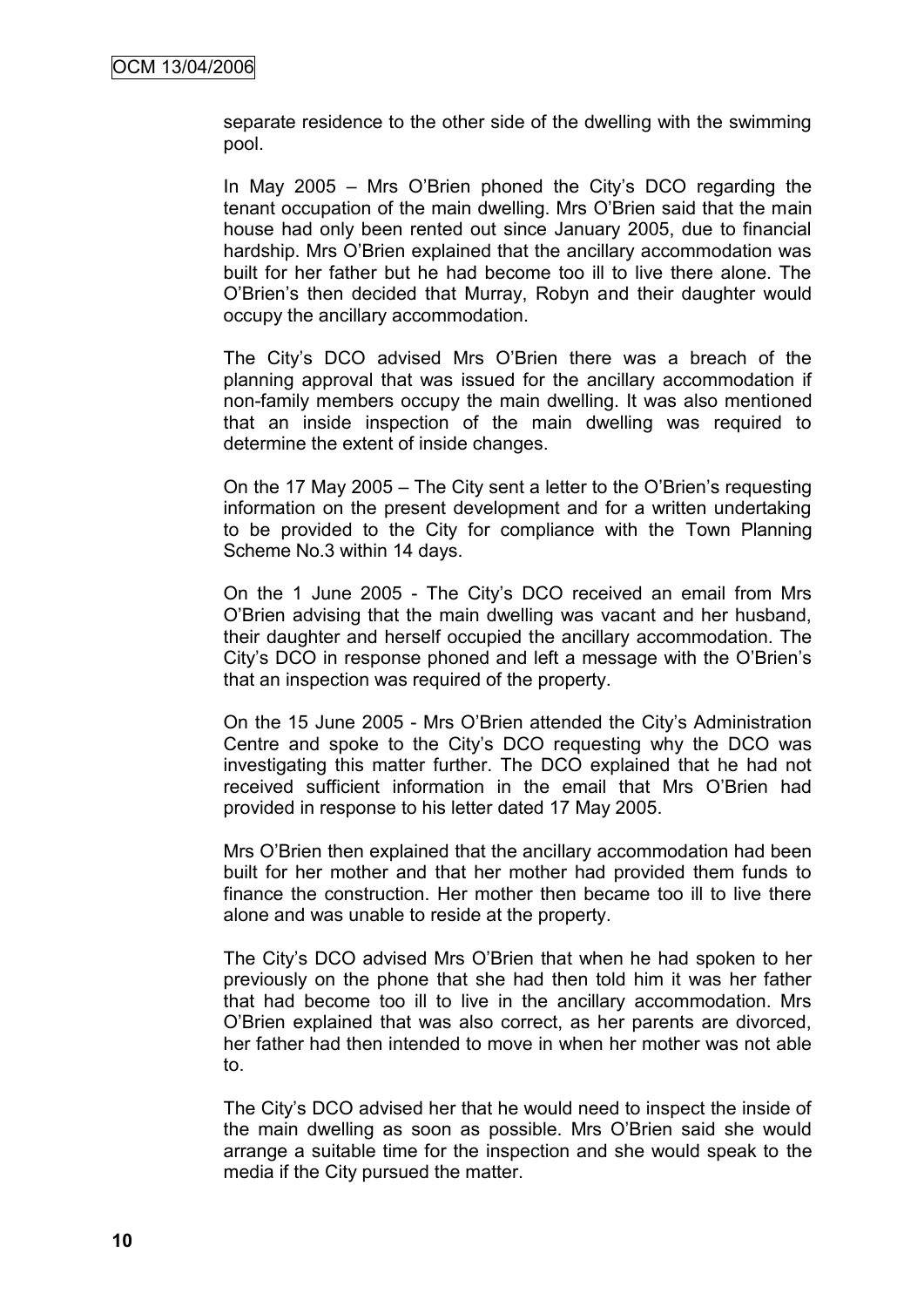separate residence to the other side of the dwelling with the swimming pool.

In May 2005 – Mrs O'Brien phoned the City's DCO regarding the tenant occupation of the main dwelling. Mrs O'Brien said that the main house had only been rented out since January 2005, due to financial hardship. Mrs O'Brien explained that the ancillary accommodation was built for her father but he had become too ill to live there alone. The O'Brien's then decided that Murray, Robyn and their daughter would occupy the ancillary accommodation.

The City's DCO advised Mrs O'Brien there was a breach of the planning approval that was issued for the ancillary accommodation if non-family members occupy the main dwelling. It was also mentioned that an inside inspection of the main dwelling was required to determine the extent of inside changes.

On the 17 May 2005 – The City sent a letter to the O'Brien's requesting information on the present development and for a written undertaking to be provided to the City for compliance with the Town Planning Scheme No.3 within 14 days.

On the 1 June 2005 - The City's DCO received an email from Mrs O'Brien advising that the main dwelling was vacant and her husband, their daughter and herself occupied the ancillary accommodation. The City's DCO in response phoned and left a message with the O'Brien's that an inspection was required of the property.

On the 15 June 2005 - Mrs O'Brien attended the City's Administration Centre and spoke to the City's DCO requesting why the DCO was investigating this matter further. The DCO explained that he had not received sufficient information in the email that Mrs O'Brien had provided in response to his letter dated 17 May 2005.

Mrs O'Brien then explained that the ancillary accommodation had been built for her mother and that her mother had provided them funds to finance the construction. Her mother then became too ill to live there alone and was unable to reside at the property.

The City's DCO advised Mrs O'Brien that when he had spoken to her previously on the phone that she had then told him it was her father that had become too ill to live in the ancillary accommodation. Mrs O'Brien explained that was also correct, as her parents are divorced, her father had then intended to move in when her mother was not able to.

The City's DCO advised her that he would need to inspect the inside of the main dwelling as soon as possible. Mrs O'Brien said she would arrange a suitable time for the inspection and she would speak to the media if the City pursued the matter.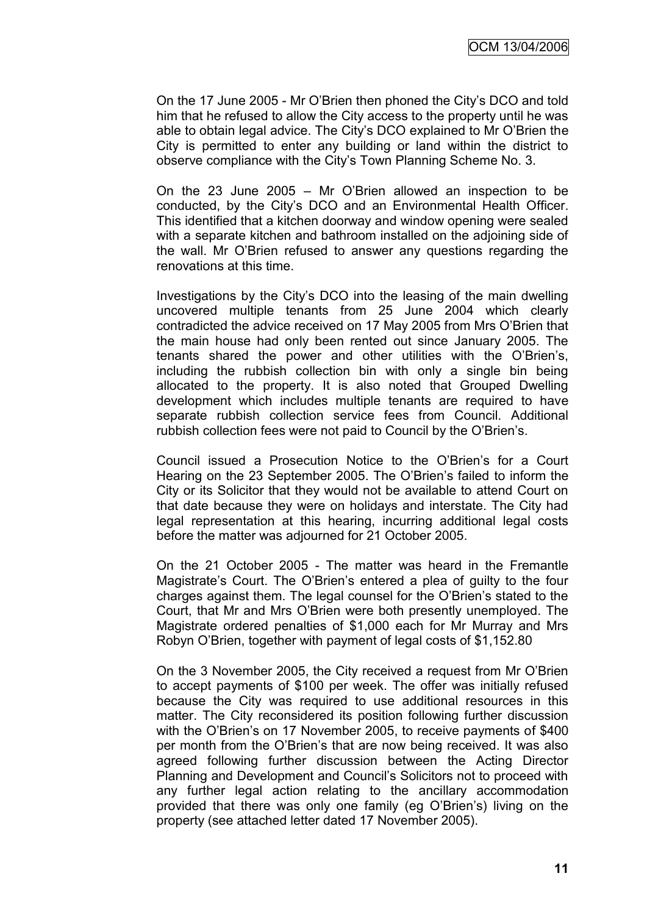On the 17 June 2005 - Mr O'Brien then phoned the City's DCO and told him that he refused to allow the City access to the property until he was able to obtain legal advice. The City's DCO explained to Mr O'Brien the City is permitted to enter any building or land within the district to observe compliance with the City's Town Planning Scheme No. 3.

On the 23 June 2005 – Mr O'Brien allowed an inspection to be conducted, by the City's DCO and an Environmental Health Officer. This identified that a kitchen doorway and window opening were sealed with a separate kitchen and bathroom installed on the adjoining side of the wall. Mr O'Brien refused to answer any questions regarding the renovations at this time.

Investigations by the City's DCO into the leasing of the main dwelling uncovered multiple tenants from 25 June 2004 which clearly contradicted the advice received on 17 May 2005 from Mrs O'Brien that the main house had only been rented out since January 2005. The tenants shared the power and other utilities with the O'Brien's, including the rubbish collection bin with only a single bin being allocated to the property. It is also noted that Grouped Dwelling development which includes multiple tenants are required to have separate rubbish collection service fees from Council. Additional rubbish collection fees were not paid to Council by the O'Brien's.

Council issued a Prosecution Notice to the O'Brien's for a Court Hearing on the 23 September 2005. The O'Brien's failed to inform the City or its Solicitor that they would not be available to attend Court on that date because they were on holidays and interstate. The City had legal representation at this hearing, incurring additional legal costs before the matter was adjourned for 21 October 2005.

On the 21 October 2005 - The matter was heard in the Fremantle Magistrate's Court. The O'Brien's entered a plea of guilty to the four charges against them. The legal counsel for the O'Brien's stated to the Court, that Mr and Mrs O'Brien were both presently unemployed. The Magistrate ordered penalties of $1,000 each for Mr Murray and Mrs Robyn O'Brien, together with payment of legal costs of $1,152.80

On the 3 November 2005, the City received a request from Mr O'Brien to accept payments of $100 per week. The offer was initially refused because the City was required to use additional resources in this matter. The City reconsidered its position following further discussion with the O'Brien's on 17 November 2005, to receive payments of $400 per month from the O'Brien's that are now being received. It was also agreed following further discussion between the Acting Director Planning and Development and Council's Solicitors not to proceed with any further legal action relating to the ancillary accommodation provided that there was only one family (eg O'Brien's) living on the property (see attached letter dated 17 November 2005).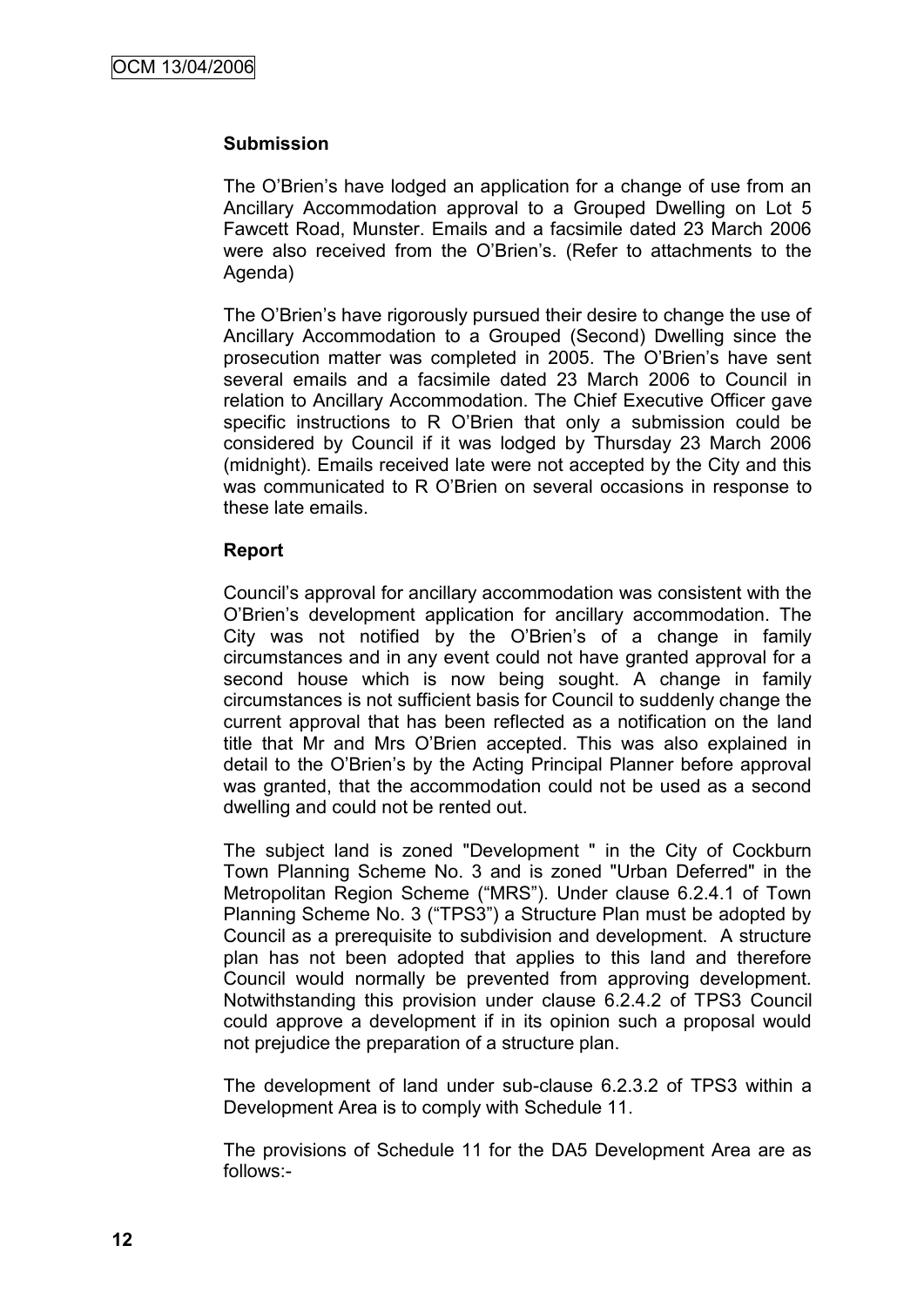**Submission**

The O'Brien's have lodged an application for a change of use from an Ancillary Accommodation approval to a Grouped Dwelling on Lot 5 Fawcett Road, Munster. Emails and a facsimile dated 23 March 2006 were also received from the O'Brien's. (Refer to attachments to the Agenda)

The O'Brien's have rigorously pursued their desire to change the use of Ancillary Accommodation to a Grouped (Second) Dwelling since the prosecution matter was completed in 2005. The O'Brien's have sent several emails and a facsimile dated 23 March 2006 to Council in relation to Ancillary Accommodation. The Chief Executive Officer gave specific instructions to R O'Brien that only a submission could be considered by Council if it was lodged by Thursday 23 March 2006 (midnight). Emails received late were not accepted by the City and this was communicated to R O'Brien on several occasions in response to these late emails.

**Report**

Council's approval for ancillary accommodation was consistent with the O'Brien's development application for ancillary accommodation. The City was not notified by the O'Brien's of a change in family circumstances and in any event could not have granted approval for a second house which is now being sought. A change in family circumstances is not sufficient basis for Council to suddenly change the current approval that has been reflected as a notification on the land title that Mr and Mrs O'Brien accepted. This was also explained in detail to the O'Brien's by the Acting Principal Planner before approval was granted, that the accommodation could not be used as a second dwelling and could not be rented out.

The subject land is zoned "Development " in the City of Cockburn Town Planning Scheme No. 3 and is zoned "Urban Deferred" in the Metropolitan Region Scheme ("MRS"). Under clause 6.2.4.1 of Town Planning Scheme No. 3 ("TPS3") a Structure Plan must be adopted by Council as a prerequisite to subdivision and development. A structure plan has not been adopted that applies to this land and therefore Council would normally be prevented from approving development. Notwithstanding this provision under clause 6.2.4.2 of TPS3 Council could approve a development if in its opinion such a proposal would not prejudice the preparation of a structure plan.

The development of land under sub-clause 6.2.3.2 of TPS3 within a Development Area is to comply with Schedule 11.

The provisions of Schedule 11 for the DA5 Development Area are as follows:-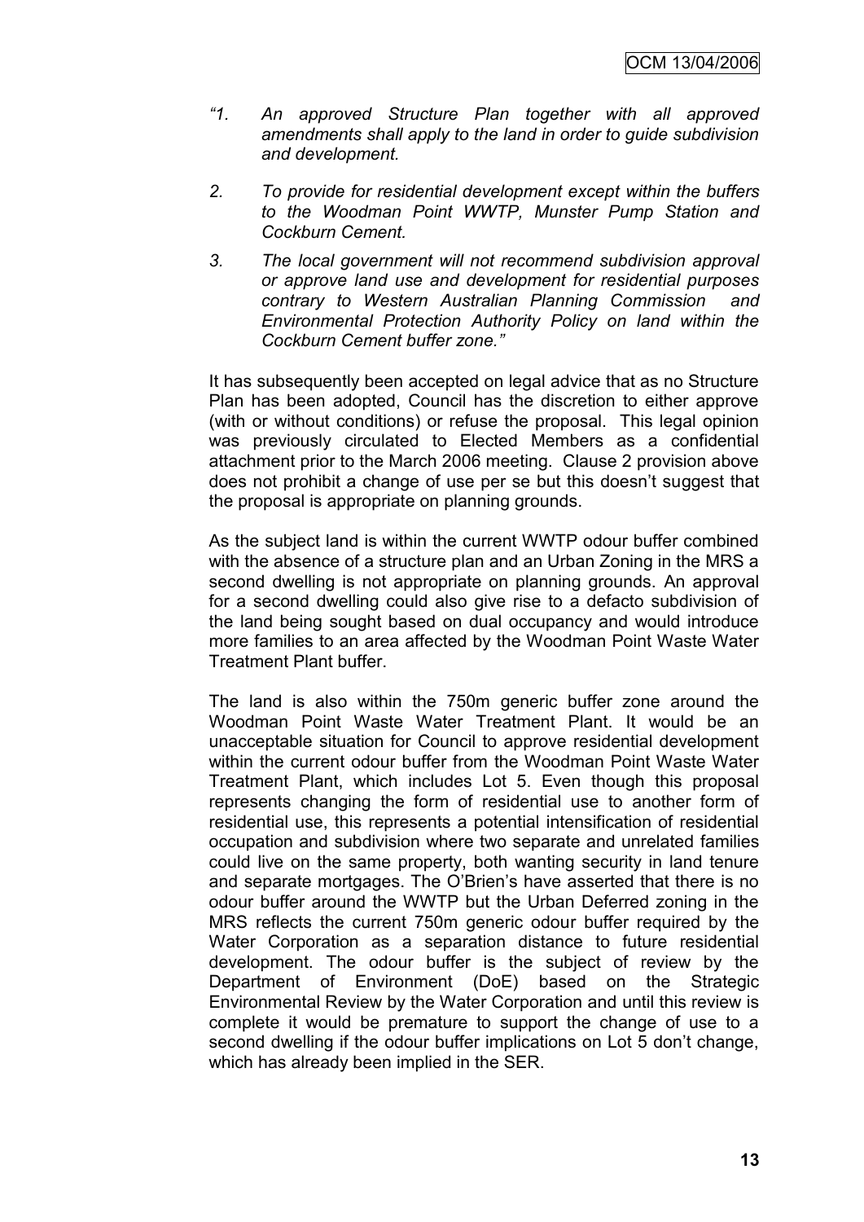*"1. An approved Structure Plan together with all approved amendments shall apply to the land in order to guide subdivision and development.*

*2. To provide for residential development except within the buffers to the Woodman Point WWTP, Munster Pump Station and Cockburn Cement.*

*3. The local government will not recommend subdivision approval or approve land use and development for residential purposes contrary to Western Australian Planning Commission and Environmental Protection Authority Policy on land within the Cockburn Cement buffer zone."*

It has subsequently been accepted on legal advice that as no Structure Plan has been adopted, Council has the discretion to either approve (with or without conditions) or refuse the proposal. This legal opinion was previously circulated to Elected Members as a confidential attachment prior to the March 2006 meeting. Clause 2 provision above does not prohibit a change of use per se but this doesn't suggest that the proposal is appropriate on planning grounds.

As the subject land is within the current WWTP odour buffer combined with the absence of a structure plan and an Urban Zoning in the MRS a second dwelling is not appropriate on planning grounds. An approval for a second dwelling could also give rise to a defacto subdivision of the land being sought based on dual occupancy and would introduce more families to an area affected by the Woodman Point Waste Water Treatment Plant buffer.

The land is also within the 750m generic buffer zone around the Woodman Point Waste Water Treatment Plant. It would be an unacceptable situation for Council to approve residential development within the current odour buffer from the Woodman Point Waste Water Treatment Plant, which includes Lot 5. Even though this proposal represents changing the form of residential use to another form of residential use, this represents a potential intensification of residential occupation and subdivision where two separate and unrelated families could live on the same property, both wanting security in land tenure and separate mortgages. The O'Brien's have asserted that there is no odour buffer around the WWTP but the Urban Deferred zoning in the MRS reflects the current 750m generic odour buffer required by the Water Corporation as a separation distance to future residential development. The odour buffer is the subject of review by the Department of Environment (DoE) based on the Strategic Environmental Review by the Water Corporation and until this review is complete it would be premature to support the change of use to a second dwelling if the odour buffer implications on Lot 5 don't change, which has already been implied in the SER.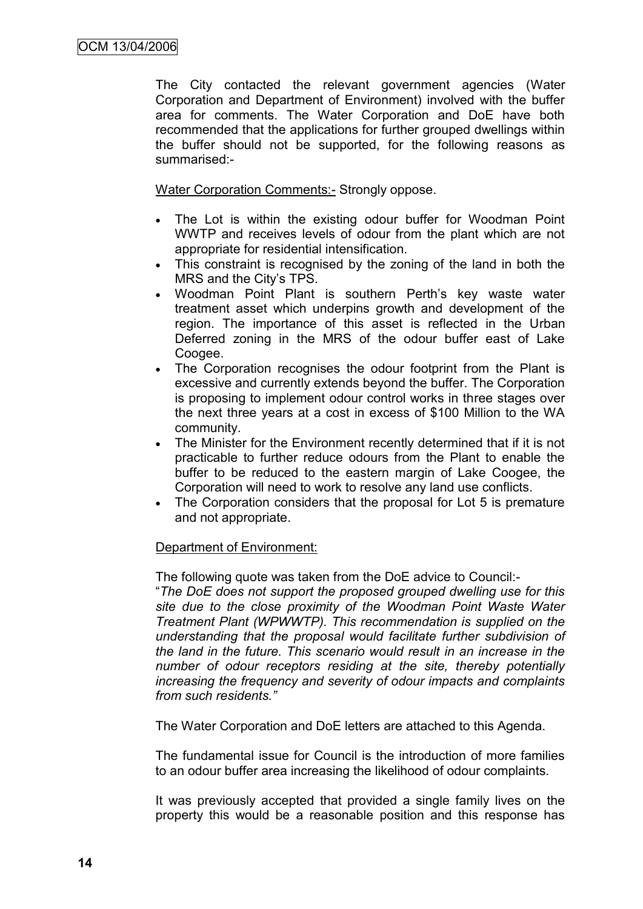The City contacted the relevant government agencies (Water Corporation and Department of Environment) involved with the buffer area for comments. The Water Corporation and DoE have both recommended that the applications for further grouped dwellings within the buffer should not be supported, for the following reasons as summarised:-

Water Corporation Comments:- Strongly oppose.

- The Lot is within the existing odour buffer for Woodman Point WWTP and receives levels of odour from the plant which are not appropriate for residential intensification.
- This constraint is recognised by the zoning of the land in both the MRS and the City's TPS.
- Woodman Point Plant is southern Perth's key waste water treatment asset which underpins growth and development of the region. The importance of this asset is reflected in the Urban Deferred zoning in the MRS of the odour buffer east of Lake Coogee.
- The Corporation recognises the odour footprint from the Plant is excessive and currently extends beyond the buffer. The Corporation is proposing to implement odour control works in three stages over the next three years at a cost in excess of $100 Million to the WA community.
- The Minister for the Environment recently determined that if it is not practicable to further reduce odours from the Plant to enable the buffer to be reduced to the eastern margin of Lake Coogee, the Corporation will need to work to resolve any land use conflicts.
- The Corporation considers that the proposal for Lot 5 is premature and not appropriate.

Department of Environment:

The following quote was taken from the DoE advice to Council:-

"*The DoE does not support the proposed grouped dwelling use for this site due to the close proximity of the Woodman Point Waste Water Treatment Plant (WPWWTP). This recommendation is supplied on the understanding that the proposal would facilitate further subdivision of the land in the future. This scenario would result in an increase in the number of odour receptors residing at the site, thereby potentially increasing the frequency and severity of odour impacts and complaints from such residents.*"

The Water Corporation and DoE letters are attached to this Agenda.

The fundamental issue for Council is the introduction of more families to an odour buffer area increasing the likelihood of odour complaints.

It was previously accepted that provided a single family lives on the property this would be a reasonable position and this response has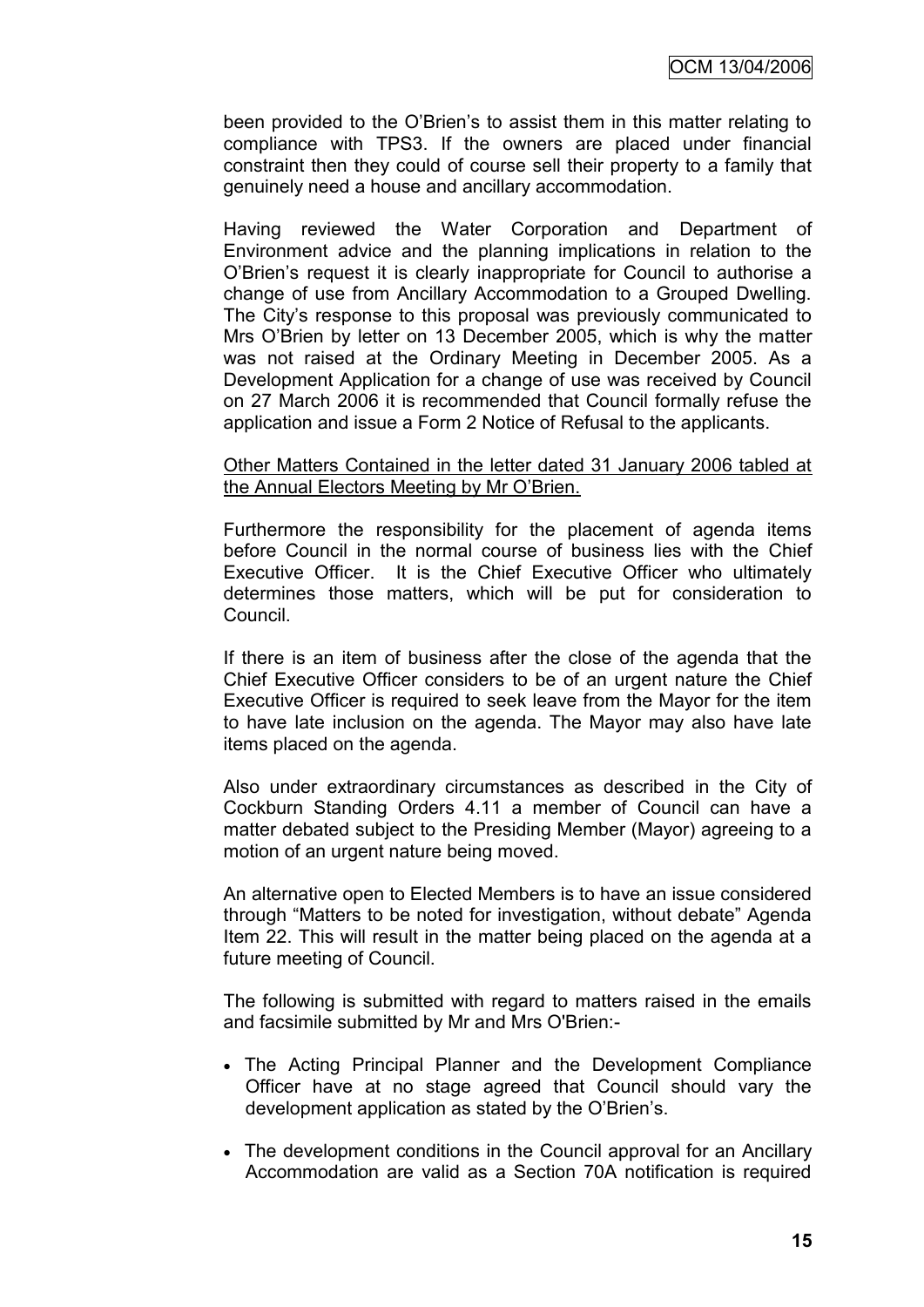been provided to the O'Brien's to assist them in this matter relating to compliance with TPS3. If the owners are placed under financial constraint then they could of course sell their property to a family that genuinely need a house and ancillary accommodation.

Having reviewed the Water Corporation and Department of Environment advice and the planning implications in relation to the O'Brien's request it is clearly inappropriate for Council to authorise a change of use from Ancillary Accommodation to a Grouped Dwelling. The City's response to this proposal was previously communicated to Mrs O'Brien by letter on 13 December 2005, which is why the matter was not raised at the Ordinary Meeting in December 2005. As a Development Application for a change of use was received by Council on 27 March 2006 it is recommended that Council formally refuse the application and issue a Form 2 Notice of Refusal to the applicants.

<u>Other Matters Contained in the letter dated 31 January 2006 tabled at the Annual Electors Meeting by Mr O'Brien.</u>

Furthermore the responsibility for the placement of agenda items before Council in the normal course of business lies with the Chief Executive Officer. It is the Chief Executive Officer who ultimately determines those matters, which will be put for consideration to Council.

If there is an item of business after the close of the agenda that the Chief Executive Officer considers to be of an urgent nature the Chief Executive Officer is required to seek leave from the Mayor for the item to have late inclusion on the agenda. The Mayor may also have late items placed on the agenda.

Also under extraordinary circumstances as described in the City of Cockburn Standing Orders 4.11 a member of Council can have a matter debated subject to the Presiding Member (Mayor) agreeing to a motion of an urgent nature being moved.

An alternative open to Elected Members is to have an issue considered through "Matters to be noted for investigation, without debate" Agenda Item 22. This will result in the matter being placed on the agenda at a future meeting of Council.

The following is submitted with regard to matters raised in the emails and facsimile submitted by Mr and Mrs O'Brien:-

- The Acting Principal Planner and the Development Compliance Officer have at no stage agreed that Council should vary the development application as stated by the O'Brien's.
- The development conditions in the Council approval for an Ancillary Accommodation are valid as a Section 70A notification is required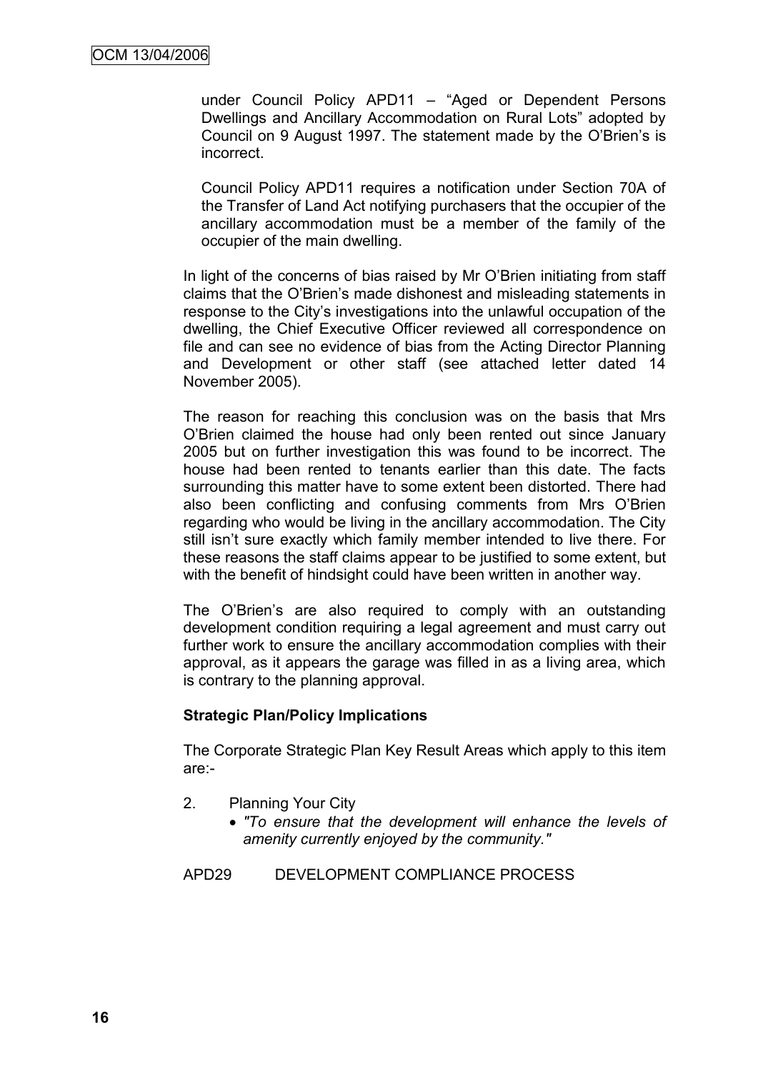under Council Policy APD11 – "Aged or Dependent Persons Dwellings and Ancillary Accommodation on Rural Lots" adopted by Council on 9 August 1997. The statement made by the O'Brien's is incorrect.

Council Policy APD11 requires a notification under Section 70A of the Transfer of Land Act notifying purchasers that the occupier of the ancillary accommodation must be a member of the family of the occupier of the main dwelling.

In light of the concerns of bias raised by Mr O'Brien initiating from staff claims that the O'Brien's made dishonest and misleading statements in response to the City's investigations into the unlawful occupation of the dwelling, the Chief Executive Officer reviewed all correspondence on file and can see no evidence of bias from the Acting Director Planning and Development or other staff (see attached letter dated 14 November 2005).

The reason for reaching this conclusion was on the basis that Mrs O'Brien claimed the house had only been rented out since January 2005 but on further investigation this was found to be incorrect. The house had been rented to tenants earlier than this date. The facts surrounding this matter have to some extent been distorted. There had also been conflicting and confusing comments from Mrs O'Brien regarding who would be living in the ancillary accommodation. The City still isn't sure exactly which family member intended to live there. For these reasons the staff claims appear to be justified to some extent, but with the benefit of hindsight could have been written in another way.

The O'Brien's are also required to comply with an outstanding development condition requiring a legal agreement and must carry out further work to ensure the ancillary accommodation complies with their approval, as it appears the garage was filled in as a living area, which is contrary to the planning approval.

**Strategic Plan/Policy Implications**

The Corporate Strategic Plan Key Result Areas which apply to this item are:-

2. Planning Your City
   - *"To ensure that the development will enhance the levels of amenity currently enjoyed by the community."*

APD29 DEVELOPMENT COMPLIANCE PROCESS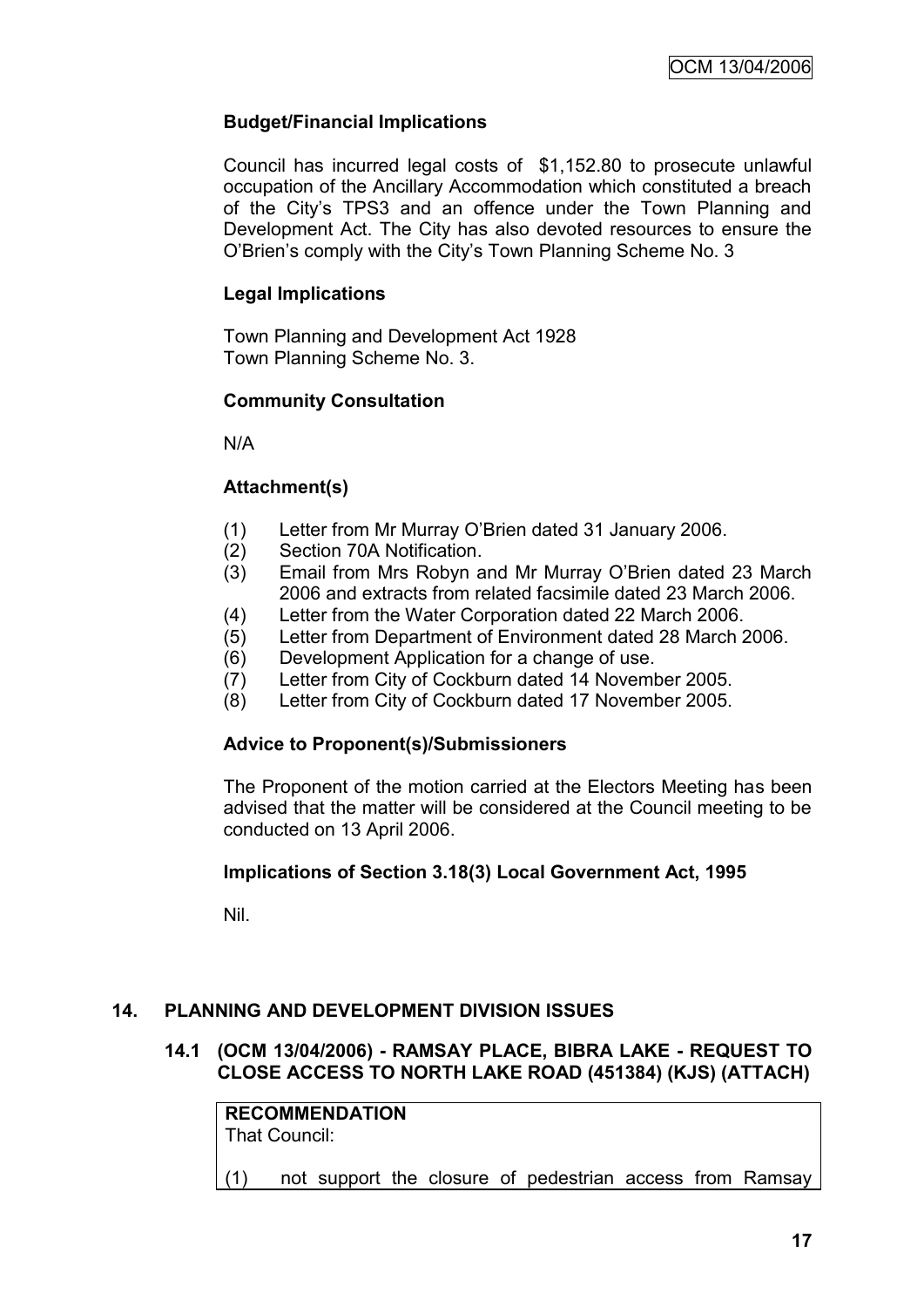### Budget/Financial Implications

Council has incurred legal costs of $1,152.80 to prosecute unlawful occupation of the Ancillary Accommodation which constituted a breach of the City's TPS3 and an offence under the Town Planning and Development Act. The City has also devoted resources to ensure the O'Brien's comply with the City's Town Planning Scheme No. 3

### Legal Implications

Town Planning and Development Act 1928
Town Planning Scheme No. 3.

### Community Consultation

N/A

### Attachment(s)

(1) Letter from Mr Murray O'Brien dated 31 January 2006.
(2) Section 70A Notification.
(3) Email from Mrs Robyn and Mr Murray O'Brien dated 23 March 2006 and extracts from related facsimile dated 23 March 2006.
(4) Letter from the Water Corporation dated 22 March 2006.
(5) Letter from Department of Environment dated 28 March 2006.
(6) Development Application for a change of use.
(7) Letter from City of Cockburn dated 14 November 2005.
(8) Letter from City of Cockburn dated 17 November 2005.

### Advice to Proponent(s)/Submissioners

The Proponent of the motion carried at the Electors Meeting has been advised that the matter will be considered at the Council meeting to be conducted on 13 April 2006.

### Implications of Section 3.18(3) Local Government Act, 1995

Nil.

## 14. PLANNING AND DEVELOPMENT DIVISION ISSUES

### 14.1 (OCM 13/04/2006) - RAMSAY PLACE, BIBRA LAKE - REQUEST TO CLOSE ACCESS TO NORTH LAKE ROAD (451384) (KJS) (ATTACH)

**RECOMMENDATION**
That Council:

(1) not support the closure of pedestrian access from Ramsay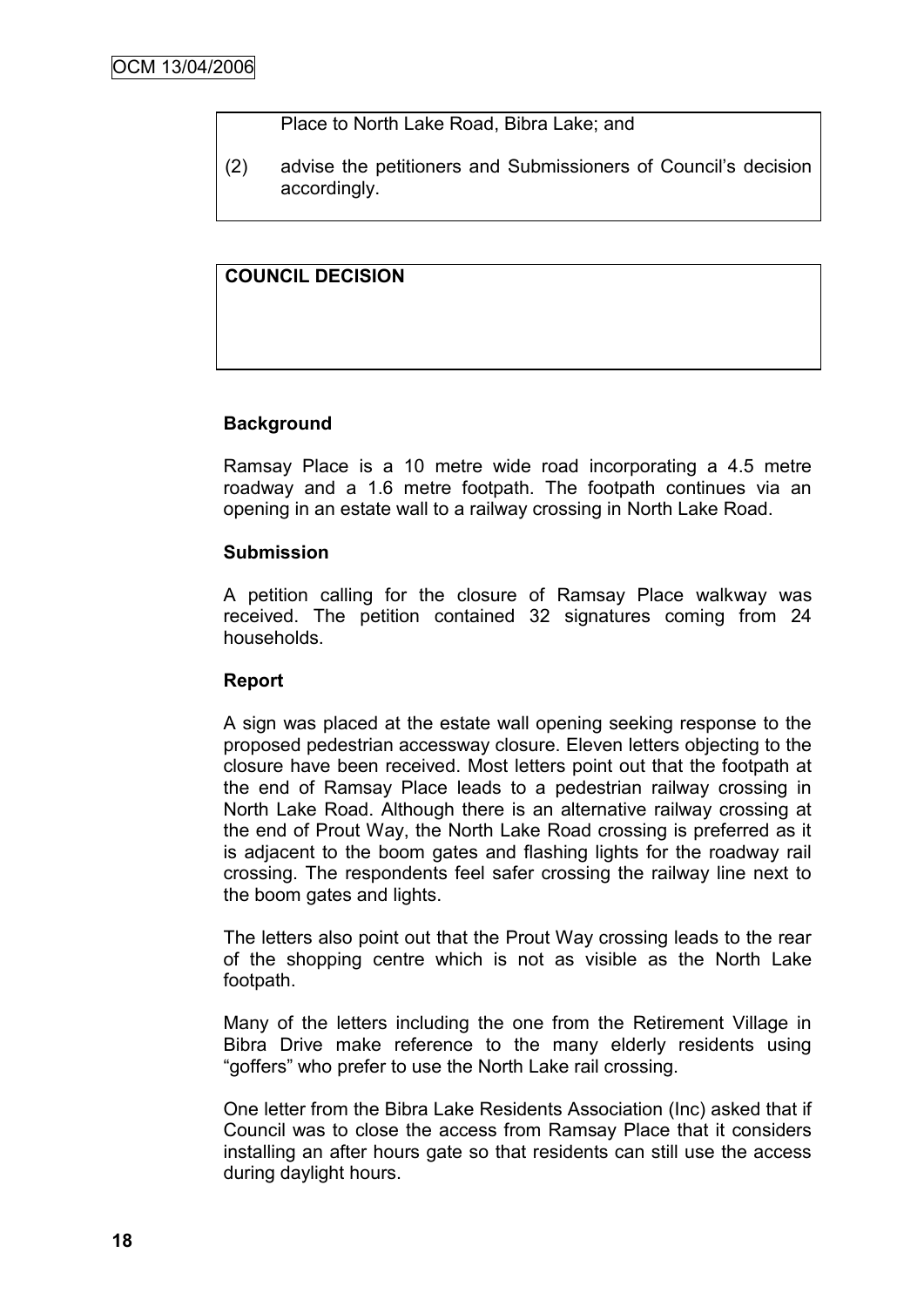Place to North Lake Road, Bibra Lake; and

(2) advise the petitioners and Submissioners of Council's decision accordingly.

**COUNCIL DECISION**

**Background**

Ramsay Place is a 10 metre wide road incorporating a 4.5 metre roadway and a 1.6 metre footpath. The footpath continues via an opening in an estate wall to a railway crossing in North Lake Road.

**Submission**

A petition calling for the closure of Ramsay Place walkway was received. The petition contained 32 signatures coming from 24 households.

**Report**

A sign was placed at the estate wall opening seeking response to the proposed pedestrian accessway closure. Eleven letters objecting to the closure have been received. Most letters point out that the footpath at the end of Ramsay Place leads to a pedestrian railway crossing in North Lake Road. Although there is an alternative railway crossing at the end of Prout Way, the North Lake Road crossing is preferred as it is adjacent to the boom gates and flashing lights for the roadway rail crossing. The respondents feel safer crossing the railway line next to the boom gates and lights.

The letters also point out that the Prout Way crossing leads to the rear of the shopping centre which is not as visible as the North Lake footpath.

Many of the letters including the one from the Retirement Village in Bibra Drive make reference to the many elderly residents using "goffers" who prefer to use the North Lake rail crossing.

One letter from the Bibra Lake Residents Association (Inc) asked that if Council was to close the access from Ramsay Place that it considers installing an after hours gate so that residents can still use the access during daylight hours.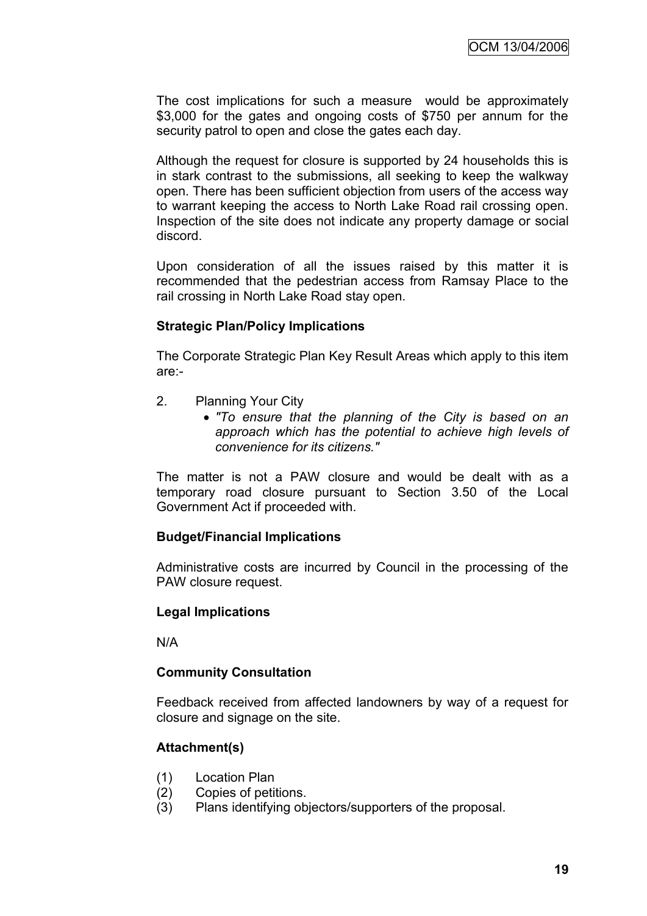The cost implications for such a measure would be approximately $3,000 for the gates and ongoing costs of $750 per annum for the security patrol to open and close the gates each day.

Although the request for closure is supported by 24 households this is in stark contrast to the submissions, all seeking to keep the walkway open. There has been sufficient objection from users of the access way to warrant keeping the access to North Lake Road rail crossing open. Inspection of the site does not indicate any property damage or social discord.

Upon consideration of all the issues raised by this matter it is recommended that the pedestrian access from Ramsay Place to the rail crossing in North Lake Road stay open.

**Strategic Plan/Policy Implications**

The Corporate Strategic Plan Key Result Areas which apply to this item are:-

2. Planning Your City
    - *"To ensure that the planning of the City is based on an approach which has the potential to achieve high levels of convenience for its citizens."*

The matter is not a PAW closure and would be dealt with as a temporary road closure pursuant to Section 3.50 of the Local Government Act if proceeded with.

**Budget/Financial Implications**

Administrative costs are incurred by Council in the processing of the PAW closure request.

**Legal Implications**

N/A

**Community Consultation**

Feedback received from affected landowners by way of a request for closure and signage on the site.

**Attachment(s)**

(1) Location Plan
(2) Copies of petitions.
(3) Plans identifying objectors/supporters of the proposal.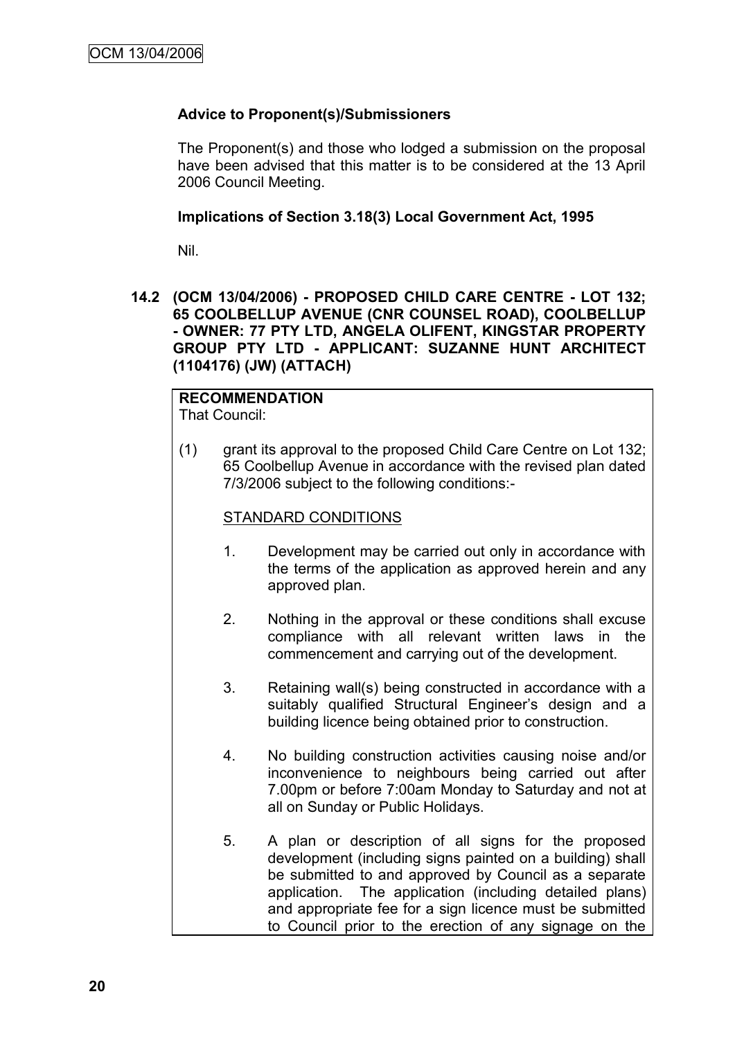**Advice to Proponent(s)/Submissioners**

The Proponent(s) and those who lodged a submission on the proposal have been advised that this matter is to be considered at the 13 April 2006 Council Meeting.

**Implications of Section 3.18(3) Local Government Act, 1995**

Nil.

**14.2 (OCM 13/04/2006) - PROPOSED CHILD CARE CENTRE - LOT 132; 65 COOLBELLUP AVENUE (CNR COUNSEL ROAD), COOLBELLUP - OWNER: 77 PTY LTD, ANGELA OLIFENT, KINGSTAR PROPERTY GROUP PTY LTD - APPLICANT: SUZANNE HUNT ARCHITECT (1104176) (JW) (ATTACH)**

**RECOMMENDATION**
That Council:

(1) grant its approval to the proposed Child Care Centre on Lot 132; 65 Coolbellup Avenue in accordance with the revised plan dated 7/3/2006 subject to the following conditions:-

STANDARD CONDITIONS

1. Development may be carried out only in accordance with the terms of the application as approved herein and any approved plan.

2. Nothing in the approval or these conditions shall excuse compliance with all relevant written laws in the commencement and carrying out of the development.

3. Retaining wall(s) being constructed in accordance with a suitably qualified Structural Engineer's design and a building licence being obtained prior to construction.

4. No building construction activities causing noise and/or inconvenience to neighbours being carried out after 7.00pm or before 7:00am Monday to Saturday and not at all on Sunday or Public Holidays.

5. A plan or description of all signs for the proposed development (including signs painted on a building) shall be submitted to and approved by Council as a separate application. The application (including detailed plans) and appropriate fee for a sign licence must be submitted to Council prior to the erection of any signage on the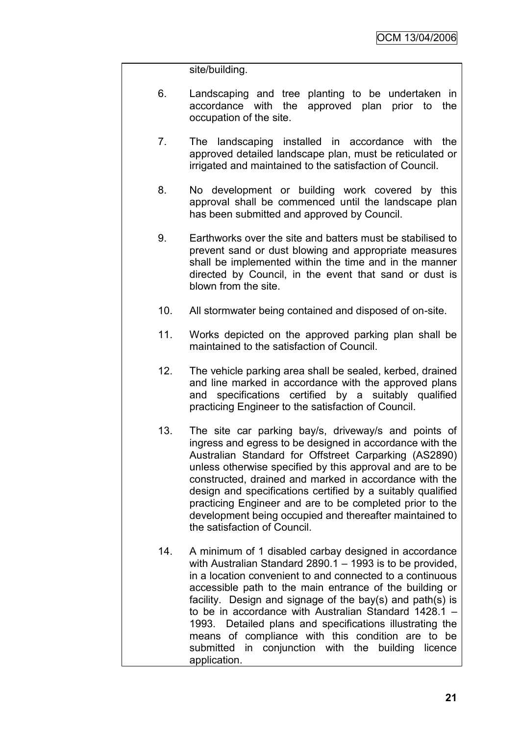site/building.

6. Landscaping and tree planting to be undertaken in accordance with the approved plan prior to the occupation of the site.

7. The landscaping installed in accordance with the approved detailed landscape plan, must be reticulated or irrigated and maintained to the satisfaction of Council.

8. No development or building work covered by this approval shall be commenced until the landscape plan has been submitted and approved by Council.

9. Earthworks over the site and batters must be stabilised to prevent sand or dust blowing and appropriate measures shall be implemented within the time and in the manner directed by Council, in the event that sand or dust is blown from the site.

10. All stormwater being contained and disposed of on-site.

11. Works depicted on the approved parking plan shall be maintained to the satisfaction of Council.

12. The vehicle parking area shall be sealed, kerbed, drained and line marked in accordance with the approved plans and specifications certified by a suitably qualified practicing Engineer to the satisfaction of Council.

13. The site car parking bay/s, driveway/s and points of ingress and egress to be designed in accordance with the Australian Standard for Offstreet Carparking (AS2890) unless otherwise specified by this approval and are to be constructed, drained and marked in accordance with the design and specifications certified by a suitably qualified practicing Engineer and are to be completed prior to the development being occupied and thereafter maintained to the satisfaction of Council.

14. A minimum of 1 disabled carbay designed in accordance with Australian Standard 2890.1 – 1993 is to be provided, in a location convenient to and connected to a continuous accessible path to the main entrance of the building or facility. Design and signage of the bay(s) and path(s) is to be in accordance with Australian Standard 1428.1 – 1993. Detailed plans and specifications illustrating the means of compliance with this condition are to be submitted in conjunction with the building licence application.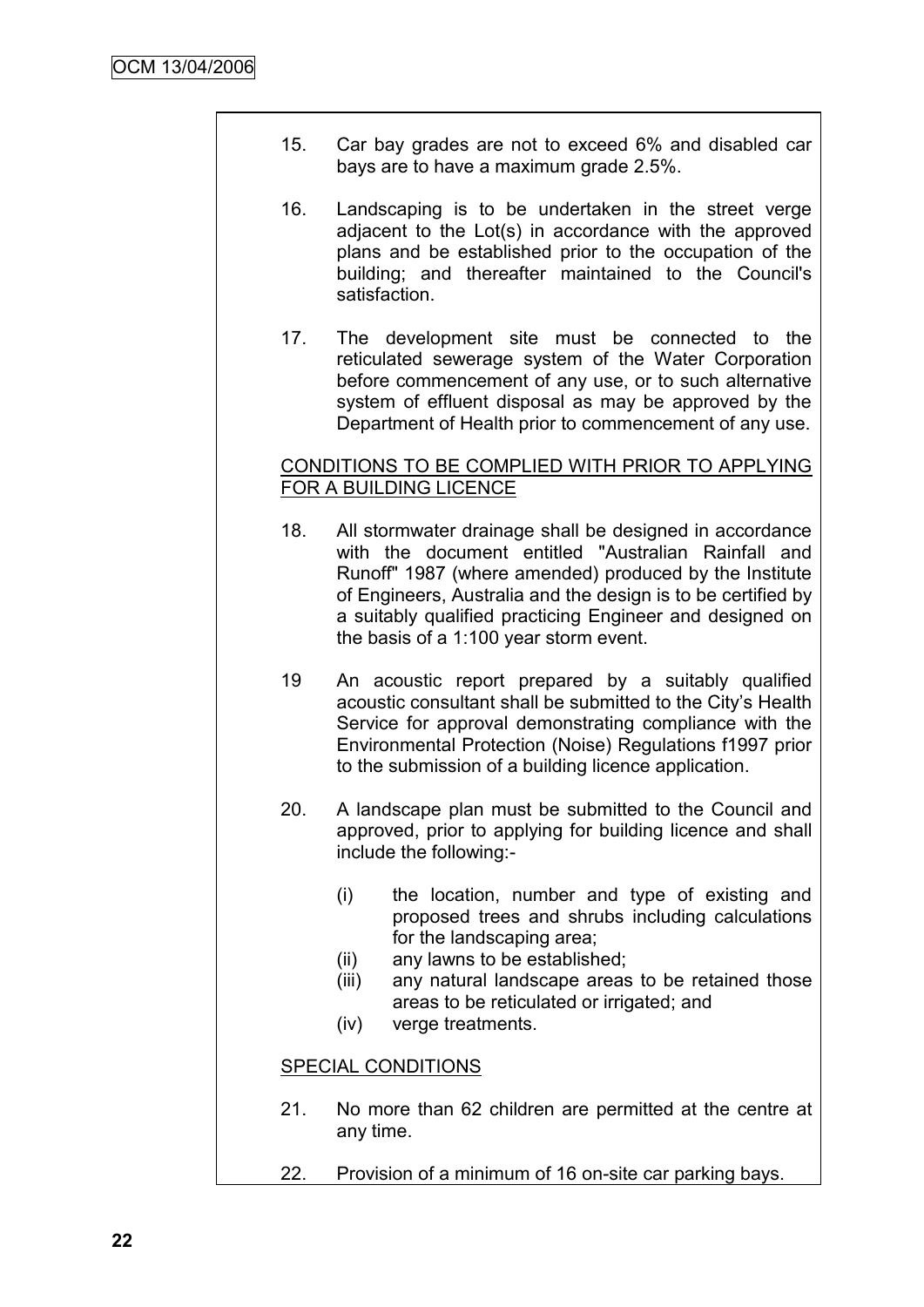15. Car bay grades are not to exceed 6% and disabled car bays are to have a maximum grade 2.5%.

16. Landscaping is to be undertaken in the street verge adjacent to the Lot(s) in accordance with the approved plans and be established prior to the occupation of the building; and thereafter maintained to the Council's satisfaction.

17. The development site must be connected to the reticulated sewerage system of the Water Corporation before commencement of any use, or to such alternative system of effluent disposal as may be approved by the Department of Health prior to commencement of any use.

<u>CONDITIONS TO BE COMPLIED WITH PRIOR TO APPLYING FOR A BUILDING LICENCE</u>

18. All stormwater drainage shall be designed in accordance with the document entitled "Australian Rainfall and Runoff" 1987 (where amended) produced by the Institute of Engineers, Australia and the design is to be certified by a suitably qualified practicing Engineer and designed on the basis of a 1:100 year storm event.

19 An acoustic report prepared by a suitably qualified acoustic consultant shall be submitted to the City's Health Service for approval demonstrating compliance with the Environmental Protection (Noise) Regulations f1997 prior to the submission of a building licence application.

20. A landscape plan must be submitted to the Council and approved, prior to applying for building licence and shall include the following:-

    (i) the location, number and type of existing and proposed trees and shrubs including calculations for the landscaping area;
    (ii) any lawns to be established;
    (iii) any natural landscape areas to be retained those areas to be reticulated or irrigated; and
    (iv) verge treatments.

<u>SPECIAL CONDITIONS</u>

21. No more than 62 children are permitted at the centre at any time.

22. Provision of a minimum of 16 on-site car parking bays.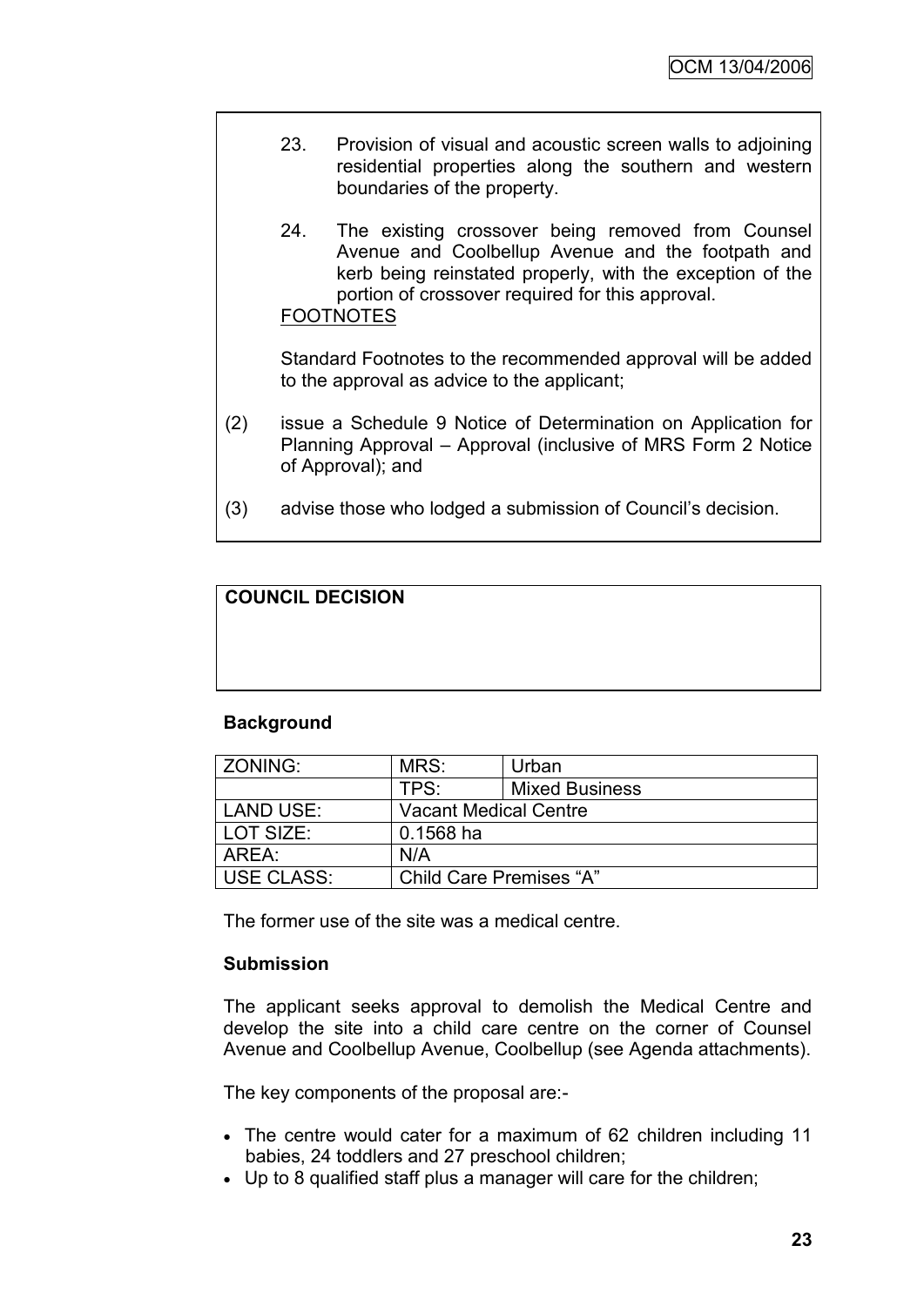23. Provision of visual and acoustic screen walls to adjoining residential properties along the southern and western boundaries of the property.

24. The existing crossover being removed from Counsel Avenue and Coolbellup Avenue and the footpath and kerb being reinstated properly, with the exception of the portion of crossover required for this approval.

FOOTNOTES

Standard Footnotes to the recommended approval will be added to the approval as advice to the applicant;

(2) issue a Schedule 9 Notice of Determination on Application for Planning Approval – Approval (inclusive of MRS Form 2 Notice of Approval); and

(3) advise those who lodged a submission of Council's decision.

**COUNCIL DECISION**

**Background**

| ZONING: | MRS: | Urban |
|---|---|---|
| | TPS: | Mixed Business |
| LAND USE: | Vacant Medical Centre | |
| LOT SIZE: | 0.1568 ha | |
| AREA: | N/A | |
| USE CLASS: | Child Care Premises "A" | |

The former use of the site was a medical centre.

**Submission**

The applicant seeks approval to demolish the Medical Centre and develop the site into a child care centre on the corner of Counsel Avenue and Coolbellup Avenue, Coolbellup (see Agenda attachments).

The key components of the proposal are:-

- The centre would cater for a maximum of 62 children including 11 babies, 24 toddlers and 27 preschool children;
- Up to 8 qualified staff plus a manager will care for the children;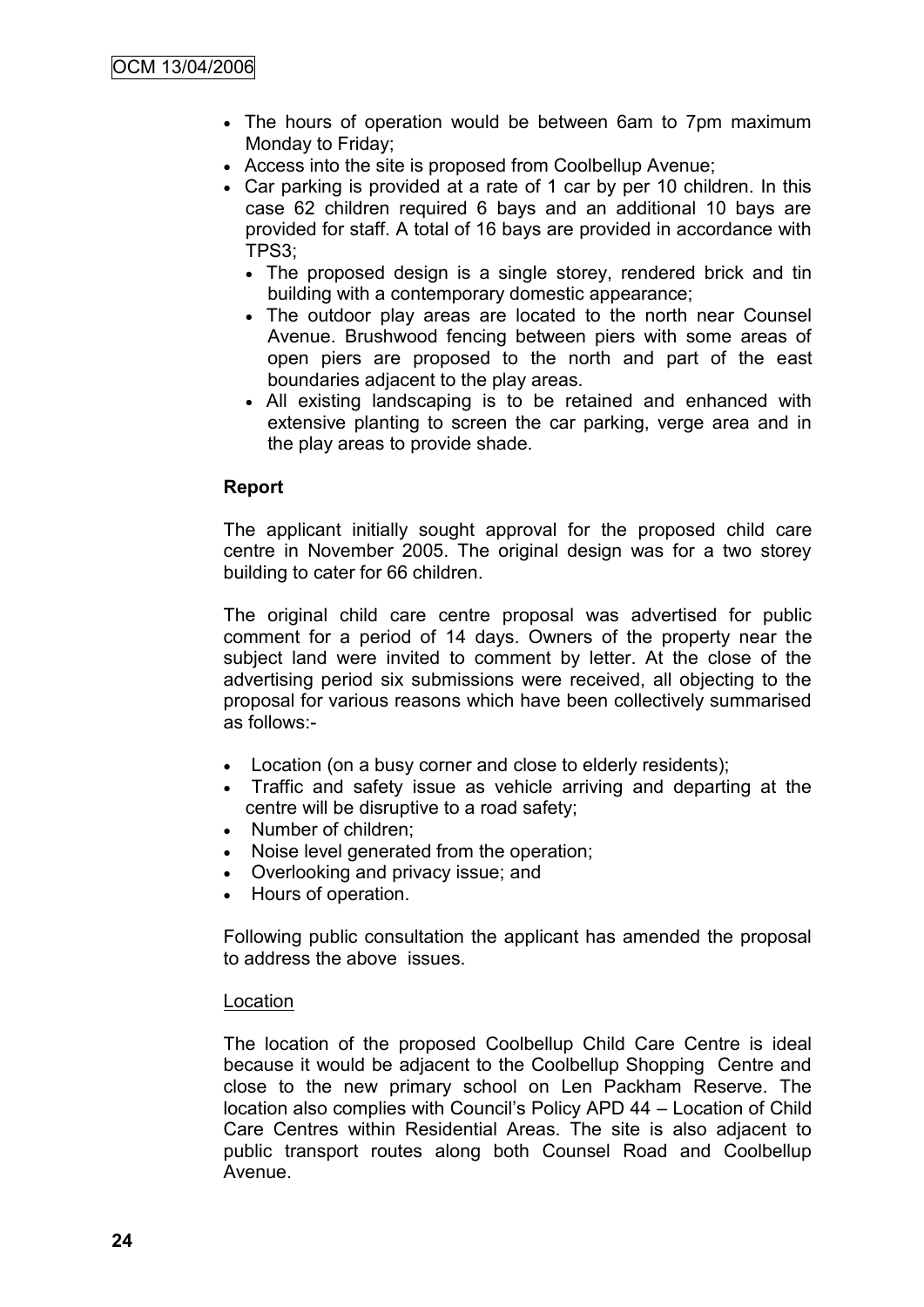- The hours of operation would be between 6am to 7pm maximum Monday to Friday;
- Access into the site is proposed from Coolbellup Avenue;
- Car parking is provided at a rate of 1 car by per 10 children. In this case 62 children required 6 bays and an additional 10 bays are provided for staff. A total of 16 bays are provided in accordance with TPS3;
  - The proposed design is a single storey, rendered brick and tin building with a contemporary domestic appearance;
  - The outdoor play areas are located to the north near Counsel Avenue. Brushwood fencing between piers with some areas of open piers are proposed to the north and part of the east boundaries adjacent to the play areas.
  - All existing landscaping is to be retained and enhanced with extensive planting to screen the car parking, verge area and in the play areas to provide shade.

**Report**

The applicant initially sought approval for the proposed child care centre in November 2005. The original design was for a two storey building to cater for 66 children.

The original child care centre proposal was advertised for public comment for a period of 14 days. Owners of the property near the subject land were invited to comment by letter. At the close of the advertising period six submissions were received, all objecting to the proposal for various reasons which have been collectively summarised as follows:-

- Location (on a busy corner and close to elderly residents);
- Traffic and safety issue as vehicle arriving and departing at the centre will be disruptive to a road safety;
- Number of children;
- Noise level generated from the operation;
- Overlooking and privacy issue; and
- Hours of operation.

Following public consultation the applicant has amended the proposal to address the above issues.

Location

The location of the proposed Coolbellup Child Care Centre is ideal because it would be adjacent to the Coolbellup Shopping Centre and close to the new primary school on Len Packham Reserve. The location also complies with Council's Policy APD 44 – Location of Child Care Centres within Residential Areas. The site is also adjacent to public transport routes along both Counsel Road and Coolbellup Avenue.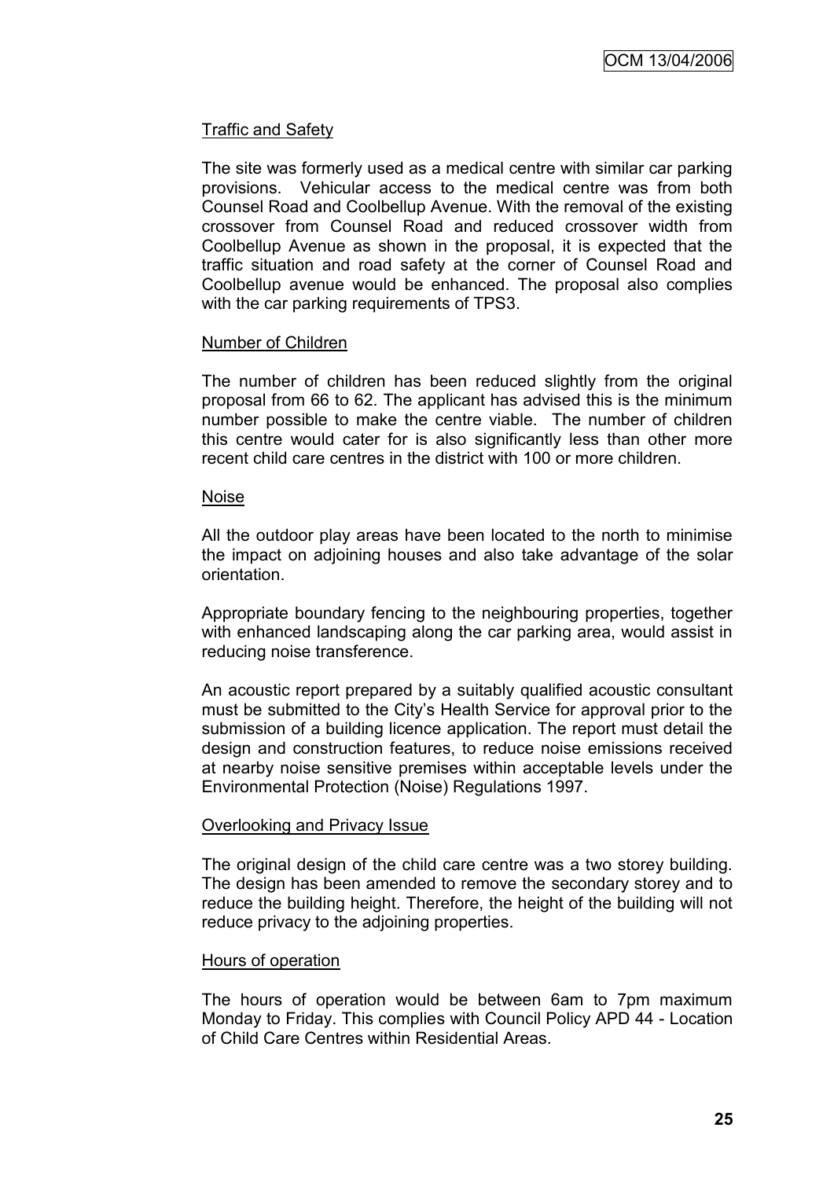Traffic and Safety

The site was formerly used as a medical centre with similar car parking provisions. Vehicular access to the medical centre was from both Counsel Road and Coolbellup Avenue. With the removal of the existing crossover from Counsel Road and reduced crossover width from Coolbellup Avenue as shown in the proposal, it is expected that the traffic situation and road safety at the corner of Counsel Road and Coolbellup avenue would be enhanced. The proposal also complies with the car parking requirements of TPS3.

Number of Children

The number of children has been reduced slightly from the original proposal from 66 to 62. The applicant has advised this is the minimum number possible to make the centre viable. The number of children this centre would cater for is also significantly less than other more recent child care centres in the district with 100 or more children.

Noise

All the outdoor play areas have been located to the north to minimise the impact on adjoining houses and also take advantage of the solar orientation.

Appropriate boundary fencing to the neighbouring properties, together with enhanced landscaping along the car parking area, would assist in reducing noise transference.

An acoustic report prepared by a suitably qualified acoustic consultant must be submitted to the City's Health Service for approval prior to the submission of a building licence application. The report must detail the design and construction features, to reduce noise emissions received at nearby noise sensitive premises within acceptable levels under the Environmental Protection (Noise) Regulations 1997.

Overlooking and Privacy Issue

The original design of the child care centre was a two storey building. The design has been amended to remove the secondary storey and to reduce the building height. Therefore, the height of the building will not reduce privacy to the adjoining properties.

Hours of operation

The hours of operation would be between 6am to 7pm maximum Monday to Friday. This complies with Council Policy APD 44 - Location of Child Care Centres within Residential Areas.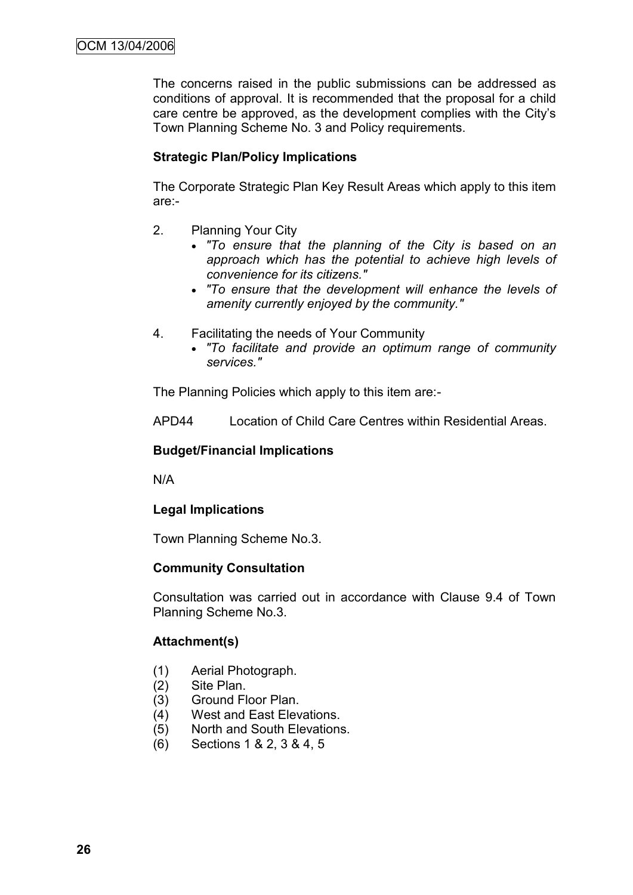The concerns raised in the public submissions can be addressed as conditions of approval. It is recommended that the proposal for a child care centre be approved, as the development complies with the City's Town Planning Scheme No. 3 and Policy requirements.

**Strategic Plan/Policy Implications**

The Corporate Strategic Plan Key Result Areas which apply to this item are:-

2. Planning Your City
   - *"To ensure that the planning of the City is based on an approach which has the potential to achieve high levels of convenience for its citizens."*
   - *"To ensure that the development will enhance the levels of amenity currently enjoyed by the community."*

4. Facilitating the needs of Your Community
   - *"To facilitate and provide an optimum range of community services."*

The Planning Policies which apply to this item are:-

APD44 Location of Child Care Centres within Residential Areas.

**Budget/Financial Implications**

N/A

**Legal Implications**

Town Planning Scheme No.3.

**Community Consultation**

Consultation was carried out in accordance with Clause 9.4 of Town Planning Scheme No.3.

**Attachment(s)**

(1) Aerial Photograph.
(2) Site Plan.
(3) Ground Floor Plan.
(4) West and East Elevations.
(5) North and South Elevations.
(6) Sections 1 & 2, 3 & 4, 5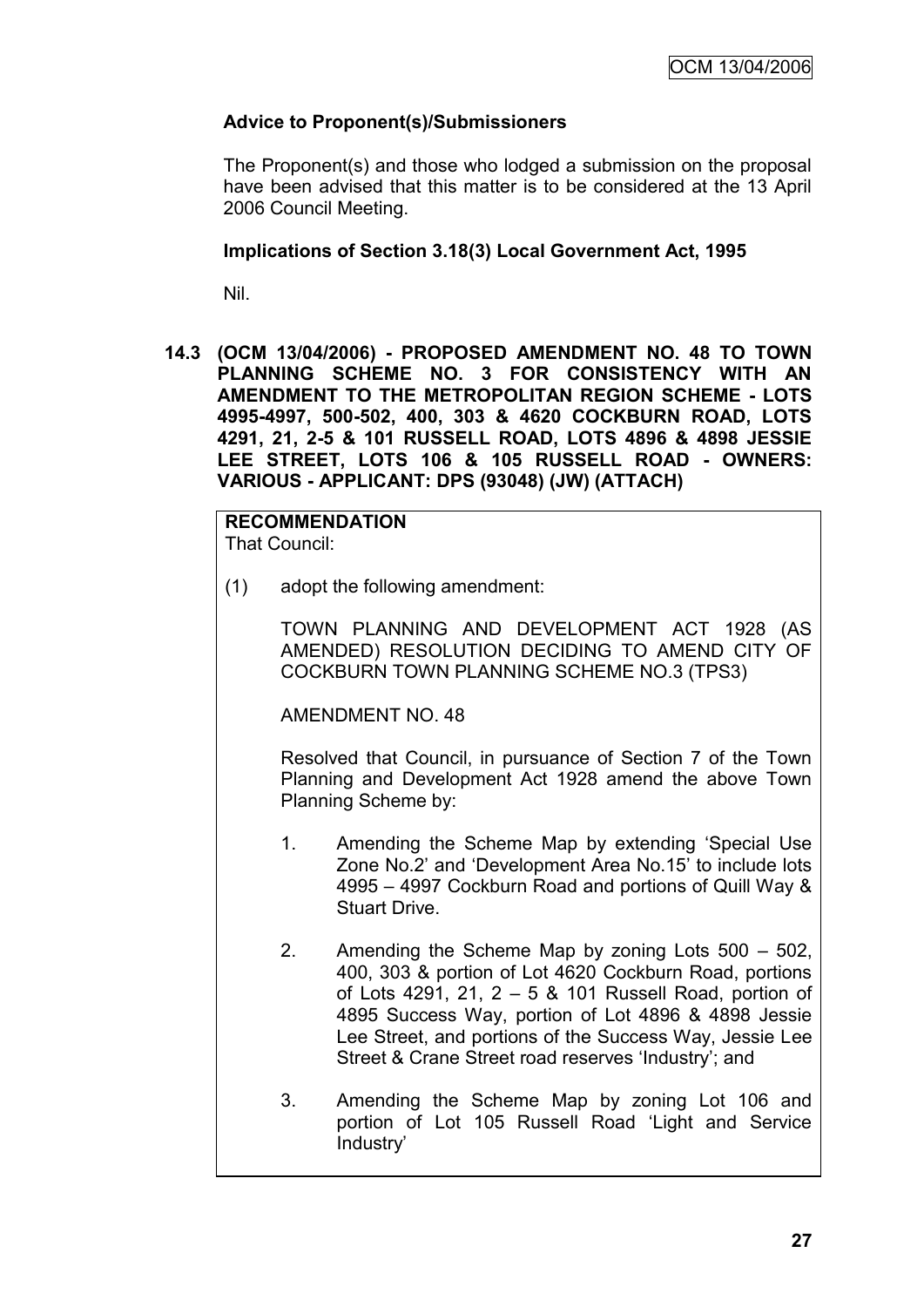**Advice to Proponent(s)/Submissioners**

The Proponent(s) and those who lodged a submission on the proposal have been advised that this matter is to be considered at the 13 April 2006 Council Meeting.

**Implications of Section 3.18(3) Local Government Act, 1995**

Nil.

**14.3 (OCM 13/04/2006) - PROPOSED AMENDMENT NO. 48 TO TOWN PLANNING SCHEME NO. 3 FOR CONSISTENCY WITH AN AMENDMENT TO THE METROPOLITAN REGION SCHEME - LOTS 4995-4997, 500-502, 400, 303 & 4620 COCKBURN ROAD, LOTS 4291, 21, 2-5 & 101 RUSSELL ROAD, LOTS 4896 & 4898 JESSIE LEE STREET, LOTS 106 & 105 RUSSELL ROAD - OWNERS: VARIOUS - APPLICANT: DPS (93048) (JW) (ATTACH)**

**RECOMMENDATION**
That Council:

(1) adopt the following amendment:

TOWN PLANNING AND DEVELOPMENT ACT 1928 (AS AMENDED) RESOLUTION DECIDING TO AMEND CITY OF COCKBURN TOWN PLANNING SCHEME NO.3 (TPS3)

AMENDMENT NO. 48

Resolved that Council, in pursuance of Section 7 of the Town Planning and Development Act 1928 amend the above Town Planning Scheme by:

1. Amending the Scheme Map by extending 'Special Use Zone No.2' and 'Development Area No.15' to include lots 4995 – 4997 Cockburn Road and portions of Quill Way & Stuart Drive.

2. Amending the Scheme Map by zoning Lots 500 – 502, 400, 303 & portion of Lot 4620 Cockburn Road, portions of Lots 4291, 21, 2 – 5 & 101 Russell Road, portion of 4895 Success Way, portion of Lot 4896 & 4898 Jessie Lee Street, and portions of the Success Way, Jessie Lee Street & Crane Street road reserves 'Industry'; and

3. Amending the Scheme Map by zoning Lot 106 and portion of Lot 105 Russell Road 'Light and Service Industry'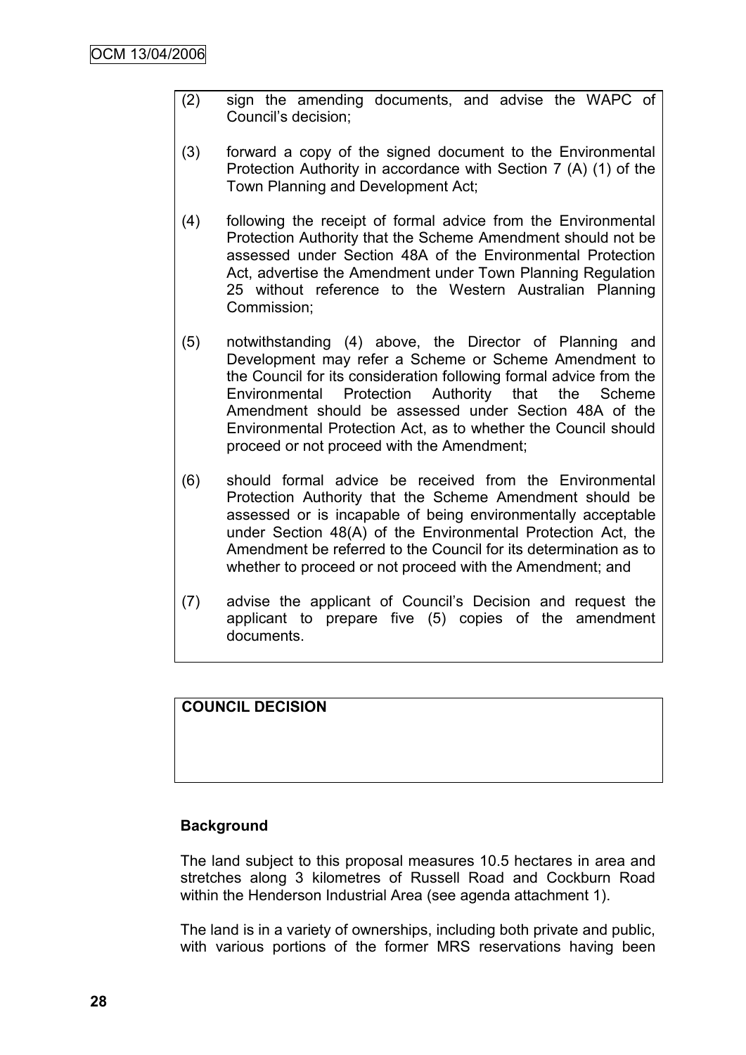(2) sign the amending documents, and advise the WAPC of Council's decision;

(3) forward a copy of the signed document to the Environmental Protection Authority in accordance with Section 7 (A) (1) of the Town Planning and Development Act;

(4) following the receipt of formal advice from the Environmental Protection Authority that the Scheme Amendment should not be assessed under Section 48A of the Environmental Protection Act, advertise the Amendment under Town Planning Regulation 25 without reference to the Western Australian Planning Commission;

(5) notwithstanding (4) above, the Director of Planning and Development may refer a Scheme or Scheme Amendment to the Council for its consideration following formal advice from the Environmental Protection Authority that the Scheme Amendment should be assessed under Section 48A of the Environmental Protection Act, as to whether the Council should proceed or not proceed with the Amendment;

(6) should formal advice be received from the Environmental Protection Authority that the Scheme Amendment should be assessed or is incapable of being environmentally acceptable under Section 48(A) of the Environmental Protection Act, the Amendment be referred to the Council for its determination as to whether to proceed or not proceed with the Amendment; and

(7) advise the applicant of Council's Decision and request the applicant to prepare five (5) copies of the amendment documents.

**COUNCIL DECISION**

**Background**

The land subject to this proposal measures 10.5 hectares in area and stretches along 3 kilometres of Russell Road and Cockburn Road within the Henderson Industrial Area (see agenda attachment 1).

The land is in a variety of ownerships, including both private and public, with various portions of the former MRS reservations having been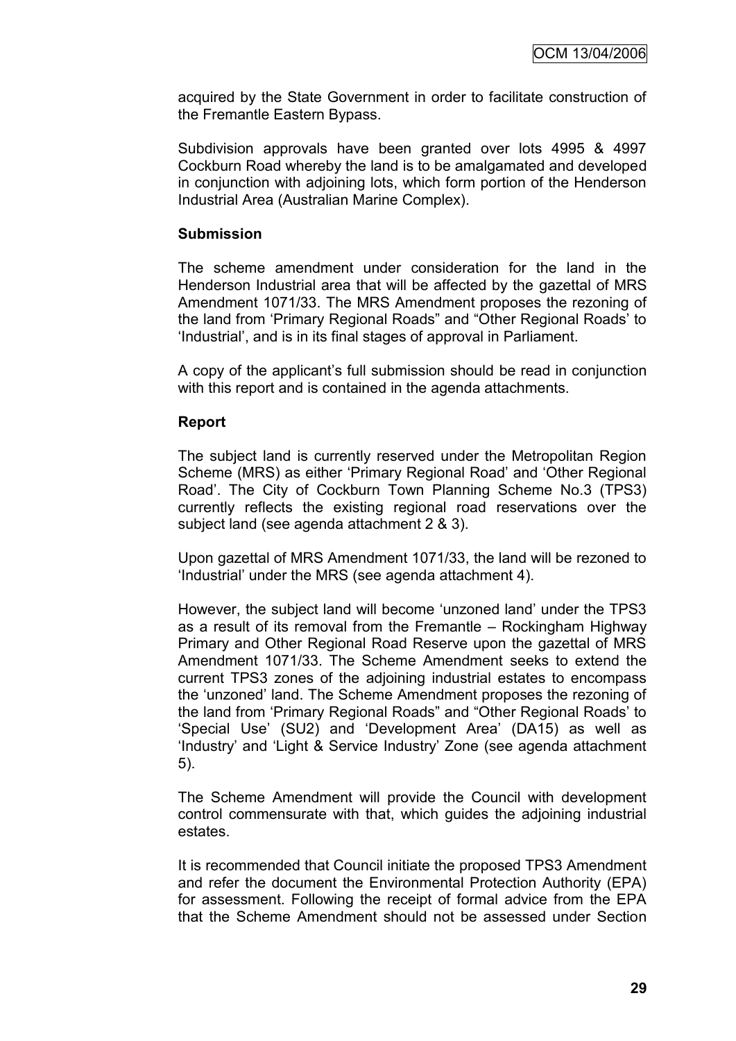acquired by the State Government in order to facilitate construction of the Fremantle Eastern Bypass.

Subdivision approvals have been granted over lots 4995 & 4997 Cockburn Road whereby the land is to be amalgamated and developed in conjunction with adjoining lots, which form portion of the Henderson Industrial Area (Australian Marine Complex).

**Submission**

The scheme amendment under consideration for the land in the Henderson Industrial area that will be affected by the gazettal of MRS Amendment 1071/33. The MRS Amendment proposes the rezoning of the land from 'Primary Regional Roads" and "Other Regional Roads' to 'Industrial', and is in its final stages of approval in Parliament.

A copy of the applicant's full submission should be read in conjunction with this report and is contained in the agenda attachments.

**Report**

The subject land is currently reserved under the Metropolitan Region Scheme (MRS) as either 'Primary Regional Road' and 'Other Regional Road'. The City of Cockburn Town Planning Scheme No.3 (TPS3) currently reflects the existing regional road reservations over the subject land (see agenda attachment 2 & 3).

Upon gazettal of MRS Amendment 1071/33, the land will be rezoned to 'Industrial' under the MRS (see agenda attachment 4).

However, the subject land will become 'unzoned land' under the TPS3 as a result of its removal from the Fremantle – Rockingham Highway Primary and Other Regional Road Reserve upon the gazettal of MRS Amendment 1071/33. The Scheme Amendment seeks to extend the current TPS3 zones of the adjoining industrial estates to encompass the 'unzoned' land. The Scheme Amendment proposes the rezoning of the land from 'Primary Regional Roads" and "Other Regional Roads' to 'Special Use' (SU2) and 'Development Area' (DA15) as well as 'Industry' and 'Light & Service Industry' Zone (see agenda attachment 5).

The Scheme Amendment will provide the Council with development control commensurate with that, which guides the adjoining industrial estates.

It is recommended that Council initiate the proposed TPS3 Amendment and refer the document the Environmental Protection Authority (EPA) for assessment. Following the receipt of formal advice from the EPA that the Scheme Amendment should not be assessed under Section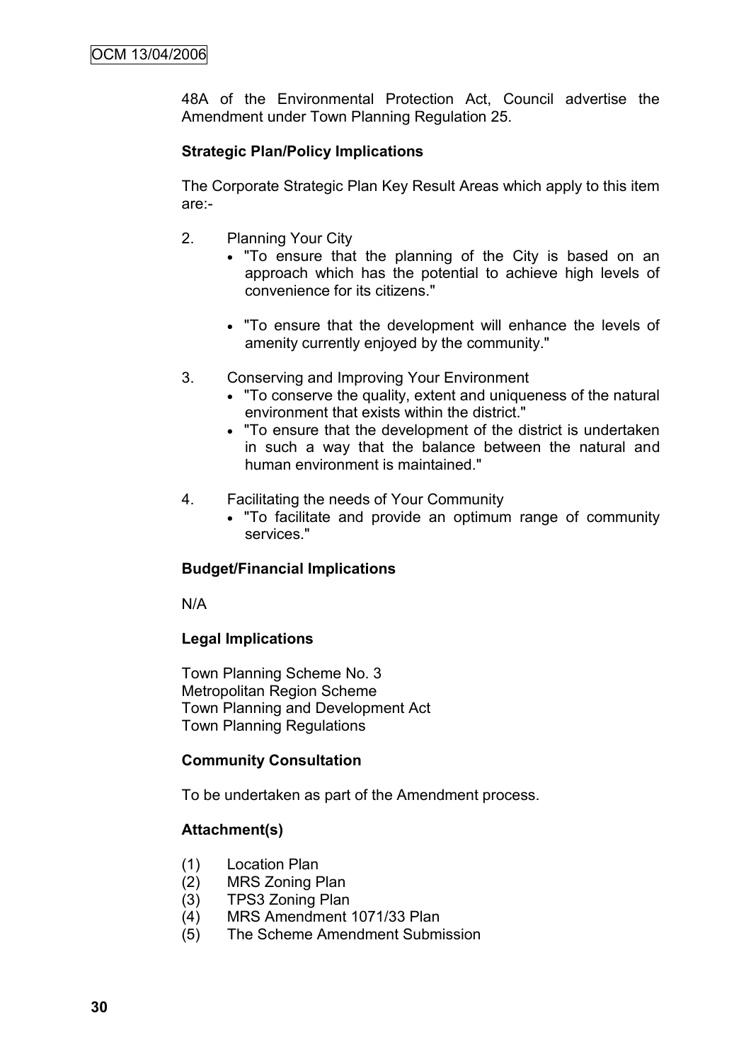48A of the Environmental Protection Act, Council advertise the Amendment under Town Planning Regulation 25.

**Strategic Plan/Policy Implications**

The Corporate Strategic Plan Key Result Areas which apply to this item are:-

2. Planning Your City
   - "To ensure that the planning of the City is based on an approach which has the potential to achieve high levels of convenience for its citizens."

   - "To ensure that the development will enhance the levels of amenity currently enjoyed by the community."

3. Conserving and Improving Your Environment
   - "To conserve the quality, extent and uniqueness of the natural environment that exists within the district."
   - "To ensure that the development of the district is undertaken in such a way that the balance between the natural and human environment is maintained."

4. Facilitating the needs of Your Community
   - "To facilitate and provide an optimum range of community services."

**Budget/Financial Implications**

N/A

**Legal Implications**

Town Planning Scheme No. 3
Metropolitan Region Scheme
Town Planning and Development Act
Town Planning Regulations

**Community Consultation**

To be undertaken as part of the Amendment process.

**Attachment(s)**

(1) Location Plan
(2) MRS Zoning Plan
(3) TPS3 Zoning Plan
(4) MRS Amendment 1071/33 Plan
(5) The Scheme Amendment Submission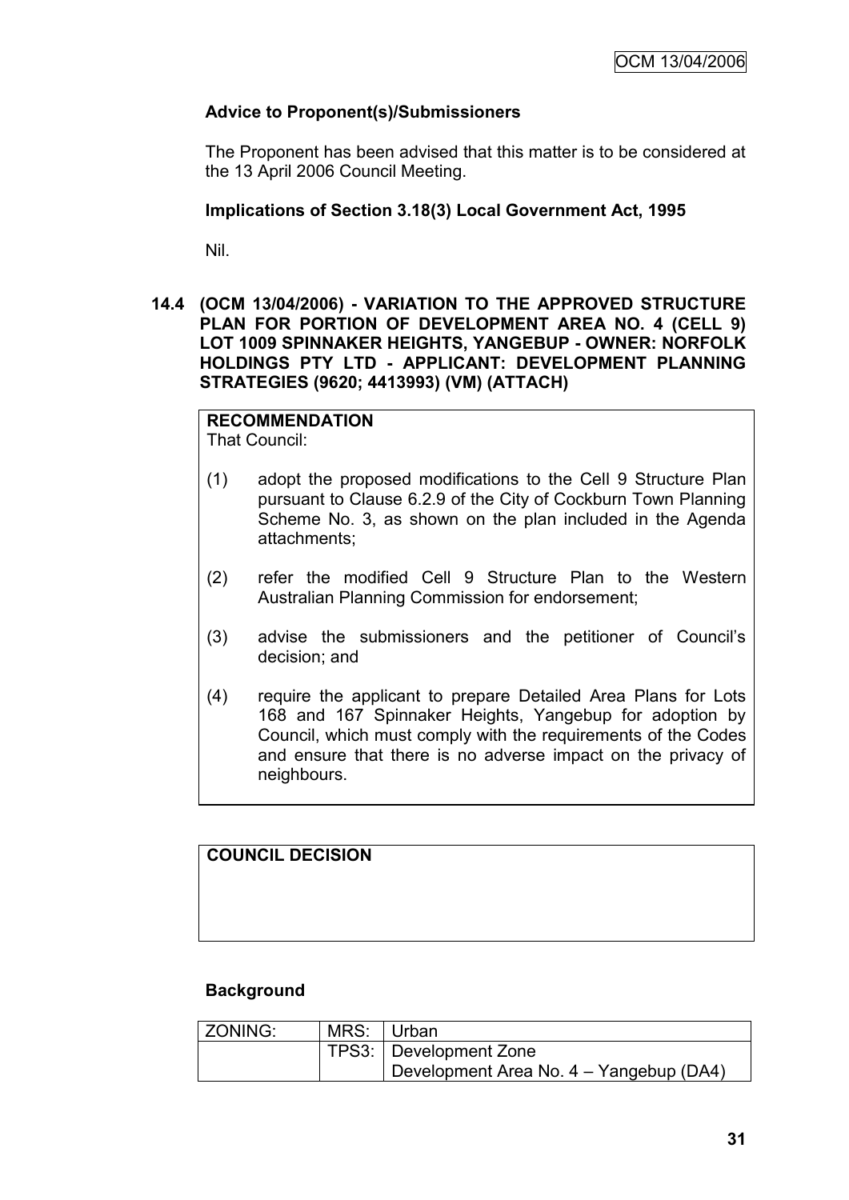### Advice to Proponent(s)/Submissioners

The Proponent has been advised that this matter is to be considered at the 13 April 2006 Council Meeting.

### Implications of Section 3.18(3) Local Government Act, 1995

Nil.

## 14.4 (OCM 13/04/2006) - VARIATION TO THE APPROVED STRUCTURE PLAN FOR PORTION OF DEVELOPMENT AREA NO. 4 (CELL 9) LOT 1009 SPINNAKER HEIGHTS, YANGEBUP - OWNER: NORFOLK HOLDINGS PTY LTD - APPLICANT: DEVELOPMENT PLANNING STRATEGIES (9620; 4413993) (VM) (ATTACH)

**RECOMMENDATION**
That Council:

(1) adopt the proposed modifications to the Cell 9 Structure Plan pursuant to Clause 6.2.9 of the City of Cockburn Town Planning Scheme No. 3, as shown on the plan included in the Agenda attachments;

(2) refer the modified Cell 9 Structure Plan to the Western Australian Planning Commission for endorsement;

(3) advise the submissioners and the petitioner of Council's decision; and

(4) require the applicant to prepare Detailed Area Plans for Lots 168 and 167 Spinnaker Heights, Yangebup for adoption by Council, which must comply with the requirements of the Codes and ensure that there is no adverse impact on the privacy of neighbours.

**COUNCIL DECISION**

### Background

| ZONING: | MRS: | Urban |
|---|---|---|
| | TPS3: | Development Zone<br>Development Area No. 4 – Yangebup (DA4) |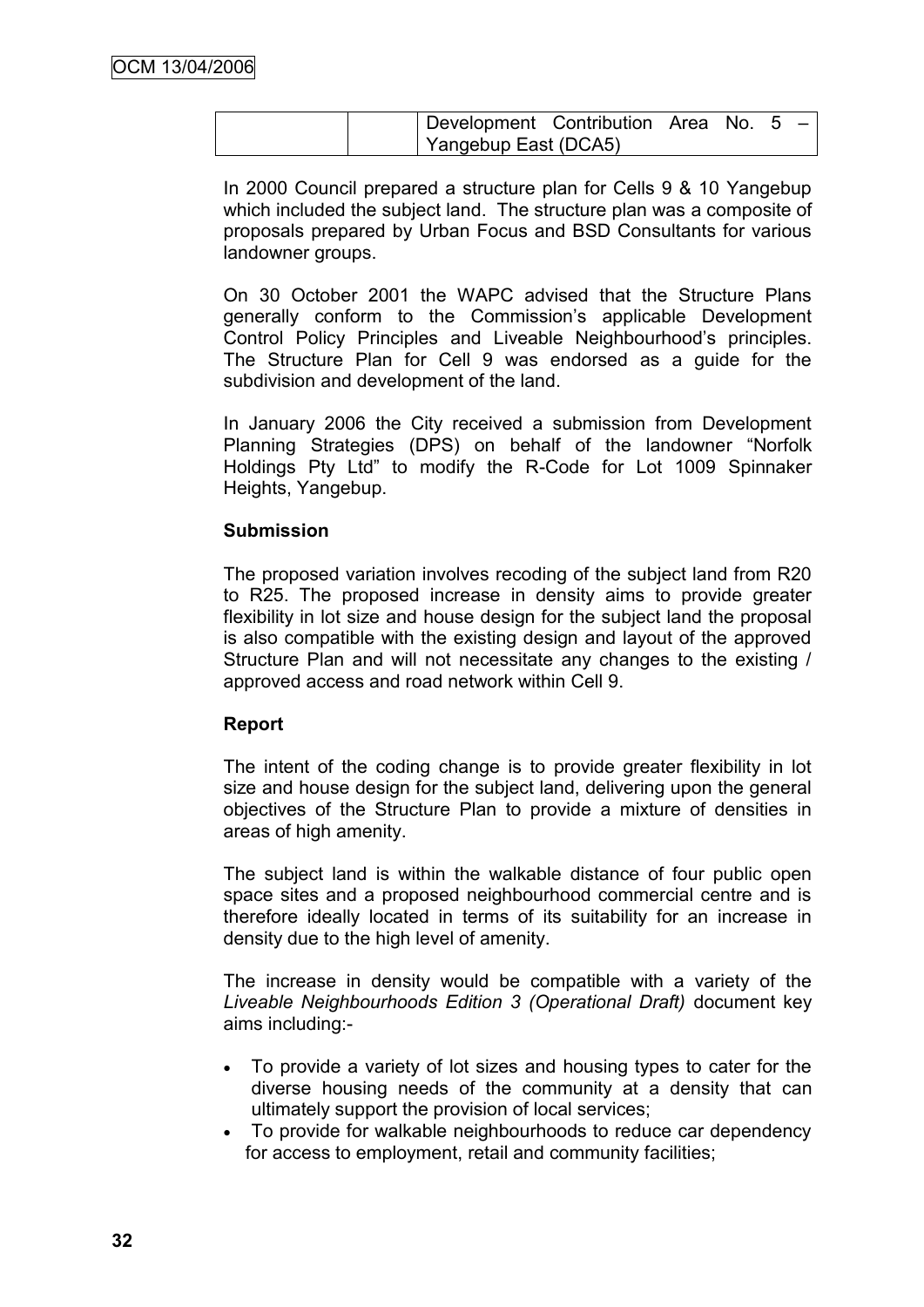| | | Development Contribution Area No. 5 – Yangebup East (DCA5) |
|---|---|---|

In 2000 Council prepared a structure plan for Cells 9 & 10 Yangebup which included the subject land. The structure plan was a composite of proposals prepared by Urban Focus and BSD Consultants for various landowner groups.

On 30 October 2001 the WAPC advised that the Structure Plans generally conform to the Commission's applicable Development Control Policy Principles and Liveable Neighbourhood's principles. The Structure Plan for Cell 9 was endorsed as a guide for the subdivision and development of the land.

In January 2006 the City received a submission from Development Planning Strategies (DPS) on behalf of the landowner "Norfolk Holdings Pty Ltd" to modify the R-Code for Lot 1009 Spinnaker Heights, Yangebup.

**Submission**

The proposed variation involves recoding of the subject land from R20 to R25. The proposed increase in density aims to provide greater flexibility in lot size and house design for the subject land the proposal is also compatible with the existing design and layout of the approved Structure Plan and will not necessitate any changes to the existing / approved access and road network within Cell 9.

**Report**

The intent of the coding change is to provide greater flexibility in lot size and house design for the subject land, delivering upon the general objectives of the Structure Plan to provide a mixture of densities in areas of high amenity.

The subject land is within the walkable distance of four public open space sites and a proposed neighbourhood commercial centre and is therefore ideally located in terms of its suitability for an increase in density due to the high level of amenity.

The increase in density would be compatible with a variety of the *Liveable Neighbourhoods Edition 3 (Operational Draft)* document key aims including:-

- To provide a variety of lot sizes and housing types to cater for the diverse housing needs of the community at a density that can ultimately support the provision of local services;
- To provide for walkable neighbourhoods to reduce car dependency for access to employment, retail and community facilities;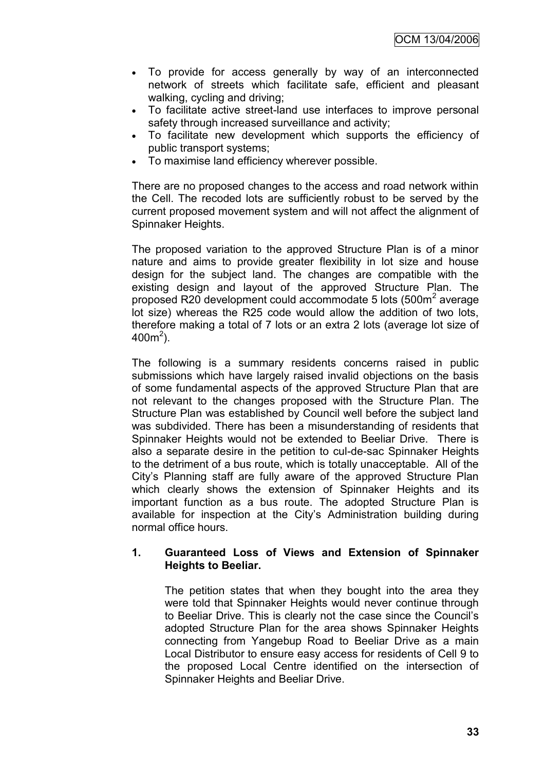- To provide for access generally by way of an interconnected network of streets which facilitate safe, efficient and pleasant walking, cycling and driving;
- To facilitate active street-land use interfaces to improve personal safety through increased surveillance and activity;
- To facilitate new development which supports the efficiency of public transport systems;
- To maximise land efficiency wherever possible.

There are no proposed changes to the access and road network within the Cell. The recoded lots are sufficiently robust to be served by the current proposed movement system and will not affect the alignment of Spinnaker Heights.

The proposed variation to the approved Structure Plan is of a minor nature and aims to provide greater flexibility in lot size and house design for the subject land. The changes are compatible with the existing design and layout of the approved Structure Plan. The proposed R20 development could accommodate 5 lots ($500m^2$ average lot size) whereas the R25 code would allow the addition of two lots, therefore making a total of 7 lots or an extra 2 lots (average lot size of $400m^2$).

The following is a summary residents concerns raised in public submissions which have largely raised invalid objections on the basis of some fundamental aspects of the approved Structure Plan that are not relevant to the changes proposed with the Structure Plan. The Structure Plan was established by Council well before the subject land was subdivided. There has been a misunderstanding of residents that Spinnaker Heights would not be extended to Beeliar Drive. There is also a separate desire in the petition to cul-de-sac Spinnaker Heights to the detriment of a bus route, which is totally unacceptable. All of the City's Planning staff are fully aware of the approved Structure Plan which clearly shows the extension of Spinnaker Heights and its important function as a bus route. The adopted Structure Plan is available for inspection at the City's Administration building during normal office hours.

**1. Guaranteed Loss of Views and Extension of Spinnaker Heights to Beeliar.**

The petition states that when they bought into the area they were told that Spinnaker Heights would never continue through to Beeliar Drive. This is clearly not the case since the Council's adopted Structure Plan for the area shows Spinnaker Heights connecting from Yangebup Road to Beeliar Drive as a main Local Distributor to ensure easy access for residents of Cell 9 to the proposed Local Centre identified on the intersection of Spinnaker Heights and Beeliar Drive.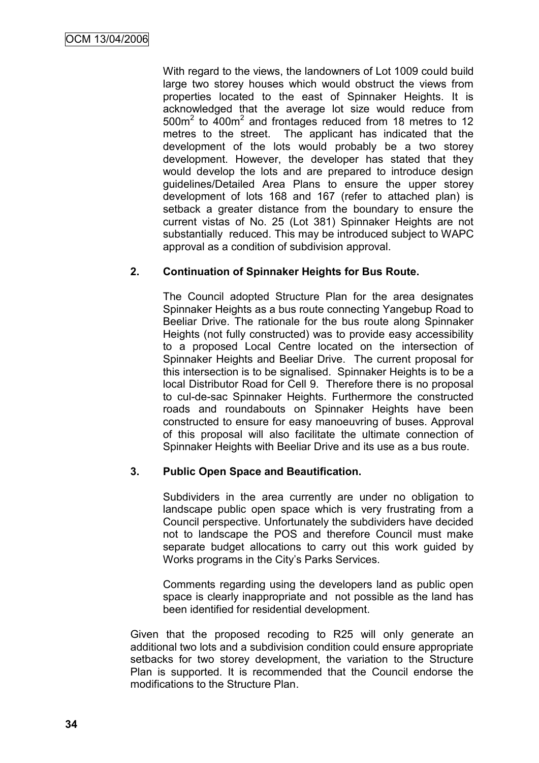With regard to the views, the landowners of Lot 1009 could build large two storey houses which would obstruct the views from properties located to the east of Spinnaker Heights. It is acknowledged that the average lot size would reduce from $500m^2$ to $400m^2$ and frontages reduced from 18 metres to 12 metres to the street. The applicant has indicated that the development of the lots would probably be a two storey development. However, the developer has stated that they would develop the lots and are prepared to introduce design guidelines/Detailed Area Plans to ensure the upper storey development of lots 168 and 167 (refer to attached plan) is setback a greater distance from the boundary to ensure the current vistas of No. 25 (Lot 381) Spinnaker Heights are not substantially reduced. This may be introduced subject to WAPC approval as a condition of subdivision approval.

**2. Continuation of Spinnaker Heights for Bus Route.**

The Council adopted Structure Plan for the area designates Spinnaker Heights as a bus route connecting Yangebup Road to Beeliar Drive. The rationale for the bus route along Spinnaker Heights (not fully constructed) was to provide easy accessibility to a proposed Local Centre located on the intersection of Spinnaker Heights and Beeliar Drive. The current proposal for this intersection is to be signalised. Spinnaker Heights is to be a local Distributor Road for Cell 9. Therefore there is no proposal to cul-de-sac Spinnaker Heights. Furthermore the constructed roads and roundabouts on Spinnaker Heights have been constructed to ensure for easy manoeuvring of buses. Approval of this proposal will also facilitate the ultimate connection of Spinnaker Heights with Beeliar Drive and its use as a bus route.

**3. Public Open Space and Beautification.**

Subdividers in the area currently are under no obligation to landscape public open space which is very frustrating from a Council perspective. Unfortunately the subdividers have decided not to landscape the POS and therefore Council must make separate budget allocations to carry out this work guided by Works programs in the City's Parks Services.

Comments regarding using the developers land as public open space is clearly inappropriate and not possible as the land has been identified for residential development.

Given that the proposed recoding to R25 will only generate an additional two lots and a subdivision condition could ensure appropriate setbacks for two storey development, the variation to the Structure Plan is supported. It is recommended that the Council endorse the modifications to the Structure Plan.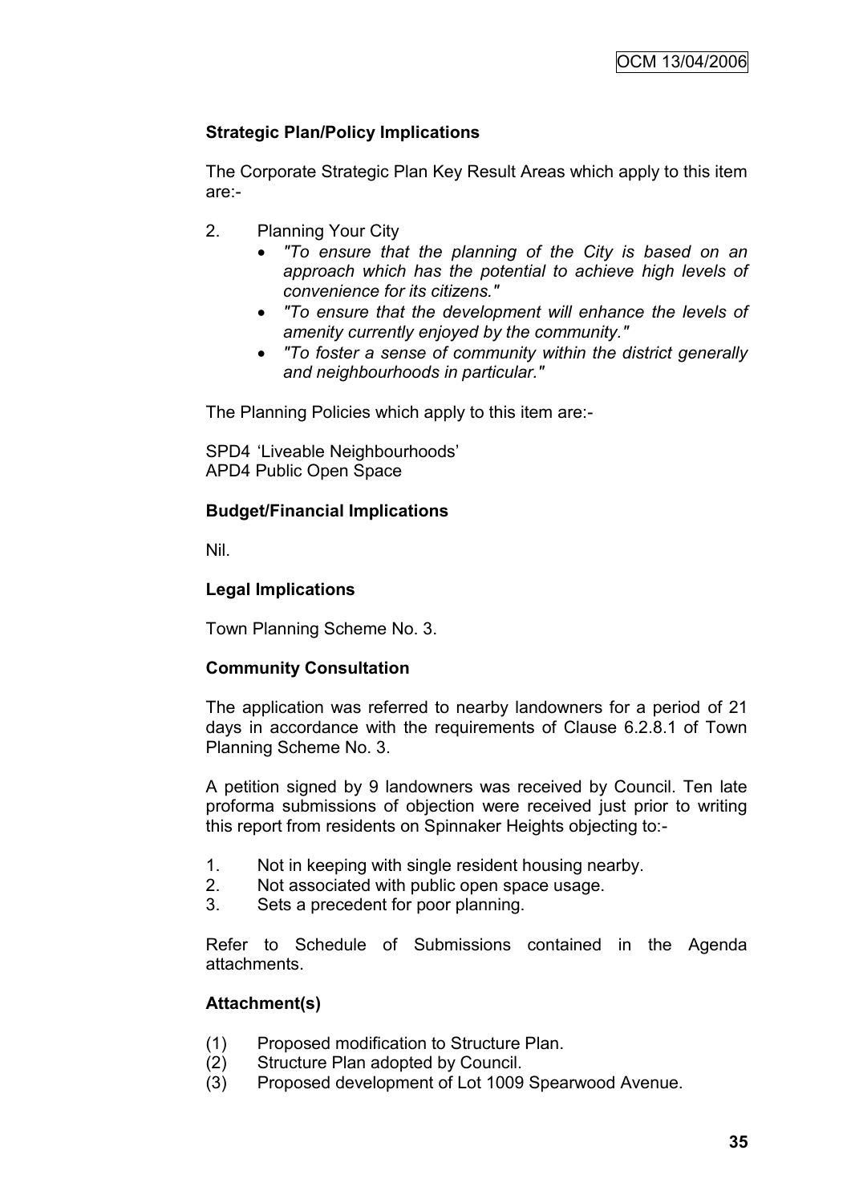### Strategic Plan/Policy Implications

The Corporate Strategic Plan Key Result Areas which apply to this item are:-

2. Planning Your City
   - *"To ensure that the planning of the City is based on an approach which has the potential to achieve high levels of convenience for its citizens."*
   - *"To ensure that the development will enhance the levels of amenity currently enjoyed by the community."*
   - *"To foster a sense of community within the district generally and neighbourhoods in particular."*

The Planning Policies which apply to this item are:-

SPD4 'Liveable Neighbourhoods'
APD4 Public Open Space

### Budget/Financial Implications

Nil.

### Legal Implications

Town Planning Scheme No. 3.

### Community Consultation

The application was referred to nearby landowners for a period of 21 days in accordance with the requirements of Clause 6.2.8.1 of Town Planning Scheme No. 3.

A petition signed by 9 landowners was received by Council. Ten late proforma submissions of objection were received just prior to writing this report from residents on Spinnaker Heights objecting to:-

1. Not in keeping with single resident housing nearby.
2. Not associated with public open space usage.
3. Sets a precedent for poor planning.

Refer to Schedule of Submissions contained in the Agenda attachments.

### Attachment(s)

(1) Proposed modification to Structure Plan.
(2) Structure Plan adopted by Council.
(3) Proposed development of Lot 1009 Spearwood Avenue.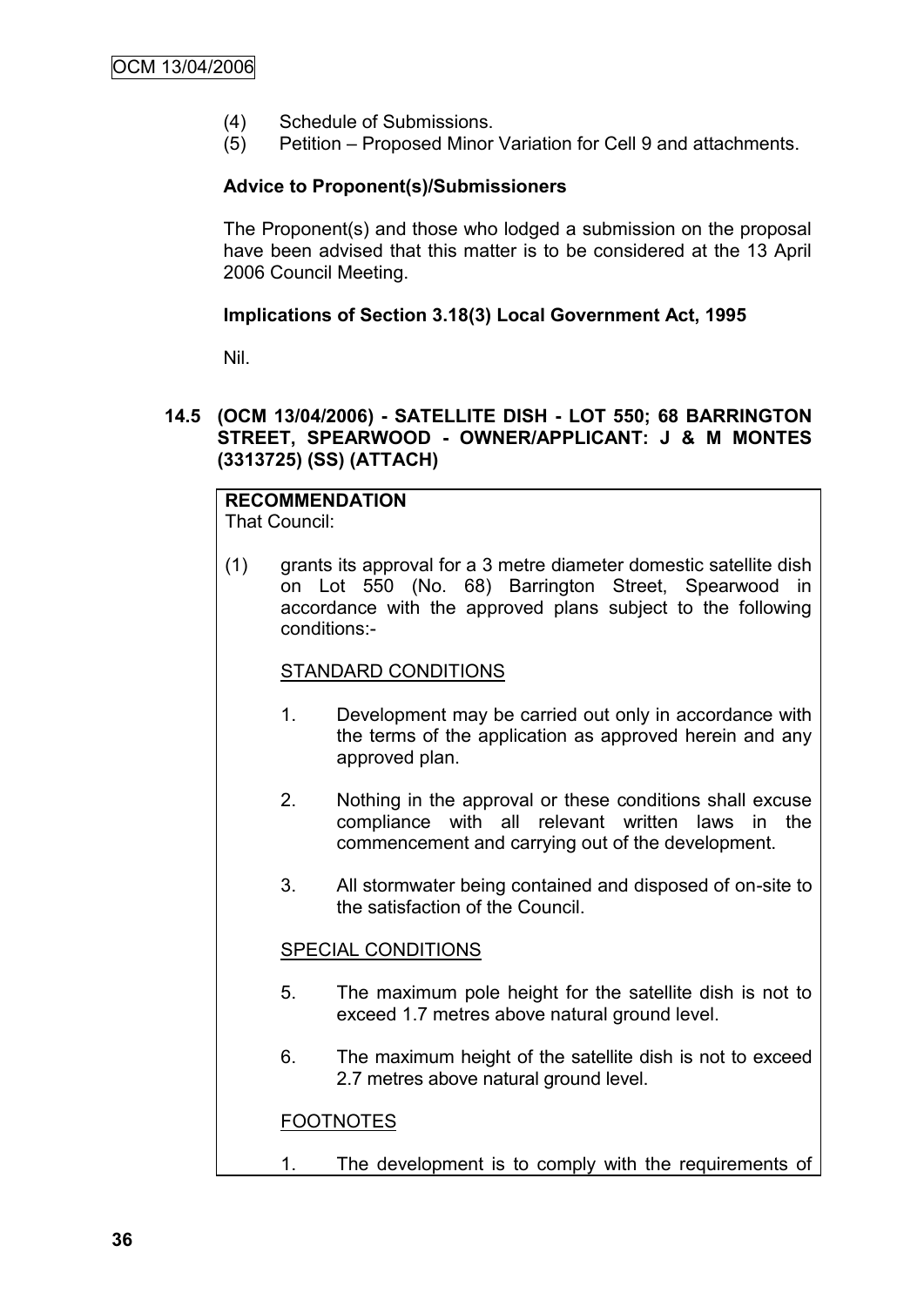(4) Schedule of Submissions.
(5) Petition – Proposed Minor Variation for Cell 9 and attachments.

**Advice to Proponent(s)/Submissioners**

The Proponent(s) and those who lodged a submission on the proposal have been advised that this matter is to be considered at the 13 April 2006 Council Meeting.

**Implications of Section 3.18(3) Local Government Act, 1995**

Nil.

### 14.5 (OCM 13/04/2006) - SATELLITE DISH - LOT 550; 68 BARRINGTON STREET, SPEARWOOD - OWNER/APPLICANT: J & M MONTES (3313725) (SS) (ATTACH)

**RECOMMENDATION**

That Council:

(1) grants its approval for a 3 metre diameter domestic satellite dish on Lot 550 (No. 68) Barrington Street, Spearwood in accordance with the approved plans subject to the following conditions:-

STANDARD CONDITIONS

1. Development may be carried out only in accordance with the terms of the application as approved herein and any approved plan.

2. Nothing in the approval or these conditions shall excuse compliance with all relevant written laws in the commencement and carrying out of the development.

3. All stormwater being contained and disposed of on-site to the satisfaction of the Council.

SPECIAL CONDITIONS

5. The maximum pole height for the satellite dish is not to exceed 1.7 metres above natural ground level.

6. The maximum height of the satellite dish is not to exceed 2.7 metres above natural ground level.

FOOTNOTES

1. The development is to comply with the requirements of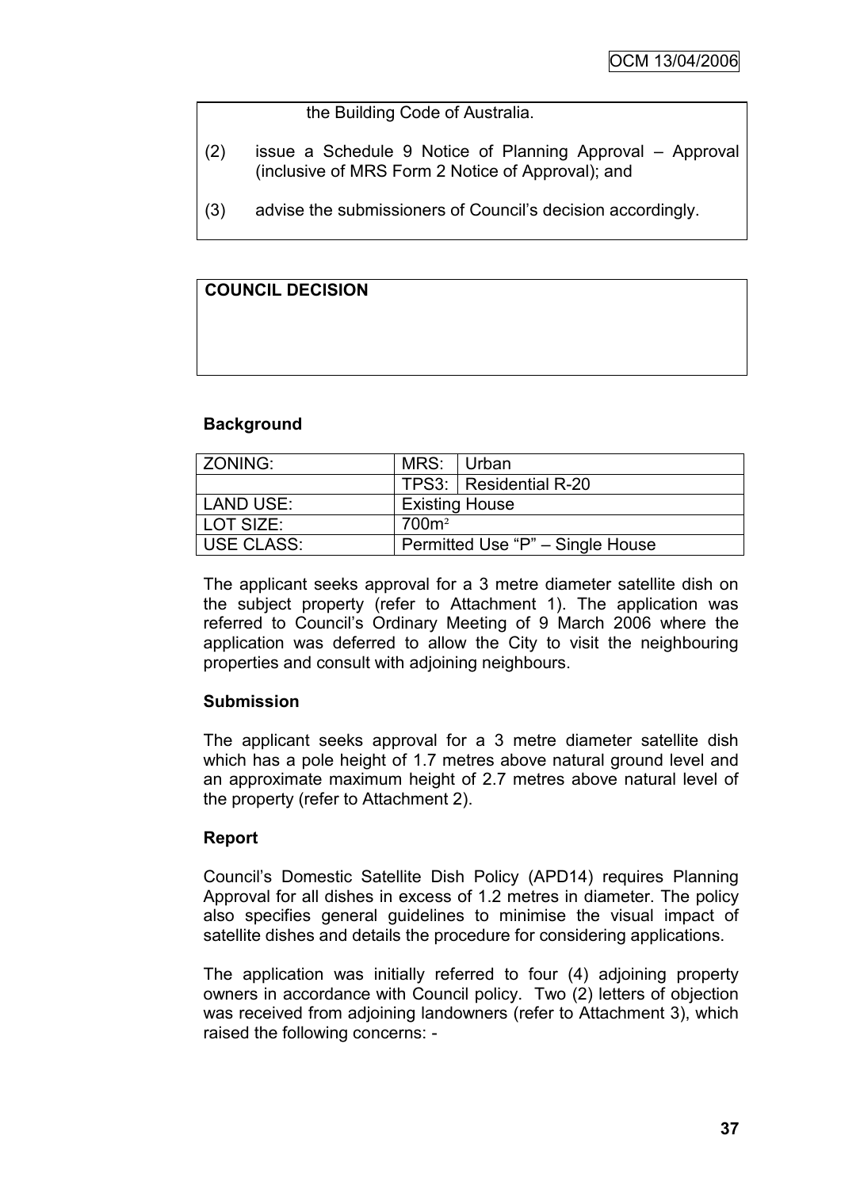the Building Code of Australia.

(2) issue a Schedule 9 Notice of Planning Approval – Approval (inclusive of MRS Form 2 Notice of Approval); and

(3) advise the submissioners of Council's decision accordingly.

**COUNCIL DECISION**

**Background**

| ZONING: | MRS: | Urban |
|---|---|---|
| | TPS3: | Residential R-20 |
| LAND USE: | Existing House | |
| LOT SIZE: | 700m² | |
| USE CLASS: | Permitted Use "P" – Single House | |

The applicant seeks approval for a 3 metre diameter satellite dish on the subject property (refer to Attachment 1). The application was referred to Council's Ordinary Meeting of 9 March 2006 where the application was deferred to allow the City to visit the neighbouring properties and consult with adjoining neighbours.

**Submission**

The applicant seeks approval for a 3 metre diameter satellite dish which has a pole height of 1.7 metres above natural ground level and an approximate maximum height of 2.7 metres above natural level of the property (refer to Attachment 2).

**Report**

Council's Domestic Satellite Dish Policy (APD14) requires Planning Approval for all dishes in excess of 1.2 metres in diameter. The policy also specifies general guidelines to minimise the visual impact of satellite dishes and details the procedure for considering applications.

The application was initially referred to four (4) adjoining property owners in accordance with Council policy. Two (2) letters of objection was received from adjoining landowners (refer to Attachment 3), which raised the following concerns: -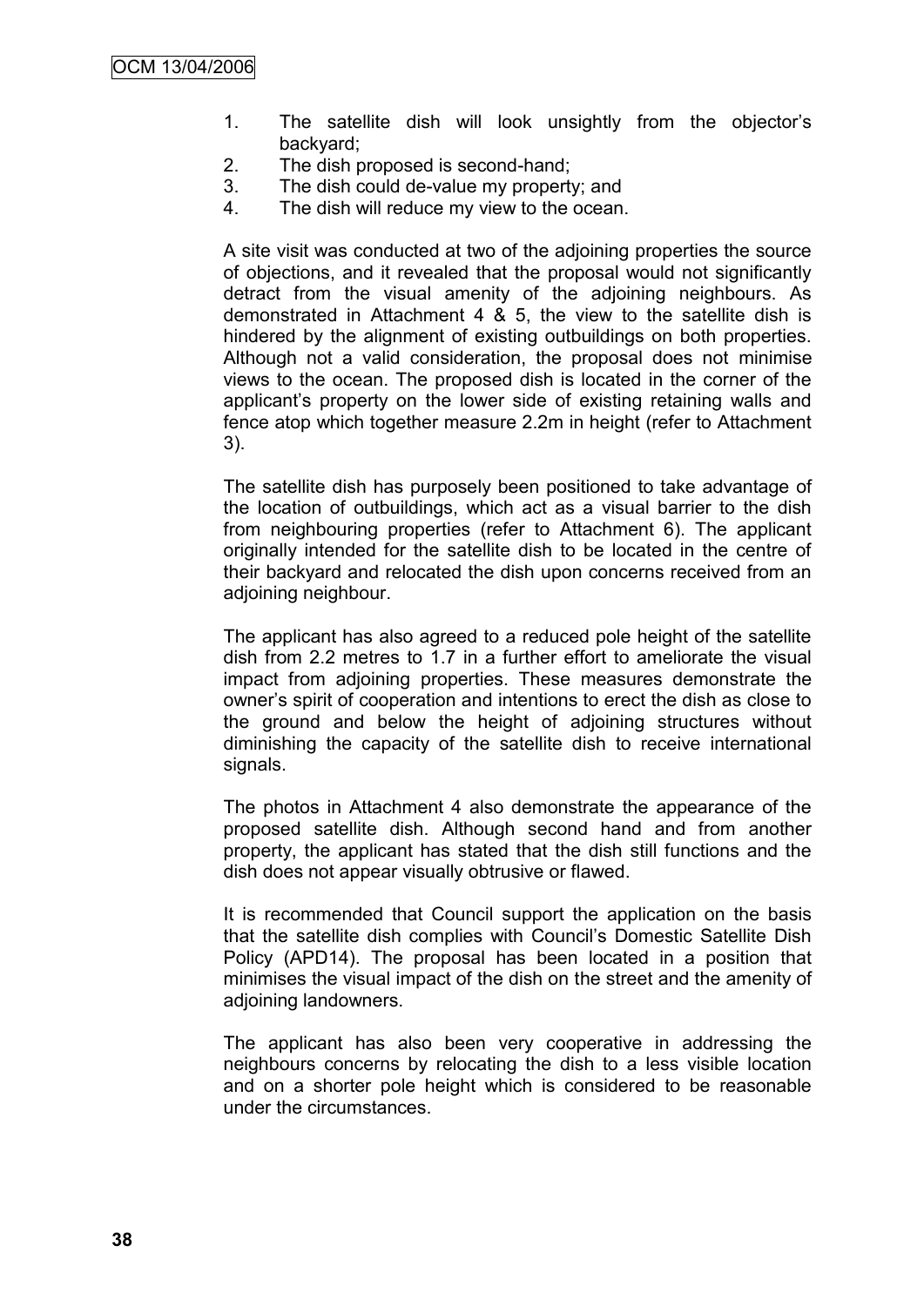1. The satellite dish will look unsightly from the objector's backyard;
2. The dish proposed is second-hand;
3. The dish could de-value my property; and
4. The dish will reduce my view to the ocean.

A site visit was conducted at two of the adjoining properties the source of objections, and it revealed that the proposal would not significantly detract from the visual amenity of the adjoining neighbours. As demonstrated in Attachment 4 & 5, the view to the satellite dish is hindered by the alignment of existing outbuildings on both properties. Although not a valid consideration, the proposal does not minimise views to the ocean. The proposed dish is located in the corner of the applicant's property on the lower side of existing retaining walls and fence atop which together measure 2.2m in height (refer to Attachment 3).

The satellite dish has purposely been positioned to take advantage of the location of outbuildings, which act as a visual barrier to the dish from neighbouring properties (refer to Attachment 6). The applicant originally intended for the satellite dish to be located in the centre of their backyard and relocated the dish upon concerns received from an adjoining neighbour.

The applicant has also agreed to a reduced pole height of the satellite dish from 2.2 metres to 1.7 in a further effort to ameliorate the visual impact from adjoining properties. These measures demonstrate the owner's spirit of cooperation and intentions to erect the dish as close to the ground and below the height of adjoining structures without diminishing the capacity of the satellite dish to receive international signals.

The photos in Attachment 4 also demonstrate the appearance of the proposed satellite dish. Although second hand and from another property, the applicant has stated that the dish still functions and the dish does not appear visually obtrusive or flawed.

It is recommended that Council support the application on the basis that the satellite dish complies with Council's Domestic Satellite Dish Policy (APD14). The proposal has been located in a position that minimises the visual impact of the dish on the street and the amenity of adjoining landowners.

The applicant has also been very cooperative in addressing the neighbours concerns by relocating the dish to a less visible location and on a shorter pole height which is considered to be reasonable under the circumstances.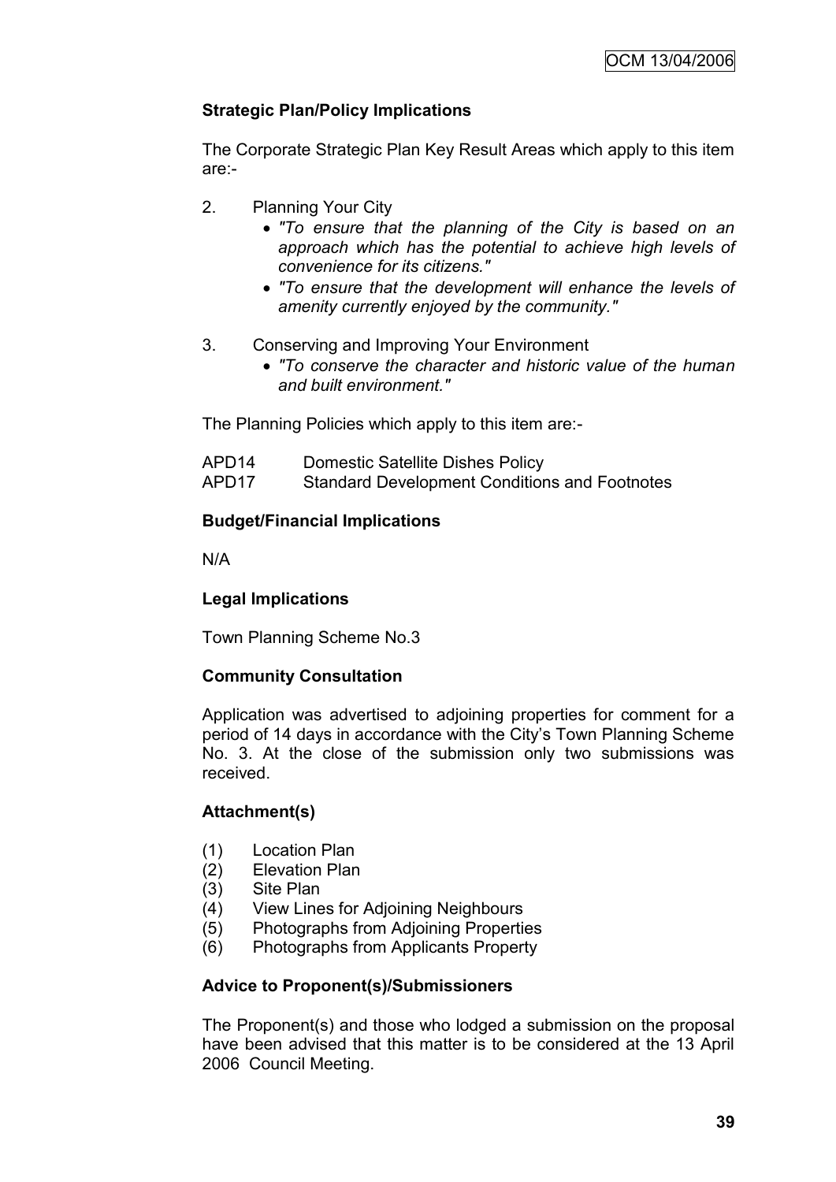### Strategic Plan/Policy Implications

The Corporate Strategic Plan Key Result Areas which apply to this item are:-

2. Planning Your City
   - *"To ensure that the planning of the City is based on an approach which has the potential to achieve high levels of convenience for its citizens."*
   - *"To ensure that the development will enhance the levels of amenity currently enjoyed by the community."*

3. Conserving and Improving Your Environment
   - *"To conserve the character and historic value of the human and built environment."*

The Planning Policies which apply to this item are:-

| | |
|---|---|
| APD14 | Domestic Satellite Dishes Policy |
| APD17 | Standard Development Conditions and Footnotes |

### Budget/Financial Implications

N/A

### Legal Implications

Town Planning Scheme No.3

### Community Consultation

Application was advertised to adjoining properties for comment for a period of 14 days in accordance with the City's Town Planning Scheme No. 3. At the close of the submission only two submissions was received.

### Attachment(s)

(1) Location Plan
(2) Elevation Plan
(3) Site Plan
(4) View Lines for Adjoining Neighbours
(5) Photographs from Adjoining Properties
(6) Photographs from Applicants Property

### Advice to Proponent(s)/Submissioners

The Proponent(s) and those who lodged a submission on the proposal have been advised that this matter is to be considered at the 13 April 2006 Council Meeting.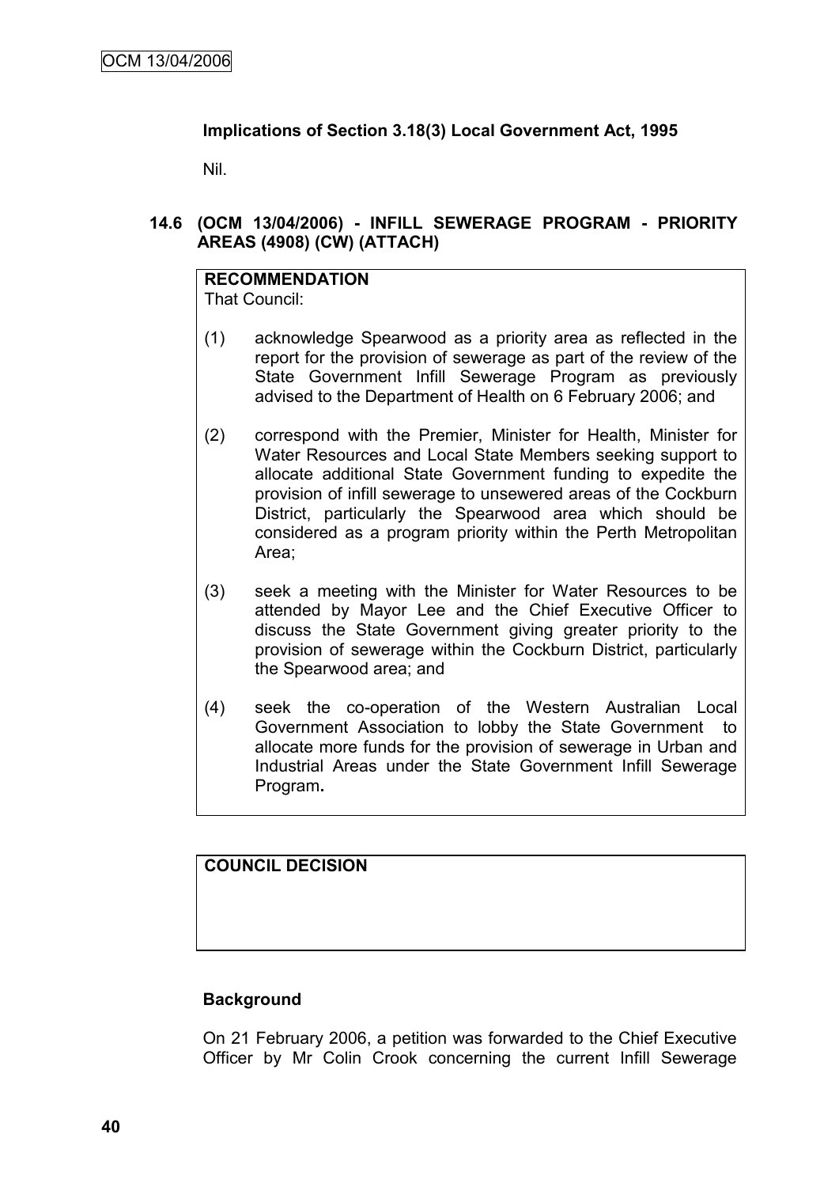**Implications of Section 3.18(3) Local Government Act, 1995**

Nil.

### 14.6 (OCM 13/04/2006) - INFILL SEWERAGE PROGRAM - PRIORITY AREAS (4908) (CW) (ATTACH)

**RECOMMENDATION**

That Council:

(1) acknowledge Spearwood as a priority area as reflected in the report for the provision of sewerage as part of the review of the State Government Infill Sewerage Program as previously advised to the Department of Health on 6 February 2006; and

(2) correspond with the Premier, Minister for Health, Minister for Water Resources and Local State Members seeking support to allocate additional State Government funding to expedite the provision of infill sewerage to unsewered areas of the Cockburn District, particularly the Spearwood area which should be considered as a program priority within the Perth Metropolitan Area;

(3) seek a meeting with the Minister for Water Resources to be attended by Mayor Lee and the Chief Executive Officer to discuss the State Government giving greater priority to the provision of sewerage within the Cockburn District, particularly the Spearwood area; and

(4) seek the co-operation of the Western Australian Local Government Association to lobby the State Government to allocate more funds for the provision of sewerage in Urban and Industrial Areas under the State Government Infill Sewerage Program**.**

**COUNCIL DECISION**

**Background**

On 21 February 2006, a petition was forwarded to the Chief Executive Officer by Mr Colin Crook concerning the current Infill Sewerage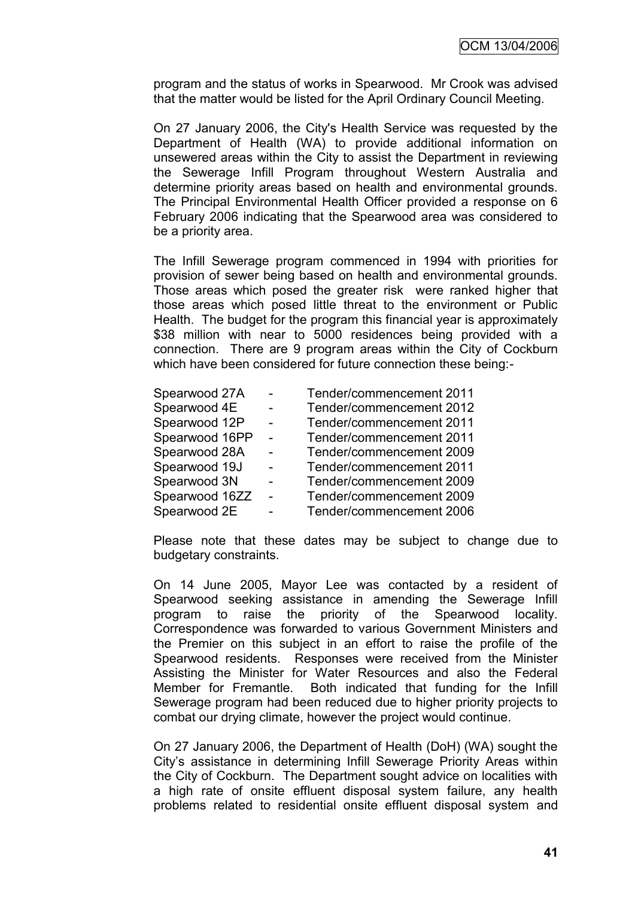program and the status of works in Spearwood. Mr Crook was advised that the matter would be listed for the April Ordinary Council Meeting.

On 27 January 2006, the City's Health Service was requested by the Department of Health (WA) to provide additional information on unsewered areas within the City to assist the Department in reviewing the Sewerage Infill Program throughout Western Australia and determine priority areas based on health and environmental grounds. The Principal Environmental Health Officer provided a response on 6 February 2006 indicating that the Spearwood area was considered to be a priority area.

The Infill Sewerage program commenced in 1994 with priorities for provision of sewer being based on health and environmental grounds. Those areas which posed the greater risk were ranked higher that those areas which posed little threat to the environment or Public Health. The budget for the program this financial year is approximately $38 million with near to 5000 residences being provided with a connection. There are 9 program areas within the City of Cockburn which have been considered for future connection these being:-

| | | |
|---|---|---|
| Spearwood 27A | - | Tender/commencement 2011 |
| Spearwood 4E | - | Tender/commencement 2012 |
| Spearwood 12P | - | Tender/commencement 2011 |
| Spearwood 16PP | - | Tender/commencement 2011 |
| Spearwood 28A | - | Tender/commencement 2009 |
| Spearwood 19J | - | Tender/commencement 2011 |
| Spearwood 3N | - | Tender/commencement 2009 |
| Spearwood 16ZZ | - | Tender/commencement 2009 |
| Spearwood 2E | - | Tender/commencement 2006 |

Please note that these dates may be subject to change due to budgetary constraints.

On 14 June 2005, Mayor Lee was contacted by a resident of Spearwood seeking assistance in amending the Sewerage Infill program to raise the priority of the Spearwood locality. Correspondence was forwarded to various Government Ministers and the Premier on this subject in an effort to raise the profile of the Spearwood residents. Responses were received from the Minister Assisting the Minister for Water Resources and also the Federal Member for Fremantle. Both indicated that funding for the Infill Sewerage program had been reduced due to higher priority projects to combat our drying climate, however the project would continue.

On 27 January 2006, the Department of Health (DoH) (WA) sought the City's assistance in determining Infill Sewerage Priority Areas within the City of Cockburn. The Department sought advice on localities with a high rate of onsite effluent disposal system failure, any health problems related to residential onsite effluent disposal system and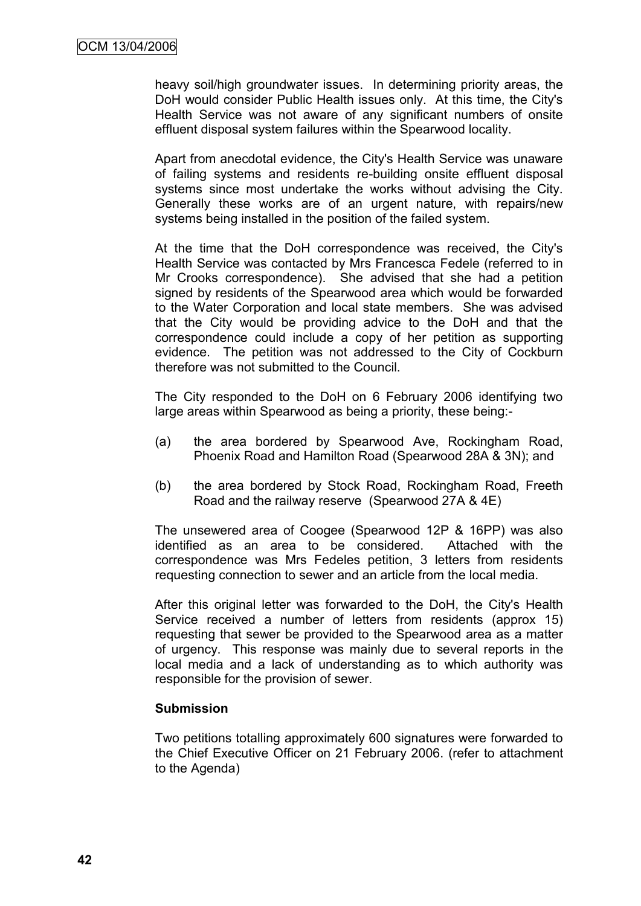heavy soil/high groundwater issues. In determining priority areas, the DoH would consider Public Health issues only. At this time, the City's Health Service was not aware of any significant numbers of onsite effluent disposal system failures within the Spearwood locality.

Apart from anecdotal evidence, the City's Health Service was unaware of failing systems and residents re-building onsite effluent disposal systems since most undertake the works without advising the City. Generally these works are of an urgent nature, with repairs/new systems being installed in the position of the failed system.

At the time that the DoH correspondence was received, the City's Health Service was contacted by Mrs Francesca Fedele (referred to in Mr Crooks correspondence). She advised that she had a petition signed by residents of the Spearwood area which would be forwarded to the Water Corporation and local state members. She was advised that the City would be providing advice to the DoH and that the correspondence could include a copy of her petition as supporting evidence. The petition was not addressed to the City of Cockburn therefore was not submitted to the Council.

The City responded to the DoH on 6 February 2006 identifying two large areas within Spearwood as being a priority, these being:-

(a) the area bordered by Spearwood Ave, Rockingham Road, Phoenix Road and Hamilton Road (Spearwood 28A & 3N); and

(b) the area bordered by Stock Road, Rockingham Road, Freeth Road and the railway reserve (Spearwood 27A & 4E)

The unsewered area of Coogee (Spearwood 12P & 16PP) was also identified as an area to be considered. Attached with the correspondence was Mrs Fedeles petition, 3 letters from residents requesting connection to sewer and an article from the local media.

After this original letter was forwarded to the DoH, the City's Health Service received a number of letters from residents (approx 15) requesting that sewer be provided to the Spearwood area as a matter of urgency. This response was mainly due to several reports in the local media and a lack of understanding as to which authority was responsible for the provision of sewer.

**Submission**

Two petitions totalling approximately 600 signatures were forwarded to the Chief Executive Officer on 21 February 2006. (refer to attachment to the Agenda)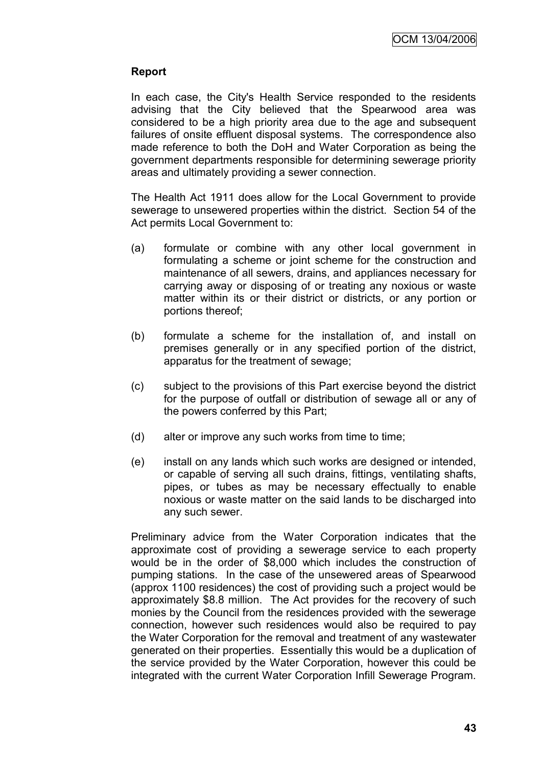**Report**

In each case, the City's Health Service responded to the residents advising that the City believed that the Spearwood area was considered to be a high priority area due to the age and subsequent failures of onsite effluent disposal systems. The correspondence also made reference to both the DoH and Water Corporation as being the government departments responsible for determining sewerage priority areas and ultimately providing a sewer connection.

The Health Act 1911 does allow for the Local Government to provide sewerage to unsewered properties within the district. Section 54 of the Act permits Local Government to:

(a) formulate or combine with any other local government in formulating a scheme or joint scheme for the construction and maintenance of all sewers, drains, and appliances necessary for carrying away or disposing of or treating any noxious or waste matter within its or their district or districts, or any portion or portions thereof;

(b) formulate a scheme for the installation of, and install on premises generally or in any specified portion of the district, apparatus for the treatment of sewage;

(c) subject to the provisions of this Part exercise beyond the district for the purpose of outfall or distribution of sewage all or any of the powers conferred by this Part;

(d) alter or improve any such works from time to time;

(e) install on any lands which such works are designed or intended, or capable of serving all such drains, fittings, ventilating shafts, pipes, or tubes as may be necessary effectually to enable noxious or waste matter on the said lands to be discharged into any such sewer.

Preliminary advice from the Water Corporation indicates that the approximate cost of providing a sewerage service to each property would be in the order of $8,000 which includes the construction of pumping stations. In the case of the unsewered areas of Spearwood (approx 1100 residences) the cost of providing such a project would be approximately $8.8 million. The Act provides for the recovery of such monies by the Council from the residences provided with the sewerage connection, however such residences would also be required to pay the Water Corporation for the removal and treatment of any wastewater generated on their properties. Essentially this would be a duplication of the service provided by the Water Corporation, however this could be integrated with the current Water Corporation Infill Sewerage Program.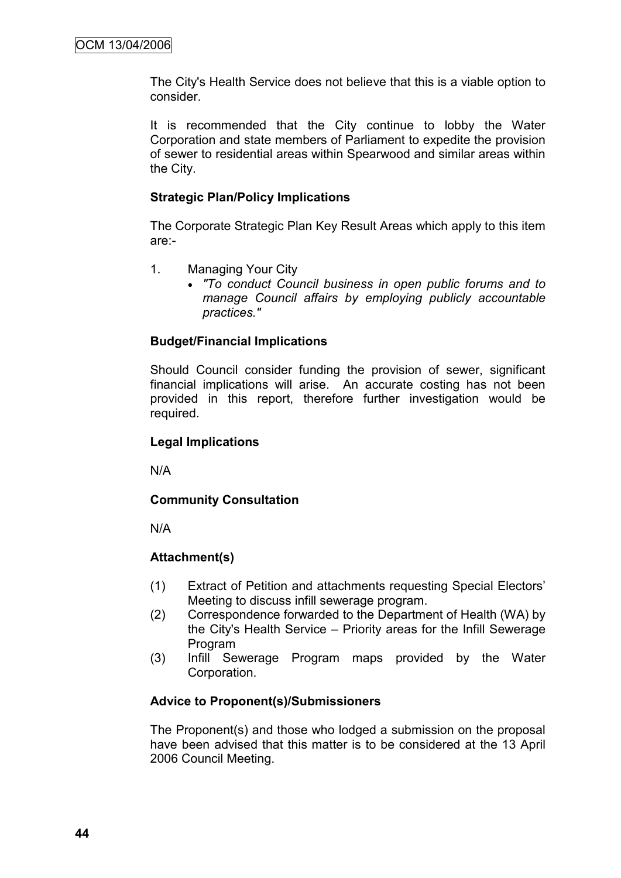The City's Health Service does not believe that this is a viable option to consider.

It is recommended that the City continue to lobby the Water Corporation and state members of Parliament to expedite the provision of sewer to residential areas within Spearwood and similar areas within the City.

**Strategic Plan/Policy Implications**

The Corporate Strategic Plan Key Result Areas which apply to this item are:-

1. Managing Your City
   - *"To conduct Council business in open public forums and to manage Council affairs by employing publicly accountable practices."*

**Budget/Financial Implications**

Should Council consider funding the provision of sewer, significant financial implications will arise. An accurate costing has not been provided in this report, therefore further investigation would be required.

**Legal Implications**

N/A

**Community Consultation**

N/A

**Attachment(s)**

(1) Extract of Petition and attachments requesting Special Electors' Meeting to discuss infill sewerage program.

(2) Correspondence forwarded to the Department of Health (WA) by the City's Health Service – Priority areas for the Infill Sewerage Program

(3) Infill Sewerage Program maps provided by the Water Corporation.

**Advice to Proponent(s)/Submissioners**

The Proponent(s) and those who lodged a submission on the proposal have been advised that this matter is to be considered at the 13 April 2006 Council Meeting.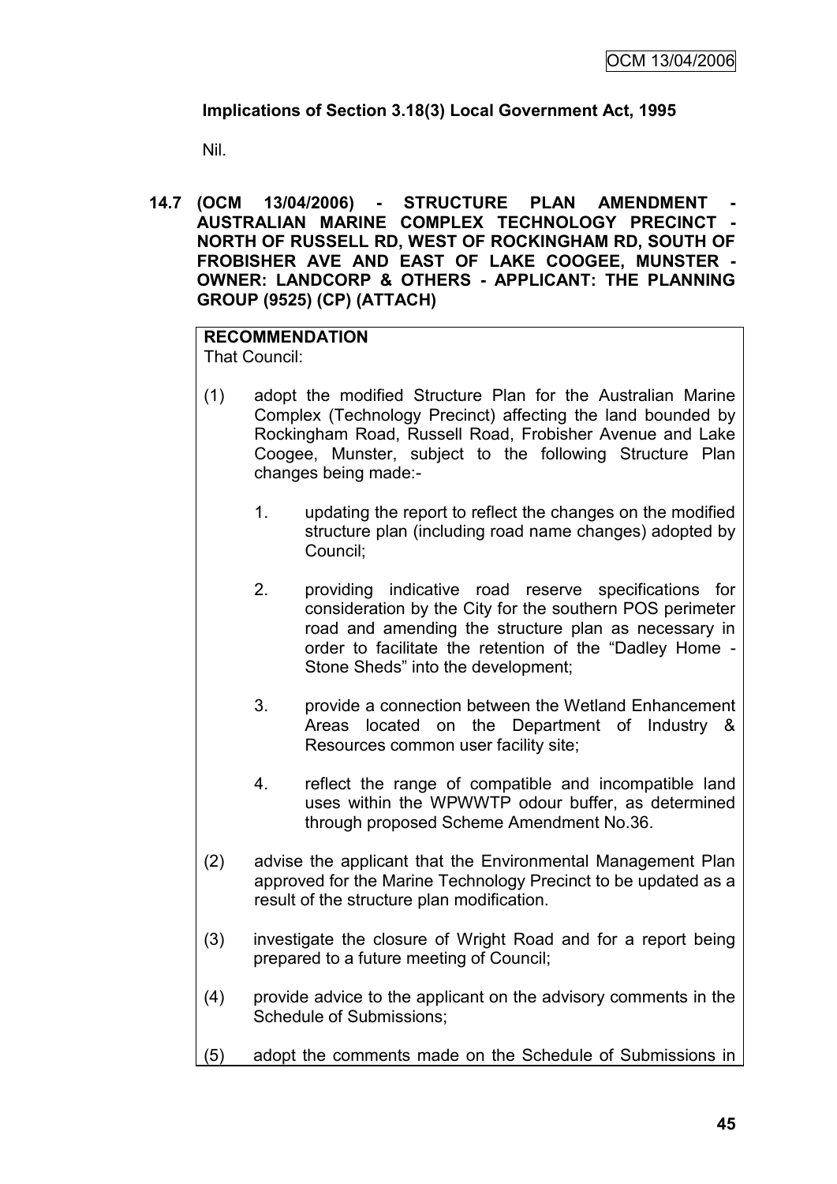**Implications of Section 3.18(3) Local Government Act, 1995**

Nil.

**14.7 (OCM 13/04/2006) - STRUCTURE PLAN AMENDMENT - AUSTRALIAN MARINE COMPLEX TECHNOLOGY PRECINCT - NORTH OF RUSSELL RD, WEST OF ROCKINGHAM RD, SOUTH OF FROBISHER AVE AND EAST OF LAKE COOGEE, MUNSTER - OWNER: LANDCORP & OTHERS - APPLICANT: THE PLANNING GROUP (9525) (CP) (ATTACH)**

**RECOMMENDATION**

That Council:

(1) adopt the modified Structure Plan for the Australian Marine Complex (Technology Precinct) affecting the land bounded by Rockingham Road, Russell Road, Frobisher Avenue and Lake Coogee, Munster, subject to the following Structure Plan changes being made:-

   1. updating the report to reflect the changes on the modified structure plan (including road name changes) adopted by Council;

   2. providing indicative road reserve specifications for consideration by the City for the southern POS perimeter road and amending the structure plan as necessary in order to facilitate the retention of the "Dadley Home - Stone Sheds" into the development;

   3. provide a connection between the Wetland Enhancement Areas located on the Department of Industry & Resources common user facility site;

   4. reflect the range of compatible and incompatible land uses within the WPWWTP odour buffer, as determined through proposed Scheme Amendment No.36.

(2) advise the applicant that the Environmental Management Plan approved for the Marine Technology Precinct to be updated as a result of the structure plan modification.

(3) investigate the closure of Wright Road and for a report being prepared to a future meeting of Council;

(4) provide advice to the applicant on the advisory comments in the Schedule of Submissions;

(5) adopt the comments made on the Schedule of Submissions in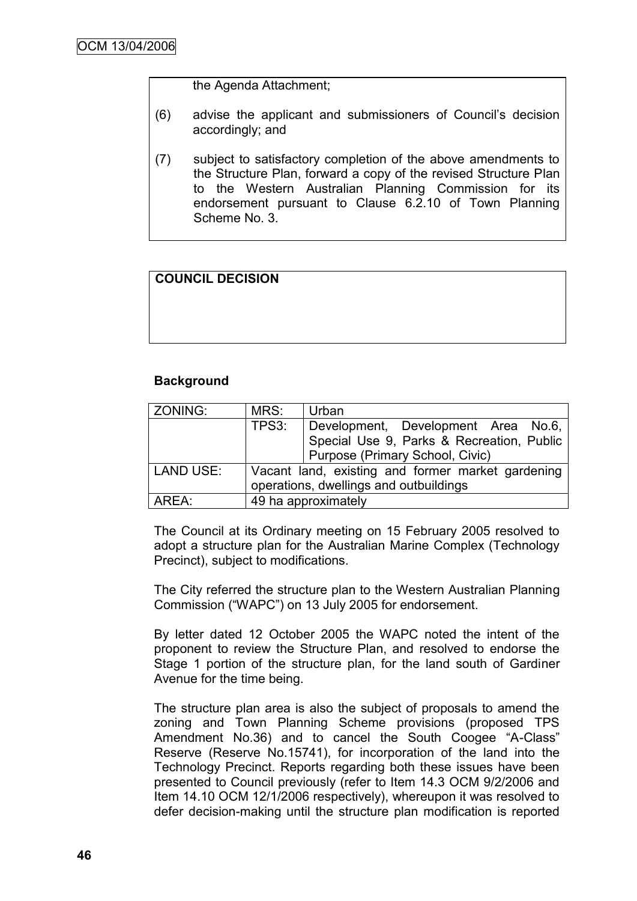the Agenda Attachment;

(6) advise the applicant and submissioners of Council's decision accordingly; and

(7) subject to satisfactory completion of the above amendments to the Structure Plan, forward a copy of the revised Structure Plan to the Western Australian Planning Commission for its endorsement pursuant to Clause 6.2.10 of Town Planning Scheme No. 3.

**COUNCIL DECISION**

**Background**

| ZONING: | MRS: | Urban |
|---|---|---|
| | TPS3: | Development, Development Area No.6, Special Use 9, Parks & Recreation, Public Purpose (Primary School, Civic) |
| LAND USE: | Vacant land, existing and former market gardening operations, dwellings and outbuildings | |
| AREA: | 49 ha approximately | |

The Council at its Ordinary meeting on 15 February 2005 resolved to adopt a structure plan for the Australian Marine Complex (Technology Precinct), subject to modifications.

The City referred the structure plan to the Western Australian Planning Commission ("WAPC") on 13 July 2005 for endorsement.

By letter dated 12 October 2005 the WAPC noted the intent of the proponent to review the Structure Plan, and resolved to endorse the Stage 1 portion of the structure plan, for the land south of Gardiner Avenue for the time being.

The structure plan area is also the subject of proposals to amend the zoning and Town Planning Scheme provisions (proposed TPS Amendment No.36) and to cancel the South Coogee "A-Class" Reserve (Reserve No.15741), for incorporation of the land into the Technology Precinct. Reports regarding both these issues have been presented to Council previously (refer to Item 14.3 OCM 9/2/2006 and Item 14.10 OCM 12/1/2006 respectively), whereupon it was resolved to defer decision-making until the structure plan modification is reported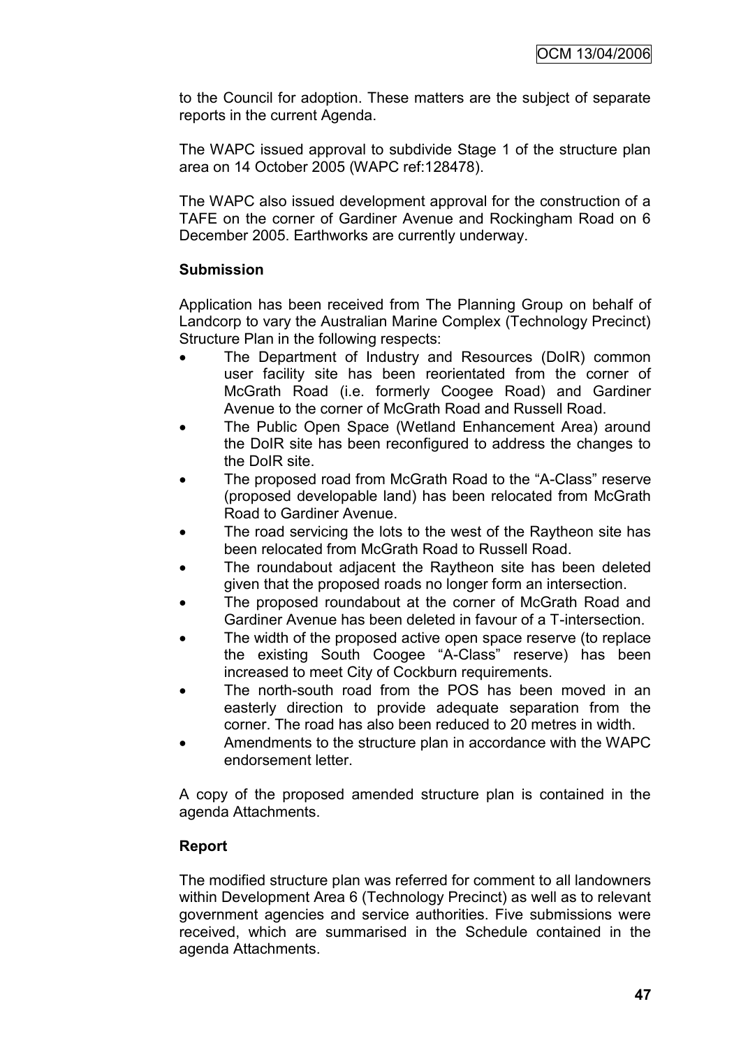to the Council for adoption. These matters are the subject of separate reports in the current Agenda.

The WAPC issued approval to subdivide Stage 1 of the structure plan area on 14 October 2005 (WAPC ref:128478).

The WAPC also issued development approval for the construction of a TAFE on the corner of Gardiner Avenue and Rockingham Road on 6 December 2005. Earthworks are currently underway.

**Submission**

Application has been received from The Planning Group on behalf of Landcorp to vary the Australian Marine Complex (Technology Precinct) Structure Plan in the following respects:

- The Department of Industry and Resources (DoIR) common user facility site has been reorientated from the corner of McGrath Road (i.e. formerly Coogee Road) and Gardiner Avenue to the corner of McGrath Road and Russell Road.
- The Public Open Space (Wetland Enhancement Area) around the DoIR site has been reconfigured to address the changes to the DoIR site.
- The proposed road from McGrath Road to the "A-Class" reserve (proposed developable land) has been relocated from McGrath Road to Gardiner Avenue.
- The road servicing the lots to the west of the Raytheon site has been relocated from McGrath Road to Russell Road.
- The roundabout adjacent the Raytheon site has been deleted given that the proposed roads no longer form an intersection.
- The proposed roundabout at the corner of McGrath Road and Gardiner Avenue has been deleted in favour of a T-intersection.
- The width of the proposed active open space reserve (to replace the existing South Coogee "A-Class" reserve) has been increased to meet City of Cockburn requirements.
- The north-south road from the POS has been moved in an easterly direction to provide adequate separation from the corner. The road has also been reduced to 20 metres in width.
- Amendments to the structure plan in accordance with the WAPC endorsement letter.

A copy of the proposed amended structure plan is contained in the agenda Attachments.

**Report**

The modified structure plan was referred for comment to all landowners within Development Area 6 (Technology Precinct) as well as to relevant government agencies and service authorities. Five submissions were received, which are summarised in the Schedule contained in the agenda Attachments.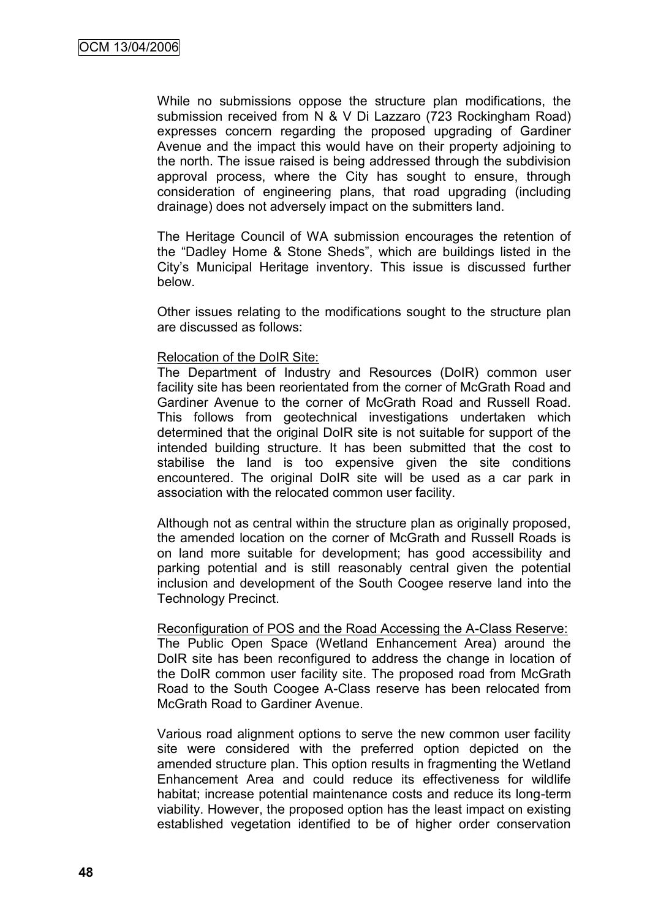While no submissions oppose the structure plan modifications, the submission received from N & V Di Lazzaro (723 Rockingham Road) expresses concern regarding the proposed upgrading of Gardiner Avenue and the impact this would have on their property adjoining to the north. The issue raised is being addressed through the subdivision approval process, where the City has sought to ensure, through consideration of engineering plans, that road upgrading (including drainage) does not adversely impact on the submitters land.

The Heritage Council of WA submission encourages the retention of the "Dadley Home & Stone Sheds", which are buildings listed in the City's Municipal Heritage inventory. This issue is discussed further below.

Other issues relating to the modifications sought to the structure plan are discussed as follows:

Relocation of the DoIR Site:

The Department of Industry and Resources (DoIR) common user facility site has been reorientated from the corner of McGrath Road and Gardiner Avenue to the corner of McGrath Road and Russell Road. This follows from geotechnical investigations undertaken which determined that the original DoIR site is not suitable for support of the intended building structure. It has been submitted that the cost to stabilise the land is too expensive given the site conditions encountered. The original DoIR site will be used as a car park in association with the relocated common user facility.

Although not as central within the structure plan as originally proposed, the amended location on the corner of McGrath and Russell Roads is on land more suitable for development; has good accessibility and parking potential and is still reasonably central given the potential inclusion and development of the South Coogee reserve land into the Technology Precinct.

Reconfiguration of POS and the Road Accessing the A-Class Reserve:

The Public Open Space (Wetland Enhancement Area) around the DoIR site has been reconfigured to address the change in location of the DoIR common user facility site. The proposed road from McGrath Road to the South Coogee A-Class reserve has been relocated from McGrath Road to Gardiner Avenue.

Various road alignment options to serve the new common user facility site were considered with the preferred option depicted on the amended structure plan. This option results in fragmenting the Wetland Enhancement Area and could reduce its effectiveness for wildlife habitat; increase potential maintenance costs and reduce its long-term viability. However, the proposed option has the least impact on existing established vegetation identified to be of higher order conservation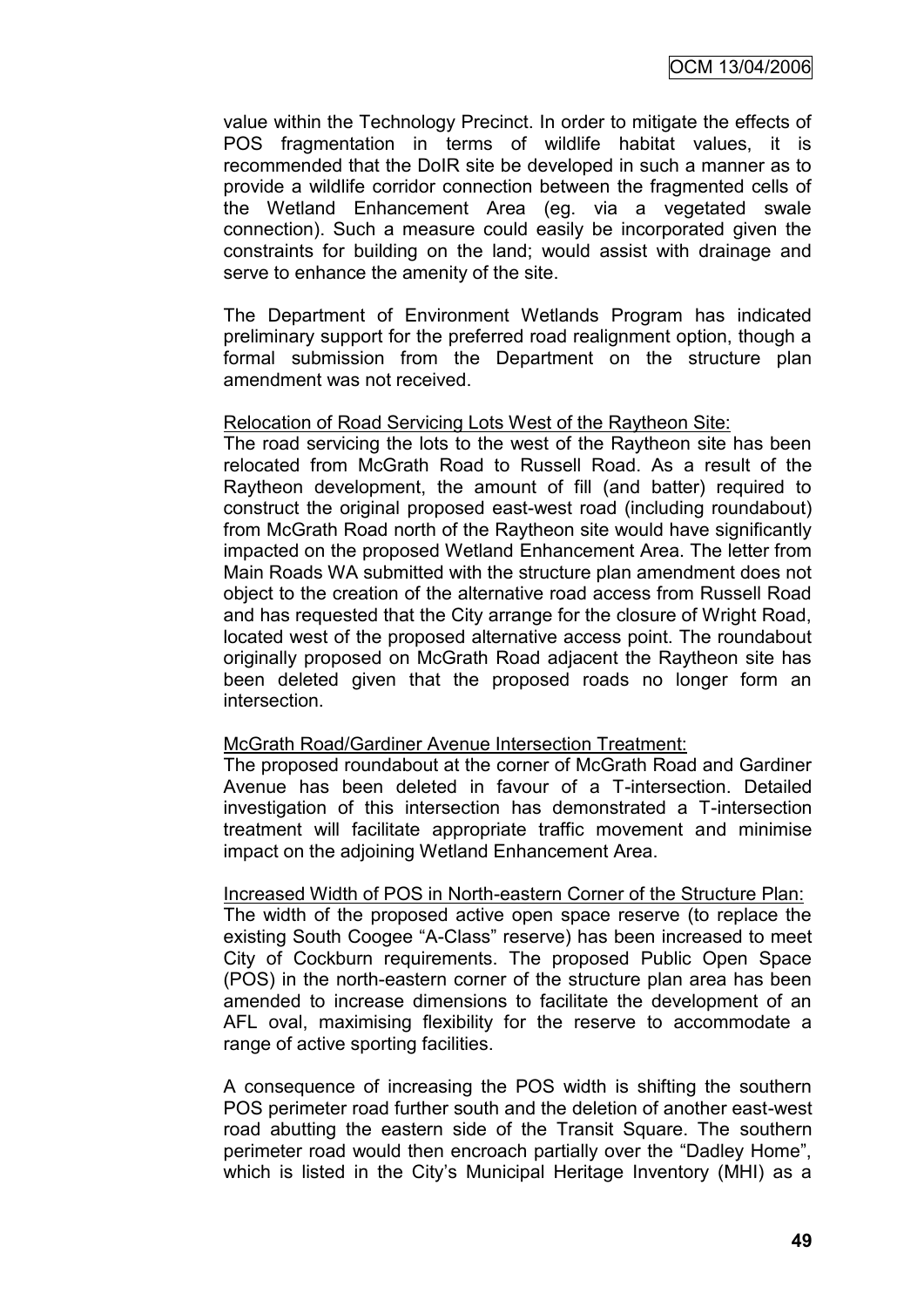value within the Technology Precinct. In order to mitigate the effects of POS fragmentation in terms of wildlife habitat values, it is recommended that the DoIR site be developed in such a manner as to provide a wildlife corridor connection between the fragmented cells of the Wetland Enhancement Area (eg. via a vegetated swale connection). Such a measure could easily be incorporated given the constraints for building on the land; would assist with drainage and serve to enhance the amenity of the site.

The Department of Environment Wetlands Program has indicated preliminary support for the preferred road realignment option, though a formal submission from the Department on the structure plan amendment was not received.

<u>Relocation of Road Servicing Lots West of the Raytheon Site:</u>
The road servicing the lots to the west of the Raytheon site has been relocated from McGrath Road to Russell Road. As a result of the Raytheon development, the amount of fill (and batter) required to construct the original proposed east-west road (including roundabout) from McGrath Road north of the Raytheon site would have significantly impacted on the proposed Wetland Enhancement Area. The letter from Main Roads WA submitted with the structure plan amendment does not object to the creation of the alternative road access from Russell Road and has requested that the City arrange for the closure of Wright Road, located west of the proposed alternative access point. The roundabout originally proposed on McGrath Road adjacent the Raytheon site has been deleted given that the proposed roads no longer form an intersection.

<u>McGrath Road/Gardiner Avenue Intersection Treatment:</u>
The proposed roundabout at the corner of McGrath Road and Gardiner Avenue has been deleted in favour of a T-intersection. Detailed investigation of this intersection has demonstrated a T-intersection treatment will facilitate appropriate traffic movement and minimise impact on the adjoining Wetland Enhancement Area.

<u>Increased Width of POS in North-eastern Corner of the Structure Plan:</u>
The width of the proposed active open space reserve (to replace the existing South Coogee "A-Class" reserve) has been increased to meet City of Cockburn requirements. The proposed Public Open Space (POS) in the north-eastern corner of the structure plan area has been amended to increase dimensions to facilitate the development of an AFL oval, maximising flexibility for the reserve to accommodate a range of active sporting facilities.

A consequence of increasing the POS width is shifting the southern POS perimeter road further south and the deletion of another east-west road abutting the eastern side of the Transit Square. The southern perimeter road would then encroach partially over the "Dadley Home", which is listed in the City's Municipal Heritage Inventory (MHI) as a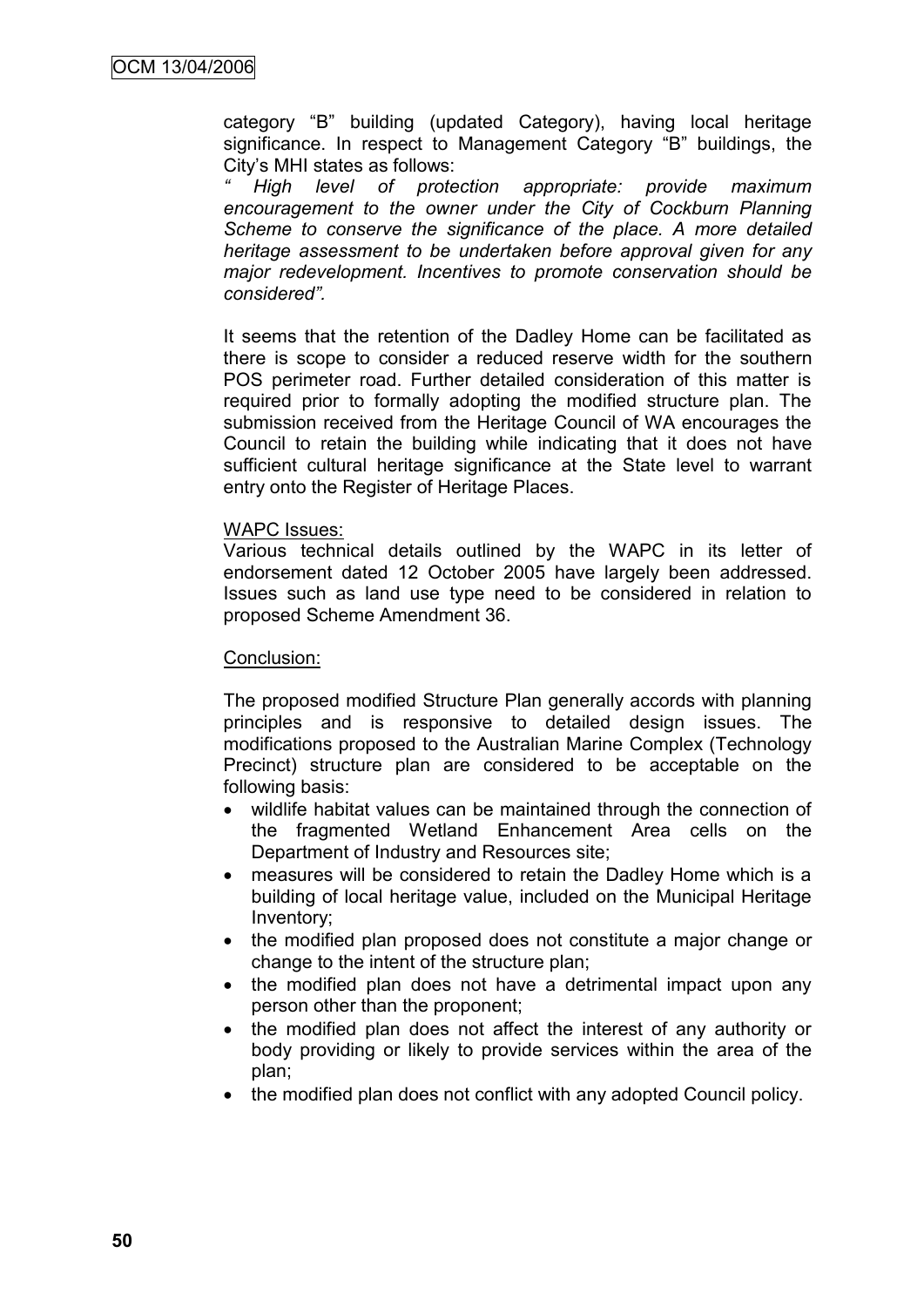category "B" building (updated Category), having local heritage significance. In respect to Management Category "B" buildings, the City's MHI states as follows:

*" High level of protection appropriate: provide maximum encouragement to the owner under the City of Cockburn Planning Scheme to conserve the significance of the place. A more detailed heritage assessment to be undertaken before approval given for any major redevelopment. Incentives to promote conservation should be considered".*

It seems that the retention of the Dadley Home can be facilitated as there is scope to consider a reduced reserve width for the southern POS perimeter road. Further detailed consideration of this matter is required prior to formally adopting the modified structure plan. The submission received from the Heritage Council of WA encourages the Council to retain the building while indicating that it does not have sufficient cultural heritage significance at the State level to warrant entry onto the Register of Heritage Places.

WAPC Issues:

Various technical details outlined by the WAPC in its letter of endorsement dated 12 October 2005 have largely been addressed. Issues such as land use type need to be considered in relation to proposed Scheme Amendment 36.

Conclusion:

The proposed modified Structure Plan generally accords with planning principles and is responsive to detailed design issues. The modifications proposed to the Australian Marine Complex (Technology Precinct) structure plan are considered to be acceptable on the following basis:

- wildlife habitat values can be maintained through the connection of the fragmented Wetland Enhancement Area cells on the Department of Industry and Resources site;
- measures will be considered to retain the Dadley Home which is a building of local heritage value, included on the Municipal Heritage Inventory;
- the modified plan proposed does not constitute a major change or change to the intent of the structure plan;
- the modified plan does not have a detrimental impact upon any person other than the proponent;
- the modified plan does not affect the interest of any authority or body providing or likely to provide services within the area of the plan;
- the modified plan does not conflict with any adopted Council policy.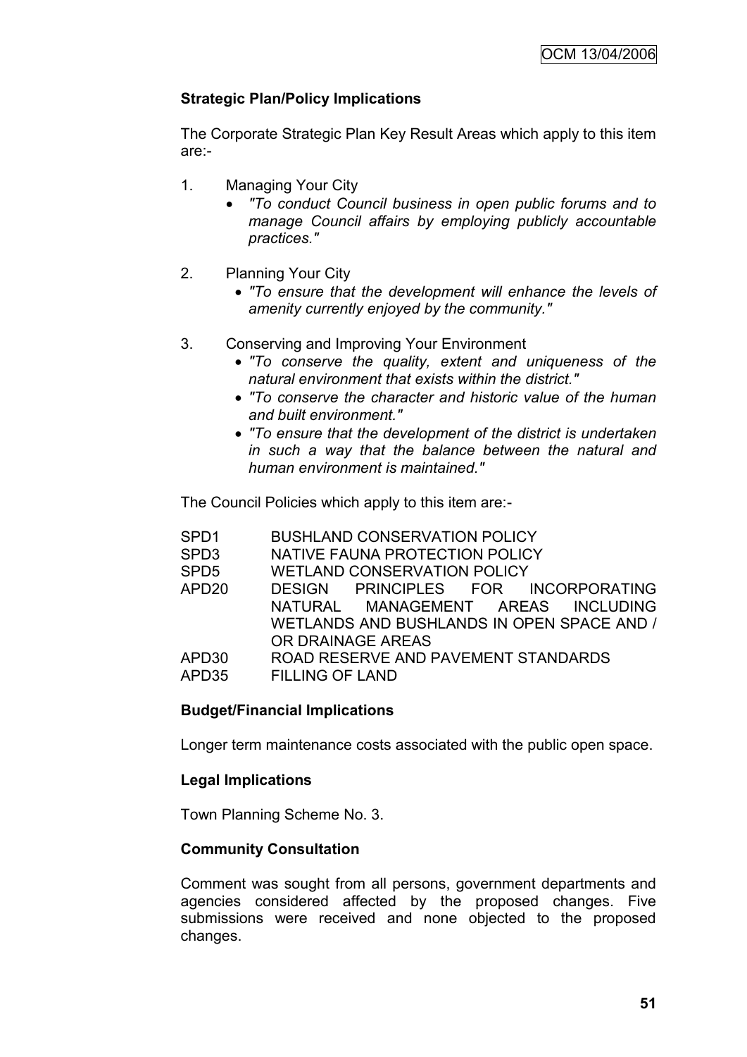**Strategic Plan/Policy Implications**

The Corporate Strategic Plan Key Result Areas which apply to this item are:-

1. Managing Your City
   - *"To conduct Council business in open public forums and to manage Council affairs by employing publicly accountable practices."*

2. Planning Your City
   - *"To ensure that the development will enhance the levels of amenity currently enjoyed by the community."*

3. Conserving and Improving Your Environment
   - *"To conserve the quality, extent and uniqueness of the natural environment that exists within the district."*
   - *"To conserve the character and historic value of the human and built environment."*
   - *"To ensure that the development of the district is undertaken in such a way that the balance between the natural and human environment is maintained."*

The Council Policies which apply to this item are:-

| | |
|---|---|
| SPD1 | BUSHLAND CONSERVATION POLICY |
| SPD3 | NATIVE FAUNA PROTECTION POLICY |
| SPD5 | WETLAND CONSERVATION POLICY |
| APD20 | DESIGN PRINCIPLES FOR INCORPORATING NATURAL MANAGEMENT AREAS INCLUDING WETLANDS AND BUSHLANDS IN OPEN SPACE AND / OR DRAINAGE AREAS |
| APD30 | ROAD RESERVE AND PAVEMENT STANDARDS |
| APD35 | FILLING OF LAND |

**Budget/Financial Implications**

Longer term maintenance costs associated with the public open space.

**Legal Implications**

Town Planning Scheme No. 3.

**Community Consultation**

Comment was sought from all persons, government departments and agencies considered affected by the proposed changes. Five submissions were received and none objected to the proposed changes.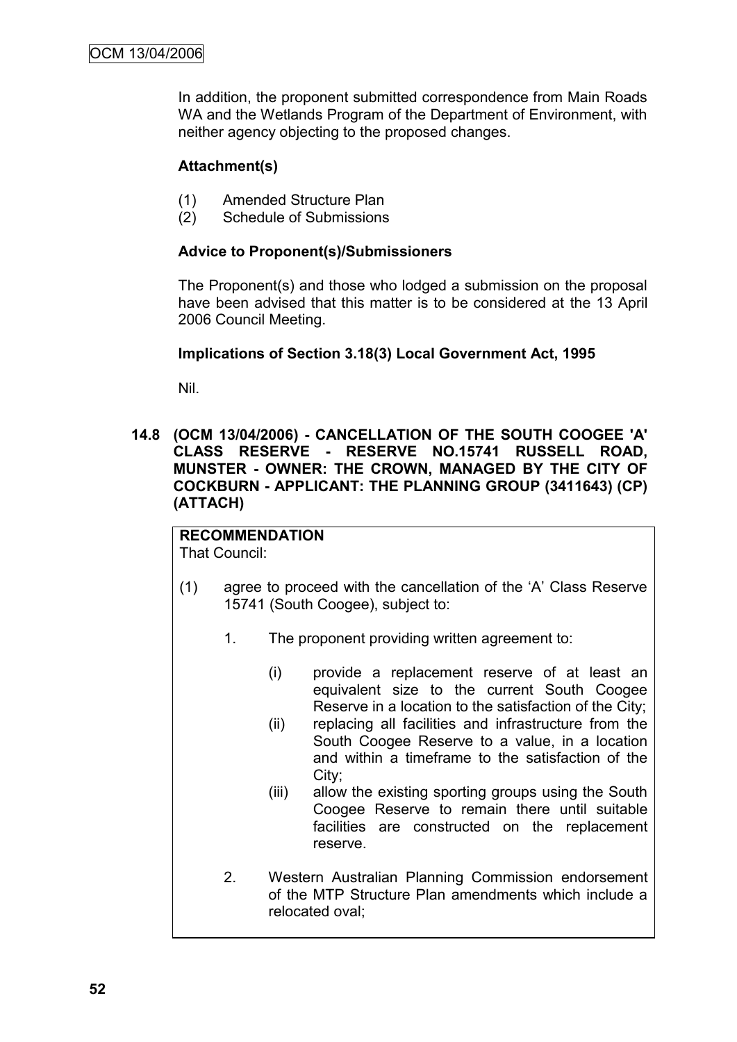In addition, the proponent submitted correspondence from Main Roads WA and the Wetlands Program of the Department of Environment, with neither agency objecting to the proposed changes.

**Attachment(s)**

(1) Amended Structure Plan
(2) Schedule of Submissions

**Advice to Proponent(s)/Submissioners**

The Proponent(s) and those who lodged a submission on the proposal have been advised that this matter is to be considered at the 13 April 2006 Council Meeting.

**Implications of Section 3.18(3) Local Government Act, 1995**

Nil.

### 14.8 (OCM 13/04/2006) - CANCELLATION OF THE SOUTH COOGEE 'A' CLASS RESERVE - RESERVE NO.15741 RUSSELL ROAD, MUNSTER - OWNER: THE CROWN, MANAGED BY THE CITY OF COCKBURN - APPLICANT: THE PLANNING GROUP (3411643) (CP) (ATTACH)

**RECOMMENDATION**
That Council:

(1) agree to proceed with the cancellation of the 'A' Class Reserve 15741 (South Coogee), subject to:

1. The proponent providing written agreement to:

   (i) provide a replacement reserve of at least an equivalent size to the current South Coogee Reserve in a location to the satisfaction of the City;
   (ii) replacing all facilities and infrastructure from the South Coogee Reserve to a value, in a location and within a timeframe to the satisfaction of the City;
   (iii) allow the existing sporting groups using the South Coogee Reserve to remain there until suitable facilities are constructed on the replacement reserve.

2. Western Australian Planning Commission endorsement of the MTP Structure Plan amendments which include a relocated oval;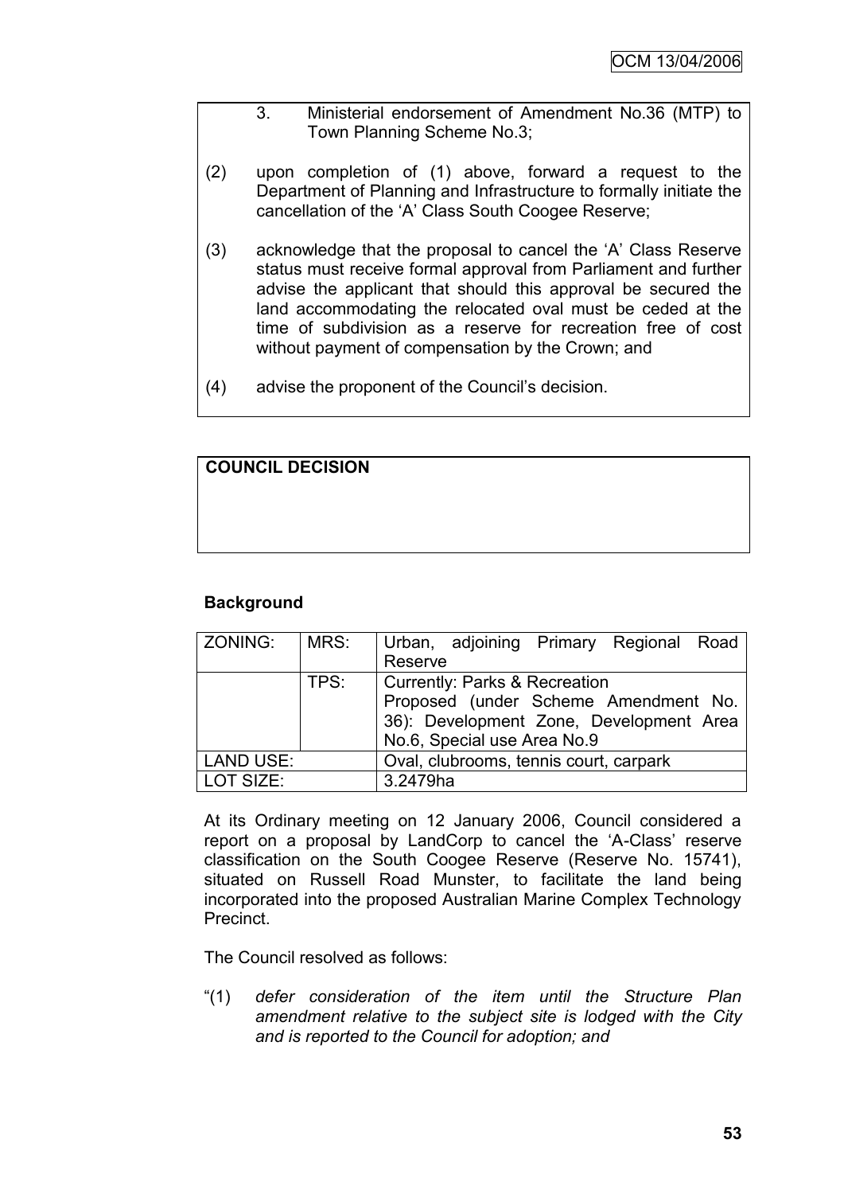3. Ministerial endorsement of Amendment No.36 (MTP) to Town Planning Scheme No.3;

(2) upon completion of (1) above, forward a request to the Department of Planning and Infrastructure to formally initiate the cancellation of the 'A' Class South Coogee Reserve;

(3) acknowledge that the proposal to cancel the 'A' Class Reserve status must receive formal approval from Parliament and further advise the applicant that should this approval be secured the land accommodating the relocated oval must be ceded at the time of subdivision as a reserve for recreation free of cost without payment of compensation by the Crown; and

(4) advise the proponent of the Council's decision.

| COUNCIL DECISION |
|---|
| |

**Background**

| ZONING: | MRS: | Urban, adjoining Primary Regional Road Reserve |
|---|---|---|
| | TPS: | Currently: Parks & Recreation<br>Proposed (under Scheme Amendment No. 36): Development Zone, Development Area No.6, Special use Area No.9 |
| LAND USE: | | Oval, clubrooms, tennis court, carpark |
| LOT SIZE: | | 3.2479ha |

At its Ordinary meeting on 12 January 2006, Council considered a report on a proposal by LandCorp to cancel the 'A-Class' reserve classification on the South Coogee Reserve (Reserve No. 15741), situated on Russell Road Munster, to facilitate the land being incorporated into the proposed Australian Marine Complex Technology Precinct.

The Council resolved as follows:

"(1) *defer consideration of the item until the Structure Plan amendment relative to the subject site is lodged with the City and is reported to the Council for adoption; and*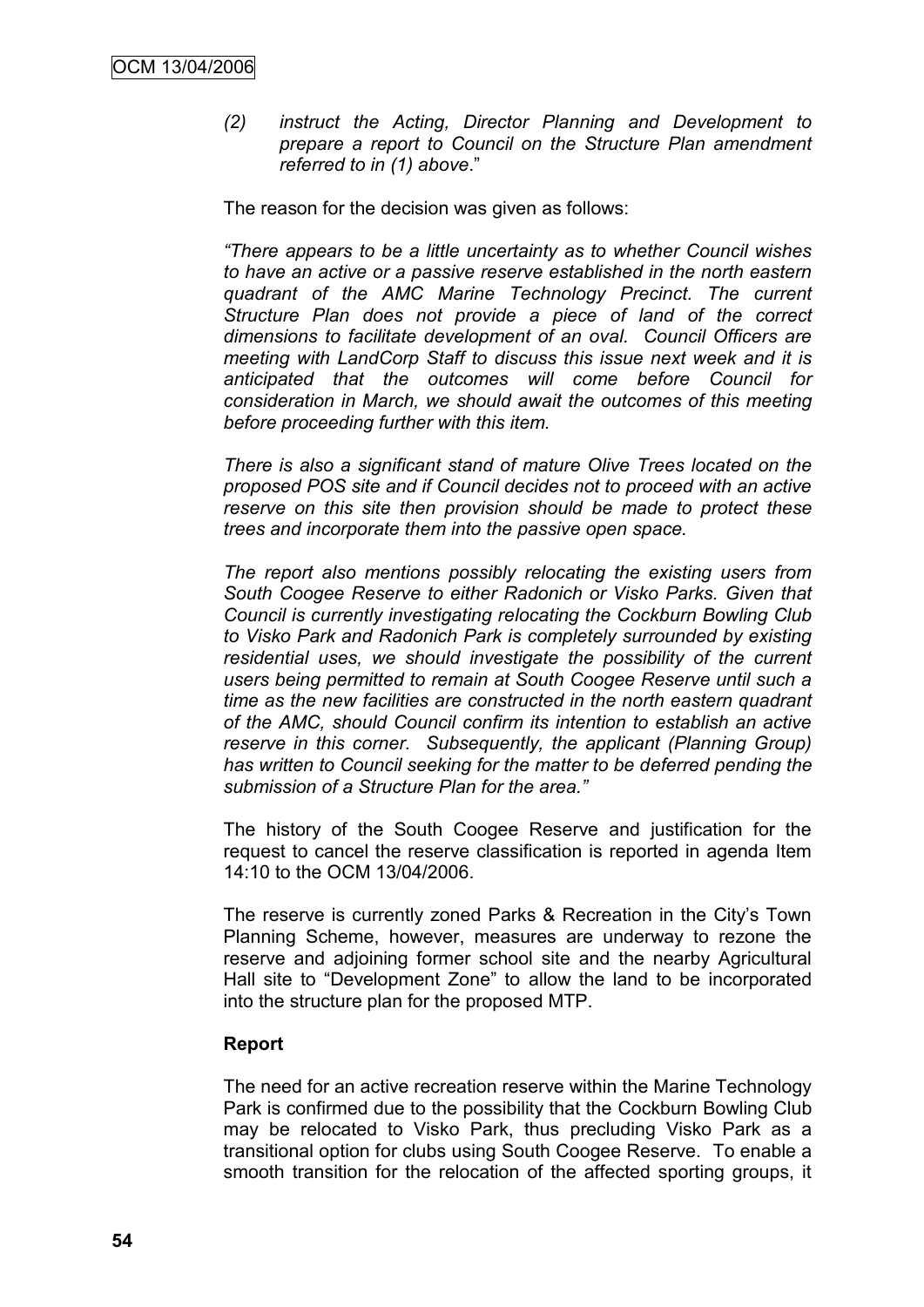*(2) instruct the Acting, Director Planning and Development to prepare a report to Council on the Structure Plan amendment referred to in (1) above*."

The reason for the decision was given as follows:

*"There appears to be a little uncertainty as to whether Council wishes to have an active or a passive reserve established in the north eastern quadrant of the AMC Marine Technology Precinct. The current Structure Plan does not provide a piece of land of the correct dimensions to facilitate development of an oval. Council Officers are meeting with LandCorp Staff to discuss this issue next week and it is anticipated that the outcomes will come before Council for consideration in March, we should await the outcomes of this meeting before proceeding further with this item.*

*There is also a significant stand of mature Olive Trees located on the proposed POS site and if Council decides not to proceed with an active reserve on this site then provision should be made to protect these trees and incorporate them into the passive open space.*

*The report also mentions possibly relocating the existing users from South Coogee Reserve to either Radonich or Visko Parks. Given that Council is currently investigating relocating the Cockburn Bowling Club to Visko Park and Radonich Park is completely surrounded by existing residential uses, we should investigate the possibility of the current users being permitted to remain at South Coogee Reserve until such a time as the new facilities are constructed in the north eastern quadrant of the AMC, should Council confirm its intention to establish an active reserve in this corner. Subsequently, the applicant (Planning Group) has written to Council seeking for the matter to be deferred pending the submission of a Structure Plan for the area."*

The history of the South Coogee Reserve and justification for the request to cancel the reserve classification is reported in agenda Item 14:10 to the OCM 13/04/2006.

The reserve is currently zoned Parks & Recreation in the City's Town Planning Scheme, however, measures are underway to rezone the reserve and adjoining former school site and the nearby Agricultural Hall site to "Development Zone" to allow the land to be incorporated into the structure plan for the proposed MTP.

**Report**

The need for an active recreation reserve within the Marine Technology Park is confirmed due to the possibility that the Cockburn Bowling Club may be relocated to Visko Park, thus precluding Visko Park as a transitional option for clubs using South Coogee Reserve. To enable a smooth transition for the relocation of the affected sporting groups, it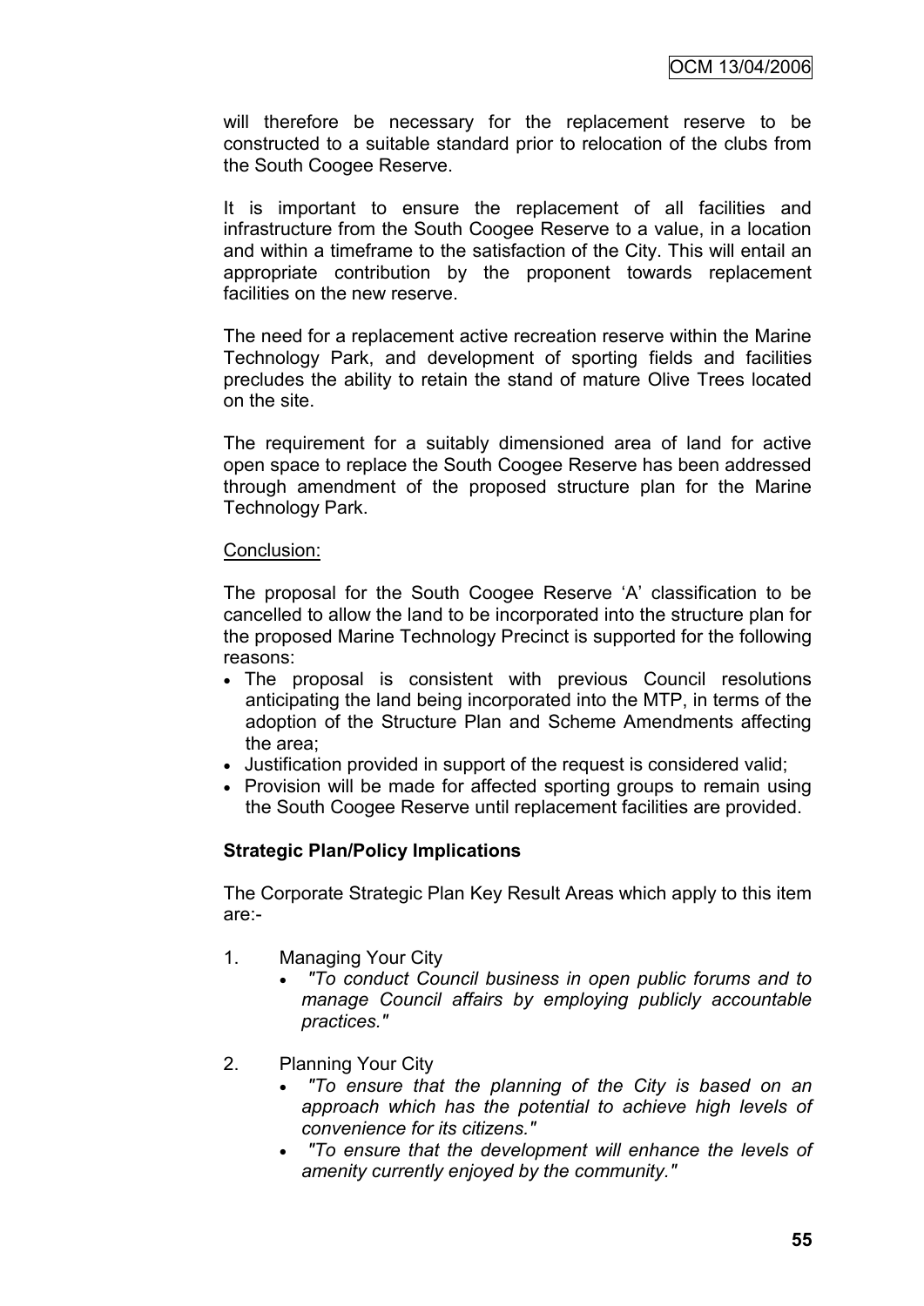will therefore be necessary for the replacement reserve to be constructed to a suitable standard prior to relocation of the clubs from the South Coogee Reserve.

It is important to ensure the replacement of all facilities and infrastructure from the South Coogee Reserve to a value, in a location and within a timeframe to the satisfaction of the City. This will entail an appropriate contribution by the proponent towards replacement facilities on the new reserve.

The need for a replacement active recreation reserve within the Marine Technology Park, and development of sporting fields and facilities precludes the ability to retain the stand of mature Olive Trees located on the site.

The requirement for a suitably dimensioned area of land for active open space to replace the South Coogee Reserve has been addressed through amendment of the proposed structure plan for the Marine Technology Park.

Conclusion:

The proposal for the South Coogee Reserve 'A' classification to be cancelled to allow the land to be incorporated into the structure plan for the proposed Marine Technology Precinct is supported for the following reasons:

- The proposal is consistent with previous Council resolutions anticipating the land being incorporated into the MTP, in terms of the adoption of the Structure Plan and Scheme Amendments affecting the area;
- Justification provided in support of the request is considered valid;
- Provision will be made for affected sporting groups to remain using the South Coogee Reserve until replacement facilities are provided.

**Strategic Plan/Policy Implications**

The Corporate Strategic Plan Key Result Areas which apply to this item are:-

1. Managing Your City
   - *"To conduct Council business in open public forums and to manage Council affairs by employing publicly accountable practices."*

2. Planning Your City
   - *"To ensure that the planning of the City is based on an approach which has the potential to achieve high levels of convenience for its citizens."*
   - *"To ensure that the development will enhance the levels of amenity currently enjoyed by the community."*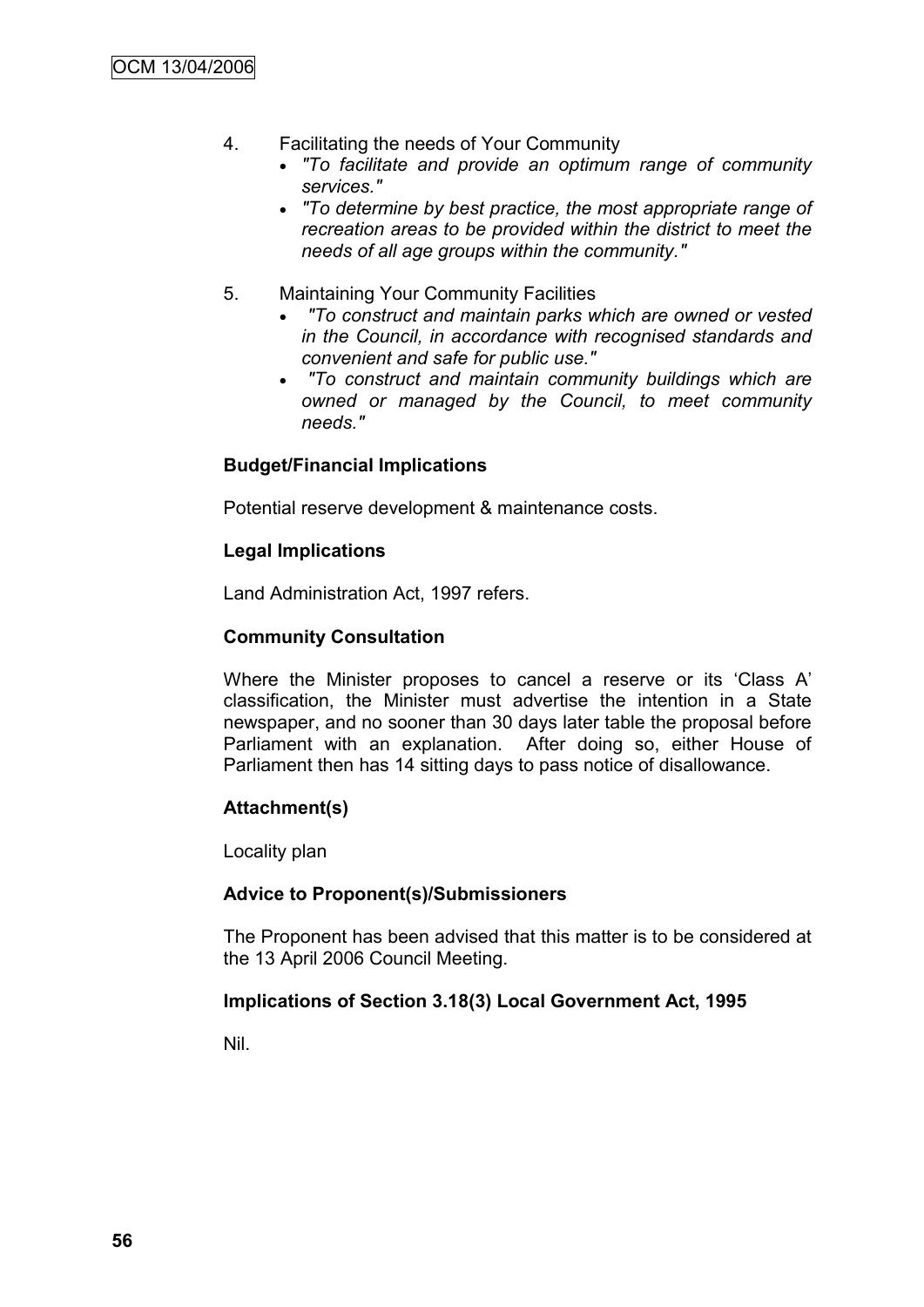4. Facilitating the needs of Your Community
   - *"To facilitate and provide an optimum range of community services."*
   - *"To determine by best practice, the most appropriate range of recreation areas to be provided within the district to meet the needs of all age groups within the community."*

5. Maintaining Your Community Facilities
   - *"To construct and maintain parks which are owned or vested in the Council, in accordance with recognised standards and convenient and safe for public use."*
   - *"To construct and maintain community buildings which are owned or managed by the Council, to meet community needs."*

**Budget/Financial Implications**

Potential reserve development & maintenance costs.

**Legal Implications**

Land Administration Act, 1997 refers.

**Community Consultation**

Where the Minister proposes to cancel a reserve or its 'Class A' classification, the Minister must advertise the intention in a State newspaper, and no sooner than 30 days later table the proposal before Parliament with an explanation. After doing so, either House of Parliament then has 14 sitting days to pass notice of disallowance.

**Attachment(s)**

Locality plan

**Advice to Proponent(s)/Submissioners**

The Proponent has been advised that this matter is to be considered at the 13 April 2006 Council Meeting.

**Implications of Section 3.18(3) Local Government Act, 1995**

Nil.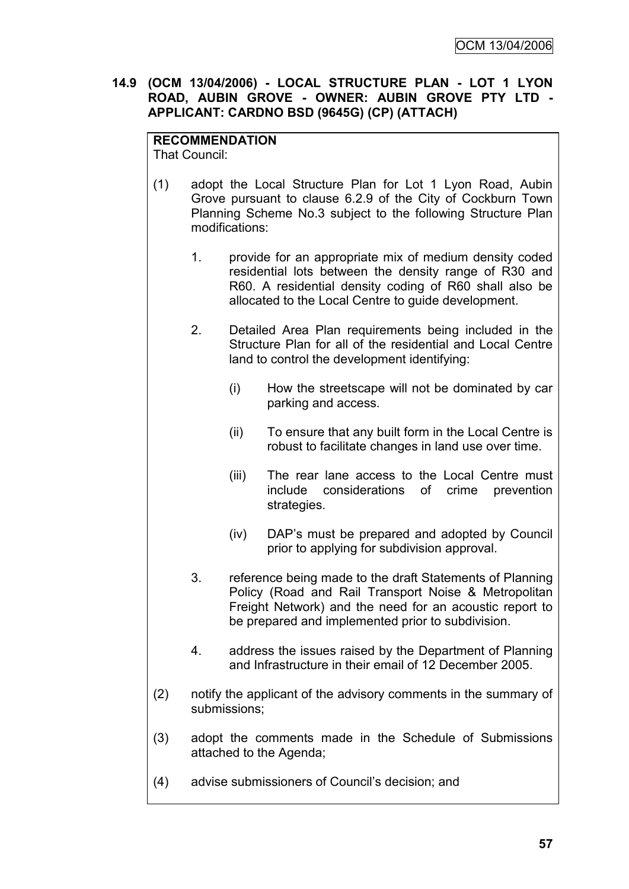**14.9 (OCM 13/04/2006) - LOCAL STRUCTURE PLAN - LOT 1 LYON ROAD, AUBIN GROVE - OWNER: AUBIN GROVE PTY LTD - APPLICANT: CARDNO BSD (9645G) (CP) (ATTACH)**

**RECOMMENDATION**
That Council:

(1) adopt the Local Structure Plan for Lot 1 Lyon Road, Aubin Grove pursuant to clause 6.2.9 of the City of Cockburn Town Planning Scheme No.3 subject to the following Structure Plan modifications:

1. provide for an appropriate mix of medium density coded residential lots between the density range of R30 and R60. A residential density coding of R60 shall also be allocated to the Local Centre to guide development.

2. Detailed Area Plan requirements being included in the Structure Plan for all of the residential and Local Centre land to control the development identifying:

   (i) How the streetscape will not be dominated by car parking and access.

   (ii) To ensure that any built form in the Local Centre is robust to facilitate changes in land use over time.

   (iii) The rear lane access to the Local Centre must include considerations of crime prevention strategies.

   (iv) DAP's must be prepared and adopted by Council prior to applying for subdivision approval.

3. reference being made to the draft Statements of Planning Policy (Road and Rail Transport Noise & Metropolitan Freight Network) and the need for an acoustic report to be prepared and implemented prior to subdivision.

4. address the issues raised by the Department of Planning and Infrastructure in their email of 12 December 2005.

(2) notify the applicant of the advisory comments in the summary of submissions;

(3) adopt the comments made in the Schedule of Submissions attached to the Agenda;

(4) advise submissioners of Council's decision; and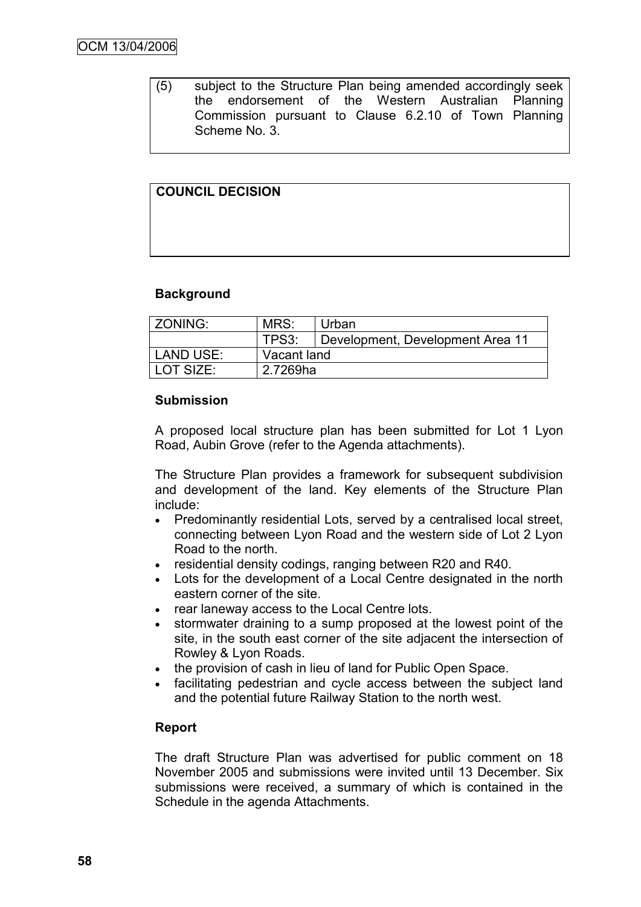(5) subject to the Structure Plan being amended accordingly seek the endorsement of the Western Australian Planning Commission pursuant to Clause 6.2.10 of Town Planning Scheme No. 3.

**COUNCIL DECISION**

**Background**

| ZONING: | MRS: | Urban |
|---|---|---|
| | TPS3: | Development, Development Area 11 |
| LAND USE: | Vacant land | |
| LOT SIZE: | 2.7269ha | |

**Submission**

A proposed local structure plan has been submitted for Lot 1 Lyon Road, Aubin Grove (refer to the Agenda attachments).

The Structure Plan provides a framework for subsequent subdivision and development of the land. Key elements of the Structure Plan include:

- Predominantly residential Lots, served by a centralised local street, connecting between Lyon Road and the western side of Lot 2 Lyon Road to the north.
- residential density codings, ranging between R20 and R40.
- Lots for the development of a Local Centre designated in the north eastern corner of the site.
- rear laneway access to the Local Centre lots.
- stormwater draining to a sump proposed at the lowest point of the site, in the south east corner of the site adjacent the intersection of Rowley & Lyon Roads.
- the provision of cash in lieu of land for Public Open Space.
- facilitating pedestrian and cycle access between the subject land and the potential future Railway Station to the north west.

**Report**

The draft Structure Plan was advertised for public comment on 18 November 2005 and submissions were invited until 13 December. Six submissions were received, a summary of which is contained in the Schedule in the agenda Attachments.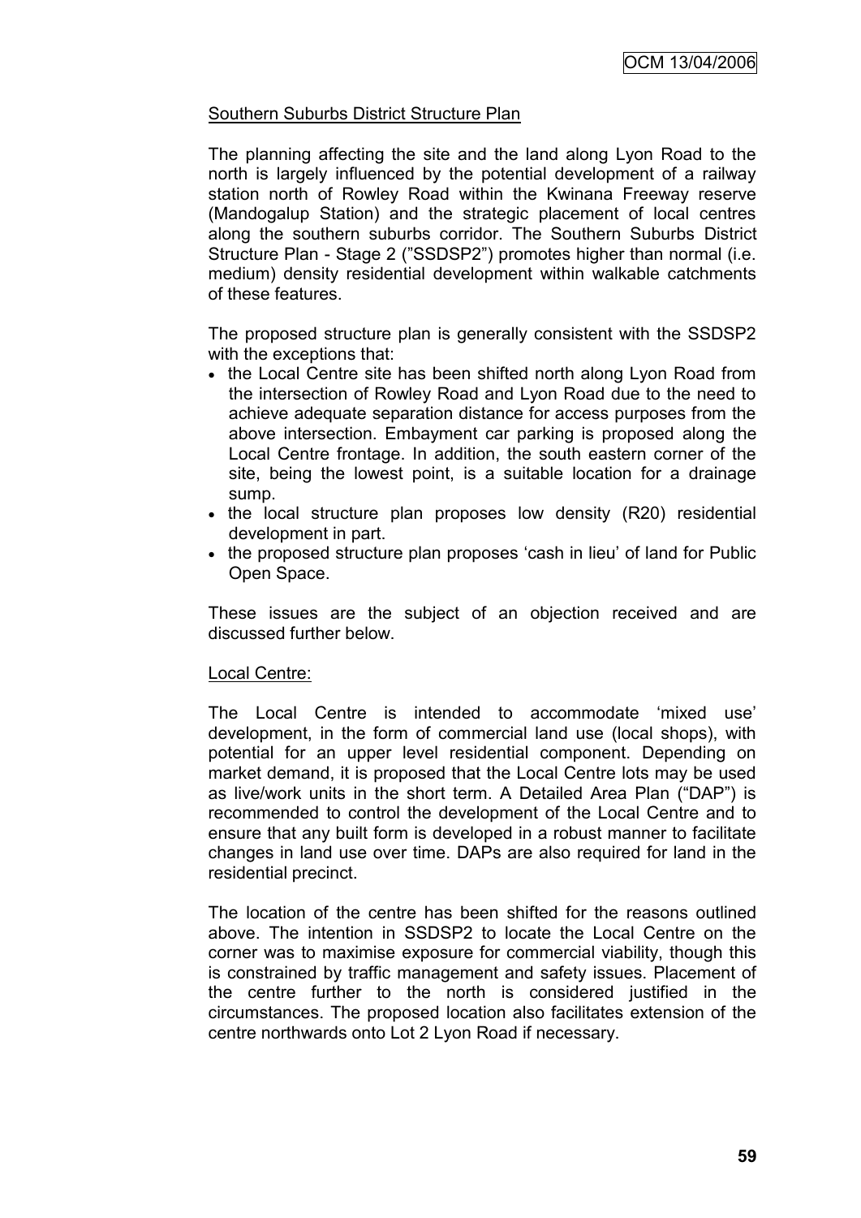Southern Suburbs District Structure Plan

The planning affecting the site and the land along Lyon Road to the north is largely influenced by the potential development of a railway station north of Rowley Road within the Kwinana Freeway reserve (Mandogalup Station) and the strategic placement of local centres along the southern suburbs corridor. The Southern Suburbs District Structure Plan - Stage 2 ("SSDSP2") promotes higher than normal (i.e. medium) density residential development within walkable catchments of these features.

The proposed structure plan is generally consistent with the SSDSP2 with the exceptions that:

- the Local Centre site has been shifted north along Lyon Road from the intersection of Rowley Road and Lyon Road due to the need to achieve adequate separation distance for access purposes from the above intersection. Embayment car parking is proposed along the Local Centre frontage. In addition, the south eastern corner of the site, being the lowest point, is a suitable location for a drainage sump.
- the local structure plan proposes low density (R20) residential development in part.
- the proposed structure plan proposes 'cash in lieu' of land for Public Open Space.

These issues are the subject of an objection received and are discussed further below.

Local Centre:

The Local Centre is intended to accommodate 'mixed use' development, in the form of commercial land use (local shops), with potential for an upper level residential component. Depending on market demand, it is proposed that the Local Centre lots may be used as live/work units in the short term. A Detailed Area Plan ("DAP") is recommended to control the development of the Local Centre and to ensure that any built form is developed in a robust manner to facilitate changes in land use over time. DAPs are also required for land in the residential precinct.

The location of the centre has been shifted for the reasons outlined above. The intention in SSDSP2 to locate the Local Centre on the corner was to maximise exposure for commercial viability, though this is constrained by traffic management and safety issues. Placement of the centre further to the north is considered justified in the circumstances. The proposed location also facilitates extension of the centre northwards onto Lot 2 Lyon Road if necessary.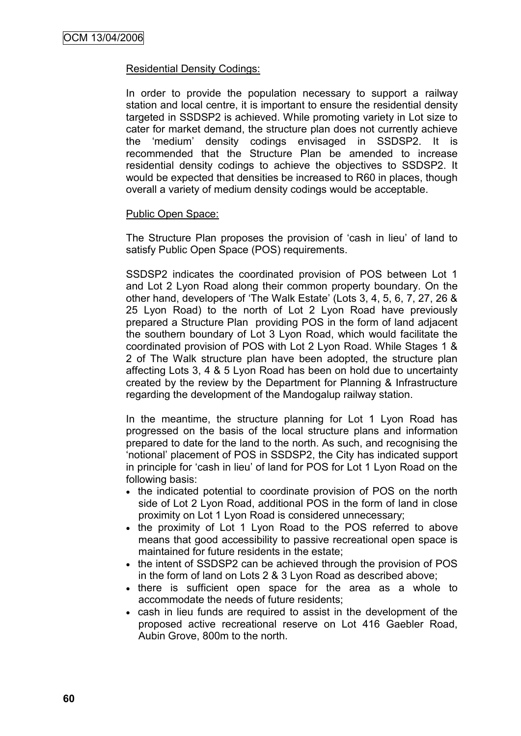Residential Density Codings:

In order to provide the population necessary to support a railway station and local centre, it is important to ensure the residential density targeted in SSDSP2 is achieved. While promoting variety in Lot size to cater for market demand, the structure plan does not currently achieve the 'medium' density codings envisaged in SSDSP2. It is recommended that the Structure Plan be amended to increase residential density codings to achieve the objectives to SSDSP2. It would be expected that densities be increased to R60 in places, though overall a variety of medium density codings would be acceptable.

Public Open Space:

The Structure Plan proposes the provision of 'cash in lieu' of land to satisfy Public Open Space (POS) requirements.

SSDSP2 indicates the coordinated provision of POS between Lot 1 and Lot 2 Lyon Road along their common property boundary. On the other hand, developers of 'The Walk Estate' (Lots 3, 4, 5, 6, 7, 27, 26 & 25 Lyon Road) to the north of Lot 2 Lyon Road have previously prepared a Structure Plan providing POS in the form of land adjacent the southern boundary of Lot 3 Lyon Road, which would facilitate the coordinated provision of POS with Lot 2 Lyon Road. While Stages 1 & 2 of The Walk structure plan have been adopted, the structure plan affecting Lots 3, 4 & 5 Lyon Road has been on hold due to uncertainty created by the review by the Department for Planning & Infrastructure regarding the development of the Mandogalup railway station.

In the meantime, the structure planning for Lot 1 Lyon Road has progressed on the basis of the local structure plans and information prepared to date for the land to the north. As such, and recognising the 'notional' placement of POS in SSDSP2, the City has indicated support in principle for 'cash in lieu' of land for POS for Lot 1 Lyon Road on the following basis:

- the indicated potential to coordinate provision of POS on the north side of Lot 2 Lyon Road, additional POS in the form of land in close proximity on Lot 1 Lyon Road is considered unnecessary;
- the proximity of Lot 1 Lyon Road to the POS referred to above means that good accessibility to passive recreational open space is maintained for future residents in the estate;
- the intent of SSDSP2 can be achieved through the provision of POS in the form of land on Lots 2 & 3 Lyon Road as described above;
- there is sufficient open space for the area as a whole to accommodate the needs of future residents;
- cash in lieu funds are required to assist in the development of the proposed active recreational reserve on Lot 416 Gaebler Road, Aubin Grove, 800m to the north.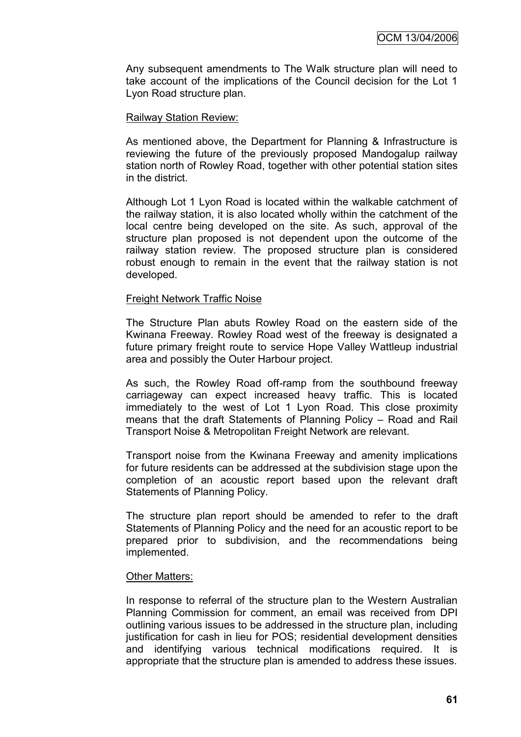Any subsequent amendments to The Walk structure plan will need to take account of the implications of the Council decision for the Lot 1 Lyon Road structure plan.

Railway Station Review:

As mentioned above, the Department for Planning & Infrastructure is reviewing the future of the previously proposed Mandogalup railway station north of Rowley Road, together with other potential station sites in the district.

Although Lot 1 Lyon Road is located within the walkable catchment of the railway station, it is also located wholly within the catchment of the local centre being developed on the site. As such, approval of the structure plan proposed is not dependent upon the outcome of the railway station review. The proposed structure plan is considered robust enough to remain in the event that the railway station is not developed.

Freight Network Traffic Noise

The Structure Plan abuts Rowley Road on the eastern side of the Kwinana Freeway. Rowley Road west of the freeway is designated a future primary freight route to service Hope Valley Wattleup industrial area and possibly the Outer Harbour project.

As such, the Rowley Road off-ramp from the southbound freeway carriageway can expect increased heavy traffic. This is located immediately to the west of Lot 1 Lyon Road. This close proximity means that the draft Statements of Planning Policy – Road and Rail Transport Noise & Metropolitan Freight Network are relevant.

Transport noise from the Kwinana Freeway and amenity implications for future residents can be addressed at the subdivision stage upon the completion of an acoustic report based upon the relevant draft Statements of Planning Policy.

The structure plan report should be amended to refer to the draft Statements of Planning Policy and the need for an acoustic report to be prepared prior to subdivision, and the recommendations being implemented.

Other Matters:

In response to referral of the structure plan to the Western Australian Planning Commission for comment, an email was received from DPI outlining various issues to be addressed in the structure plan, including justification for cash in lieu for POS; residential development densities and identifying various technical modifications required. It is appropriate that the structure plan is amended to address these issues.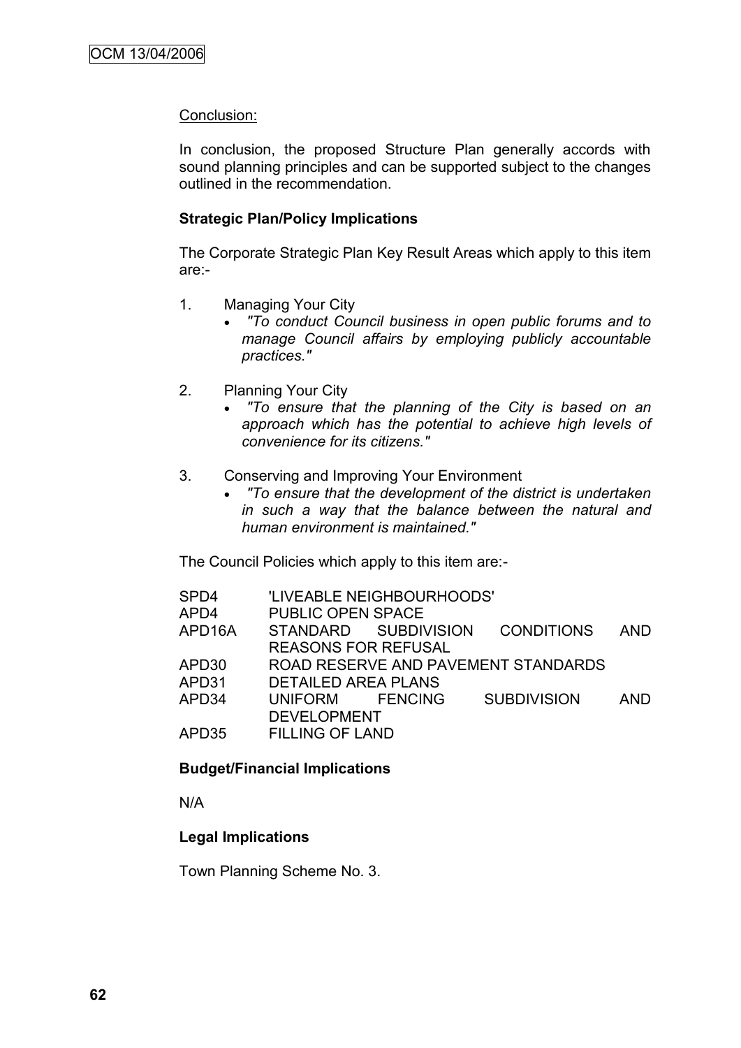Conclusion:

In conclusion, the proposed Structure Plan generally accords with sound planning principles and can be supported subject to the changes outlined in the recommendation.

**Strategic Plan/Policy Implications**

The Corporate Strategic Plan Key Result Areas which apply to this item are:-

1. Managing Your City
   - *"To conduct Council business in open public forums and to manage Council affairs by employing publicly accountable practices."*

2. Planning Your City
   - *"To ensure that the planning of the City is based on an approach which has the potential to achieve high levels of convenience for its citizens."*

3. Conserving and Improving Your Environment
   - *"To ensure that the development of the district is undertaken in such a way that the balance between the natural and human environment is maintained."*

The Council Policies which apply to this item are:-

| | |
|---|---|
| SPD4 | 'LIVEABLE NEIGHBOURHOODS' |
| APD4 | PUBLIC OPEN SPACE |
| APD16A | STANDARD SUBDIVISION CONDITIONS AND REASONS FOR REFUSAL |
| APD30 | ROAD RESERVE AND PAVEMENT STANDARDS |
| APD31 | DETAILED AREA PLANS |
| APD34 | UNIFORM FENCING SUBDIVISION AND DEVELOPMENT |
| APD35 | FILLING OF LAND |

**Budget/Financial Implications**

N/A

**Legal Implications**

Town Planning Scheme No. 3.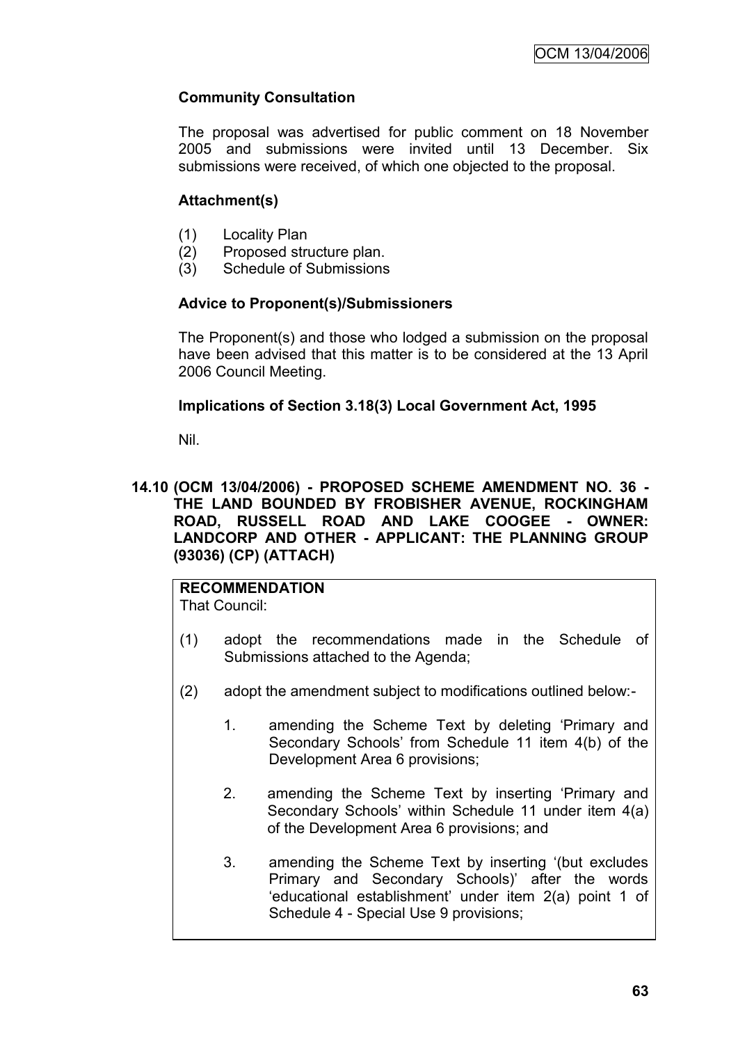### Community Consultation

The proposal was advertised for public comment on 18 November 2005 and submissions were invited until 13 December. Six submissions were received, of which one objected to the proposal.

### Attachment(s)

(1) Locality Plan
(2) Proposed structure plan.
(3) Schedule of Submissions

### Advice to Proponent(s)/Submissioners

The Proponent(s) and those who lodged a submission on the proposal have been advised that this matter is to be considered at the 13 April 2006 Council Meeting.

### Implications of Section 3.18(3) Local Government Act, 1995

Nil.

## 14.10 (OCM 13/04/2006) - PROPOSED SCHEME AMENDMENT NO. 36 - THE LAND BOUNDED BY FROBISHER AVENUE, ROCKINGHAM ROAD, RUSSELL ROAD AND LAKE COOGEE - OWNER: LANDCORP AND OTHER - APPLICANT: THE PLANNING GROUP (93036) (CP) (ATTACH)

**RECOMMENDATION**
That Council:

(1) adopt the recommendations made in the Schedule of Submissions attached to the Agenda;

(2) adopt the amendment subject to modifications outlined below:-

   1. amending the Scheme Text by deleting 'Primary and Secondary Schools' from Schedule 11 item 4(b) of the Development Area 6 provisions;

   2. amending the Scheme Text by inserting 'Primary and Secondary Schools' within Schedule 11 under item 4(a) of the Development Area 6 provisions; and

   3. amending the Scheme Text by inserting '(but excludes Primary and Secondary Schools)' after the words 'educational establishment' under item 2(a) point 1 of Schedule 4 - Special Use 9 provisions;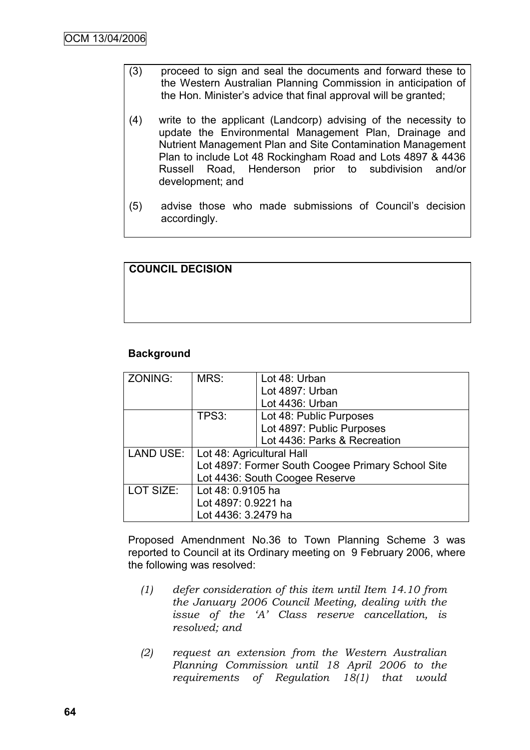(3) proceed to sign and seal the documents and forward these to the Western Australian Planning Commission in anticipation of the Hon. Minister's advice that final approval will be granted;

(4) write to the applicant (Landcorp) advising of the necessity to update the Environmental Management Plan, Drainage and Nutrient Management Plan and Site Contamination Management Plan to include Lot 48 Rockingham Road and Lots 4897 & 4436 Russell Road, Henderson prior to subdivision and/or development; and

(5) advise those who made submissions of Council's decision accordingly.

**COUNCIL DECISION**

**Background**

| ZONING: | MRS: | Lot 48: Urban<br>Lot 4897: Urban<br>Lot 4436: Urban |
|---|---|---|
| | TPS3: | Lot 48: Public Purposes<br>Lot 4897: Public Purposes<br>Lot 4436: Parks & Recreation |
| LAND USE: | Lot 48: Agricultural Hall<br>Lot 4897: Former South Coogee Primary School Site<br>Lot 4436: South Coogee Reserve | |
| LOT SIZE: | Lot 48: 0.9105 ha<br>Lot 4897: 0.9221 ha<br>Lot 4436: 3.2479 ha | |

Proposed Amendnment No.36 to Town Planning Scheme 3 was reported to Council at its Ordinary meeting on 9 February 2006, where the following was resolved:

*(1) defer consideration of this item until Item 14.10 from the January 2006 Council Meeting, dealing with the issue of the 'A' Class reserve cancellation, is resolved; and*

*(2) request an extension from the Western Australian Planning Commission until 18 April 2006 to the requirements of Regulation 18(1) that would*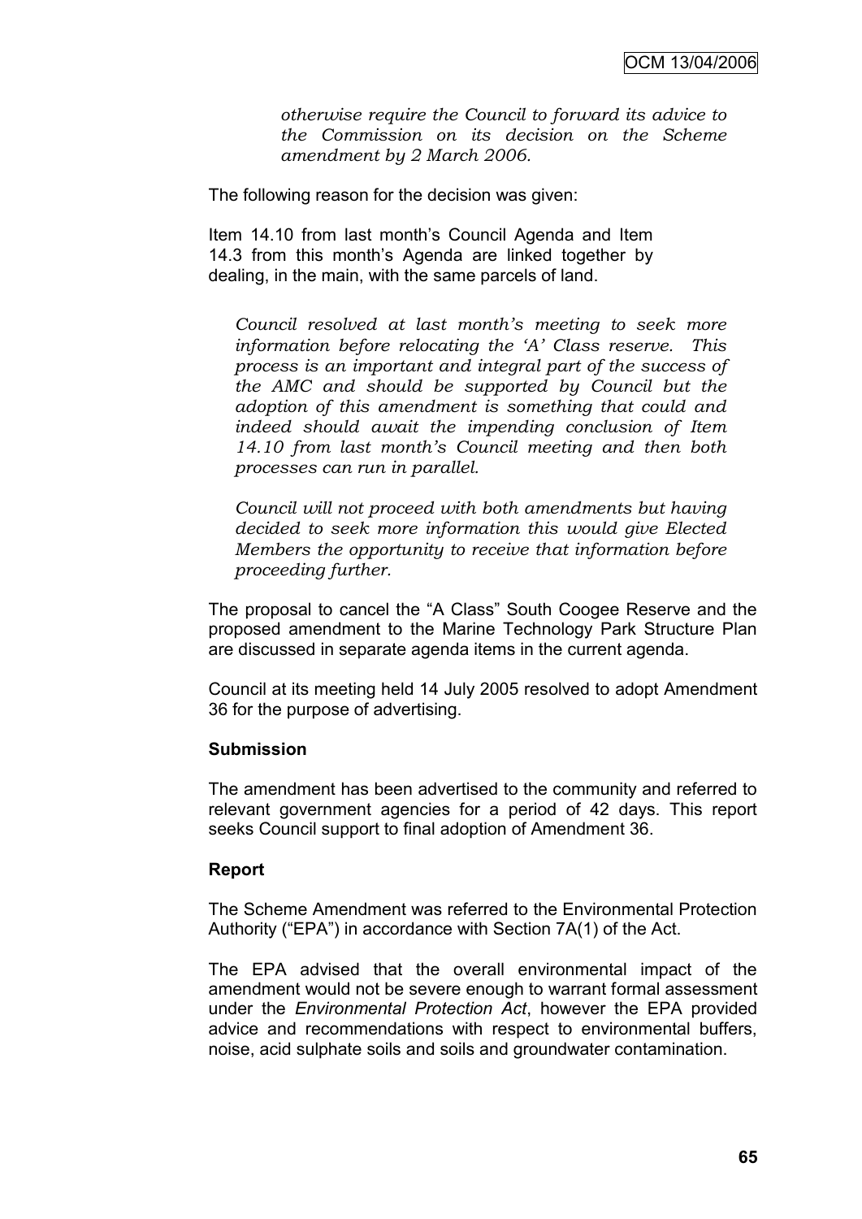*otherwise require the Council to forward its advice to the Commission on its decision on the Scheme amendment by 2 March 2006.*

The following reason for the decision was given:

Item 14.10 from last month's Council Agenda and Item 14.3 from this month's Agenda are linked together by dealing, in the main, with the same parcels of land.

*Council resolved at last month's meeting to seek more information before relocating the 'A' Class reserve. This process is an important and integral part of the success of the AMC and should be supported by Council but the adoption of this amendment is something that could and indeed should await the impending conclusion of Item 14.10 from last month's Council meeting and then both processes can run in parallel.*

*Council will not proceed with both amendments but having decided to seek more information this would give Elected Members the opportunity to receive that information before proceeding further.*

The proposal to cancel the "A Class" South Coogee Reserve and the proposed amendment to the Marine Technology Park Structure Plan are discussed in separate agenda items in the current agenda.

Council at its meeting held 14 July 2005 resolved to adopt Amendment 36 for the purpose of advertising.

**Submission**

The amendment has been advertised to the community and referred to relevant government agencies for a period of 42 days. This report seeks Council support to final adoption of Amendment 36.

**Report**

The Scheme Amendment was referred to the Environmental Protection Authority ("EPA") in accordance with Section 7A(1) of the Act.

The EPA advised that the overall environmental impact of the amendment would not be severe enough to warrant formal assessment under the *Environmental Protection Act*, however the EPA provided advice and recommendations with respect to environmental buffers, noise, acid sulphate soils and soils and groundwater contamination.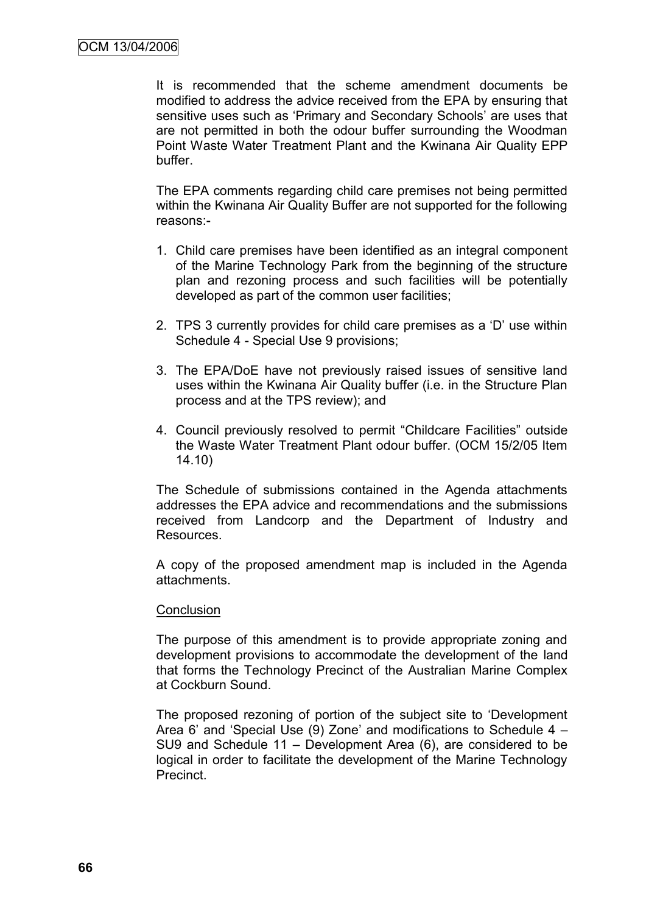It is recommended that the scheme amendment documents be modified to address the advice received from the EPA by ensuring that sensitive uses such as 'Primary and Secondary Schools' are uses that are not permitted in both the odour buffer surrounding the Woodman Point Waste Water Treatment Plant and the Kwinana Air Quality EPP buffer.

The EPA comments regarding child care premises not being permitted within the Kwinana Air Quality Buffer are not supported for the following reasons:-

1. Child care premises have been identified as an integral component of the Marine Technology Park from the beginning of the structure plan and rezoning process and such facilities will be potentially developed as part of the common user facilities;
2. TPS 3 currently provides for child care premises as a 'D' use within Schedule 4 - Special Use 9 provisions;
3. The EPA/DoE have not previously raised issues of sensitive land uses within the Kwinana Air Quality buffer (i.e. in the Structure Plan process and at the TPS review); and
4. Council previously resolved to permit "Childcare Facilities" outside the Waste Water Treatment Plant odour buffer. (OCM 15/2/05 Item 14.10)

The Schedule of submissions contained in the Agenda attachments addresses the EPA advice and recommendations and the submissions received from Landcorp and the Department of Industry and Resources.

A copy of the proposed amendment map is included in the Agenda attachments.

Conclusion

The purpose of this amendment is to provide appropriate zoning and development provisions to accommodate the development of the land that forms the Technology Precinct of the Australian Marine Complex at Cockburn Sound.

The proposed rezoning of portion of the subject site to 'Development Area 6' and 'Special Use (9) Zone' and modifications to Schedule 4 – SU9 and Schedule 11 – Development Area (6), are considered to be logical in order to facilitate the development of the Marine Technology Precinct.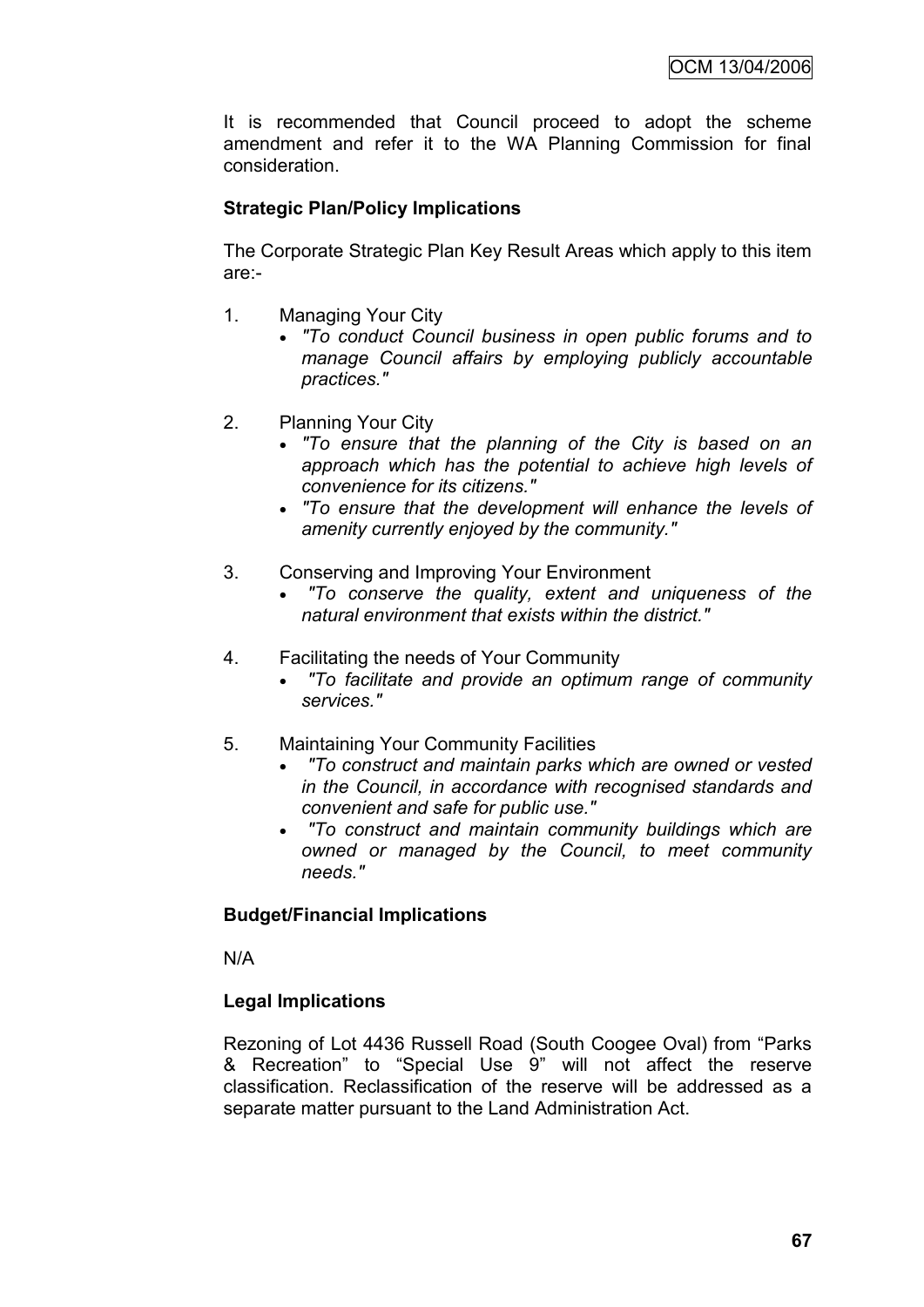It is recommended that Council proceed to adopt the scheme amendment and refer it to the WA Planning Commission for final consideration.

**Strategic Plan/Policy Implications**

The Corporate Strategic Plan Key Result Areas which apply to this item are:-

1. Managing Your City
   - *"To conduct Council business in open public forums and to manage Council affairs by employing publicly accountable practices."*

2. Planning Your City
   - *"To ensure that the planning of the City is based on an approach which has the potential to achieve high levels of convenience for its citizens."*
   - *"To ensure that the development will enhance the levels of amenity currently enjoyed by the community."*

3. Conserving and Improving Your Environment
   - *"To conserve the quality, extent and uniqueness of the natural environment that exists within the district."*

4. Facilitating the needs of Your Community
   - *"To facilitate and provide an optimum range of community services."*

5. Maintaining Your Community Facilities
   - *"To construct and maintain parks which are owned or vested in the Council, in accordance with recognised standards and convenient and safe for public use."*
   - *"To construct and maintain community buildings which are owned or managed by the Council, to meet community needs."*

**Budget/Financial Implications**

N/A

**Legal Implications**

Rezoning of Lot 4436 Russell Road (South Coogee Oval) from "Parks & Recreation" to "Special Use 9" will not affect the reserve classification. Reclassification of the reserve will be addressed as a separate matter pursuant to the Land Administration Act.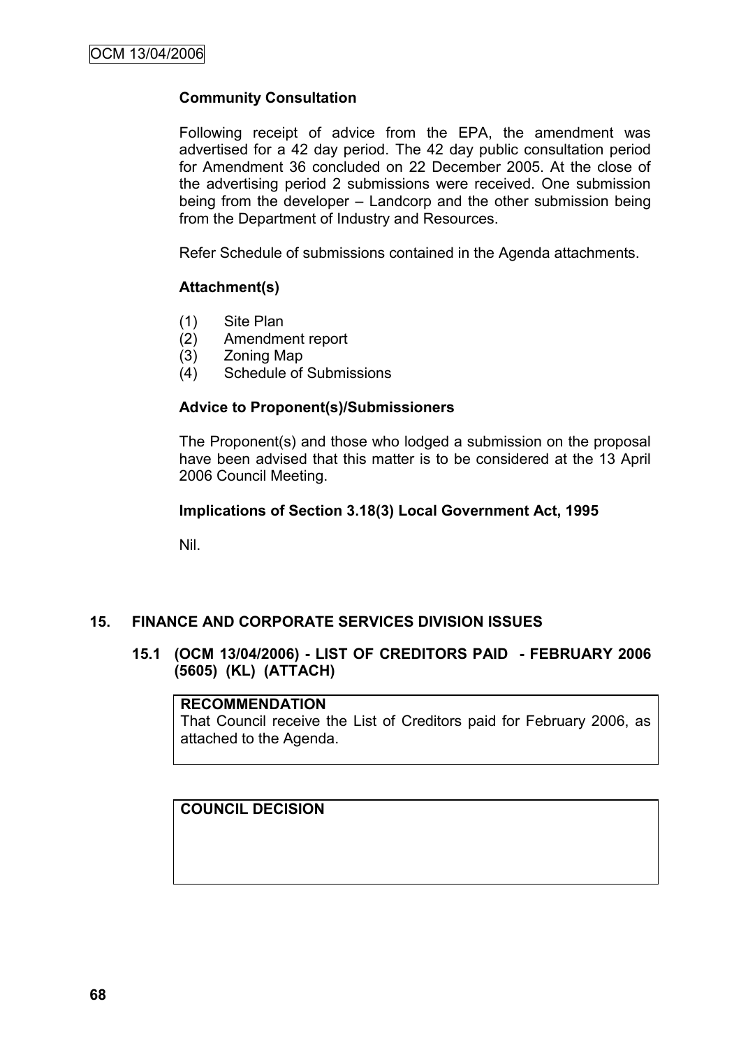**Community Consultation**

Following receipt of advice from the EPA, the amendment was advertised for a 42 day period. The 42 day public consultation period for Amendment 36 concluded on 22 December 2005. At the close of the advertising period 2 submissions were received. One submission being from the developer – Landcorp and the other submission being from the Department of Industry and Resources.

Refer Schedule of submissions contained in the Agenda attachments.

**Attachment(s)**

(1) Site Plan
(2) Amendment report
(3) Zoning Map
(4) Schedule of Submissions

**Advice to Proponent(s)/Submissioners**

The Proponent(s) and those who lodged a submission on the proposal have been advised that this matter is to be considered at the 13 April 2006 Council Meeting.

**Implications of Section 3.18(3) Local Government Act, 1995**

Nil.

## 15. FINANCE AND CORPORATE SERVICES DIVISION ISSUES

### 15.1 (OCM 13/04/2006) - LIST OF CREDITORS PAID - FEBRUARY 2006 (5605) (KL) (ATTACH)

**RECOMMENDATION**
That Council receive the List of Creditors paid for February 2006, as attached to the Agenda.

**COUNCIL DECISION**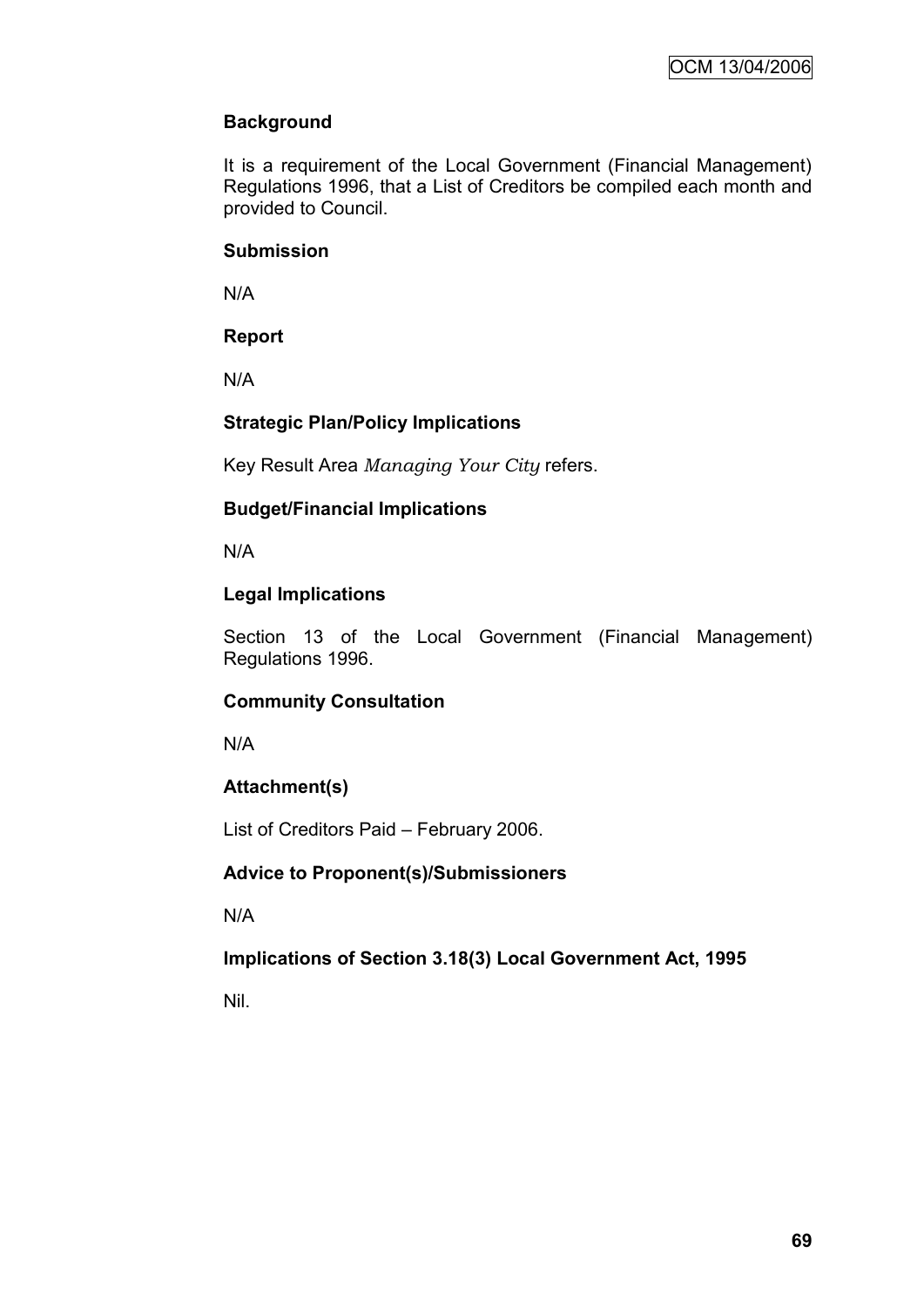**Background**

It is a requirement of the Local Government (Financial Management) Regulations 1996, that a List of Creditors be compiled each month and provided to Council.

**Submission**

N/A

**Report**

N/A

**Strategic Plan/Policy Implications**

Key Result Area *Managing Your City* refers.

**Budget/Financial Implications**

N/A

**Legal Implications**

Section 13 of the Local Government (Financial Management) Regulations 1996.

**Community Consultation**

N/A

**Attachment(s)**

List of Creditors Paid – February 2006.

**Advice to Proponent(s)/Submissioners**

N/A

**Implications of Section 3.18(3) Local Government Act, 1995**

Nil.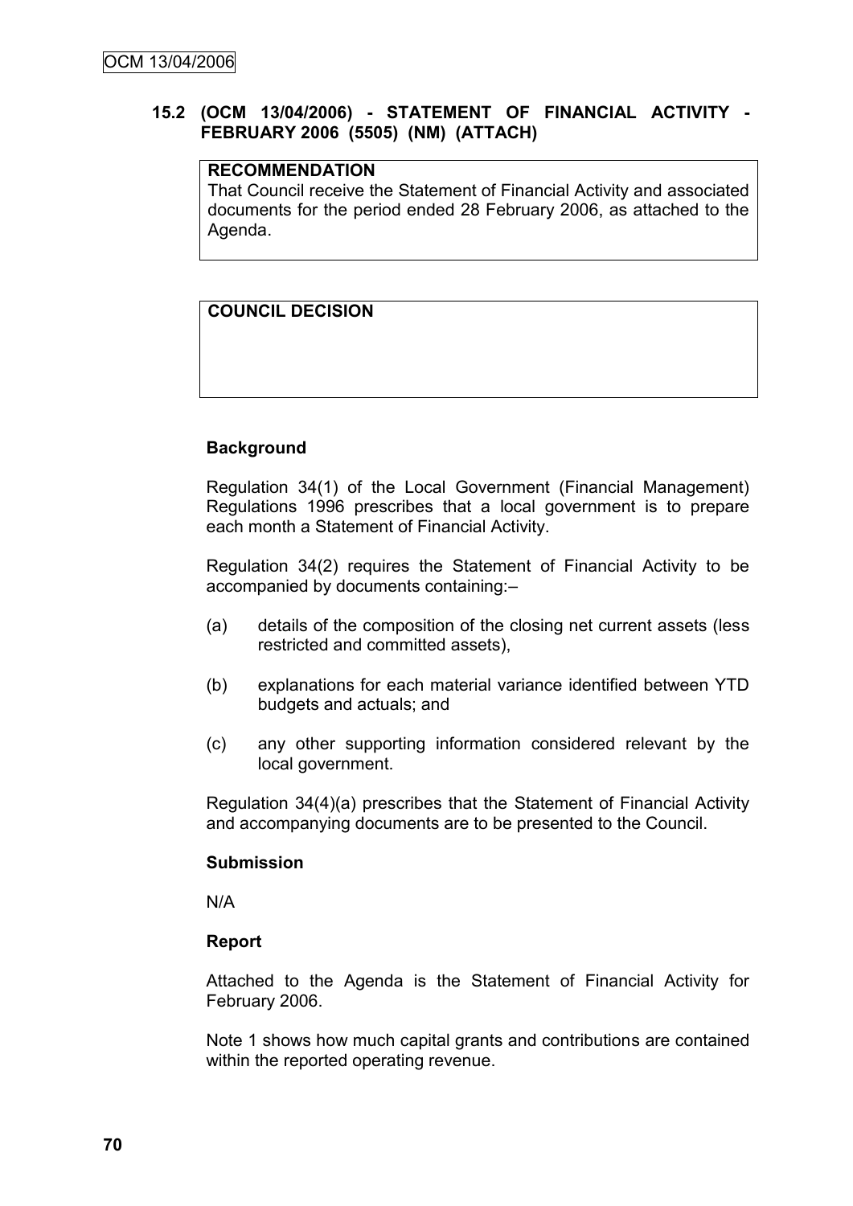## 15.2 (OCM 13/04/2006) - STATEMENT OF FINANCIAL ACTIVITY - FEBRUARY 2006 (5505) (NM) (ATTACH)

**RECOMMENDATION**

That Council receive the Statement of Financial Activity and associated documents for the period ended 28 February 2006, as attached to the Agenda.

**COUNCIL DECISION**

**Background**

Regulation 34(1) of the Local Government (Financial Management) Regulations 1996 prescribes that a local government is to prepare each month a Statement of Financial Activity.

Regulation 34(2) requires the Statement of Financial Activity to be accompanied by documents containing:–

(a) details of the composition of the closing net current assets (less restricted and committed assets),

(b) explanations for each material variance identified between YTD budgets and actuals; and

(c) any other supporting information considered relevant by the local government.

Regulation 34(4)(a) prescribes that the Statement of Financial Activity and accompanying documents are to be presented to the Council.

**Submission**

N/A

**Report**

Attached to the Agenda is the Statement of Financial Activity for February 2006.

Note 1 shows how much capital grants and contributions are contained within the reported operating revenue.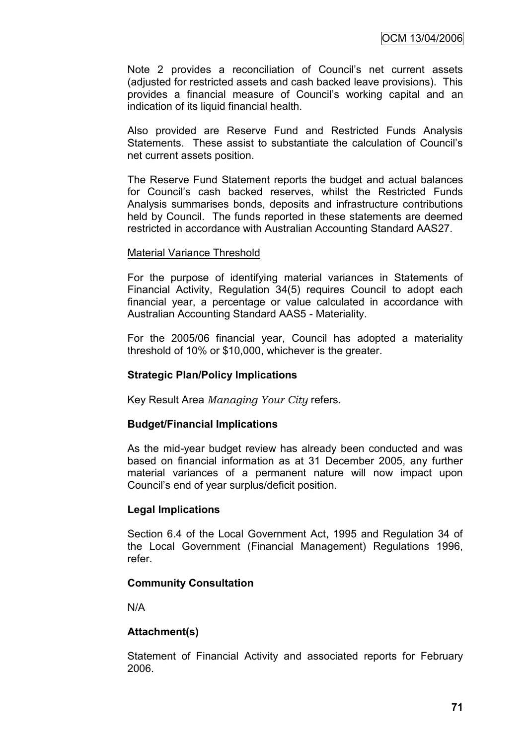Note 2 provides a reconciliation of Council's net current assets (adjusted for restricted assets and cash backed leave provisions). This provides a financial measure of Council's working capital and an indication of its liquid financial health.

Also provided are Reserve Fund and Restricted Funds Analysis Statements. These assist to substantiate the calculation of Council's net current assets position.

The Reserve Fund Statement reports the budget and actual balances for Council's cash backed reserves, whilst the Restricted Funds Analysis summarises bonds, deposits and infrastructure contributions held by Council. The funds reported in these statements are deemed restricted in accordance with Australian Accounting Standard AAS27.

Material Variance Threshold

For the purpose of identifying material variances in Statements of Financial Activity, Regulation 34(5) requires Council to adopt each financial year, a percentage or value calculated in accordance with Australian Accounting Standard AAS5 - Materiality.

For the 2005/06 financial year, Council has adopted a materiality threshold of 10% or $10,000, whichever is the greater.

**Strategic Plan/Policy Implications**

Key Result Area *Managing Your City* refers.

**Budget/Financial Implications**

As the mid-year budget review has already been conducted and was based on financial information as at 31 December 2005, any further material variances of a permanent nature will now impact upon Council's end of year surplus/deficit position.

**Legal Implications**

Section 6.4 of the Local Government Act, 1995 and Regulation 34 of the Local Government (Financial Management) Regulations 1996, refer.

**Community Consultation**

N/A

**Attachment(s)**

Statement of Financial Activity and associated reports for February 2006.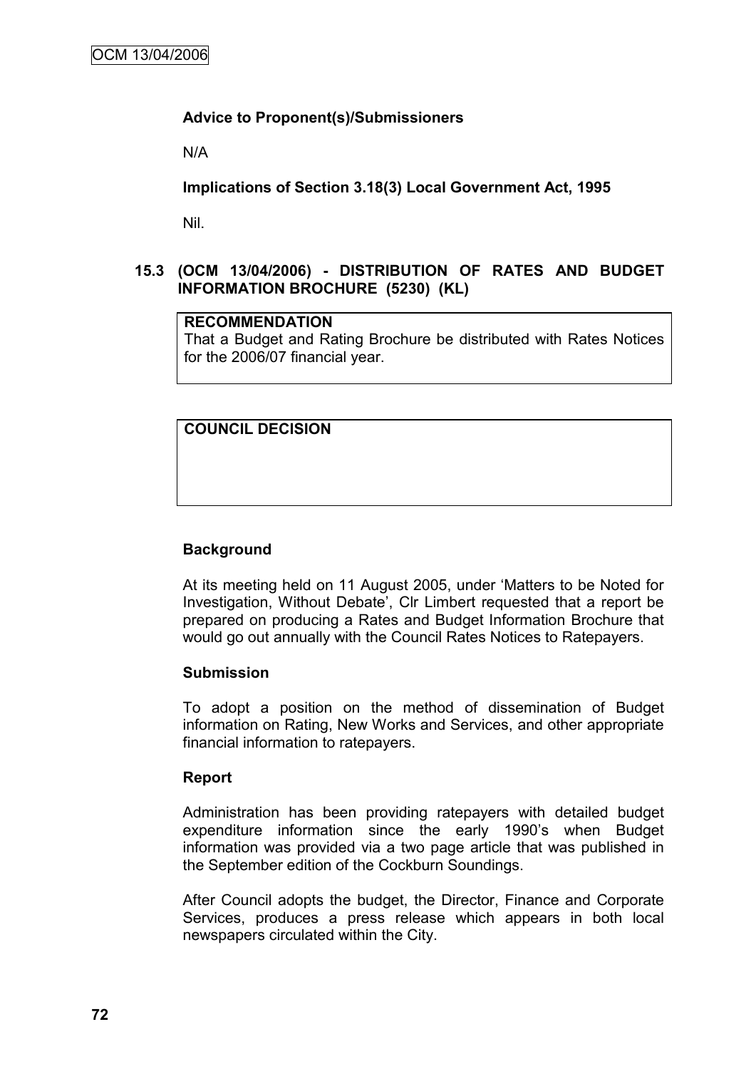**Advice to Proponent(s)/Submissioners**

N/A

**Implications of Section 3.18(3) Local Government Act, 1995**

Nil.

## 15.3 (OCM 13/04/2006) - DISTRIBUTION OF RATES AND BUDGET INFORMATION BROCHURE (5230) (KL)

| **RECOMMENDATION** |
|---|
| That a Budget and Rating Brochure be distributed with Rates Notices for the 2006/07 financial year. |

| **COUNCIL DECISION** |
|---|
| |

**Background**

At its meeting held on 11 August 2005, under 'Matters to be Noted for Investigation, Without Debate', Clr Limbert requested that a report be prepared on producing a Rates and Budget Information Brochure that would go out annually with the Council Rates Notices to Ratepayers.

**Submission**

To adopt a position on the method of dissemination of Budget information on Rating, New Works and Services, and other appropriate financial information to ratepayers.

**Report**

Administration has been providing ratepayers with detailed budget expenditure information since the early 1990's when Budget information was provided via a two page article that was published in the September edition of the Cockburn Soundings.

After Council adopts the budget, the Director, Finance and Corporate Services, produces a press release which appears in both local newspapers circulated within the City.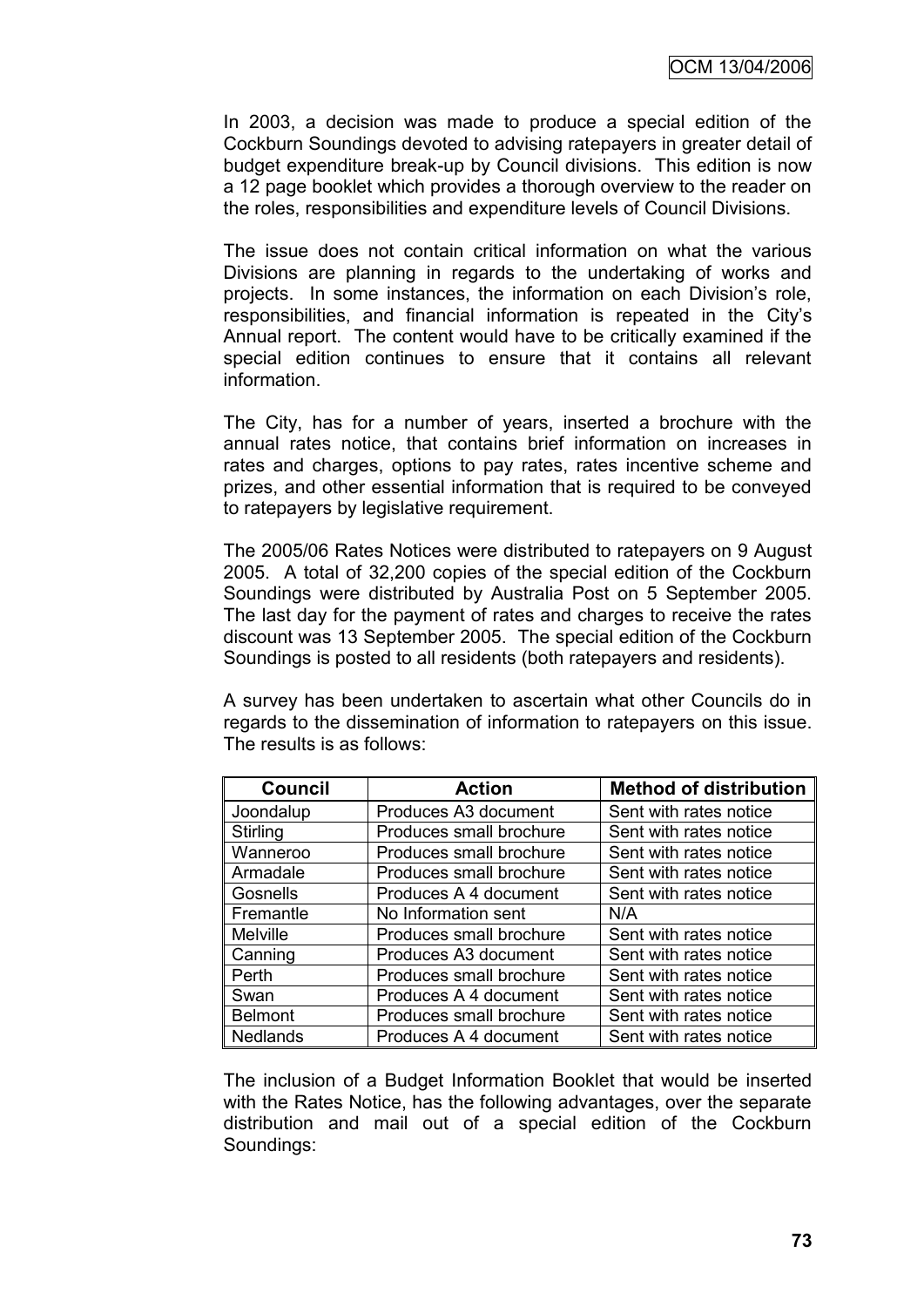In 2003, a decision was made to produce a special edition of the Cockburn Soundings devoted to advising ratepayers in greater detail of budget expenditure break-up by Council divisions. This edition is now a 12 page booklet which provides a thorough overview to the reader on the roles, responsibilities and expenditure levels of Council Divisions.

The issue does not contain critical information on what the various Divisions are planning in regards to the undertaking of works and projects. In some instances, the information on each Division's role, responsibilities, and financial information is repeated in the City's Annual report. The content would have to be critically examined if the special edition continues to ensure that it contains all relevant information.

The City, has for a number of years, inserted a brochure with the annual rates notice, that contains brief information on increases in rates and charges, options to pay rates, rates incentive scheme and prizes, and other essential information that is required to be conveyed to ratepayers by legislative requirement.

The 2005/06 Rates Notices were distributed to ratepayers on 9 August 2005. A total of 32,200 copies of the special edition of the Cockburn Soundings were distributed by Australia Post on 5 September 2005. The last day for the payment of rates and charges to receive the rates discount was 13 September 2005. The special edition of the Cockburn Soundings is posted to all residents (both ratepayers and residents).

A survey has been undertaken to ascertain what other Councils do in regards to the dissemination of information to ratepayers on this issue. The results is as follows:

| Council | Action | Method of distribution |
|---|---|---|
| Joondalup | Produces A3 document | Sent with rates notice |
| Stirling | Produces small brochure | Sent with rates notice |
| Wanneroo | Produces small brochure | Sent with rates notice |
| Armadale | Produces small brochure | Sent with rates notice |
| Gosnells | Produces A 4 document | Sent with rates notice |
| Fremantle | No Information sent | N/A |
| Melville | Produces small brochure | Sent with rates notice |
| Canning | Produces A3 document | Sent with rates notice |
| Perth | Produces small brochure | Sent with rates notice |
| Swan | Produces A 4 document | Sent with rates notice |
| Belmont | Produces small brochure | Sent with rates notice |
| Nedlands | Produces A 4 document | Sent with rates notice |

The inclusion of a Budget Information Booklet that would be inserted with the Rates Notice, has the following advantages, over the separate distribution and mail out of a special edition of the Cockburn Soundings: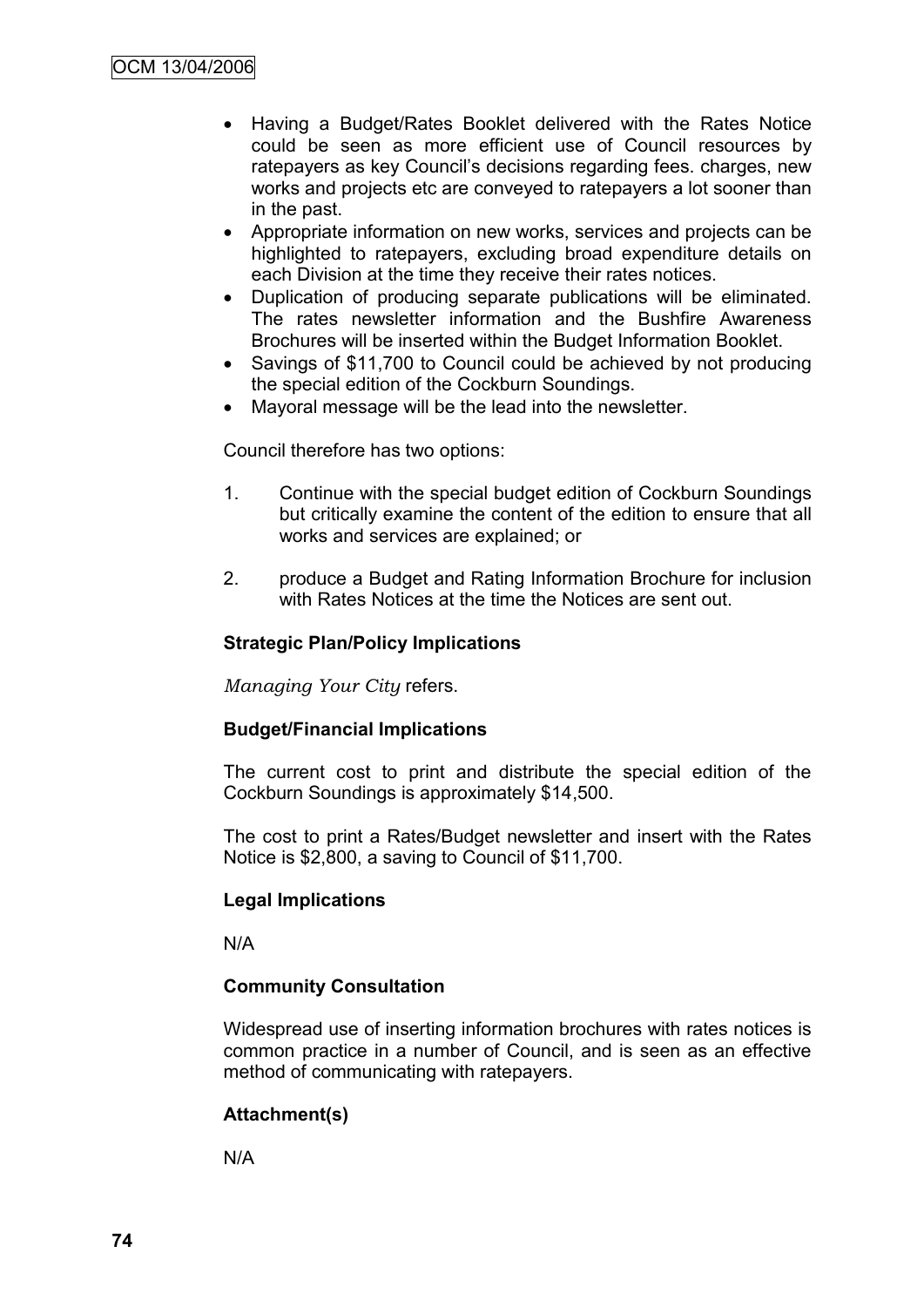- Having a Budget/Rates Booklet delivered with the Rates Notice could be seen as more efficient use of Council resources by ratepayers as key Council's decisions regarding fees. charges, new works and projects etc are conveyed to ratepayers a lot sooner than in the past.
- Appropriate information on new works, services and projects can be highlighted to ratepayers, excluding broad expenditure details on each Division at the time they receive their rates notices.
- Duplication of producing separate publications will be eliminated. The rates newsletter information and the Bushfire Awareness Brochures will be inserted within the Budget Information Booklet.
- Savings of $11,700 to Council could be achieved by not producing the special edition of the Cockburn Soundings.
- Mayoral message will be the lead into the newsletter.

Council therefore has two options:

1. Continue with the special budget edition of Cockburn Soundings but critically examine the content of the edition to ensure that all works and services are explained; or
2. produce a Budget and Rating Information Brochure for inclusion with Rates Notices at the time the Notices are sent out.

**Strategic Plan/Policy Implications**

*Managing Your City* refers.

**Budget/Financial Implications**

The current cost to print and distribute the special edition of the Cockburn Soundings is approximately $14,500.

The cost to print a Rates/Budget newsletter and insert with the Rates Notice is $2,800, a saving to Council of $11,700.

**Legal Implications**

N/A

**Community Consultation**

Widespread use of inserting information brochures with rates notices is common practice in a number of Council, and is seen as an effective method of communicating with ratepayers.

**Attachment(s)**

N/A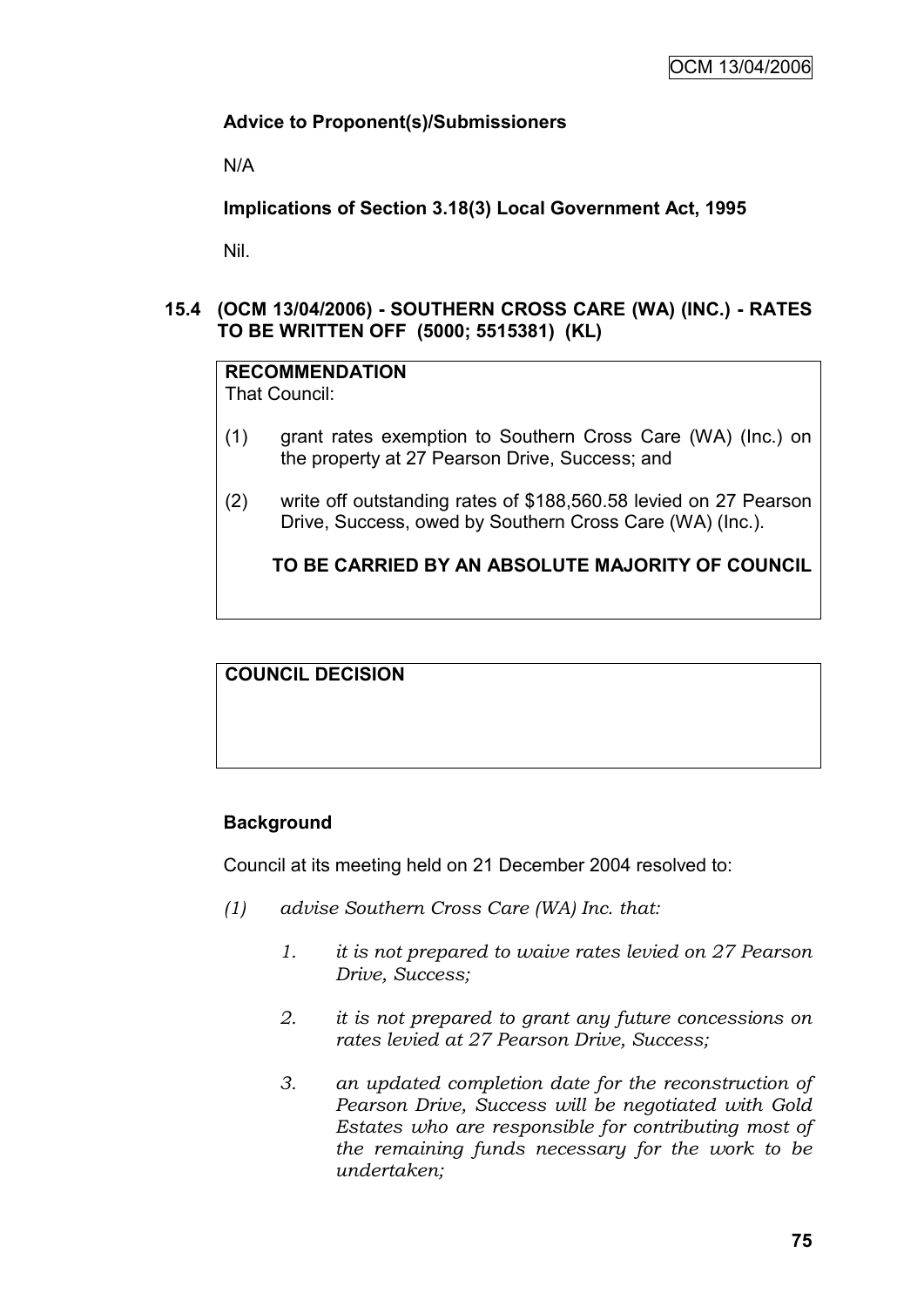**Advice to Proponent(s)/Submissioners**

N/A

**Implications of Section 3.18(3) Local Government Act, 1995**

Nil.

## 15.4 (OCM 13/04/2006) - SOUTHERN CROSS CARE (WA) (INC.) - RATES TO BE WRITTEN OFF (5000; 5515381) (KL)

**RECOMMENDATION**

That Council:

(1) grant rates exemption to Southern Cross Care (WA) (Inc.) on the property at 27 Pearson Drive, Success; and

(2) write off outstanding rates of $188,560.58 levied on 27 Pearson Drive, Success, owed by Southern Cross Care (WA) (Inc.).

**TO BE CARRIED BY AN ABSOLUTE MAJORITY OF COUNCIL**

**COUNCIL DECISION**

**Background**

Council at its meeting held on 21 December 2004 resolved to:

*(1) advise Southern Cross Care (WA) Inc. that:*

*1. it is not prepared to waive rates levied on 27 Pearson Drive, Success;*

*2. it is not prepared to grant any future concessions on rates levied at 27 Pearson Drive, Success;*

*3. an updated completion date for the reconstruction of Pearson Drive, Success will be negotiated with Gold Estates who are responsible for contributing most of the remaining funds necessary for the work to be undertaken;*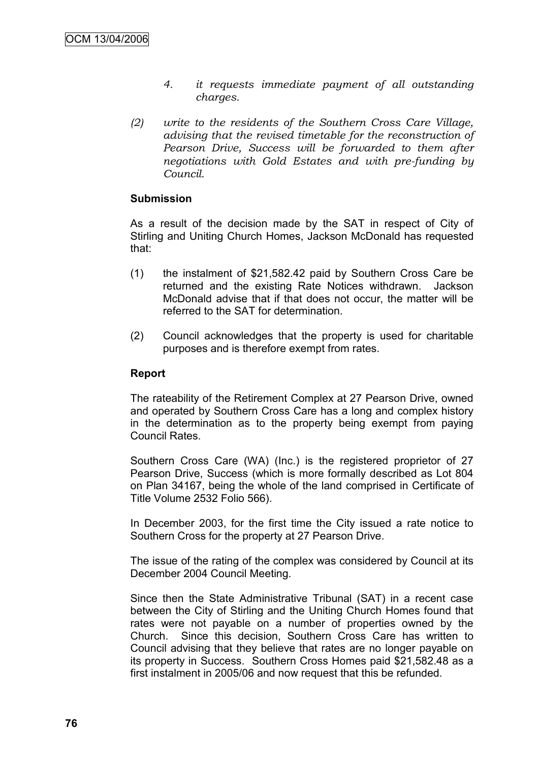*4. it requests immediate payment of all outstanding charges.*

*(2) write to the residents of the Southern Cross Care Village, advising that the revised timetable for the reconstruction of Pearson Drive, Success will be forwarded to them after negotiations with Gold Estates and with pre-funding by Council.*

**Submission**

As a result of the decision made by the SAT in respect of City of Stirling and Uniting Church Homes, Jackson McDonald has requested that:

(1) the instalment of $21,582.42 paid by Southern Cross Care be returned and the existing Rate Notices withdrawn. Jackson McDonald advise that if that does not occur, the matter will be referred to the SAT for determination.

(2) Council acknowledges that the property is used for charitable purposes and is therefore exempt from rates.

**Report**

The rateability of the Retirement Complex at 27 Pearson Drive, owned and operated by Southern Cross Care has a long and complex history in the determination as to the property being exempt from paying Council Rates.

Southern Cross Care (WA) (Inc.) is the registered proprietor of 27 Pearson Drive, Success (which is more formally described as Lot 804 on Plan 34167, being the whole of the land comprised in Certificate of Title Volume 2532 Folio 566).

In December 2003, for the first time the City issued a rate notice to Southern Cross for the property at 27 Pearson Drive.

The issue of the rating of the complex was considered by Council at its December 2004 Council Meeting.

Since then the State Administrative Tribunal (SAT) in a recent case between the City of Stirling and the Uniting Church Homes found that rates were not payable on a number of properties owned by the Church. Since this decision, Southern Cross Care has written to Council advising that they believe that rates are no longer payable on its property in Success. Southern Cross Homes paid $21,582.48 as a first instalment in 2005/06 and now request that this be refunded.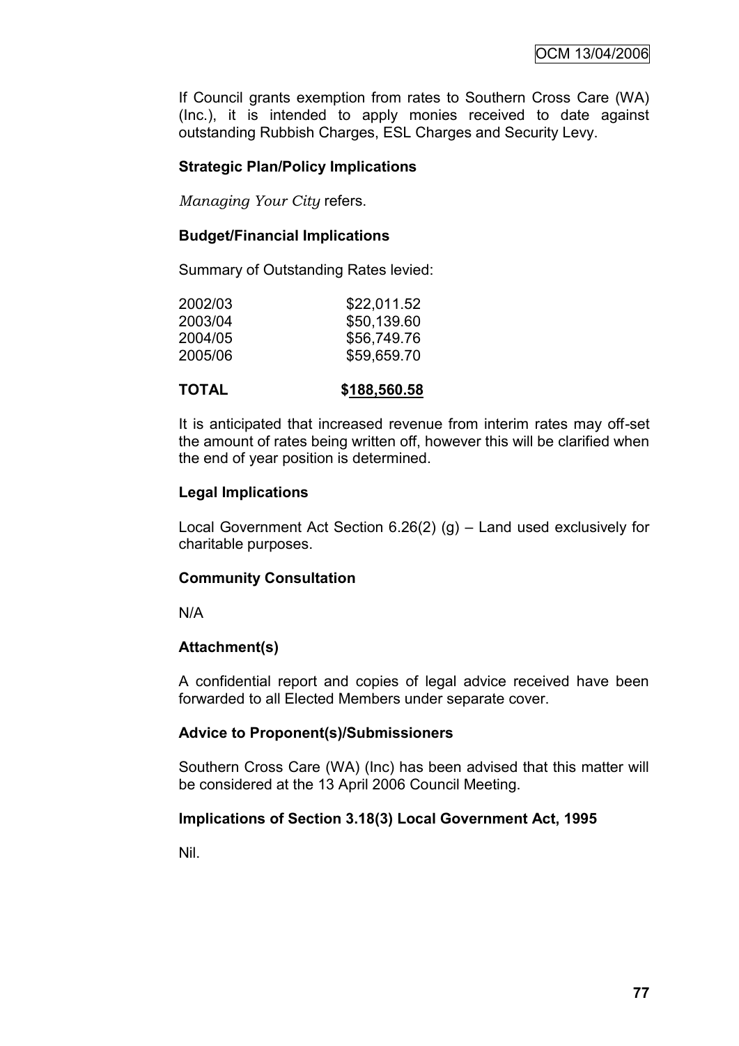If Council grants exemption from rates to Southern Cross Care (WA) (Inc.), it is intended to apply monies received to date against outstanding Rubbish Charges, ESL Charges and Security Levy.

**Strategic Plan/Policy Implications**

*Managing Your City* refers.

**Budget/Financial Implications**

Summary of Outstanding Rates levied:

| | |
|---|---|
| 2002/03 | $22,011.52 |
| 2003/04 | $50,139.60 |
| 2004/05 | $56,749.76 |
| 2005/06 | $59,659.70 |
| **TOTAL** | **$188,560.58** |

It is anticipated that increased revenue from interim rates may off-set the amount of rates being written off, however this will be clarified when the end of year position is determined.

**Legal Implications**

Local Government Act Section 6.26(2) (g) – Land used exclusively for charitable purposes.

**Community Consultation**

N/A

**Attachment(s)**

A confidential report and copies of legal advice received have been forwarded to all Elected Members under separate cover.

**Advice to Proponent(s)/Submissioners**

Southern Cross Care (WA) (Inc) has been advised that this matter will be considered at the 13 April 2006 Council Meeting.

**Implications of Section 3.18(3) Local Government Act, 1995**

Nil.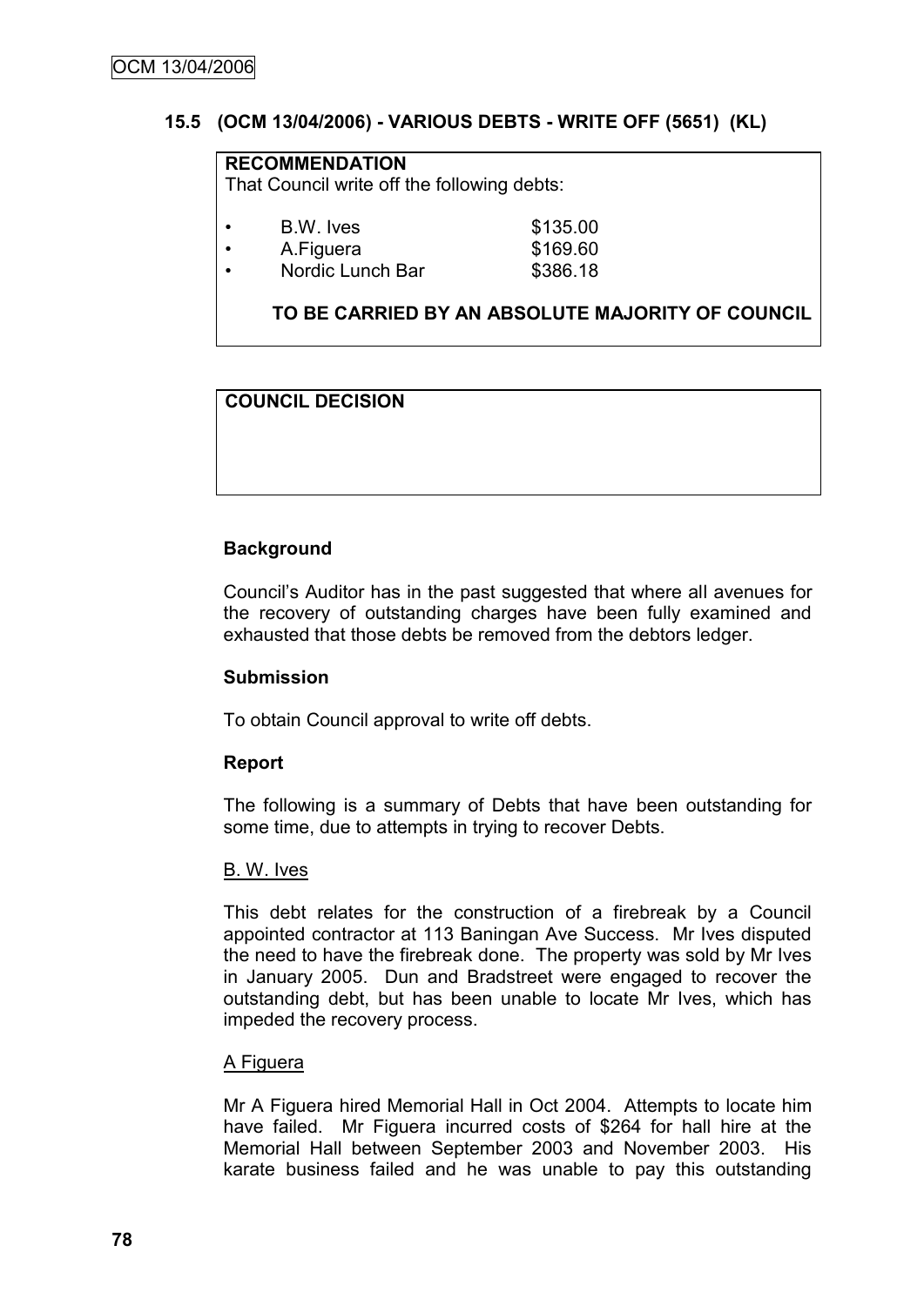### 15.5 (OCM 13/04/2006) - VARIOUS DEBTS - WRITE OFF (5651) (KL)

**RECOMMENDATION**

That Council write off the following debts:

| | |
|---|---|
| • B.W. Ives | $135.00 |
| • A.Figuera | $169.60 |
| • Nordic Lunch Bar | $386.18 |

**TO BE CARRIED BY AN ABSOLUTE MAJORITY OF COUNCIL**

**COUNCIL DECISION**

**Background**

Council's Auditor has in the past suggested that where all avenues for the recovery of outstanding charges have been fully examined and exhausted that those debts be removed from the debtors ledger.

**Submission**

To obtain Council approval to write off debts.

**Report**

The following is a summary of Debts that have been outstanding for some time, due to attempts in trying to recover Debts.

B. W. Ives

This debt relates for the construction of a firebreak by a Council appointed contractor at 113 Baningan Ave Success. Mr Ives disputed the need to have the firebreak done. The property was sold by Mr Ives in January 2005. Dun and Bradstreet were engaged to recover the outstanding debt, but has been unable to locate Mr Ives, which has impeded the recovery process.

A Figuera

Mr A Figuera hired Memorial Hall in Oct 2004. Attempts to locate him have failed. Mr Figuera incurred costs of $264 for hall hire at the Memorial Hall between September 2003 and November 2003. His karate business failed and he was unable to pay this outstanding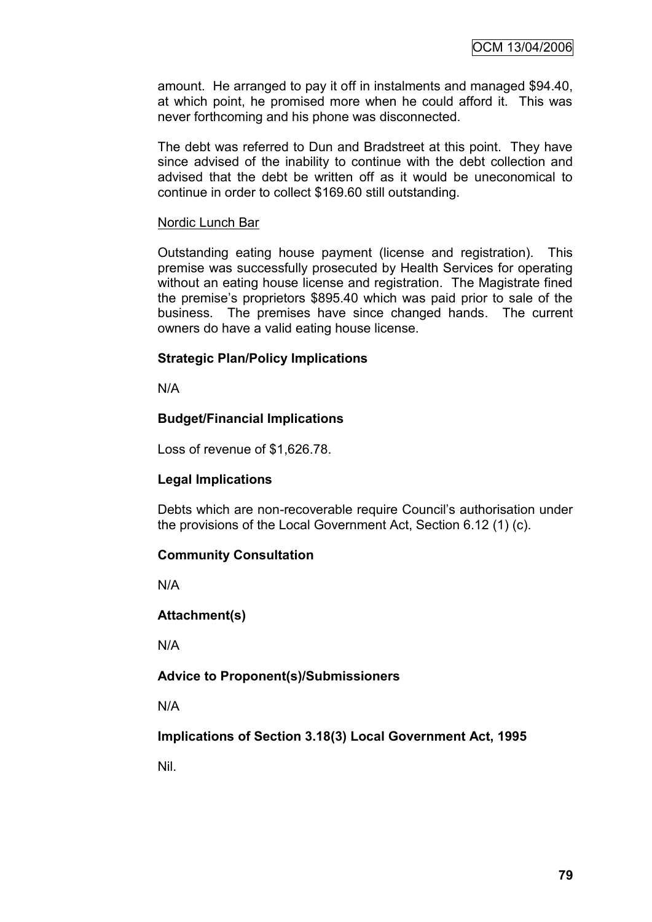amount. He arranged to pay it off in instalments and managed $94.40, at which point, he promised more when he could afford it. This was never forthcoming and his phone was disconnected.

The debt was referred to Dun and Bradstreet at this point. They have since advised of the inability to continue with the debt collection and advised that the debt be written off as it would be uneconomical to continue in order to collect $169.60 still outstanding.

Nordic Lunch Bar

Outstanding eating house payment (license and registration). This premise was successfully prosecuted by Health Services for operating without an eating house license and registration. The Magistrate fined the premise's proprietors $895.40 which was paid prior to sale of the business. The premises have since changed hands. The current owners do have a valid eating house license.

**Strategic Plan/Policy Implications**

N/A

**Budget/Financial Implications**

Loss of revenue of $1,626.78.

**Legal Implications**

Debts which are non-recoverable require Council's authorisation under the provisions of the Local Government Act, Section 6.12 (1) (c).

**Community Consultation**

N/A

**Attachment(s)**

N/A

**Advice to Proponent(s)/Submissioners**

N/A

**Implications of Section 3.18(3) Local Government Act, 1995**

Nil.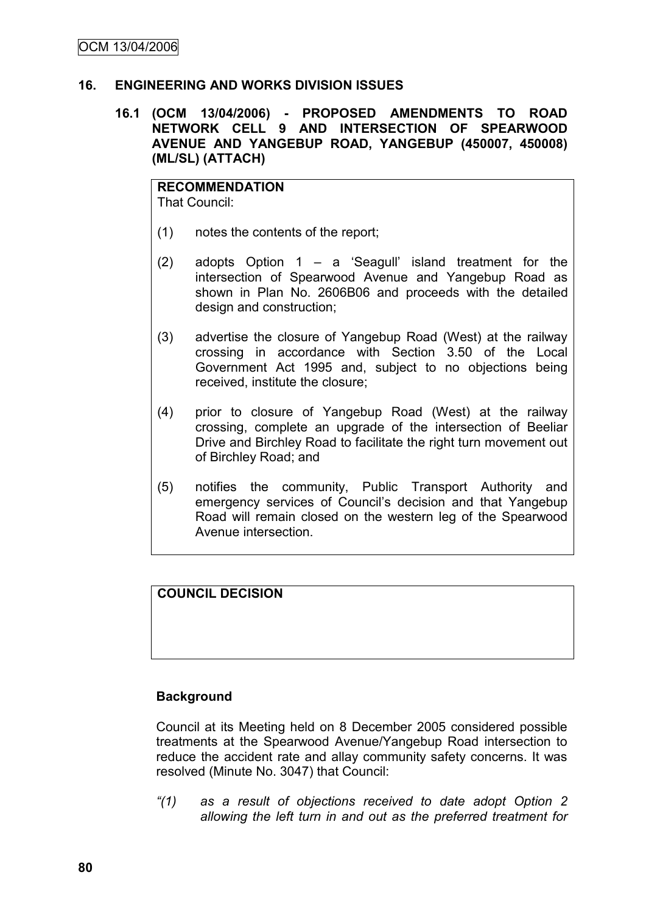## 16. ENGINEERING AND WORKS DIVISION ISSUES

### 16.1 (OCM 13/04/2006) - PROPOSED AMENDMENTS TO ROAD NETWORK CELL 9 AND INTERSECTION OF SPEARWOOD AVENUE AND YANGEBUP ROAD, YANGEBUP (450007, 450008) (ML/SL) (ATTACH)

**RECOMMENDATION**
That Council:

(1) notes the contents of the report;

(2) adopts Option 1 – a 'Seagull' island treatment for the intersection of Spearwood Avenue and Yangebup Road as shown in Plan No. 2606B06 and proceeds with the detailed design and construction;

(3) advertise the closure of Yangebup Road (West) at the railway crossing in accordance with Section 3.50 of the Local Government Act 1995 and, subject to no objections being received, institute the closure;

(4) prior to closure of Yangebup Road (West) at the railway crossing, complete an upgrade of the intersection of Beeliar Drive and Birchley Road to facilitate the right turn movement out of Birchley Road; and

(5) notifies the community, Public Transport Authority and emergency services of Council's decision and that Yangebup Road will remain closed on the western leg of the Spearwood Avenue intersection.

**COUNCIL DECISION**

**Background**

Council at its Meeting held on 8 December 2005 considered possible treatments at the Spearwood Avenue/Yangebup Road intersection to reduce the accident rate and allay community safety concerns. It was resolved (Minute No. 3047) that Council:

*"(1) as a result of objections received to date adopt Option 2 allowing the left turn in and out as the preferred treatment for*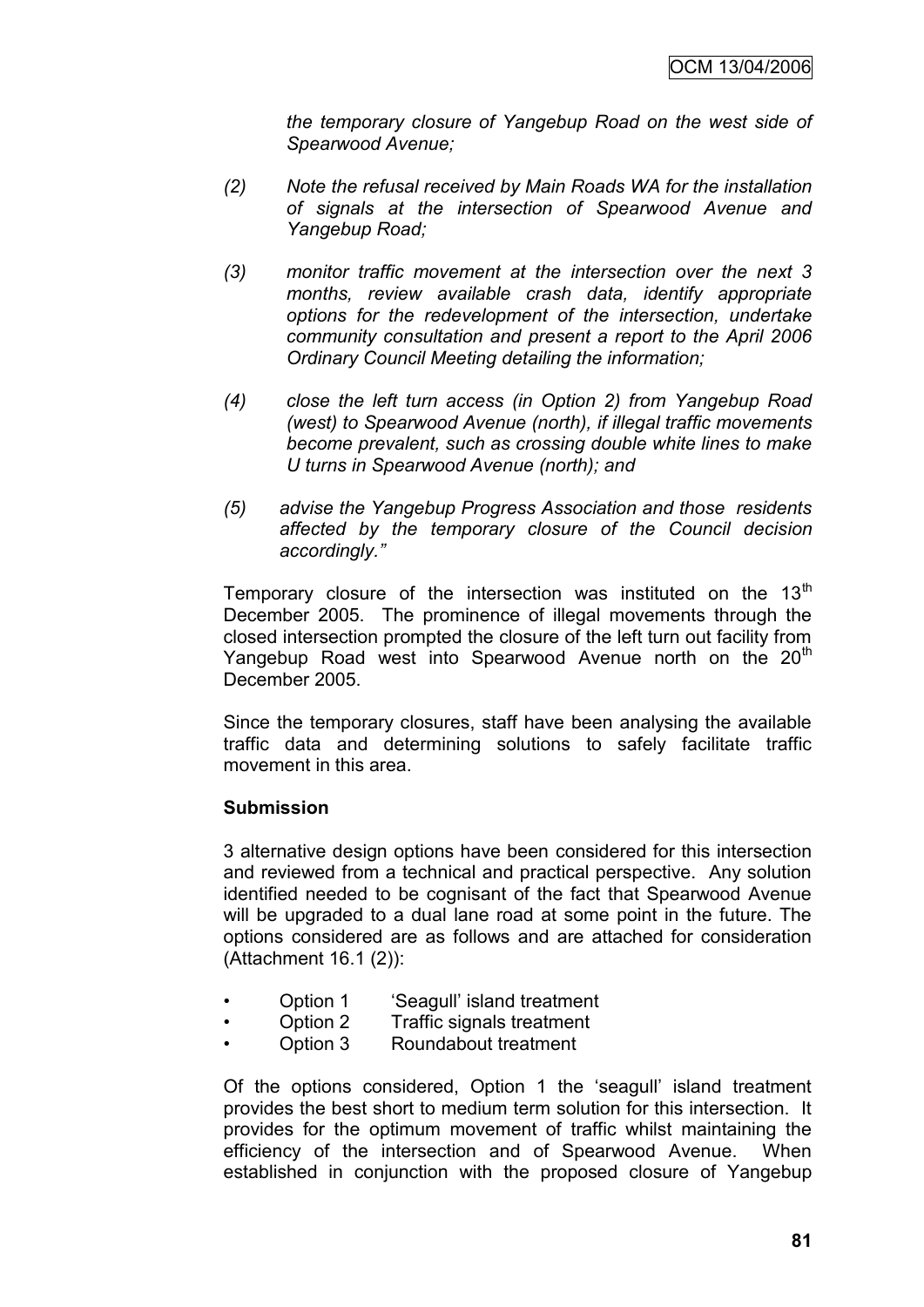*the temporary closure of Yangebup Road on the west side of Spearwood Avenue;*

*(2) Note the refusal received by Main Roads WA for the installation of signals at the intersection of Spearwood Avenue and Yangebup Road;*

*(3) monitor traffic movement at the intersection over the next 3 months, review available crash data, identify appropriate options for the redevelopment of the intersection, undertake community consultation and present a report to the April 2006 Ordinary Council Meeting detailing the information;*

*(4) close the left turn access (in Option 2) from Yangebup Road (west) to Spearwood Avenue (north), if illegal traffic movements become prevalent, such as crossing double white lines to make U turns in Spearwood Avenue (north); and*

*(5) advise the Yangebup Progress Association and those residents affected by the temporary closure of the Council decision accordingly."*

Temporary closure of the intersection was instituted on the 13th December 2005. The prominence of illegal movements through the closed intersection prompted the closure of the left turn out facility from Yangebup Road west into Spearwood Avenue north on the 20th December 2005.

Since the temporary closures, staff have been analysing the available traffic data and determining solutions to safely facilitate traffic movement in this area.

**Submission**

3 alternative design options have been considered for this intersection and reviewed from a technical and practical perspective. Any solution identified needed to be cognisant of the fact that Spearwood Avenue will be upgraded to a dual lane road at some point in the future. The options considered are as follows and are attached for consideration (Attachment 16.1 (2)):

- Option 1 'Seagull' island treatment
- Option 2 Traffic signals treatment
- Option 3 Roundabout treatment

Of the options considered, Option 1 the 'seagull' island treatment provides the best short to medium term solution for this intersection. It provides for the optimum movement of traffic whilst maintaining the efficiency of the intersection and of Spearwood Avenue. When established in conjunction with the proposed closure of Yangebup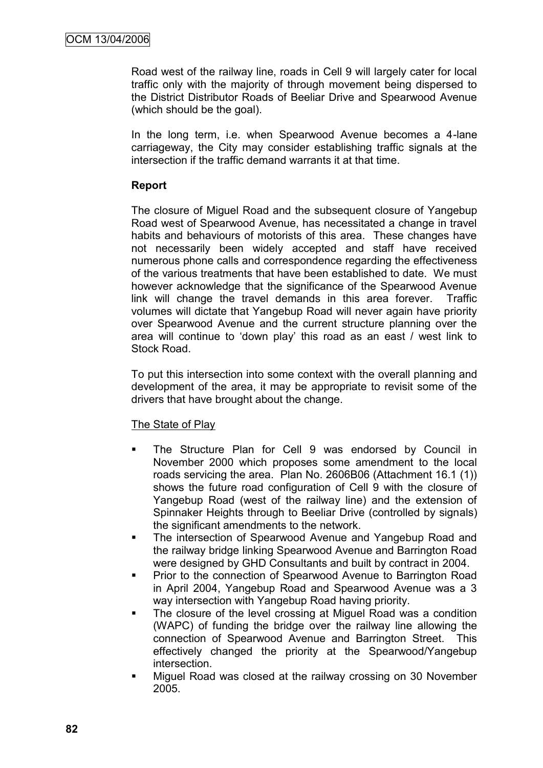Road west of the railway line, roads in Cell 9 will largely cater for local traffic only with the majority of through movement being dispersed to the District Distributor Roads of Beeliar Drive and Spearwood Avenue (which should be the goal).

In the long term, i.e. when Spearwood Avenue becomes a 4-lane carriageway, the City may consider establishing traffic signals at the intersection if the traffic demand warrants it at that time.

**Report**

The closure of Miguel Road and the subsequent closure of Yangebup Road west of Spearwood Avenue, has necessitated a change in travel habits and behaviours of motorists of this area. These changes have not necessarily been widely accepted and staff have received numerous phone calls and correspondence regarding the effectiveness of the various treatments that have been established to date. We must however acknowledge that the significance of the Spearwood Avenue link will change the travel demands in this area forever. Traffic volumes will dictate that Yangebup Road will never again have priority over Spearwood Avenue and the current structure planning over the area will continue to 'down play' this road as an east / west link to Stock Road.

To put this intersection into some context with the overall planning and development of the area, it may be appropriate to revisit some of the drivers that have brought about the change.

<u>The State of Play</u>

- The Structure Plan for Cell 9 was endorsed by Council in November 2000 which proposes some amendment to the local roads servicing the area. Plan No. 2606B06 (Attachment 16.1 (1)) shows the future road configuration of Cell 9 with the closure of Yangebup Road (west of the railway line) and the extension of Spinnaker Heights through to Beeliar Drive (controlled by signals) the significant amendments to the network.
- The intersection of Spearwood Avenue and Yangebup Road and the railway bridge linking Spearwood Avenue and Barrington Road were designed by GHD Consultants and built by contract in 2004.
- Prior to the connection of Spearwood Avenue to Barrington Road in April 2004, Yangebup Road and Spearwood Avenue was a 3 way intersection with Yangebup Road having priority.
- The closure of the level crossing at Miguel Road was a condition (WAPC) of funding the bridge over the railway line allowing the connection of Spearwood Avenue and Barrington Street. This effectively changed the priority at the Spearwood/Yangebup intersection.
- Miguel Road was closed at the railway crossing on 30 November 2005.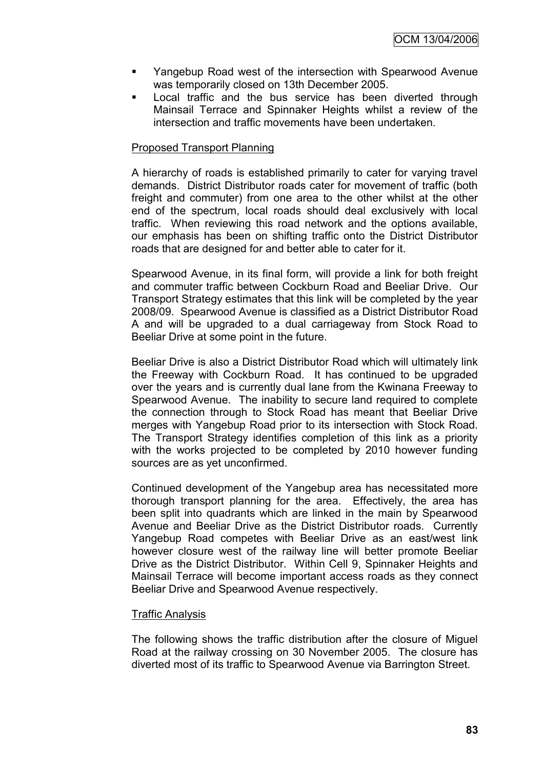- Yangebup Road west of the intersection with Spearwood Avenue was temporarily closed on 13th December 2005.
- Local traffic and the bus service has been diverted through Mainsail Terrace and Spinnaker Heights whilst a review of the intersection and traffic movements have been undertaken.

<u>Proposed Transport Planning</u>

A hierarchy of roads is established primarily to cater for varying travel demands. District Distributor roads cater for movement of traffic (both freight and commuter) from one area to the other whilst at the other end of the spectrum, local roads should deal exclusively with local traffic. When reviewing this road network and the options available, our emphasis has been on shifting traffic onto the District Distributor roads that are designed for and better able to cater for it.

Spearwood Avenue, in its final form, will provide a link for both freight and commuter traffic between Cockburn Road and Beeliar Drive. Our Transport Strategy estimates that this link will be completed by the year 2008/09. Spearwood Avenue is classified as a District Distributor Road A and will be upgraded to a dual carriageway from Stock Road to Beeliar Drive at some point in the future.

Beeliar Drive is also a District Distributor Road which will ultimately link the Freeway with Cockburn Road. It has continued to be upgraded over the years and is currently dual lane from the Kwinana Freeway to Spearwood Avenue. The inability to secure land required to complete the connection through to Stock Road has meant that Beeliar Drive merges with Yangebup Road prior to its intersection with Stock Road. The Transport Strategy identifies completion of this link as a priority with the works projected to be completed by 2010 however funding sources are as yet unconfirmed.

Continued development of the Yangebup area has necessitated more thorough transport planning for the area. Effectively, the area has been split into quadrants which are linked in the main by Spearwood Avenue and Beeliar Drive as the District Distributor roads. Currently Yangebup Road competes with Beeliar Drive as an east/west link however closure west of the railway line will better promote Beeliar Drive as the District Distributor. Within Cell 9, Spinnaker Heights and Mainsail Terrace will become important access roads as they connect Beeliar Drive and Spearwood Avenue respectively.

<u>Traffic Analysis</u>

The following shows the traffic distribution after the closure of Miguel Road at the railway crossing on 30 November 2005. The closure has diverted most of its traffic to Spearwood Avenue via Barrington Street.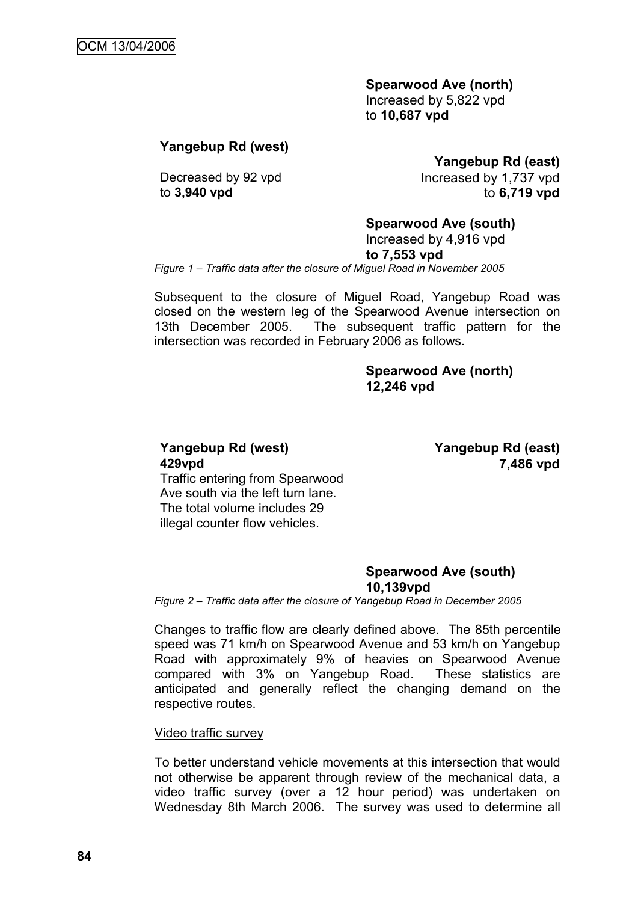| | Spearwood Ave (north) Increased by 5,822 vpd to **10,687 vpd** |
|---|---|
| **Yangebup Rd (west)** | **Yangebup Rd (east)** |
| Decreased by 92 vpd to **3,940 vpd** | Increased by 1,737 vpd to **6,719 vpd** |
| | **Spearwood Ave (south)** Increased by 4,916 vpd **to 7,553 vpd** |

*Figure 1 – Traffic data after the closure of Miguel Road in November 2005*

Subsequent to the closure of Miguel Road, Yangebup Road was closed on the western leg of the Spearwood Avenue intersection on 13th December 2005. The subsequent traffic pattern for the intersection was recorded in February 2006 as follows.

| | **Spearwood Ave (north)** **12,246 vpd** |
|---|---|
| **Yangebup Rd (west)** | **Yangebup Rd (east)** |
| **429vpd** Traffic entering from Spearwood Ave south via the left turn lane. The total volume includes 29 illegal counter flow vehicles. | **7,486 vpd** |
| | **Spearwood Ave (south)** **10,139vpd** |

*Figure 2 – Traffic data after the closure of Yangebup Road in December 2005*

Changes to traffic flow are clearly defined above. The 85th percentile speed was 71 km/h on Spearwood Avenue and 53 km/h on Yangebup Road with approximately 9% of heavies on Spearwood Avenue compared with 3% on Yangebup Road. These statistics are anticipated and generally reflect the changing demand on the respective routes.

Video traffic survey

To better understand vehicle movements at this intersection that would not otherwise be apparent through review of the mechanical data, a video traffic survey (over a 12 hour period) was undertaken on Wednesday 8th March 2006. The survey was used to determine all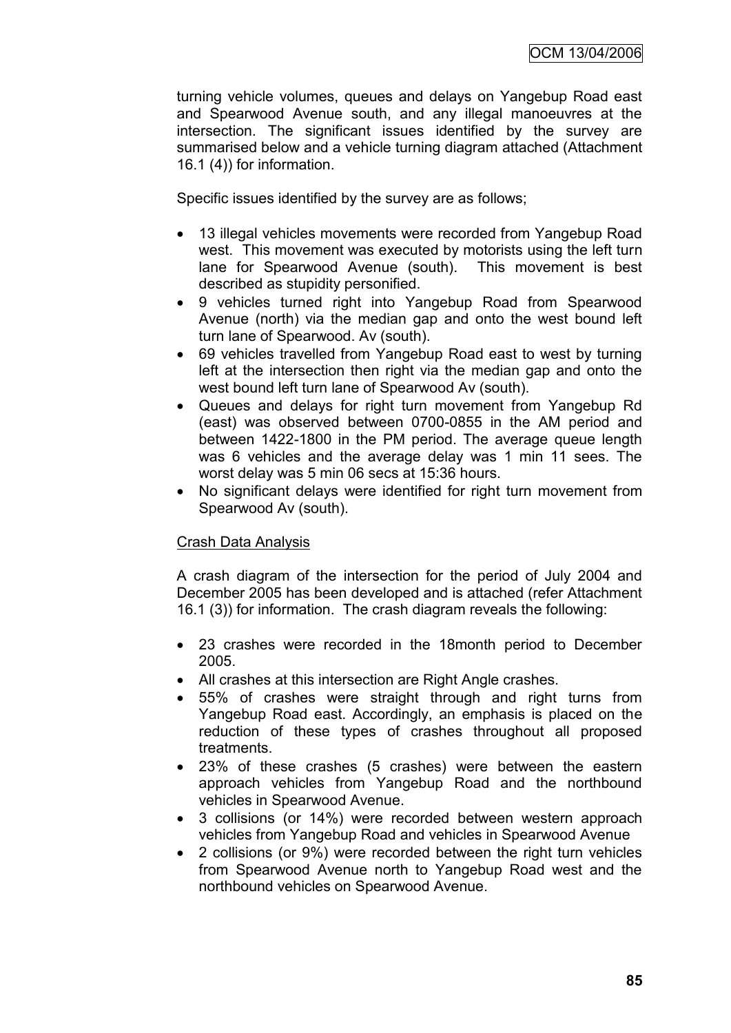turning vehicle volumes, queues and delays on Yangebup Road east and Spearwood Avenue south, and any illegal manoeuvres at the intersection. The significant issues identified by the survey are summarised below and a vehicle turning diagram attached (Attachment 16.1 (4)) for information.

Specific issues identified by the survey are as follows;

- 13 illegal vehicles movements were recorded from Yangebup Road west. This movement was executed by motorists using the left turn lane for Spearwood Avenue (south). This movement is best described as stupidity personified.
- 9 vehicles turned right into Yangebup Road from Spearwood Avenue (north) via the median gap and onto the west bound left turn lane of Spearwood. Av (south).
- 69 vehicles travelled from Yangebup Road east to west by turning left at the intersection then right via the median gap and onto the west bound left turn lane of Spearwood Av (south).
- Queues and delays for right turn movement from Yangebup Rd (east) was observed between 0700-0855 in the AM period and between 1422-1800 in the PM period. The average queue length was 6 vehicles and the average delay was 1 min 11 sees. The worst delay was 5 min 06 secs at 15:36 hours.
- No significant delays were identified for right turn movement from Spearwood Av (south).

<u>Crash Data Analysis</u>

A crash diagram of the intersection for the period of July 2004 and December 2005 has been developed and is attached (refer Attachment 16.1 (3)) for information. The crash diagram reveals the following:

- 23 crashes were recorded in the 18month period to December 2005.
- All crashes at this intersection are Right Angle crashes.
- 55% of crashes were straight through and right turns from Yangebup Road east. Accordingly, an emphasis is placed on the reduction of these types of crashes throughout all proposed treatments.
- 23% of these crashes (5 crashes) were between the eastern approach vehicles from Yangebup Road and the northbound vehicles in Spearwood Avenue.
- 3 collisions (or 14%) were recorded between western approach vehicles from Yangebup Road and vehicles in Spearwood Avenue
- 2 collisions (or 9%) were recorded between the right turn vehicles from Spearwood Avenue north to Yangebup Road west and the northbound vehicles on Spearwood Avenue.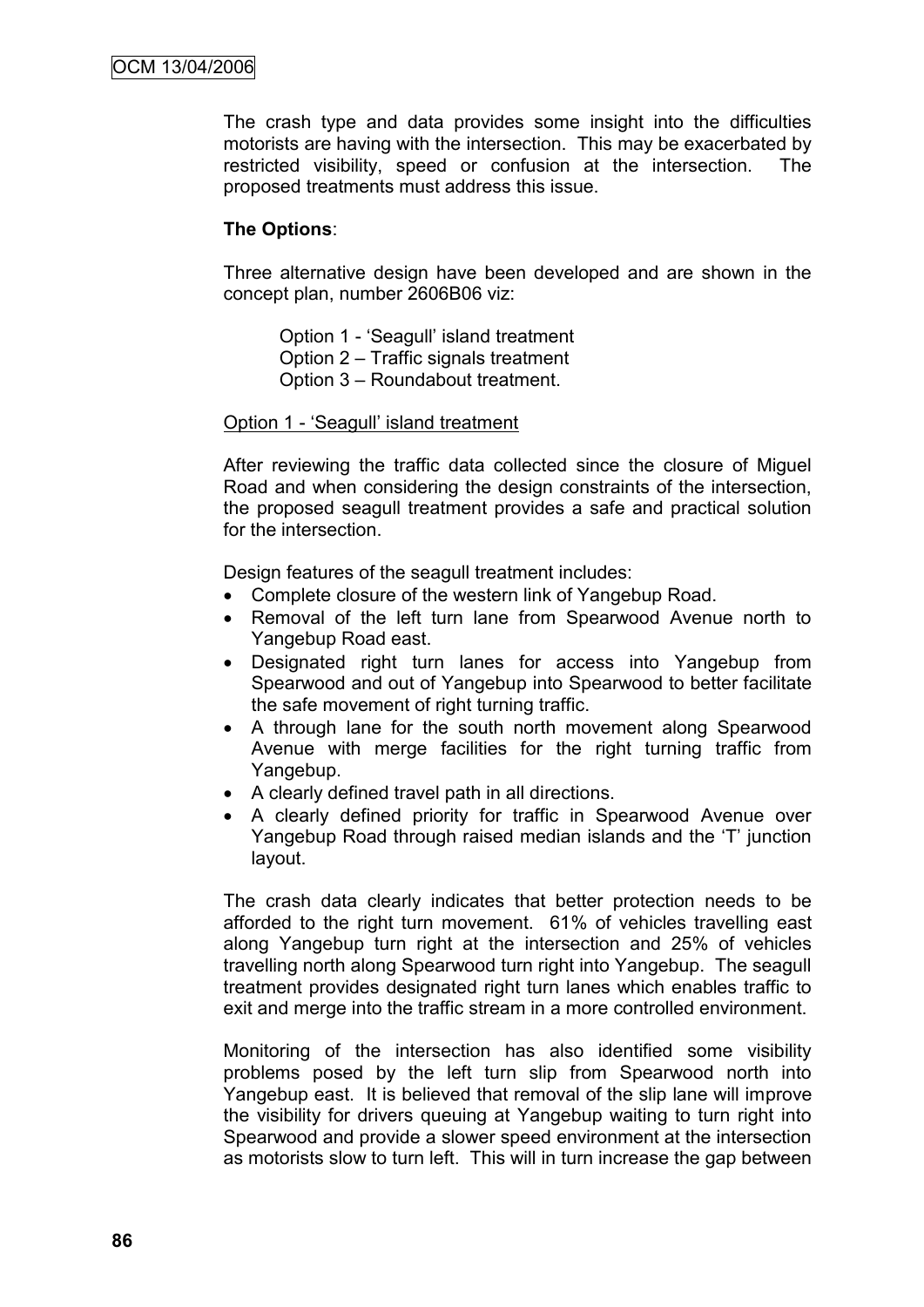The crash type and data provides some insight into the difficulties motorists are having with the intersection. This may be exacerbated by restricted visibility, speed or confusion at the intersection. The proposed treatments must address this issue.

**The Options**:

Three alternative design have been developed and are shown in the concept plan, number 2606B06 viz:

Option 1 - 'Seagull' island treatment
Option 2 – Traffic signals treatment
Option 3 – Roundabout treatment.

Option 1 - 'Seagull' island treatment

After reviewing the traffic data collected since the closure of Miguel Road and when considering the design constraints of the intersection, the proposed seagull treatment provides a safe and practical solution for the intersection.

Design features of the seagull treatment includes:

- Complete closure of the western link of Yangebup Road.
- Removal of the left turn lane from Spearwood Avenue north to Yangebup Road east.
- Designated right turn lanes for access into Yangebup from Spearwood and out of Yangebup into Spearwood to better facilitate the safe movement of right turning traffic.
- A through lane for the south north movement along Spearwood Avenue with merge facilities for the right turning traffic from Yangebup.
- A clearly defined travel path in all directions.
- A clearly defined priority for traffic in Spearwood Avenue over Yangebup Road through raised median islands and the 'T' junction layout.

The crash data clearly indicates that better protection needs to be afforded to the right turn movement. 61% of vehicles travelling east along Yangebup turn right at the intersection and 25% of vehicles travelling north along Spearwood turn right into Yangebup. The seagull treatment provides designated right turn lanes which enables traffic to exit and merge into the traffic stream in a more controlled environment.

Monitoring of the intersection has also identified some visibility problems posed by the left turn slip from Spearwood north into Yangebup east. It is believed that removal of the slip lane will improve the visibility for drivers queuing at Yangebup waiting to turn right into Spearwood and provide a slower speed environment at the intersection as motorists slow to turn left. This will in turn increase the gap between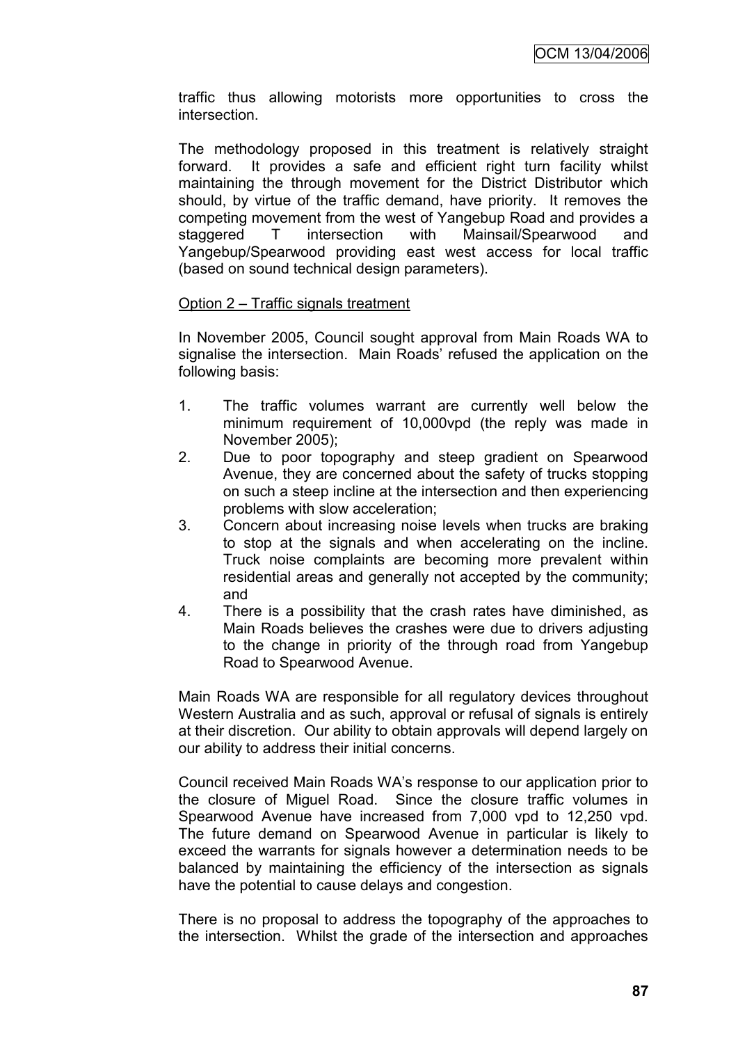traffic thus allowing motorists more opportunities to cross the intersection.

The methodology proposed in this treatment is relatively straight forward. It provides a safe and efficient right turn facility whilst maintaining the through movement for the District Distributor which should, by virtue of the traffic demand, have priority. It removes the competing movement from the west of Yangebup Road and provides a staggered T intersection with Mainsail/Spearwood and Yangebup/Spearwood providing east west access for local traffic (based on sound technical design parameters).

Option 2 – Traffic signals treatment

In November 2005, Council sought approval from Main Roads WA to signalise the intersection. Main Roads' refused the application on the following basis:

1. The traffic volumes warrant are currently well below the minimum requirement of 10,000vpd (the reply was made in November 2005);
2. Due to poor topography and steep gradient on Spearwood Avenue, they are concerned about the safety of trucks stopping on such a steep incline at the intersection and then experiencing problems with slow acceleration;
3. Concern about increasing noise levels when trucks are braking to stop at the signals and when accelerating on the incline. Truck noise complaints are becoming more prevalent within residential areas and generally not accepted by the community; and
4. There is a possibility that the crash rates have diminished, as Main Roads believes the crashes were due to drivers adjusting to the change in priority of the through road from Yangebup Road to Spearwood Avenue.

Main Roads WA are responsible for all regulatory devices throughout Western Australia and as such, approval or refusal of signals is entirely at their discretion. Our ability to obtain approvals will depend largely on our ability to address their initial concerns.

Council received Main Roads WA's response to our application prior to the closure of Miguel Road. Since the closure traffic volumes in Spearwood Avenue have increased from 7,000 vpd to 12,250 vpd. The future demand on Spearwood Avenue in particular is likely to exceed the warrants for signals however a determination needs to be balanced by maintaining the efficiency of the intersection as signals have the potential to cause delays and congestion.

There is no proposal to address the topography of the approaches to the intersection. Whilst the grade of the intersection and approaches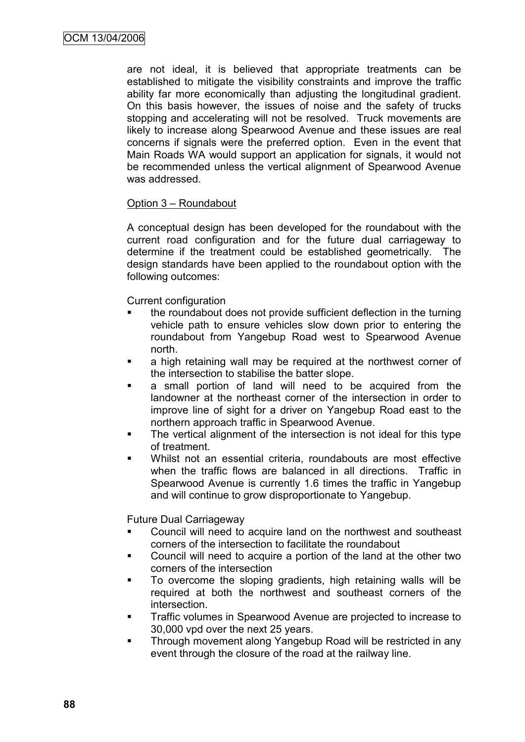are not ideal, it is believed that appropriate treatments can be established to mitigate the visibility constraints and improve the traffic ability far more economically than adjusting the longitudinal gradient. On this basis however, the issues of noise and the safety of trucks stopping and accelerating will not be resolved. Truck movements are likely to increase along Spearwood Avenue and these issues are real concerns if signals were the preferred option. Even in the event that Main Roads WA would support an application for signals, it would not be recommended unless the vertical alignment of Spearwood Avenue was addressed.

Option 3 – Roundabout

A conceptual design has been developed for the roundabout with the current road configuration and for the future dual carriageway to determine if the treatment could be established geometrically. The design standards have been applied to the roundabout option with the following outcomes:

Current configuration

- the roundabout does not provide sufficient deflection in the turning vehicle path to ensure vehicles slow down prior to entering the roundabout from Yangebup Road west to Spearwood Avenue north.
- a high retaining wall may be required at the northwest corner of the intersection to stabilise the batter slope.
- a small portion of land will need to be acquired from the landowner at the northeast corner of the intersection in order to improve line of sight for a driver on Yangebup Road east to the northern approach traffic in Spearwood Avenue.
- The vertical alignment of the intersection is not ideal for this type of treatment.
- Whilst not an essential criteria, roundabouts are most effective when the traffic flows are balanced in all directions. Traffic in Spearwood Avenue is currently 1.6 times the traffic in Yangebup and will continue to grow disproportionate to Yangebup.

Future Dual Carriageway

- Council will need to acquire land on the northwest and southeast corners of the intersection to facilitate the roundabout
- Council will need to acquire a portion of the land at the other two corners of the intersection
- To overcome the sloping gradients, high retaining walls will be required at both the northwest and southeast corners of the intersection.
- Traffic volumes in Spearwood Avenue are projected to increase to 30,000 vpd over the next 25 years.
- Through movement along Yangebup Road will be restricted in any event through the closure of the road at the railway line.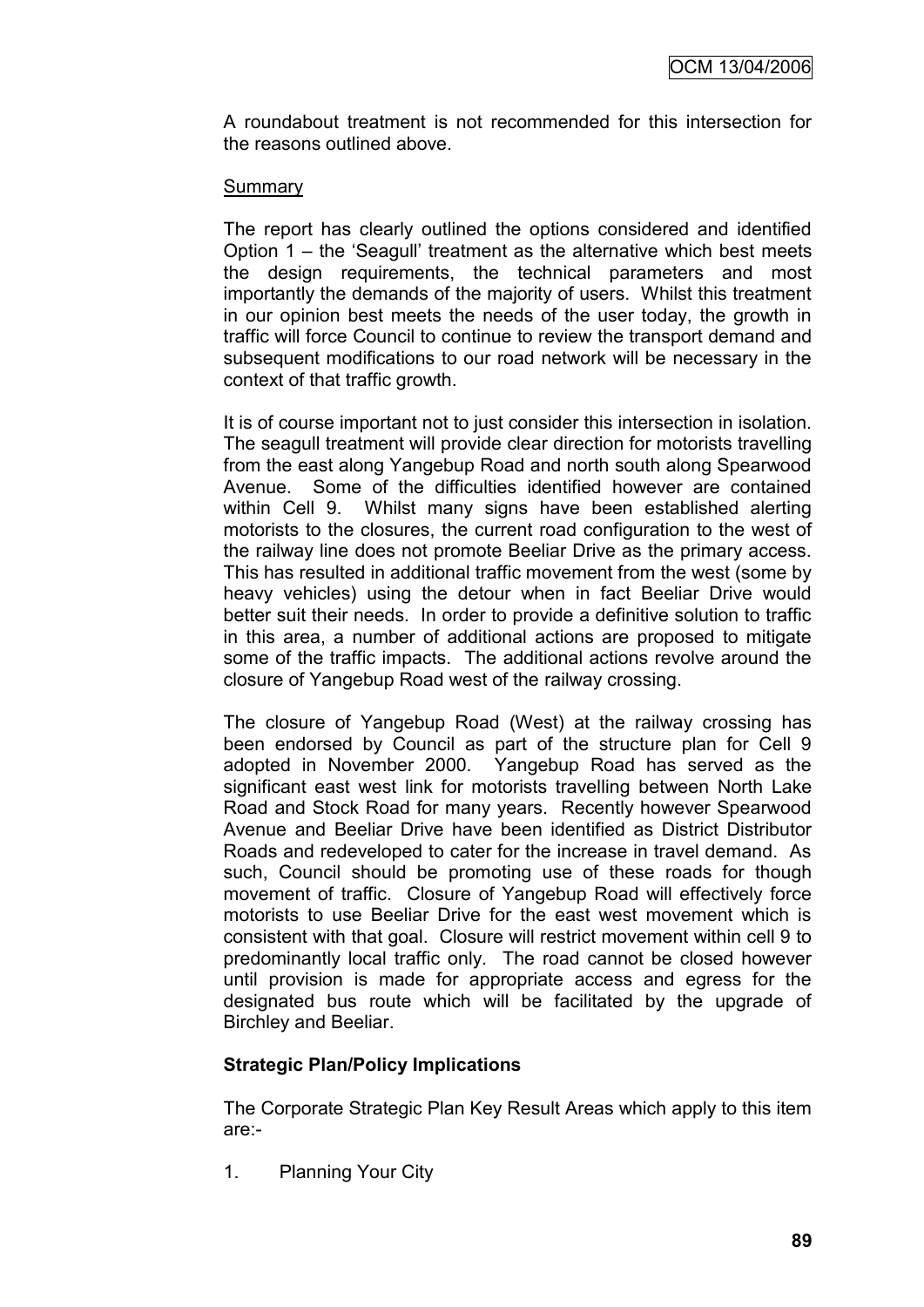A roundabout treatment is not recommended for this intersection for the reasons outlined above.

Summary

The report has clearly outlined the options considered and identified Option 1 – the 'Seagull' treatment as the alternative which best meets the design requirements, the technical parameters and most importantly the demands of the majority of users. Whilst this treatment in our opinion best meets the needs of the user today, the growth in traffic will force Council to continue to review the transport demand and subsequent modifications to our road network will be necessary in the context of that traffic growth.

It is of course important not to just consider this intersection in isolation. The seagull treatment will provide clear direction for motorists travelling from the east along Yangebup Road and north south along Spearwood Avenue. Some of the difficulties identified however are contained within Cell 9. Whilst many signs have been established alerting motorists to the closures, the current road configuration to the west of the railway line does not promote Beeliar Drive as the primary access. This has resulted in additional traffic movement from the west (some by heavy vehicles) using the detour when in fact Beeliar Drive would better suit their needs. In order to provide a definitive solution to traffic in this area, a number of additional actions are proposed to mitigate some of the traffic impacts. The additional actions revolve around the closure of Yangebup Road west of the railway crossing.

The closure of Yangebup Road (West) at the railway crossing has been endorsed by Council as part of the structure plan for Cell 9 adopted in November 2000. Yangebup Road has served as the significant east west link for motorists travelling between North Lake Road and Stock Road for many years. Recently however Spearwood Avenue and Beeliar Drive have been identified as District Distributor Roads and redeveloped to cater for the increase in travel demand. As such, Council should be promoting use of these roads for though movement of traffic. Closure of Yangebup Road will effectively force motorists to use Beeliar Drive for the east west movement which is consistent with that goal. Closure will restrict movement within cell 9 to predominantly local traffic only. The road cannot be closed however until provision is made for appropriate access and egress for the designated bus route which will be facilitated by the upgrade of Birchley and Beeliar.

**Strategic Plan/Policy Implications**

The Corporate Strategic Plan Key Result Areas which apply to this item are:-

1. Planning Your City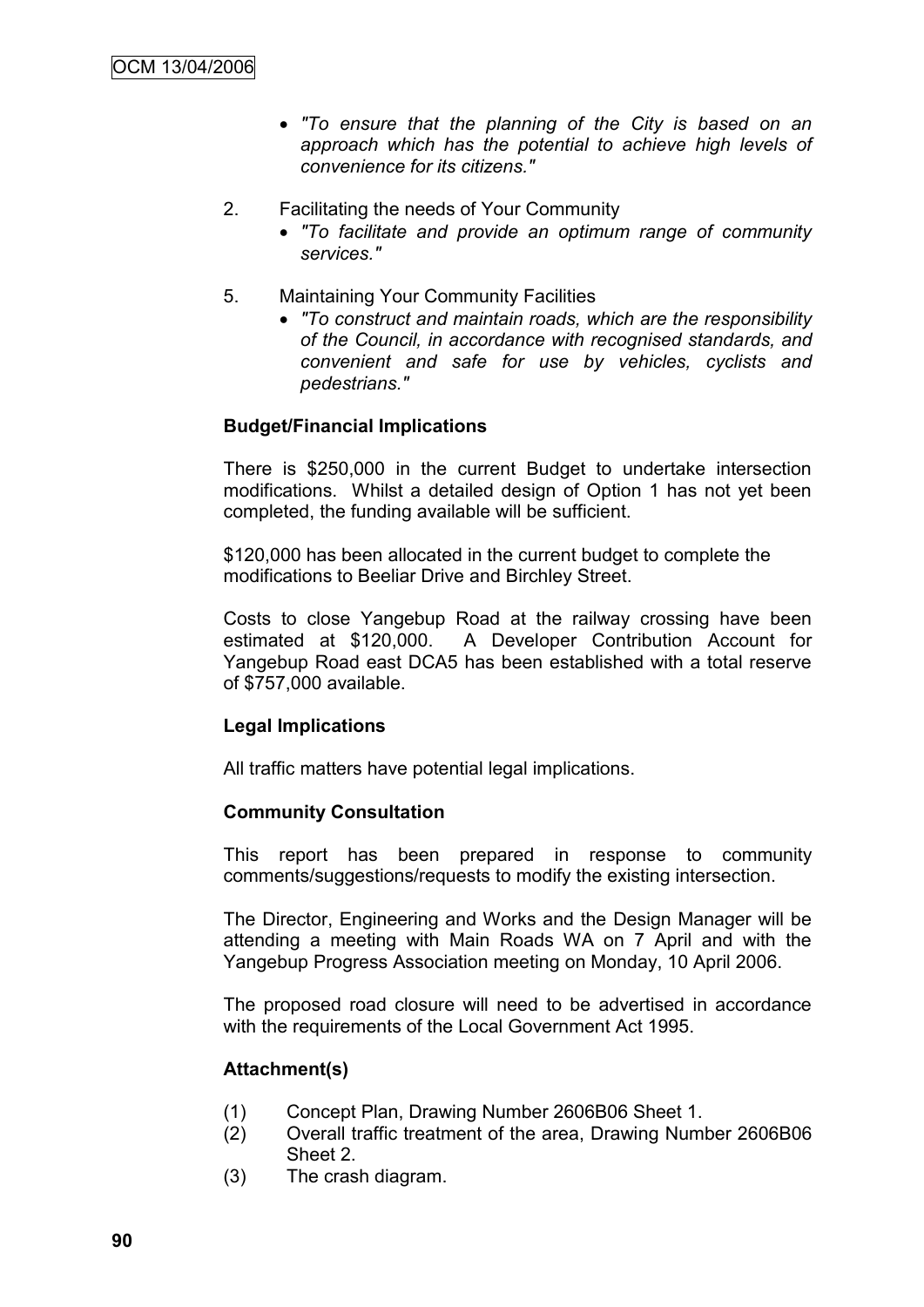- *"To ensure that the planning of the City is based on an approach which has the potential to achieve high levels of convenience for its citizens."*

2. Facilitating the needs of Your Community
   - *"To facilitate and provide an optimum range of community services."*

5. Maintaining Your Community Facilities
   - *"To construct and maintain roads, which are the responsibility of the Council, in accordance with recognised standards, and convenient and safe for use by vehicles, cyclists and pedestrians."*

**Budget/Financial Implications**

There is $250,000 in the current Budget to undertake intersection modifications. Whilst a detailed design of Option 1 has not yet been completed, the funding available will be sufficient.

$120,000 has been allocated in the current budget to complete the modifications to Beeliar Drive and Birchley Street.

Costs to close Yangebup Road at the railway crossing have been estimated at $120,000. A Developer Contribution Account for Yangebup Road east DCA5 has been established with a total reserve of $757,000 available.

**Legal Implications**

All traffic matters have potential legal implications.

**Community Consultation**

This report has been prepared in response to community comments/suggestions/requests to modify the existing intersection.

The Director, Engineering and Works and the Design Manager will be attending a meeting with Main Roads WA on 7 April and with the Yangebup Progress Association meeting on Monday, 10 April 2006.

The proposed road closure will need to be advertised in accordance with the requirements of the Local Government Act 1995.

**Attachment(s)**

(1) Concept Plan, Drawing Number 2606B06 Sheet 1.
(2) Overall traffic treatment of the area, Drawing Number 2606B06 Sheet 2.
(3) The crash diagram.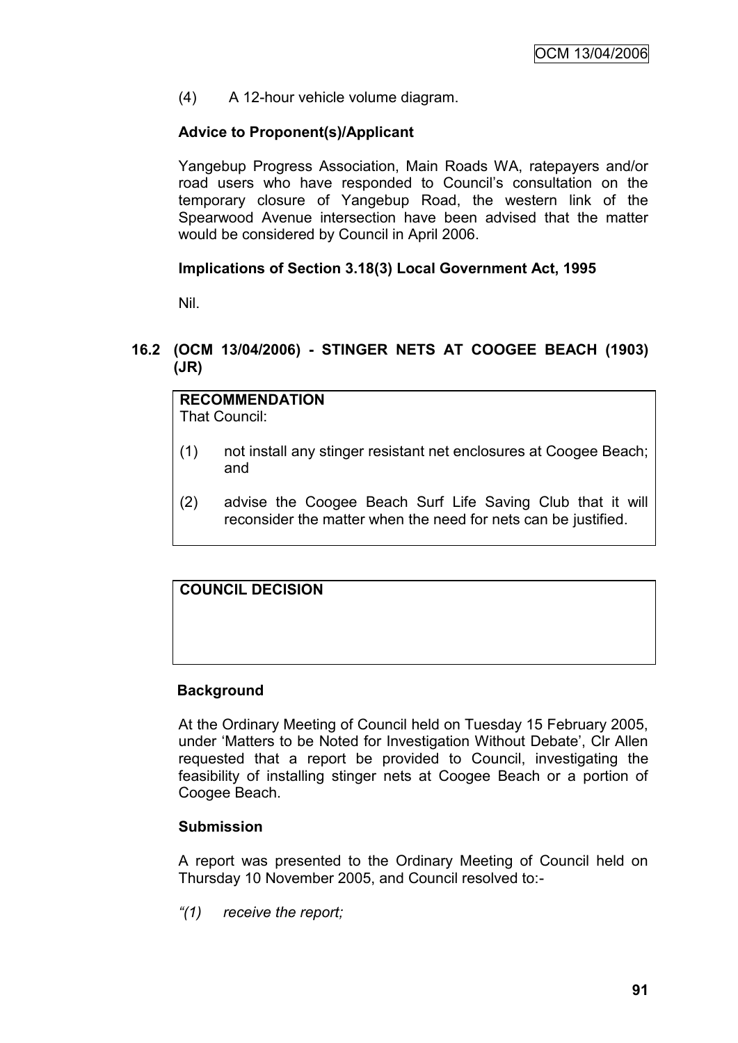(4) A 12-hour vehicle volume diagram.

**Advice to Proponent(s)/Applicant**

Yangebup Progress Association, Main Roads WA, ratepayers and/or road users who have responded to Council's consultation on the temporary closure of Yangebup Road, the western link of the Spearwood Avenue intersection have been advised that the matter would be considered by Council in April 2006.

**Implications of Section 3.18(3) Local Government Act, 1995**

Nil.

### 16.2 (OCM 13/04/2006) - STINGER NETS AT COOGEE BEACH (1903) (JR)

**RECOMMENDATION**
That Council:

(1) not install any stinger resistant net enclosures at Coogee Beach; and

(2) advise the Coogee Beach Surf Life Saving Club that it will reconsider the matter when the need for nets can be justified.

**COUNCIL DECISION**

**Background**

At the Ordinary Meeting of Council held on Tuesday 15 February 2005, under 'Matters to be Noted for Investigation Without Debate', Clr Allen requested that a report be provided to Council, investigating the feasibility of installing stinger nets at Coogee Beach or a portion of Coogee Beach.

**Submission**

A report was presented to the Ordinary Meeting of Council held on Thursday 10 November 2005, and Council resolved to:-

*"(1) receive the report;*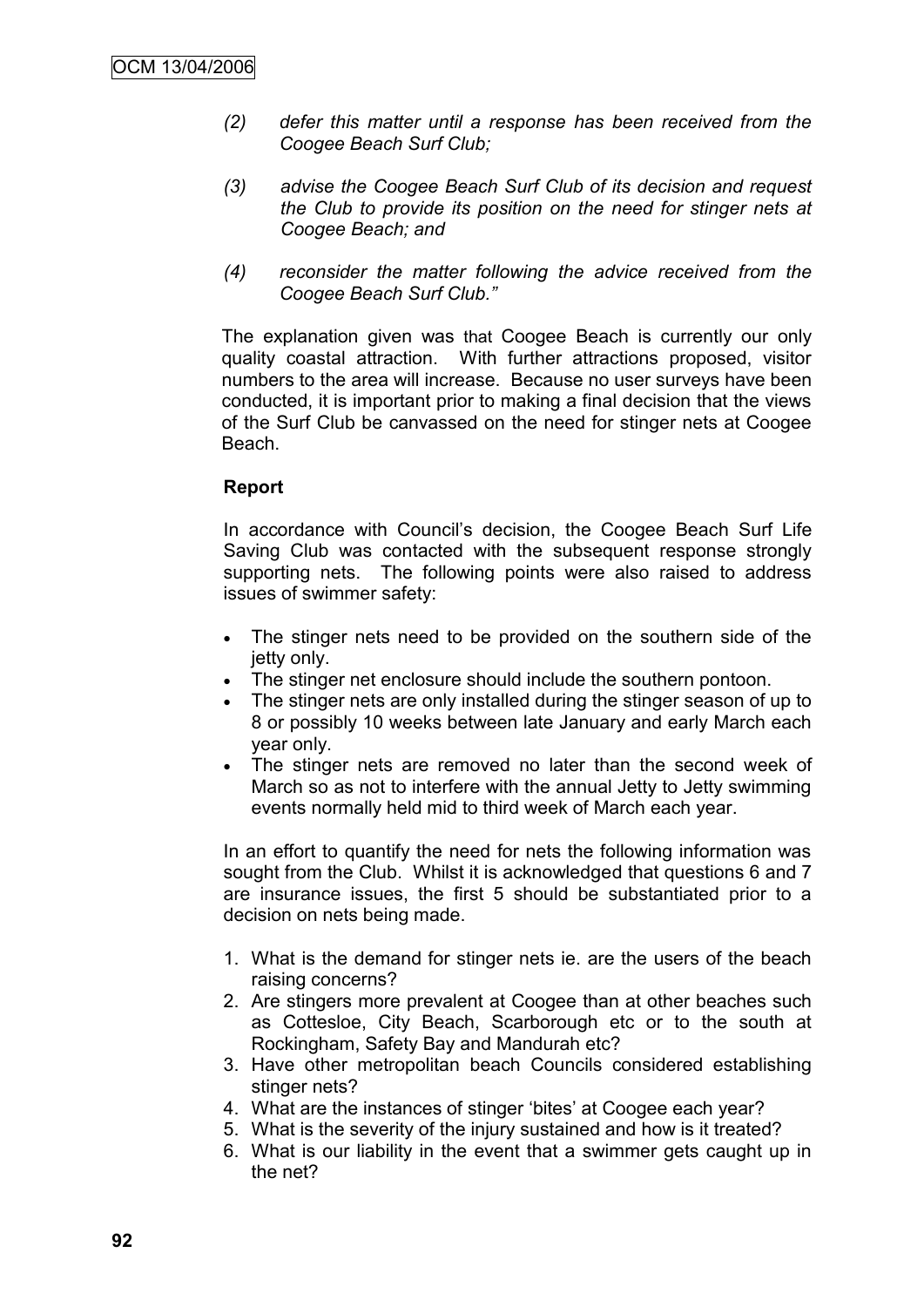*(2) defer this matter until a response has been received from the Coogee Beach Surf Club;*

*(3) advise the Coogee Beach Surf Club of its decision and request the Club to provide its position on the need for stinger nets at Coogee Beach; and*

*(4) reconsider the matter following the advice received from the Coogee Beach Surf Club."*

The explanation given was that Coogee Beach is currently our only quality coastal attraction. With further attractions proposed, visitor numbers to the area will increase. Because no user surveys have been conducted, it is important prior to making a final decision that the views of the Surf Club be canvassed on the need for stinger nets at Coogee Beach.

**Report**

In accordance with Council's decision, the Coogee Beach Surf Life Saving Club was contacted with the subsequent response strongly supporting nets. The following points were also raised to address issues of swimmer safety:

- The stinger nets need to be provided on the southern side of the jetty only.
- The stinger net enclosure should include the southern pontoon.
- The stinger nets are only installed during the stinger season of up to 8 or possibly 10 weeks between late January and early March each year only.
- The stinger nets are removed no later than the second week of March so as not to interfere with the annual Jetty to Jetty swimming events normally held mid to third week of March each year.

In an effort to quantify the need for nets the following information was sought from the Club. Whilst it is acknowledged that questions 6 and 7 are insurance issues, the first 5 should be substantiated prior to a decision on nets being made.

1. What is the demand for stinger nets ie. are the users of the beach raising concerns?
2. Are stingers more prevalent at Coogee than at other beaches such as Cottesloe, City Beach, Scarborough etc or to the south at Rockingham, Safety Bay and Mandurah etc?
3. Have other metropolitan beach Councils considered establishing stinger nets?
4. What are the instances of stinger 'bites' at Coogee each year?
5. What is the severity of the injury sustained and how is it treated?
6. What is our liability in the event that a swimmer gets caught up in the net?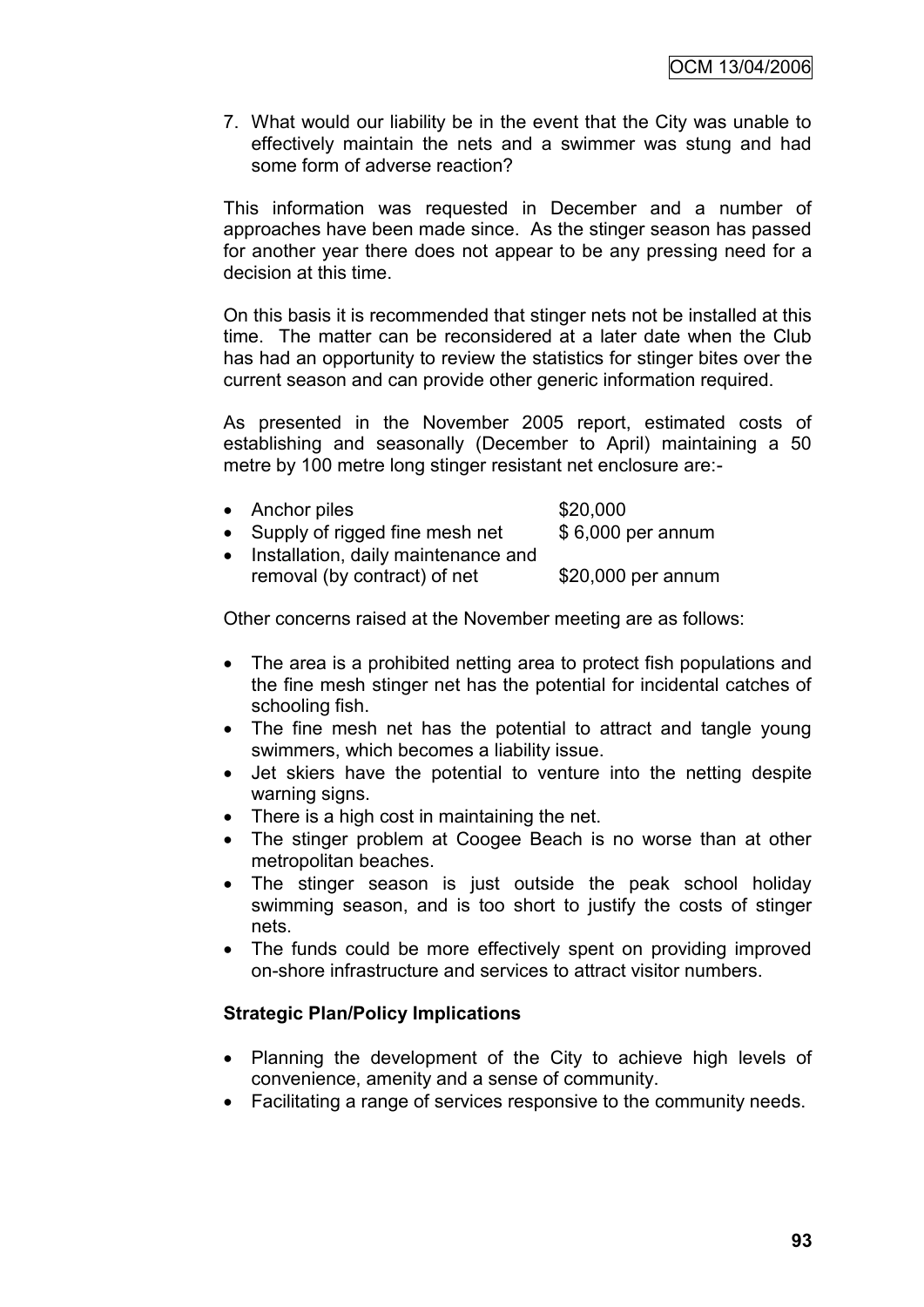7. What would our liability be in the event that the City was unable to effectively maintain the nets and a swimmer was stung and had some form of adverse reaction?

This information was requested in December and a number of approaches have been made since. As the stinger season has passed for another year there does not appear to be any pressing need for a decision at this time.

On this basis it is recommended that stinger nets not be installed at this time. The matter can be reconsidered at a later date when the Club has had an opportunity to review the statistics for stinger bites over the current season and can provide other generic information required.

As presented in the November 2005 report, estimated costs of establishing and seasonally (December to April) maintaining a 50 metre by 100 metre long stinger resistant net enclosure are:-

- Anchor piles — $20,000
- Supply of rigged fine mesh net — $ 6,000 per annum
- Installation, daily maintenance and removal (by contract) of net — $20,000 per annum

Other concerns raised at the November meeting are as follows:

- The area is a prohibited netting area to protect fish populations and the fine mesh stinger net has the potential for incidental catches of schooling fish.
- The fine mesh net has the potential to attract and tangle young swimmers, which becomes a liability issue.
- Jet skiers have the potential to venture into the netting despite warning signs.
- There is a high cost in maintaining the net.
- The stinger problem at Coogee Beach is no worse than at other metropolitan beaches.
- The stinger season is just outside the peak school holiday swimming season, and is too short to justify the costs of stinger nets.
- The funds could be more effectively spent on providing improved on-shore infrastructure and services to attract visitor numbers.

**Strategic Plan/Policy Implications**

- Planning the development of the City to achieve high levels of convenience, amenity and a sense of community.
- Facilitating a range of services responsive to the community needs.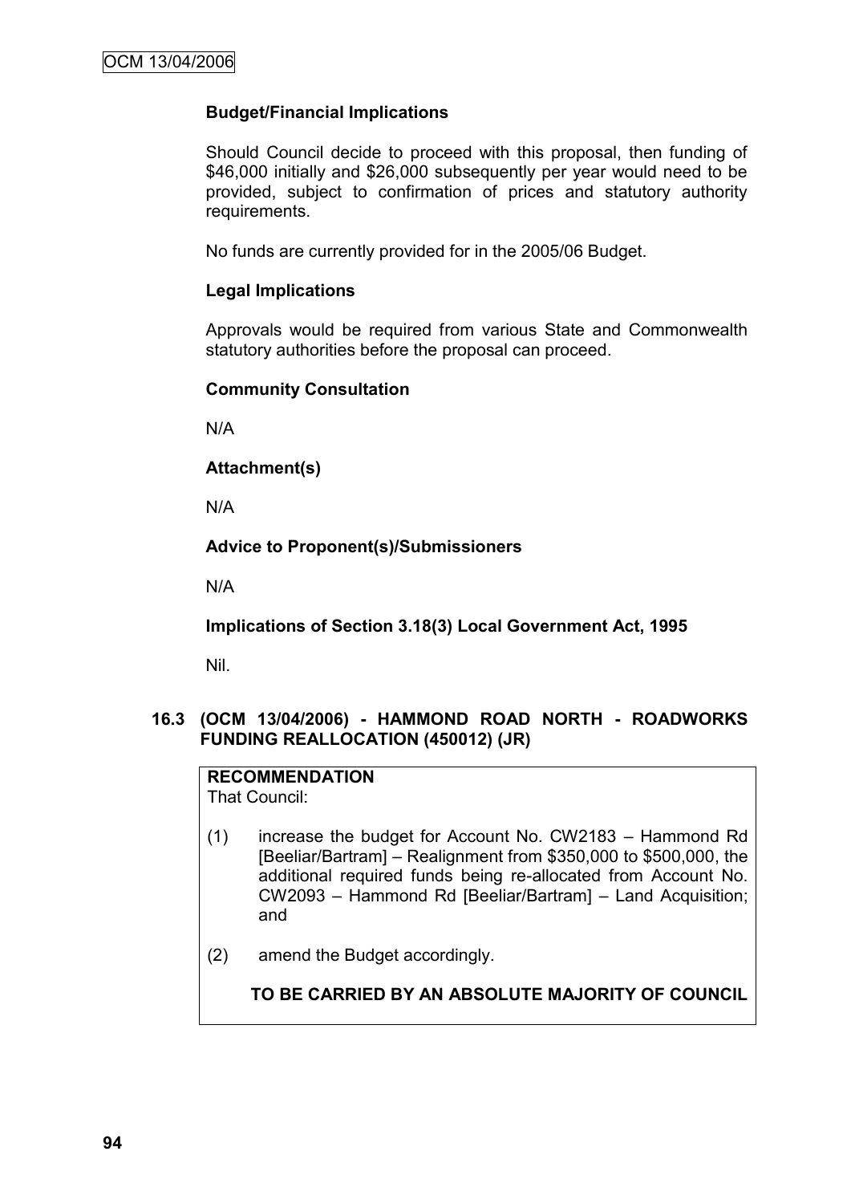**Budget/Financial Implications**

Should Council decide to proceed with this proposal, then funding of $46,000 initially and $26,000 subsequently per year would need to be provided, subject to confirmation of prices and statutory authority requirements.

No funds are currently provided for in the 2005/06 Budget.

**Legal Implications**

Approvals would be required from various State and Commonwealth statutory authorities before the proposal can proceed.

**Community Consultation**

N/A

**Attachment(s)**

N/A

**Advice to Proponent(s)/Submissioners**

N/A

**Implications of Section 3.18(3) Local Government Act, 1995**

Nil.

## 16.3 (OCM 13/04/2006) - HAMMOND ROAD NORTH - ROADWORKS FUNDING REALLOCATION (450012) (JR)

**RECOMMENDATION**
That Council:

(1) increase the budget for Account No. CW2183 – Hammond Rd [Beeliar/Bartram] – Realignment from $350,000 to $500,000, the additional required funds being re-allocated from Account No. CW2093 – Hammond Rd [Beeliar/Bartram] – Land Acquisition; and

(2) amend the Budget accordingly.

**TO BE CARRIED BY AN ABSOLUTE MAJORITY OF COUNCIL**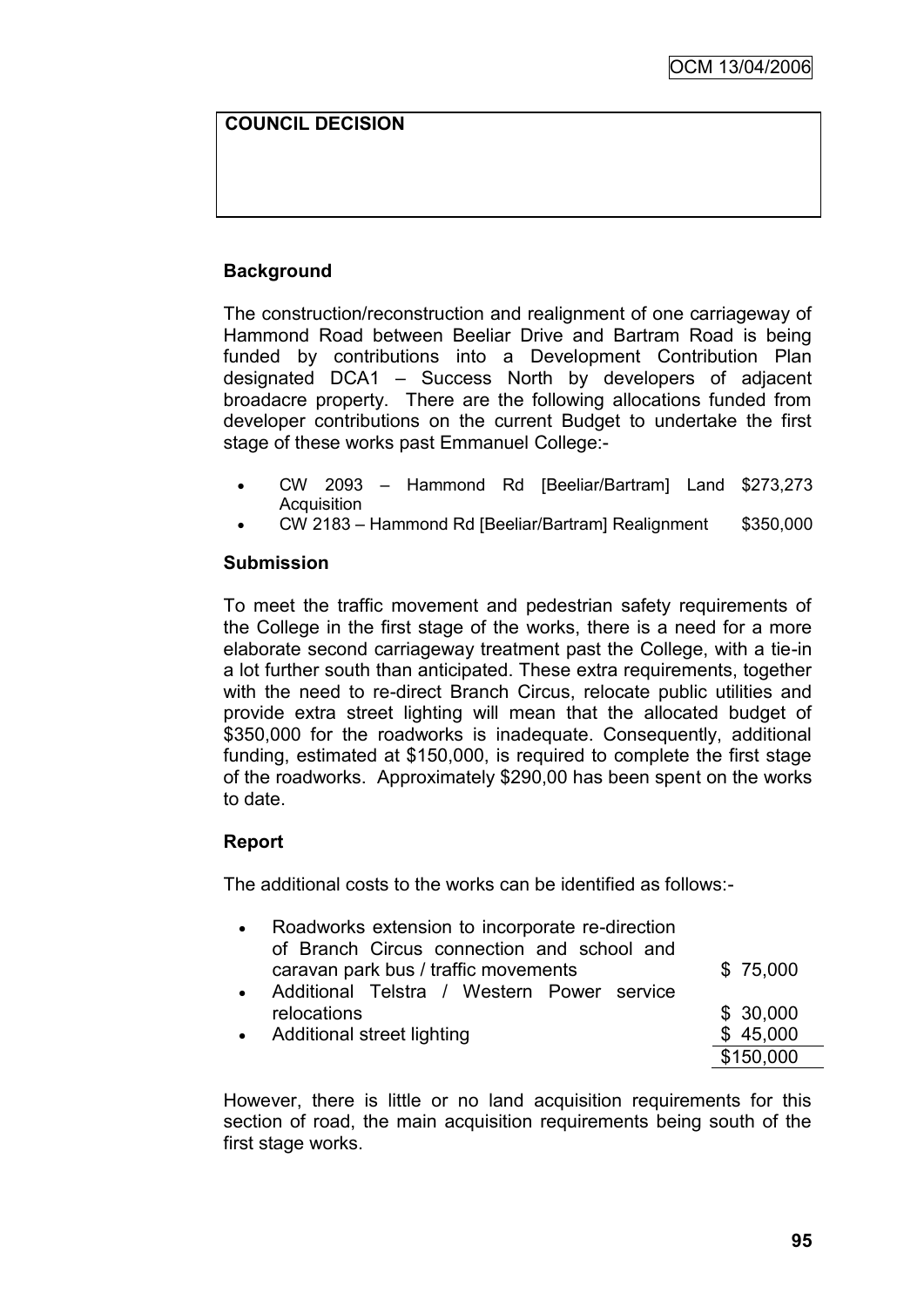**COUNCIL DECISION**

**Background**

The construction/reconstruction and realignment of one carriageway of Hammond Road between Beeliar Drive and Bartram Road is being funded by contributions into a Development Contribution Plan designated DCA1 – Success North by developers of adjacent broadacre property. There are the following allocations funded from developer contributions on the current Budget to undertake the first stage of these works past Emmanuel College:-

- CW 2093 – Hammond Rd [Beeliar/Bartram] Land Acquisition $273,273
- CW 2183 – Hammond Rd [Beeliar/Bartram] Realignment $350,000

**Submission**

To meet the traffic movement and pedestrian safety requirements of the College in the first stage of the works, there is a need for a more elaborate second carriageway treatment past the College, with a tie-in a lot further south than anticipated. These extra requirements, together with the need to re-direct Branch Circus, relocate public utilities and provide extra street lighting will mean that the allocated budget of $350,000 for the roadworks is inadequate. Consequently, additional funding, estimated at $150,000, is required to complete the first stage of the roadworks. Approximately $290,00 has been spent on the works to date.

**Report**

The additional costs to the works can be identified as follows:-

| | |
|---|---|
| • Roadworks extension to incorporate re-direction of Branch Circus connection and school and caravan park bus / traffic movements | $ 75,000 |
| • Additional Telstra / Western Power service relocations | $ 30,000 |
| • Additional street lighting | $ 45,000 |
| | $150,000 |

However, there is little or no land acquisition requirements for this section of road, the main acquisition requirements being south of the first stage works.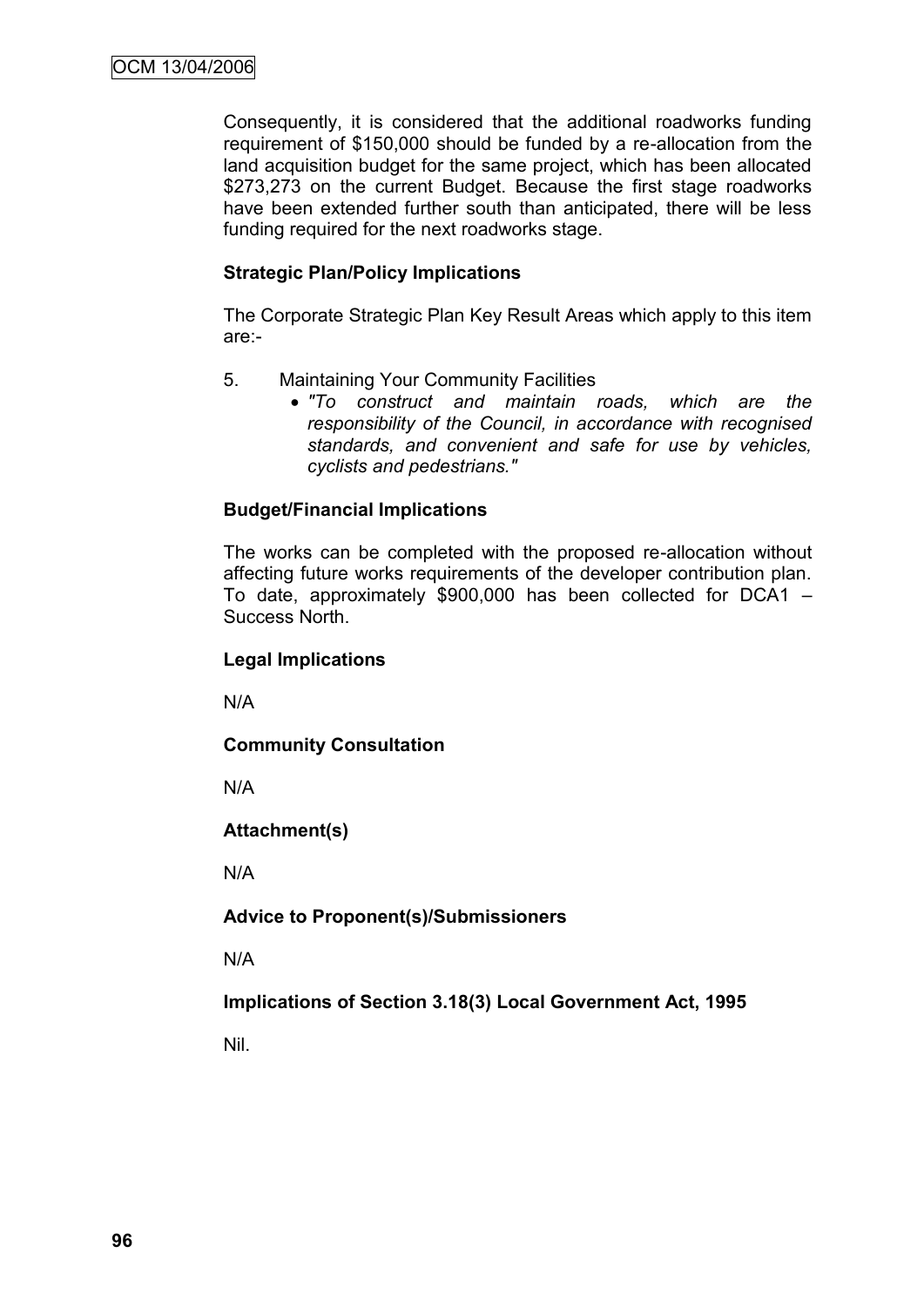Consequently, it is considered that the additional roadworks funding requirement of $150,000 should be funded by a re-allocation from the land acquisition budget for the same project, which has been allocated $273,273 on the current Budget. Because the first stage roadworks have been extended further south than anticipated, there will be less funding required for the next roadworks stage.

**Strategic Plan/Policy Implications**

The Corporate Strategic Plan Key Result Areas which apply to this item are:-

5. Maintaining Your Community Facilities
   - *"To construct and maintain roads, which are the responsibility of the Council, in accordance with recognised standards, and convenient and safe for use by vehicles, cyclists and pedestrians."*

**Budget/Financial Implications**

The works can be completed with the proposed re-allocation without affecting future works requirements of the developer contribution plan. To date, approximately $900,000 has been collected for DCA1 – Success North.

**Legal Implications**

N/A

**Community Consultation**

N/A

**Attachment(s)**

N/A

**Advice to Proponent(s)/Submissioners**

N/A

**Implications of Section 3.18(3) Local Government Act, 1995**

Nil.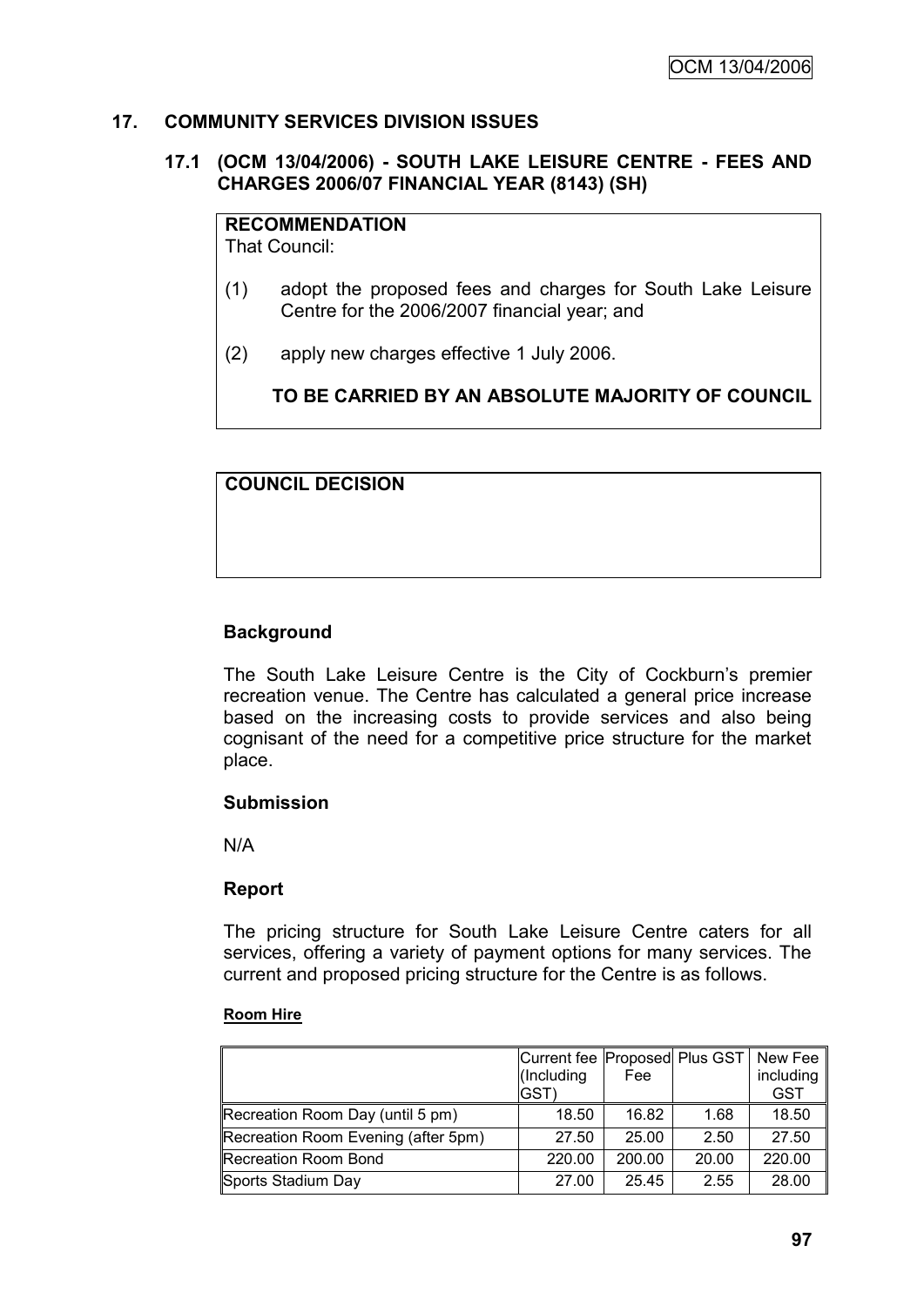## 17. COMMUNITY SERVICES DIVISION ISSUES

### 17.1 (OCM 13/04/2006) - SOUTH LAKE LEISURE CENTRE - FEES AND CHARGES 2006/07 FINANCIAL YEAR (8143) (SH)

**RECOMMENDATION**
That Council:

(1) adopt the proposed fees and charges for South Lake Leisure Centre for the 2006/2007 financial year; and

(2) apply new charges effective 1 July 2006.

**TO BE CARRIED BY AN ABSOLUTE MAJORITY OF COUNCIL**

**COUNCIL DECISION**

**Background**

The South Lake Leisure Centre is the City of Cockburn's premier recreation venue. The Centre has calculated a general price increase based on the increasing costs to provide services and also being cognisant of the need for a competitive price structure for the market place.

**Submission**

N/A

**Report**

The pricing structure for South Lake Leisure Centre caters for all services, offering a variety of payment options for many services. The current and proposed pricing structure for the Centre is as follows.

**Room Hire**

| | Current fee (Including GST) | Proposed Fee | Plus GST | New Fee including GST |
|---|---|---|---|---|
| Recreation Room Day (until 5 pm) | 18.50 | 16.82 | 1.68 | 18.50 |
| Recreation Room Evening (after 5pm) | 27.50 | 25.00 | 2.50 | 27.50 |
| Recreation Room Bond | 220.00 | 200.00 | 20.00 | 220.00 |
| Sports Stadium Day | 27.00 | 25.45 | 2.55 | 28.00 |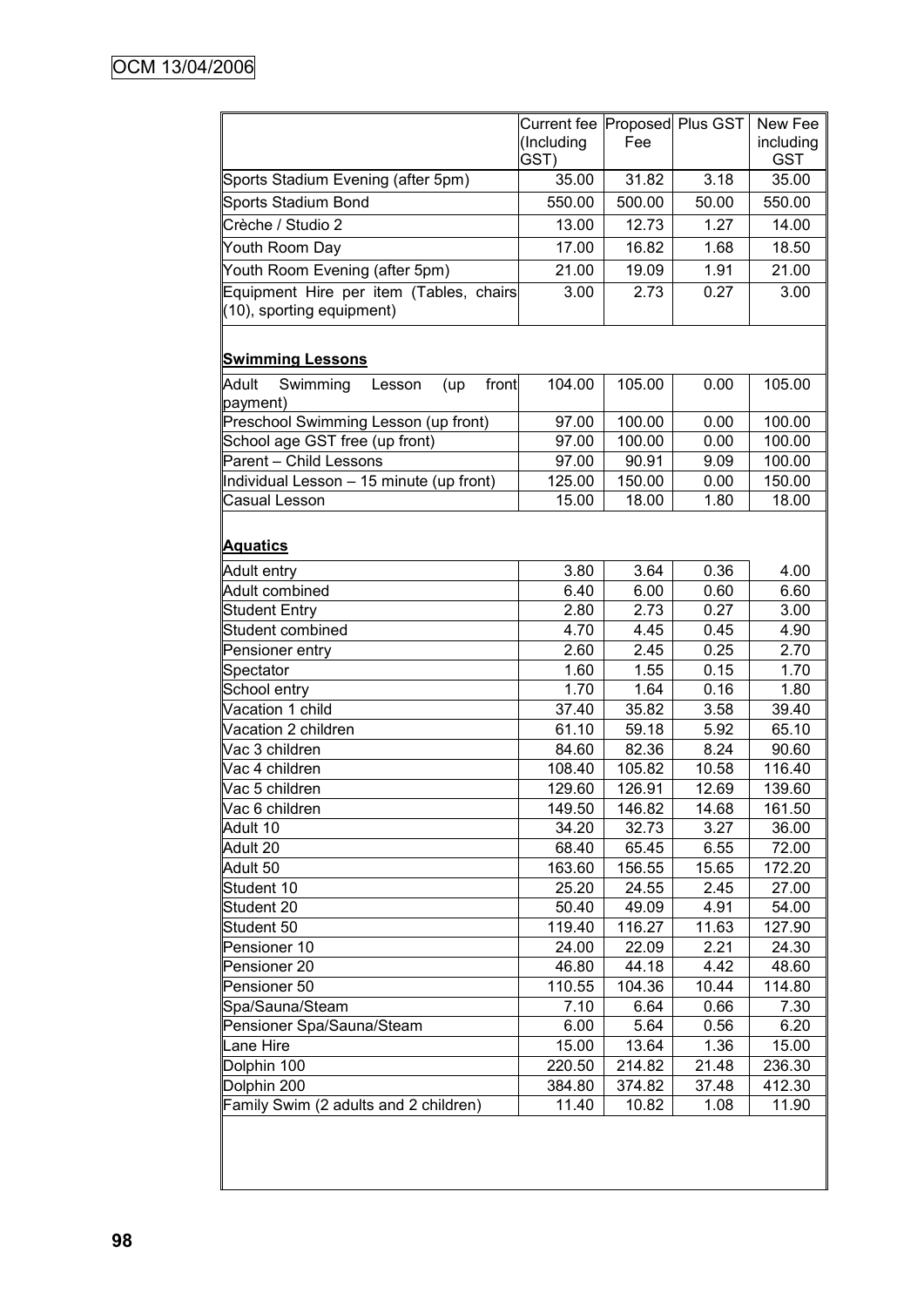| | Current fee (Including GST) | Proposed Fee | Plus GST | New Fee including GST |
|---|---|---|---|---|
| Sports Stadium Evening (after 5pm) | 35.00 | 31.82 | 3.18 | 35.00 |
| Sports Stadium Bond | 550.00 | 500.00 | 50.00 | 550.00 |
| Crèche / Studio 2 | 13.00 | 12.73 | 1.27 | 14.00 |
| Youth Room Day | 17.00 | 16.82 | 1.68 | 18.50 |
| Youth Room Evening (after 5pm) | 21.00 | 19.09 | 1.91 | 21.00 |
| Equipment Hire per item (Tables, chairs (10), sporting equipment) | 3.00 | 2.73 | 0.27 | 3.00 |
| **Swimming Lessons** | | | | |
| Adult Swimming Lesson (up front payment) | 104.00 | 105.00 | 0.00 | 105.00 |
| Preschool Swimming Lesson (up front) | 97.00 | 100.00 | 0.00 | 100.00 |
| School age GST free (up front) | 97.00 | 100.00 | 0.00 | 100.00 |
| Parent – Child Lessons | 97.00 | 90.91 | 9.09 | 100.00 |
| Individual Lesson – 15 minute (up front) | 125.00 | 150.00 | 0.00 | 150.00 |
| Casual Lesson | 15.00 | 18.00 | 1.80 | 18.00 |
| **Aquatics** | | | | |
| Adult entry | 3.80 | 3.64 | 0.36 | 4.00 |
| Adult combined | 6.40 | 6.00 | 0.60 | 6.60 |
| Student Entry | 2.80 | 2.73 | 0.27 | 3.00 |
| Student combined | 4.70 | 4.45 | 0.45 | 4.90 |
| Pensioner entry | 2.60 | 2.45 | 0.25 | 2.70 |
| Spectator | 1.60 | 1.55 | 0.15 | 1.70 |
| School entry | 1.70 | 1.64 | 0.16 | 1.80 |
| Vacation 1 child | 37.40 | 35.82 | 3.58 | 39.40 |
| Vacation 2 children | 61.10 | 59.18 | 5.92 | 65.10 |
| Vac 3 children | 84.60 | 82.36 | 8.24 | 90.60 |
| Vac 4 children | 108.40 | 105.82 | 10.58 | 116.40 |
| Vac 5 children | 129.60 | 126.91 | 12.69 | 139.60 |
| Vac 6 children | 149.50 | 146.82 | 14.68 | 161.50 |
| Adult 10 | 34.20 | 32.73 | 3.27 | 36.00 |
| Adult 20 | 68.40 | 65.45 | 6.55 | 72.00 |
| Adult 50 | 163.60 | 156.55 | 15.65 | 172.20 |
| Student 10 | 25.20 | 24.55 | 2.45 | 27.00 |
| Student 20 | 50.40 | 49.09 | 4.91 | 54.00 |
| Student 50 | 119.40 | 116.27 | 11.63 | 127.90 |
| Pensioner 10 | 24.00 | 22.09 | 2.21 | 24.30 |
| Pensioner 20 | 46.80 | 44.18 | 4.42 | 48.60 |
| Pensioner 50 | 110.55 | 104.36 | 10.44 | 114.80 |
| Spa/Sauna/Steam | 7.10 | 6.64 | 0.66 | 7.30 |
| Pensioner Spa/Sauna/Steam | 6.00 | 5.64 | 0.56 | 6.20 |
| Lane Hire | 15.00 | 13.64 | 1.36 | 15.00 |
| Dolphin 100 | 220.50 | 214.82 | 21.48 | 236.30 |
| Dolphin 200 | 384.80 | 374.82 | 37.48 | 412.30 |
| Family Swim (2 adults and 2 children) | 11.40 | 10.82 | 1.08 | 11.90 |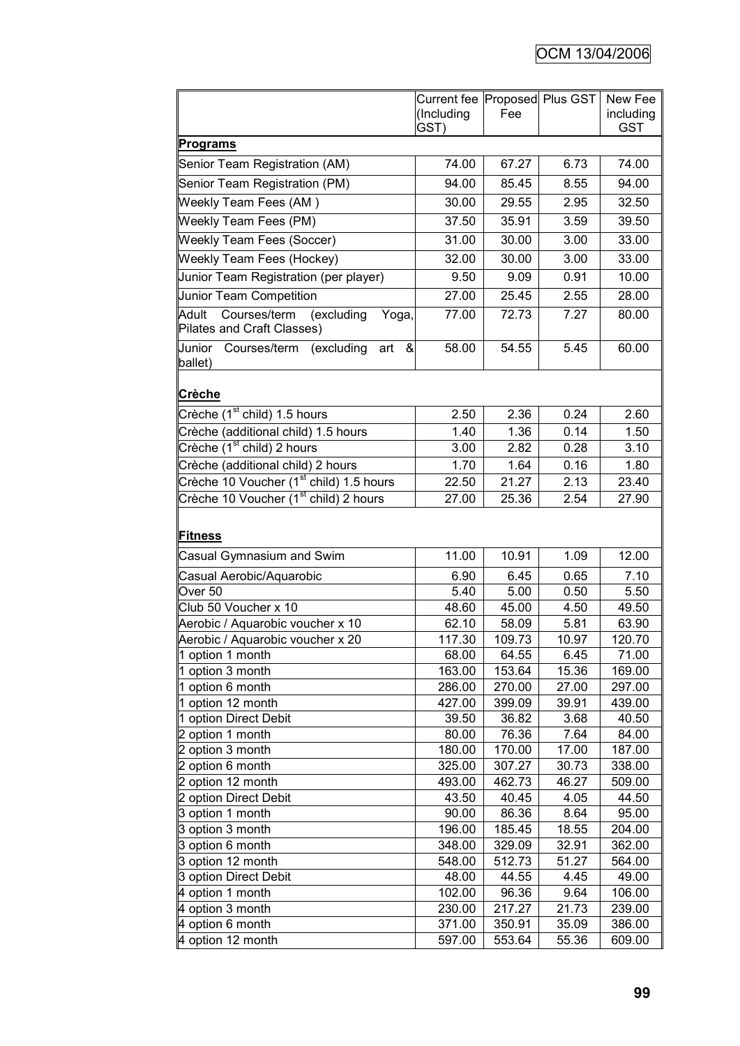| | Current fee (Including GST) | Proposed Fee | Plus GST | New Fee including GST |
|---|---|---|---|---|
| **Programs** | | | | |
| Senior Team Registration (AM) | 74.00 | 67.27 | 6.73 | 74.00 |
| Senior Team Registration (PM) | 94.00 | 85.45 | 8.55 | 94.00 |
| Weekly Team Fees (AM ) | 30.00 | 29.55 | 2.95 | 32.50 |
| Weekly Team Fees (PM) | 37.50 | 35.91 | 3.59 | 39.50 |
| Weekly Team Fees (Soccer) | 31.00 | 30.00 | 3.00 | 33.00 |
| Weekly Team Fees (Hockey) | 32.00 | 30.00 | 3.00 | 33.00 |
| Junior Team Registration (per player) | 9.50 | 9.09 | 0.91 | 10.00 |
| Junior Team Competition | 27.00 | 25.45 | 2.55 | 28.00 |
| Adult Courses/term (excluding Yoga, Pilates and Craft Classes) | 77.00 | 72.73 | 7.27 | 80.00 |
| Junior Courses/term (excluding art & ballet) | 58.00 | 54.55 | 5.45 | 60.00 |
| **Crèche** | | | | |
| Crèche (1st child) 1.5 hours | 2.50 | 2.36 | 0.24 | 2.60 |
| Crèche (additional child) 1.5 hours | 1.40 | 1.36 | 0.14 | 1.50 |
| Crèche (1st child) 2 hours | 3.00 | 2.82 | 0.28 | 3.10 |
| Crèche (additional child) 2 hours | 1.70 | 1.64 | 0.16 | 1.80 |
| Crèche 10 Voucher (1st child) 1.5 hours | 22.50 | 21.27 | 2.13 | 23.40 |
| Crèche 10 Voucher (1st child) 2 hours | 27.00 | 25.36 | 2.54 | 27.90 |
| **Fitness** | | | | |
| Casual Gymnasium and Swim | 11.00 | 10.91 | 1.09 | 12.00 |
| Casual Aerobic/Aquarobic | 6.90 | 6.45 | 0.65 | 7.10 |
| Over 50 | 5.40 | 5.00 | 0.50 | 5.50 |
| Club 50 Voucher x 10 | 48.60 | 45.00 | 4.50 | 49.50 |
| Aerobic / Aquarobic voucher x 10 | 62.10 | 58.09 | 5.81 | 63.90 |
| Aerobic / Aquarobic voucher x 20 | 117.30 | 109.73 | 10.97 | 120.70 |
| 1 option 1 month | 68.00 | 64.55 | 6.45 | 71.00 |
| 1 option 3 month | 163.00 | 153.64 | 15.36 | 169.00 |
| 1 option 6 month | 286.00 | 270.00 | 27.00 | 297.00 |
| 1 option 12 month | 427.00 | 399.09 | 39.91 | 439.00 |
| 1 option Direct Debit | 39.50 | 36.82 | 3.68 | 40.50 |
| 2 option 1 month | 80.00 | 76.36 | 7.64 | 84.00 |
| 2 option 3 month | 180.00 | 170.00 | 17.00 | 187.00 |
| 2 option 6 month | 325.00 | 307.27 | 30.73 | 338.00 |
| 2 option 12 month | 493.00 | 462.73 | 46.27 | 509.00 |
| 2 option Direct Debit | 43.50 | 40.45 | 4.05 | 44.50 |
| 3 option 1 month | 90.00 | 86.36 | 8.64 | 95.00 |
| 3 option 3 month | 196.00 | 185.45 | 18.55 | 204.00 |
| 3 option 6 month | 348.00 | 329.09 | 32.91 | 362.00 |
| 3 option 12 month | 548.00 | 512.73 | 51.27 | 564.00 |
| 3 option Direct Debit | 48.00 | 44.55 | 4.45 | 49.00 |
| 4 option 1 month | 102.00 | 96.36 | 9.64 | 106.00 |
| 4 option 3 month | 230.00 | 217.27 | 21.73 | 239.00 |
| 4 option 6 month | 371.00 | 350.91 | 35.09 | 386.00 |
| 4 option 12 month | 597.00 | 553.64 | 55.36 | 609.00 |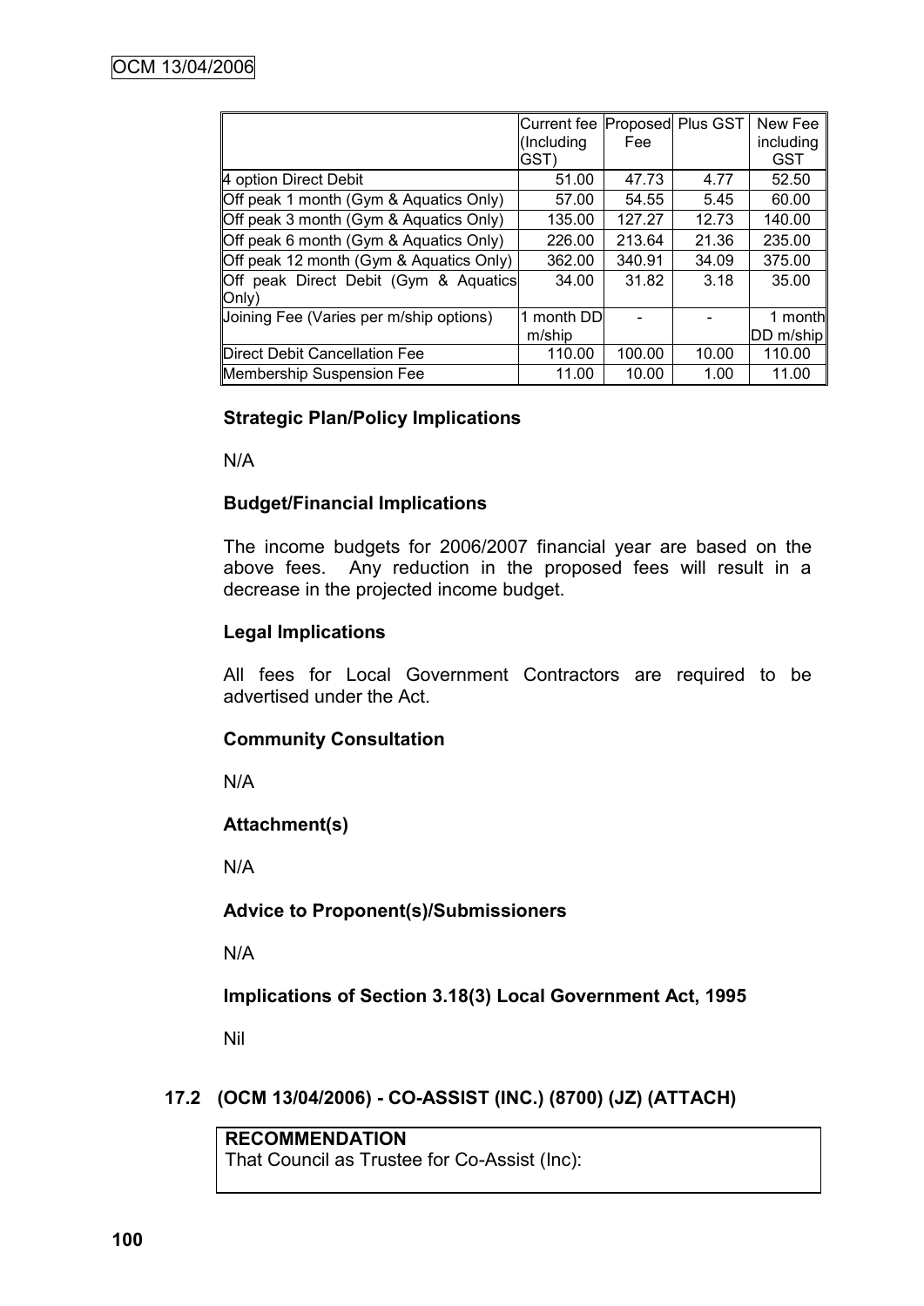| | Current fee (Including GST) | Proposed Fee | Plus GST | New Fee including GST |
|---|---|---|---|---|
| 4 option Direct Debit | 51.00 | 47.73 | 4.77 | 52.50 |
| Off peak 1 month (Gym & Aquatics Only) | 57.00 | 54.55 | 5.45 | 60.00 |
| Off peak 3 month (Gym & Aquatics Only) | 135.00 | 127.27 | 12.73 | 140.00 |
| Off peak 6 month (Gym & Aquatics Only) | 226.00 | 213.64 | 21.36 | 235.00 |
| Off peak 12 month (Gym & Aquatics Only) | 362.00 | 340.91 | 34.09 | 375.00 |
| Off peak Direct Debit (Gym & Aquatics Only) | 34.00 | 31.82 | 3.18 | 35.00 |
| Joining Fee (Varies per m/ship options) | 1 month DD m/ship | - | - | 1 month DD m/ship |
| Direct Debit Cancellation Fee | 110.00 | 100.00 | 10.00 | 110.00 |
| Membership Suspension Fee | 11.00 | 10.00 | 1.00 | 11.00 |

### Strategic Plan/Policy Implications

N/A

### Budget/Financial Implications

The income budgets for 2006/2007 financial year are based on the above fees. Any reduction in the proposed fees will result in a decrease in the projected income budget.

### Legal Implications

All fees for Local Government Contractors are required to be advertised under the Act.

### Community Consultation

N/A

### Attachment(s)

N/A

### Advice to Proponent(s)/Submissioners

N/A

### Implications of Section 3.18(3) Local Government Act, 1995

Nil

## 17.2 (OCM 13/04/2006) - CO-ASSIST (INC.) (8700) (JZ) (ATTACH)

**RECOMMENDATION**
That Council as Trustee for Co-Assist (Inc):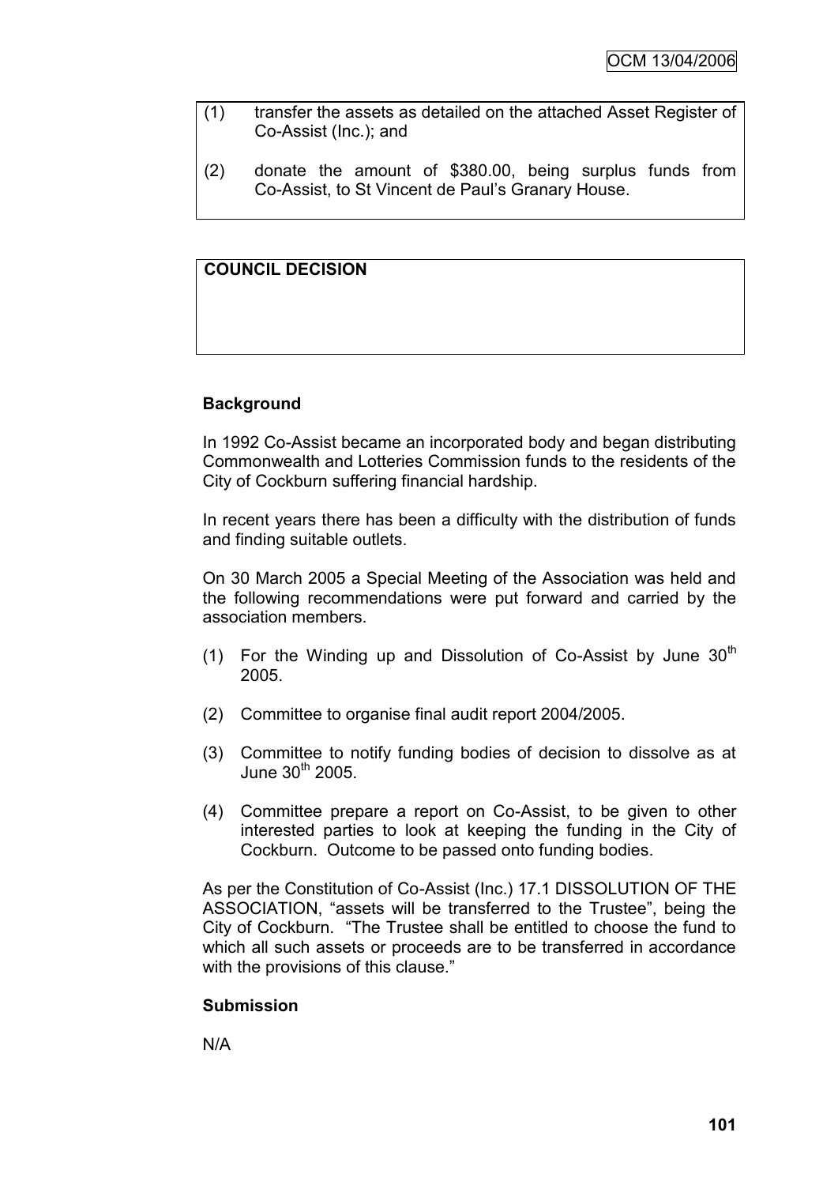(1) transfer the assets as detailed on the attached Asset Register of Co-Assist (Inc.); and

(2) donate the amount of $380.00, being surplus funds from Co-Assist, to St Vincent de Paul's Granary House.

**COUNCIL DECISION**

**Background**

In 1992 Co-Assist became an incorporated body and began distributing Commonwealth and Lotteries Commission funds to the residents of the City of Cockburn suffering financial hardship.

In recent years there has been a difficulty with the distribution of funds and finding suitable outlets.

On 30 March 2005 a Special Meeting of the Association was held and the following recommendations were put forward and carried by the association members.

(1) For the Winding up and Dissolution of Co-Assist by June 30th 2005.

(2) Committee to organise final audit report 2004/2005.

(3) Committee to notify funding bodies of decision to dissolve as at June 30th 2005.

(4) Committee prepare a report on Co-Assist, to be given to other interested parties to look at keeping the funding in the City of Cockburn. Outcome to be passed onto funding bodies.

As per the Constitution of Co-Assist (Inc.) 17.1 DISSOLUTION OF THE ASSOCIATION, "assets will be transferred to the Trustee", being the City of Cockburn. "The Trustee shall be entitled to choose the fund to which all such assets or proceeds are to be transferred in accordance with the provisions of this clause."

**Submission**

N/A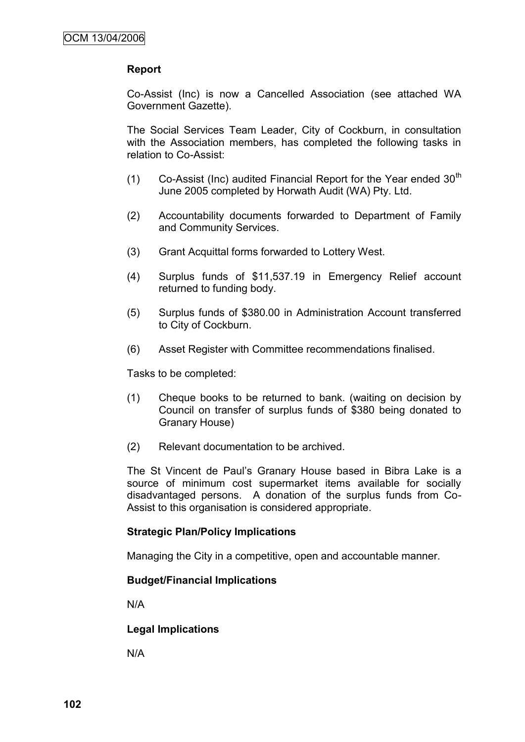**Report**

Co-Assist (Inc) is now a Cancelled Association (see attached WA Government Gazette).

The Social Services Team Leader, City of Cockburn, in consultation with the Association members, has completed the following tasks in relation to Co-Assist:

(1) Co-Assist (Inc) audited Financial Report for the Year ended 30th June 2005 completed by Horwath Audit (WA) Pty. Ltd.

(2) Accountability documents forwarded to Department of Family and Community Services.

(3) Grant Acquittal forms forwarded to Lottery West.

(4) Surplus funds of $11,537.19 in Emergency Relief account returned to funding body.

(5) Surplus funds of $380.00 in Administration Account transferred to City of Cockburn.

(6) Asset Register with Committee recommendations finalised.

Tasks to be completed:

(1) Cheque books to be returned to bank. (waiting on decision by Council on transfer of surplus funds of $380 being donated to Granary House)

(2) Relevant documentation to be archived.

The St Vincent de Paul's Granary House based in Bibra Lake is a source of minimum cost supermarket items available for socially disadvantaged persons. A donation of the surplus funds from Co-Assist to this organisation is considered appropriate.

**Strategic Plan/Policy Implications**

Managing the City in a competitive, open and accountable manner.

**Budget/Financial Implications**

N/A

**Legal Implications**

N/A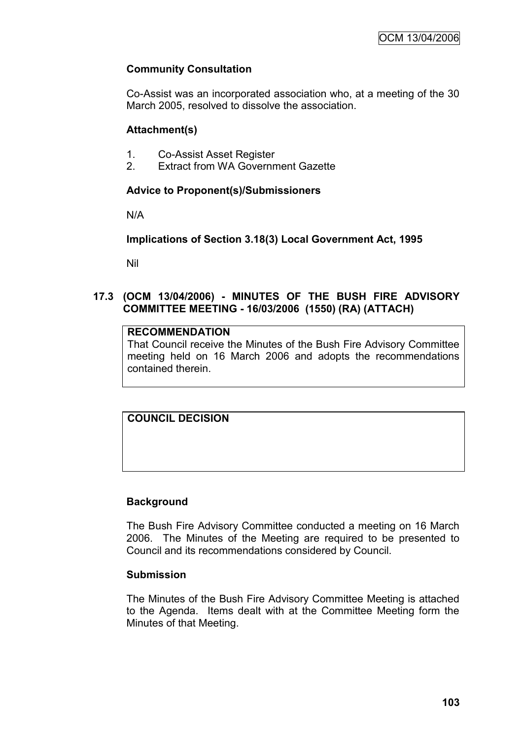### Community Consultation

Co-Assist was an incorporated association who, at a meeting of the 30 March 2005, resolved to dissolve the association.

### Attachment(s)

1. Co-Assist Asset Register
2. Extract from WA Government Gazette

### Advice to Proponent(s)/Submissioners

N/A

### Implications of Section 3.18(3) Local Government Act, 1995

Nil

## 17.3 (OCM 13/04/2006) - MINUTES OF THE BUSH FIRE ADVISORY COMMITTEE MEETING - 16/03/2006 (1550) (RA) (ATTACH)

| **RECOMMENDATION** |
| --- |
| That Council receive the Minutes of the Bush Fire Advisory Committee meeting held on 16 March 2006 and adopts the recommendations contained therein. |

| **COUNCIL DECISION** |
| --- |
| |

### Background

The Bush Fire Advisory Committee conducted a meeting on 16 March 2006. The Minutes of the Meeting are required to be presented to Council and its recommendations considered by Council.

### Submission

The Minutes of the Bush Fire Advisory Committee Meeting is attached to the Agenda. Items dealt with at the Committee Meeting form the Minutes of that Meeting.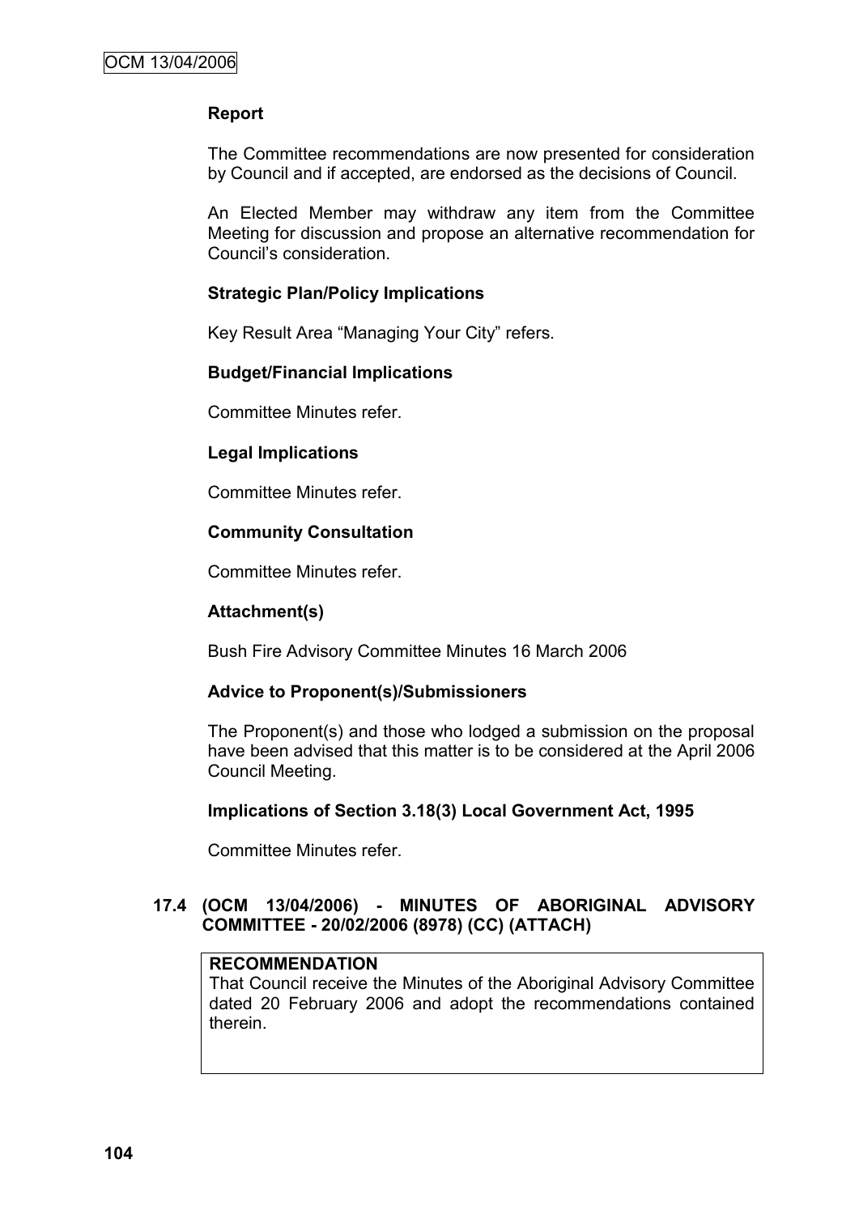**Report**

The Committee recommendations are now presented for consideration by Council and if accepted, are endorsed as the decisions of Council.

An Elected Member may withdraw any item from the Committee Meeting for discussion and propose an alternative recommendation for Council's consideration.

**Strategic Plan/Policy Implications**

Key Result Area "Managing Your City" refers.

**Budget/Financial Implications**

Committee Minutes refer.

**Legal Implications**

Committee Minutes refer.

**Community Consultation**

Committee Minutes refer.

**Attachment(s)**

Bush Fire Advisory Committee Minutes 16 March 2006

**Advice to Proponent(s)/Submissioners**

The Proponent(s) and those who lodged a submission on the proposal have been advised that this matter is to be considered at the April 2006 Council Meeting.

**Implications of Section 3.18(3) Local Government Act, 1995**

Committee Minutes refer.

### 17.4 (OCM 13/04/2006) - MINUTES OF ABORIGINAL ADVISORY COMMITTEE - 20/02/2006 (8978) (CC) (ATTACH)

| **RECOMMENDATION**<br>That Council receive the Minutes of the Aboriginal Advisory Committee dated 20 February 2006 and adopt the recommendations contained therein. |
|---|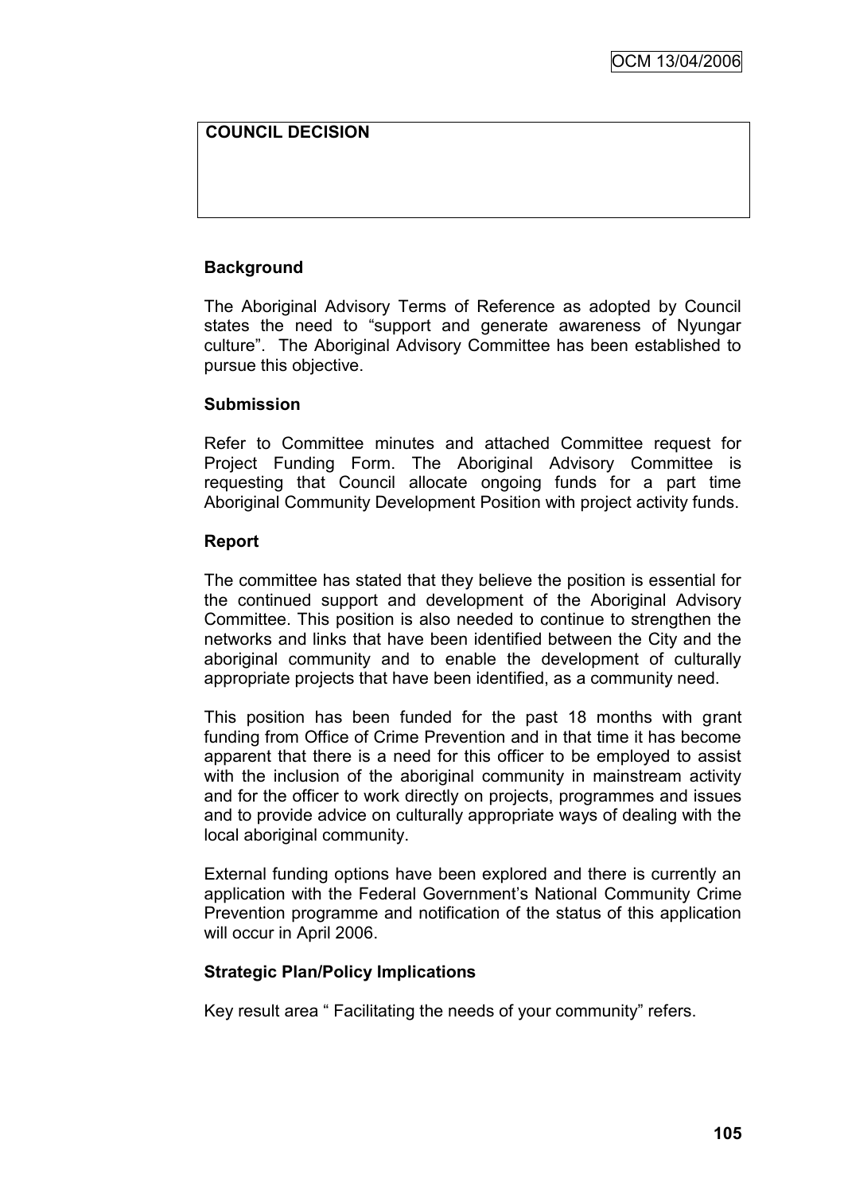**COUNCIL DECISION**

### Background

The Aboriginal Advisory Terms of Reference as adopted by Council states the need to "support and generate awareness of Nyungar culture". The Aboriginal Advisory Committee has been established to pursue this objective.

### Submission

Refer to Committee minutes and attached Committee request for Project Funding Form. The Aboriginal Advisory Committee is requesting that Council allocate ongoing funds for a part time Aboriginal Community Development Position with project activity funds.

### Report

The committee has stated that they believe the position is essential for the continued support and development of the Aboriginal Advisory Committee. This position is also needed to continue to strengthen the networks and links that have been identified between the City and the aboriginal community and to enable the development of culturally appropriate projects that have been identified, as a community need.

This position has been funded for the past 18 months with grant funding from Office of Crime Prevention and in that time it has become apparent that there is a need for this officer to be employed to assist with the inclusion of the aboriginal community in mainstream activity and for the officer to work directly on projects, programmes and issues and to provide advice on culturally appropriate ways of dealing with the local aboriginal community.

External funding options have been explored and there is currently an application with the Federal Government's National Community Crime Prevention programme and notification of the status of this application will occur in April 2006.

### Strategic Plan/Policy Implications

Key result area " Facilitating the needs of your community" refers.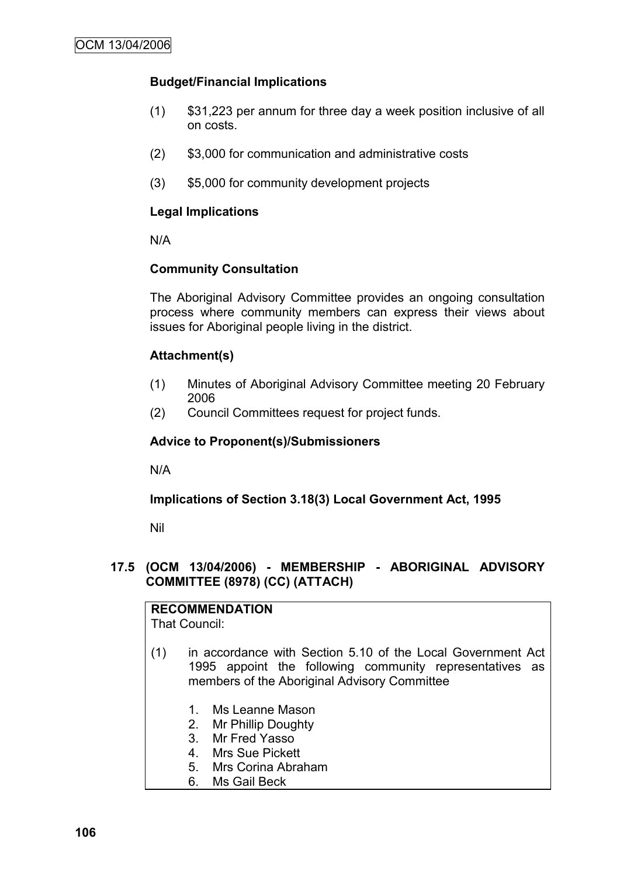**Budget/Financial Implications**

(1) $31,223 per annum for three day a week position inclusive of all on costs.

(2) $3,000 for communication and administrative costs

(3) $5,000 for community development projects

**Legal Implications**

N/A

**Community Consultation**

The Aboriginal Advisory Committee provides an ongoing consultation process where community members can express their views about issues for Aboriginal people living in the district.

**Attachment(s)**

(1) Minutes of Aboriginal Advisory Committee meeting 20 February 2006
(2) Council Committees request for project funds.

**Advice to Proponent(s)/Submissioners**

N/A

**Implications of Section 3.18(3) Local Government Act, 1995**

Nil

## 17.5 (OCM 13/04/2006) - MEMBERSHIP - ABORIGINAL ADVISORY COMMITTEE (8978) (CC) (ATTACH)

**RECOMMENDATION**
That Council:

(1) in accordance with Section 5.10 of the Local Government Act 1995 appoint the following community representatives as members of the Aboriginal Advisory Committee

1. Ms Leanne Mason
2. Mr Phillip Doughty
3. Mr Fred Yasso
4. Mrs Sue Pickett
5. Mrs Corina Abraham
6. Ms Gail Beck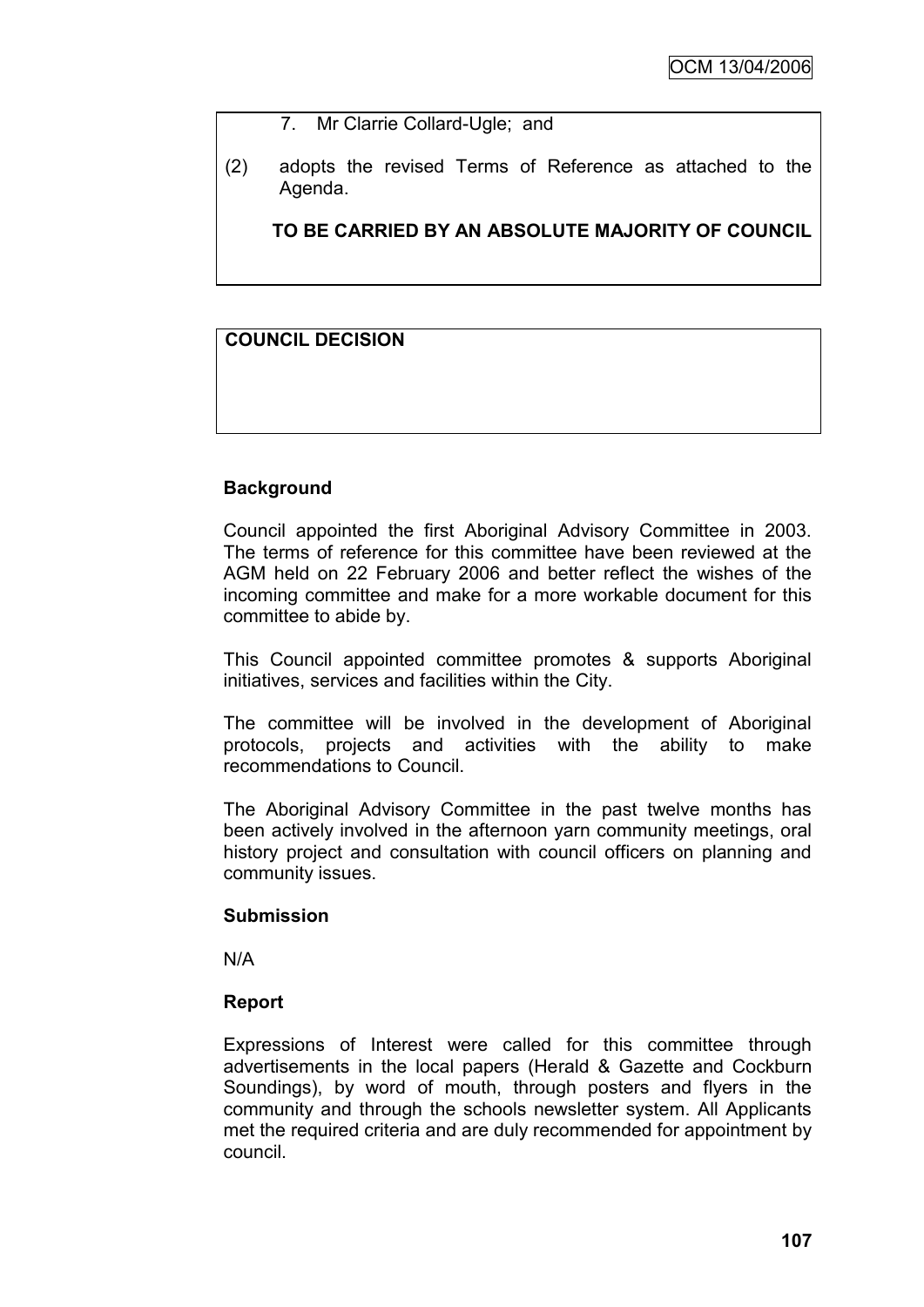7. Mr Clarrie Collard-Ugle; and

(2) adopts the revised Terms of Reference as attached to the Agenda.

**TO BE CARRIED BY AN ABSOLUTE MAJORITY OF COUNCIL**

**COUNCIL DECISION**

**Background**

Council appointed the first Aboriginal Advisory Committee in 2003. The terms of reference for this committee have been reviewed at the AGM held on 22 February 2006 and better reflect the wishes of the incoming committee and make for a more workable document for this committee to abide by.

This Council appointed committee promotes & supports Aboriginal initiatives, services and facilities within the City.

The committee will be involved in the development of Aboriginal protocols, projects and activities with the ability to make recommendations to Council.

The Aboriginal Advisory Committee in the past twelve months has been actively involved in the afternoon yarn community meetings, oral history project and consultation with council officers on planning and community issues.

**Submission**

N/A

**Report**

Expressions of Interest were called for this committee through advertisements in the local papers (Herald & Gazette and Cockburn Soundings), by word of mouth, through posters and flyers in the community and through the schools newsletter system. All Applicants met the required criteria and are duly recommended for appointment by council.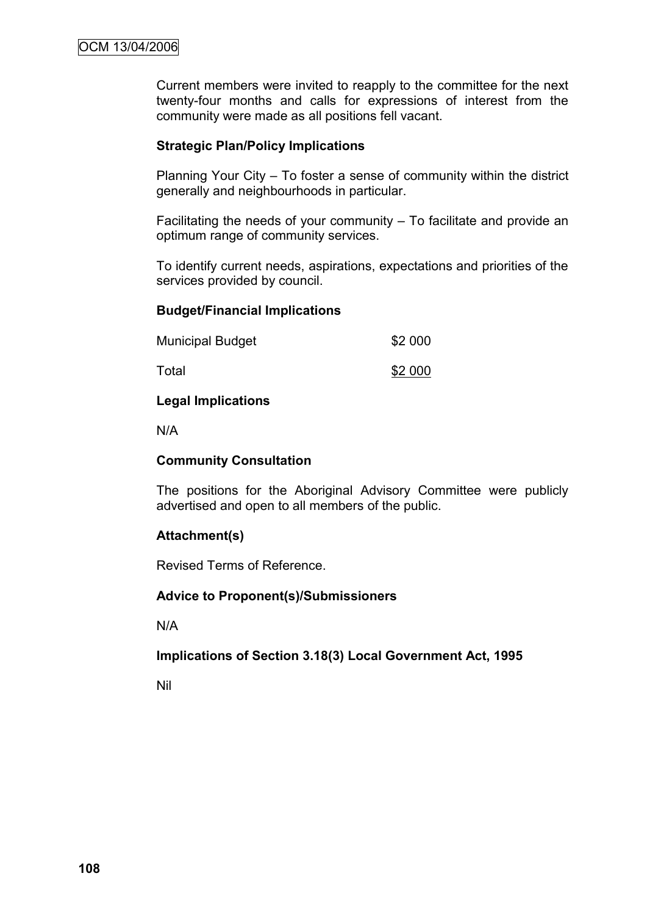Current members were invited to reapply to the committee for the next twenty-four months and calls for expressions of interest from the community were made as all positions fell vacant.

**Strategic Plan/Policy Implications**

Planning Your City – To foster a sense of community within the district generally and neighbourhoods in particular.

Facilitating the needs of your community – To facilitate and provide an optimum range of community services.

To identify current needs, aspirations, expectations and priorities of the services provided by council.

**Budget/Financial Implications**

| | |
|---|---|
| Municipal Budget | \$2 000 |
| Total | \$2 000 |

**Legal Implications**

N/A

**Community Consultation**

The positions for the Aboriginal Advisory Committee were publicly advertised and open to all members of the public.

**Attachment(s)**

Revised Terms of Reference.

**Advice to Proponent(s)/Submissioners**

N/A

**Implications of Section 3.18(3) Local Government Act, 1995**

Nil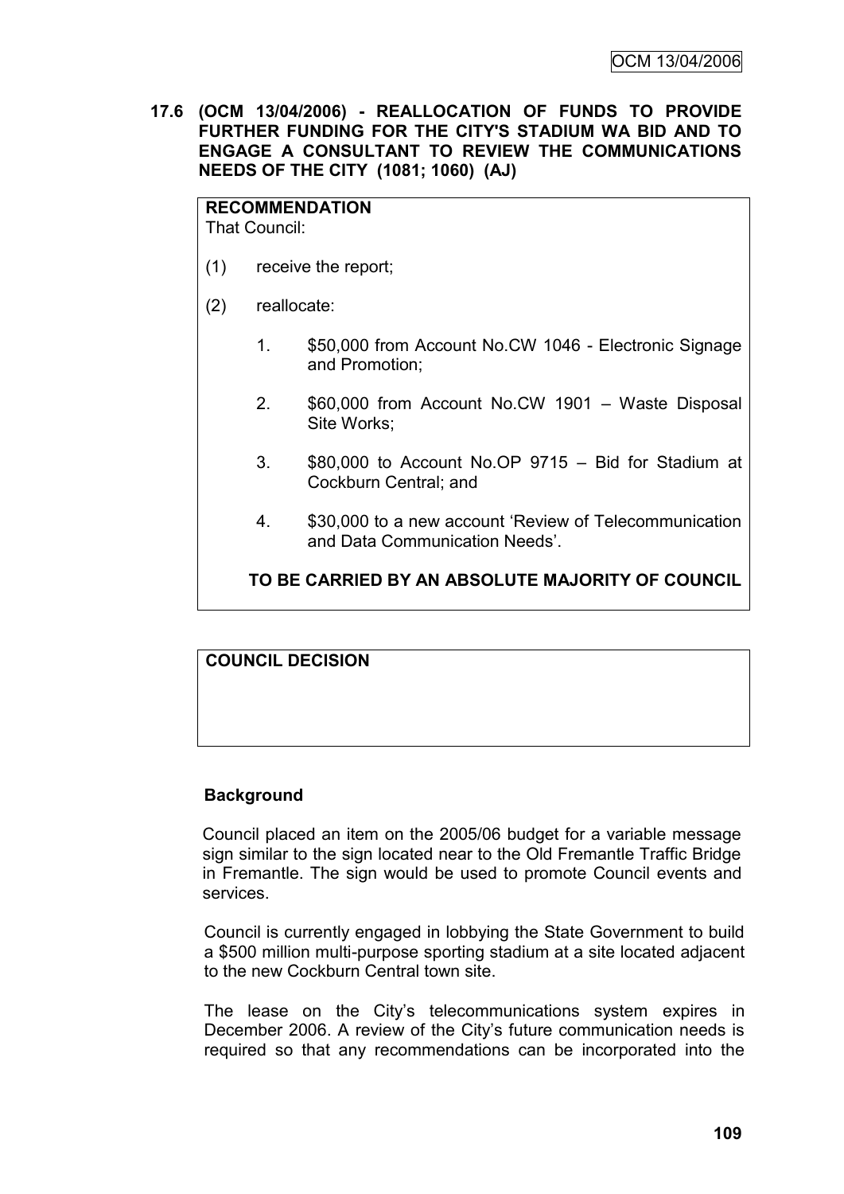**17.6 (OCM 13/04/2006) - REALLOCATION OF FUNDS TO PROVIDE FURTHER FUNDING FOR THE CITY'S STADIUM WA BID AND TO ENGAGE A CONSULTANT TO REVIEW THE COMMUNICATIONS NEEDS OF THE CITY (1081; 1060) (AJ)**

**RECOMMENDATION**
That Council:

(1) receive the report;

(2) reallocate:

1. $50,000 from Account No.CW 1046 - Electronic Signage and Promotion;
2. $60,000 from Account No.CW 1901 – Waste Disposal Site Works;
3. $80,000 to Account No.OP 9715 – Bid for Stadium at Cockburn Central; and
4. $30,000 to a new account 'Review of Telecommunication and Data Communication Needs'.

**TO BE CARRIED BY AN ABSOLUTE MAJORITY OF COUNCIL**

**COUNCIL DECISION**

**Background**

Council placed an item on the 2005/06 budget for a variable message sign similar to the sign located near to the Old Fremantle Traffic Bridge in Fremantle. The sign would be used to promote Council events and services.

Council is currently engaged in lobbying the State Government to build a $500 million multi-purpose sporting stadium at a site located adjacent to the new Cockburn Central town site.

The lease on the City's telecommunications system expires in December 2006. A review of the City's future communication needs is required so that any recommendations can be incorporated into the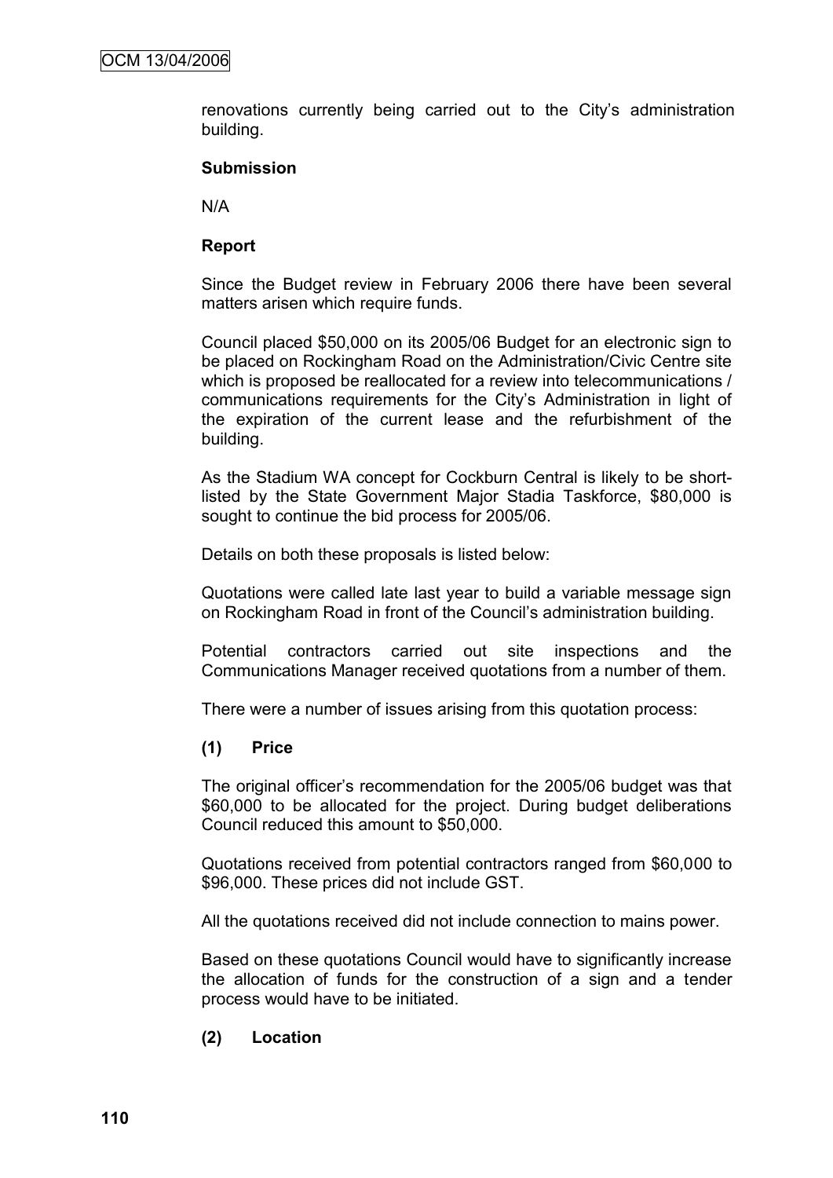renovations currently being carried out to the City's administration building.

**Submission**

N/A

**Report**

Since the Budget review in February 2006 there have been several matters arisen which require funds.

Council placed $50,000 on its 2005/06 Budget for an electronic sign to be placed on Rockingham Road on the Administration/Civic Centre site which is proposed be reallocated for a review into telecommunications / communications requirements for the City's Administration in light of the expiration of the current lease and the refurbishment of the building.

As the Stadium WA concept for Cockburn Central is likely to be short-listed by the State Government Major Stadia Taskforce, $80,000 is sought to continue the bid process for 2005/06.

Details on both these proposals is listed below:

Quotations were called late last year to build a variable message sign on Rockingham Road in front of the Council's administration building.

Potential contractors carried out site inspections and the Communications Manager received quotations from a number of them.

There were a number of issues arising from this quotation process:

**(1) Price**

The original officer's recommendation for the 2005/06 budget was that $60,000 to be allocated for the project. During budget deliberations Council reduced this amount to $50,000.

Quotations received from potential contractors ranged from $60,000 to $96,000. These prices did not include GST.

All the quotations received did not include connection to mains power.

Based on these quotations Council would have to significantly increase the allocation of funds for the construction of a sign and a tender process would have to be initiated.

**(2) Location**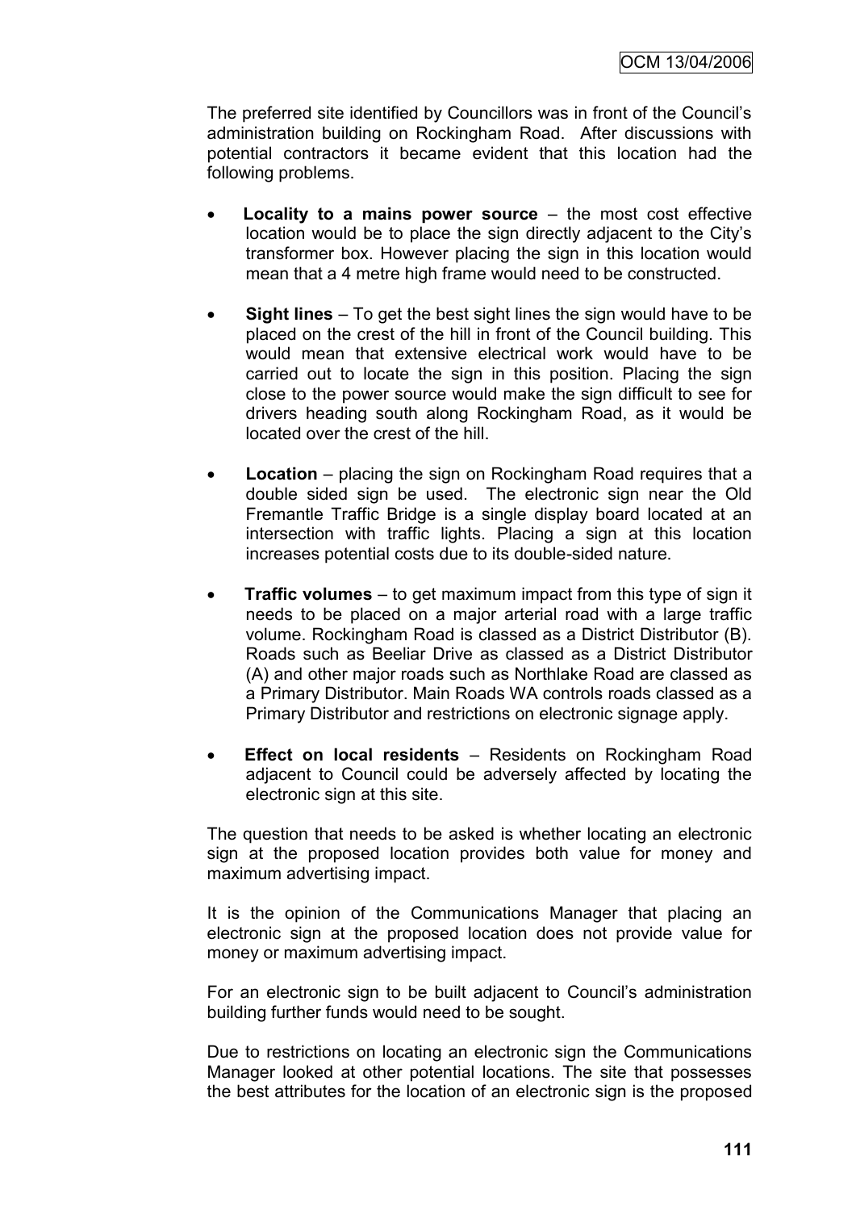The preferred site identified by Councillors was in front of the Council's administration building on Rockingham Road. After discussions with potential contractors it became evident that this location had the following problems.

- **Locality to a mains power source** – the most cost effective location would be to place the sign directly adjacent to the City's transformer box. However placing the sign in this location would mean that a 4 metre high frame would need to be constructed.
- **Sight lines** – To get the best sight lines the sign would have to be placed on the crest of the hill in front of the Council building. This would mean that extensive electrical work would have to be carried out to locate the sign in this position. Placing the sign close to the power source would make the sign difficult to see for drivers heading south along Rockingham Road, as it would be located over the crest of the hill.
- **Location** – placing the sign on Rockingham Road requires that a double sided sign be used. The electronic sign near the Old Fremantle Traffic Bridge is a single display board located at an intersection with traffic lights. Placing a sign at this location increases potential costs due to its double-sided nature.
- **Traffic volumes** – to get maximum impact from this type of sign it needs to be placed on a major arterial road with a large traffic volume. Rockingham Road is classed as a District Distributor (B). Roads such as Beeliar Drive as classed as a District Distributor (A) and other major roads such as Northlake Road are classed as a Primary Distributor. Main Roads WA controls roads classed as a Primary Distributor and restrictions on electronic signage apply.
- **Effect on local residents** – Residents on Rockingham Road adjacent to Council could be adversely affected by locating the electronic sign at this site.

The question that needs to be asked is whether locating an electronic sign at the proposed location provides both value for money and maximum advertising impact.

It is the opinion of the Communications Manager that placing an electronic sign at the proposed location does not provide value for money or maximum advertising impact.

For an electronic sign to be built adjacent to Council's administration building further funds would need to be sought.

Due to restrictions on locating an electronic sign the Communications Manager looked at other potential locations. The site that possesses the best attributes for the location of an electronic sign is the proposed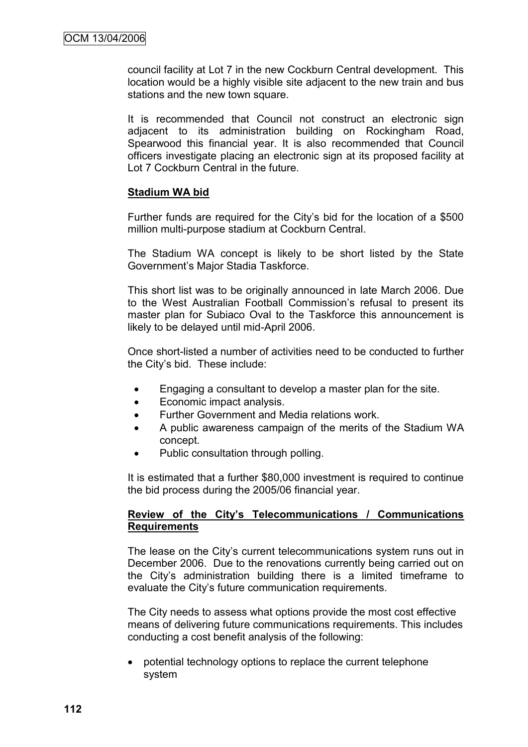council facility at Lot 7 in the new Cockburn Central development. This location would be a highly visible site adjacent to the new train and bus stations and the new town square.

It is recommended that Council not construct an electronic sign adjacent to its administration building on Rockingham Road, Spearwood this financial year. It is also recommended that Council officers investigate placing an electronic sign at its proposed facility at Lot 7 Cockburn Central in the future.

**Stadium WA bid**

Further funds are required for the City's bid for the location of a $500 million multi-purpose stadium at Cockburn Central.

The Stadium WA concept is likely to be short listed by the State Government's Major Stadia Taskforce.

This short list was to be originally announced in late March 2006. Due to the West Australian Football Commission's refusal to present its master plan for Subiaco Oval to the Taskforce this announcement is likely to be delayed until mid-April 2006.

Once short-listed a number of activities need to be conducted to further the City's bid. These include:

- Engaging a consultant to develop a master plan for the site.
- Economic impact analysis.
- Further Government and Media relations work.
- A public awareness campaign of the merits of the Stadium WA concept.
- Public consultation through polling.

It is estimated that a further $80,000 investment is required to continue the bid process during the 2005/06 financial year.

**Review of the City's Telecommunications / Communications Requirements**

The lease on the City's current telecommunications system runs out in December 2006. Due to the renovations currently being carried out on the City's administration building there is a limited timeframe to evaluate the City's future communication requirements.

The City needs to assess what options provide the most cost effective means of delivering future communications requirements. This includes conducting a cost benefit analysis of the following:

- potential technology options to replace the current telephone system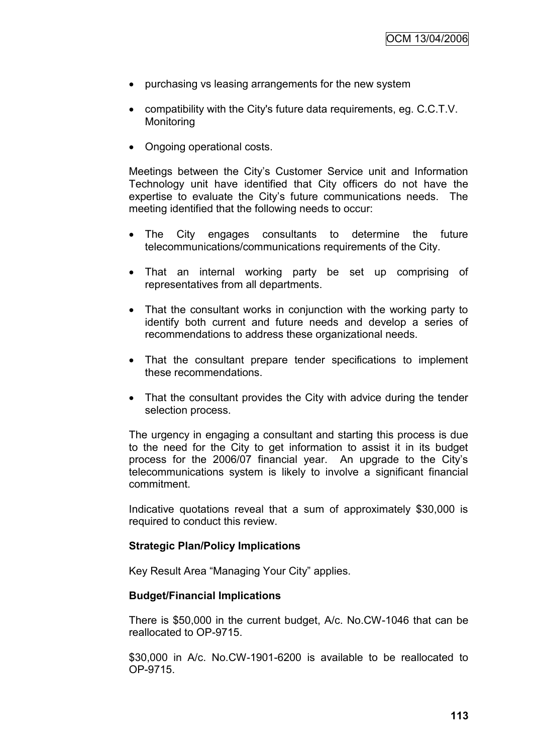- purchasing vs leasing arrangements for the new system

- compatibility with the City's future data requirements, eg. C.C.T.V. Monitoring

- Ongoing operational costs.

Meetings between the City's Customer Service unit and Information Technology unit have identified that City officers do not have the expertise to evaluate the City's future communications needs. The meeting identified that the following needs to occur:

- The City engages consultants to determine the future telecommunications/communications requirements of the City.

- That an internal working party be set up comprising of representatives from all departments.

- That the consultant works in conjunction with the working party to identify both current and future needs and develop a series of recommendations to address these organizational needs.

- That the consultant prepare tender specifications to implement these recommendations.

- That the consultant provides the City with advice during the tender selection process.

The urgency in engaging a consultant and starting this process is due to the need for the City to get information to assist it in its budget process for the 2006/07 financial year. An upgrade to the City's telecommunications system is likely to involve a significant financial commitment.

Indicative quotations reveal that a sum of approximately $30,000 is required to conduct this review.

**Strategic Plan/Policy Implications**

Key Result Area "Managing Your City" applies.

**Budget/Financial Implications**

There is $50,000 in the current budget, A/c. No.CW-1046 that can be reallocated to OP-9715.

$30,000 in A/c. No.CW-1901-6200 is available to be reallocated to OP-9715.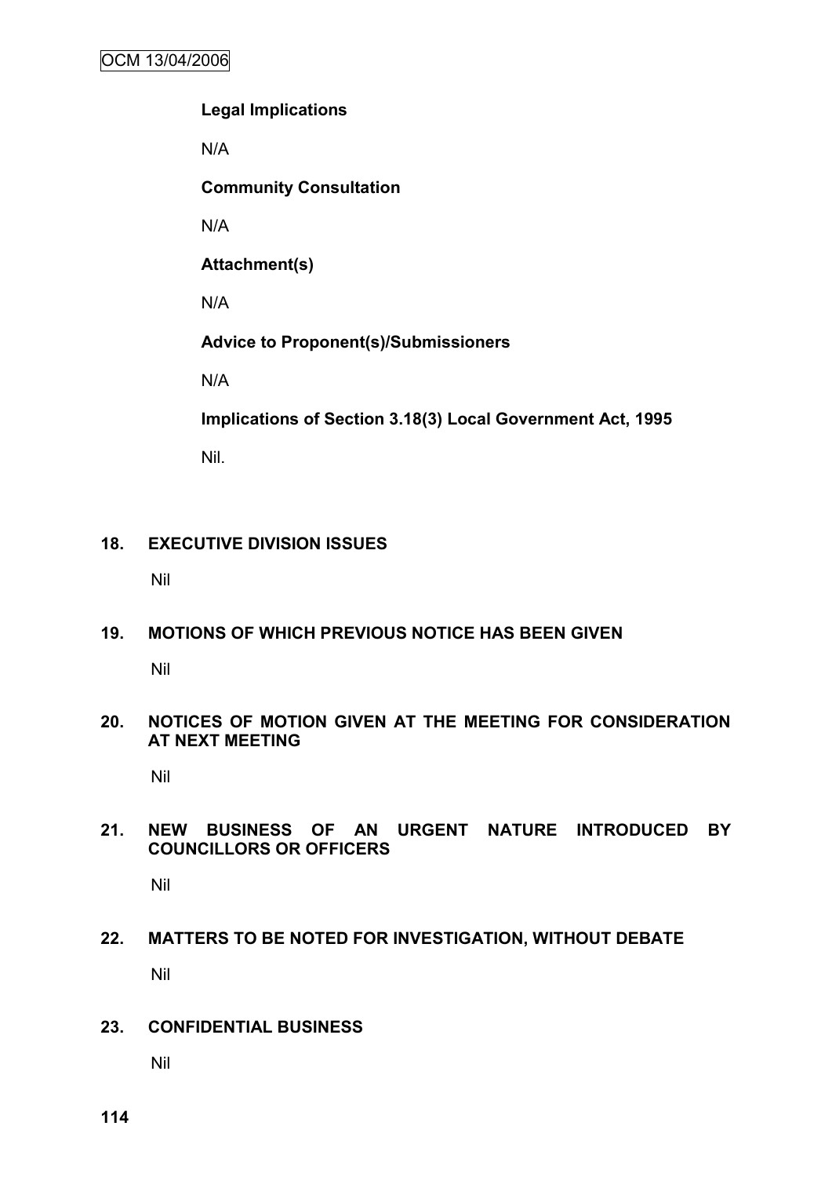**Legal Implications**

N/A

**Community Consultation**

N/A

**Attachment(s)**

N/A

**Advice to Proponent(s)/Submissioners**

N/A

**Implications of Section 3.18(3) Local Government Act, 1995**

Nil.

## 18. EXECUTIVE DIVISION ISSUES

Nil

## 19. MOTIONS OF WHICH PREVIOUS NOTICE HAS BEEN GIVEN

Nil

## 20. NOTICES OF MOTION GIVEN AT THE MEETING FOR CONSIDERATION AT NEXT MEETING

Nil

## 21. NEW BUSINESS OF AN URGENT NATURE INTRODUCED BY COUNCILLORS OR OFFICERS

Nil

## 22. MATTERS TO BE NOTED FOR INVESTIGATION, WITHOUT DEBATE

Nil

## 23. CONFIDENTIAL BUSINESS

Nil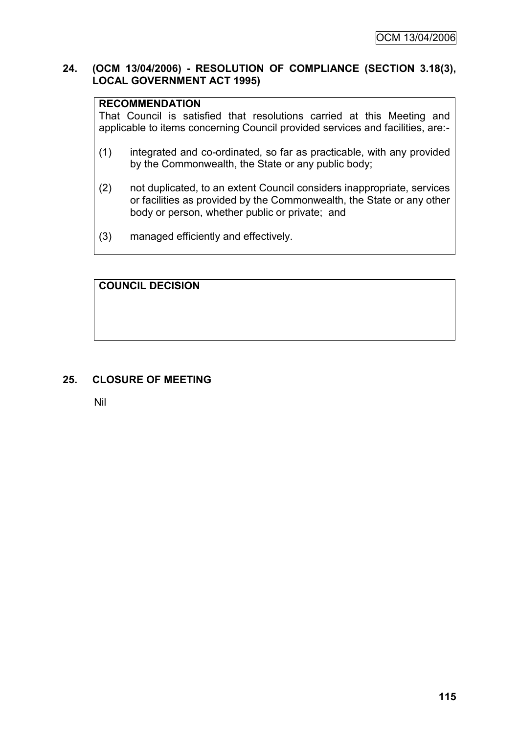## 24. (OCM 13/04/2006) - RESOLUTION OF COMPLIANCE (SECTION 3.18(3), LOCAL GOVERNMENT ACT 1995)

**RECOMMENDATION**

That Council is satisfied that resolutions carried at this Meeting and applicable to items concerning Council provided services and facilities, are:-

(1) integrated and co-ordinated, so far as practicable, with any provided by the Commonwealth, the State or any public body;

(2) not duplicated, to an extent Council considers inappropriate, services or facilities as provided by the Commonwealth, the State or any other body or person, whether public or private; and

(3) managed efficiently and effectively.

**COUNCIL DECISION**

## 25. CLOSURE OF MEETING

Nil